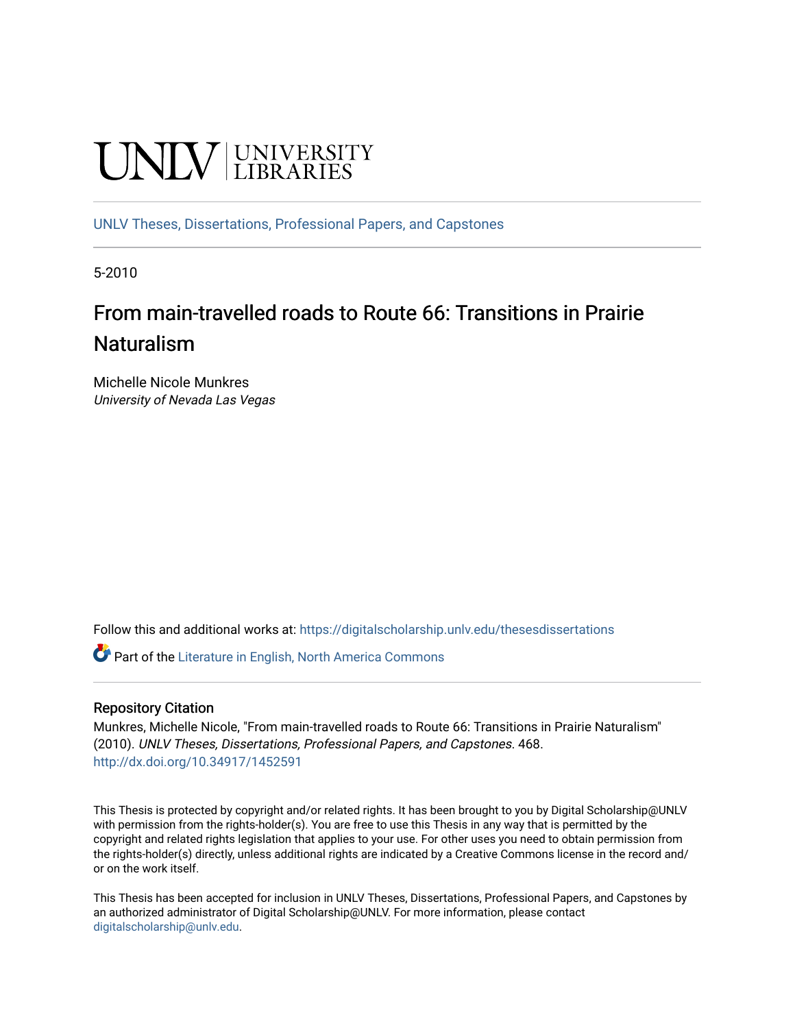UNLV | UNIVERSITY LIBRARIES

UNLV Theses, Dissertations, Professional Papers, and Capstones

5-2010

# From main-travelled roads to Route 66: Transitions in Prairie Naturalism

Michelle Nicole Munkres
*University of Nevada Las Vegas*

Follow this and additional works at: https://digitalscholarship.unlv.edu/thesesdissertations

Part of the Literature in English, North America Commons

## Repository Citation

Munkres, Michelle Nicole, "From main-travelled roads to Route 66: Transitions in Prairie Naturalism" (2010). *UNLV Theses, Dissertations, Professional Papers, and Capstones*. 468.
http://dx.doi.org/10.34917/1452591

This Thesis is protected by copyright and/or related rights. It has been brought to you by Digital Scholarship@UNLV with permission from the rights-holder(s). You are free to use this Thesis in any way that is permitted by the copyright and related rights legislation that applies to your use. For other uses you need to obtain permission from the rights-holder(s) directly, unless additional rights are indicated by a Creative Commons license in the record and/ or on the work itself.

This Thesis has been accepted for inclusion in UNLV Theses, Dissertations, Professional Papers, and Capstones by an authorized administrator of Digital Scholarship@UNLV. For more information, please contact digitalscholarship@unlv.edu.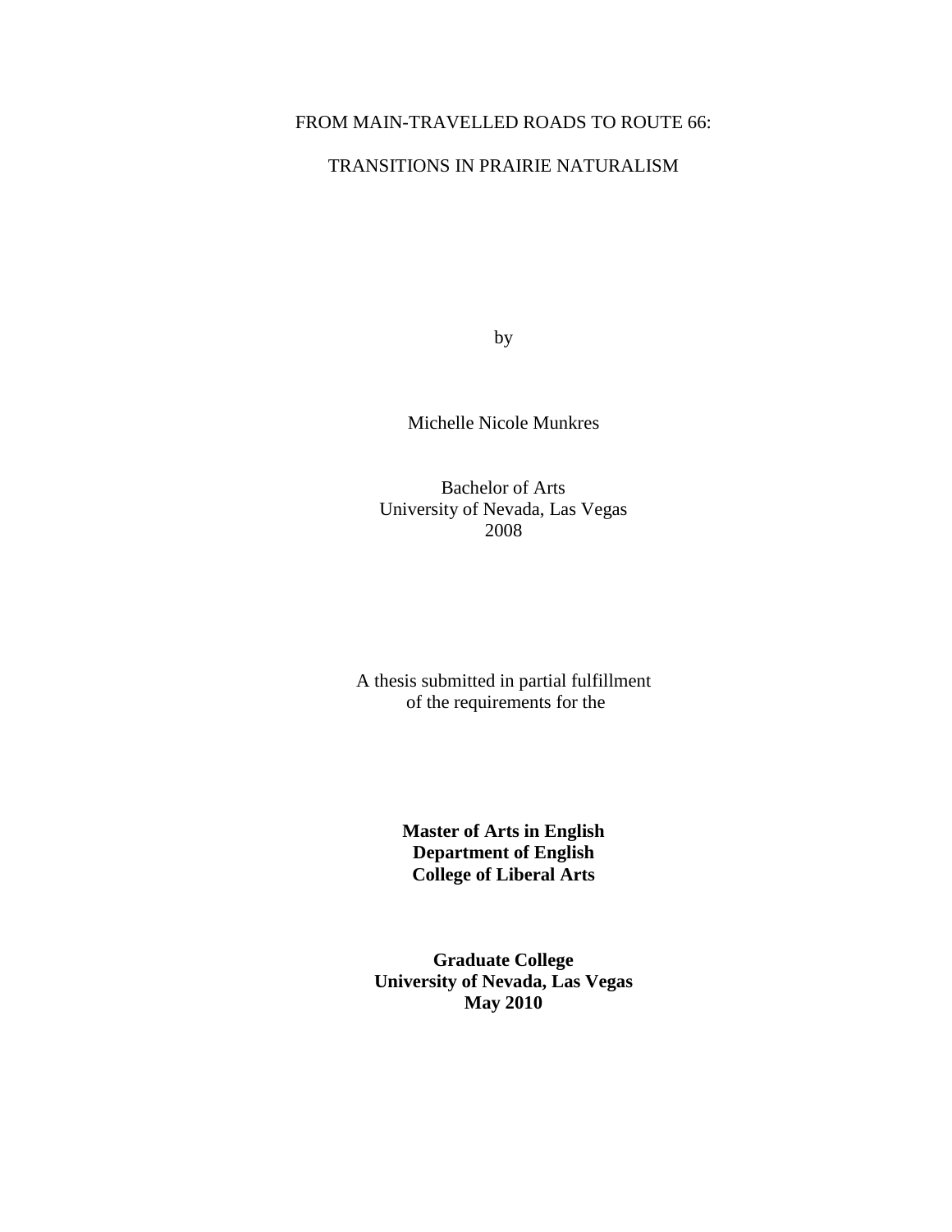# FROM MAIN-TRAVELLED ROADS TO ROUTE 66:

# TRANSITIONS IN PRAIRIE NATURALISM

by

Michelle Nicole Munkres

Bachelor of Arts
University of Nevada, Las Vegas
2008

A thesis submitted in partial fulfillment
of the requirements for the

**Master of Arts in English**
**Department of English**
**College of Liberal Arts**

**Graduate College**
**University of Nevada, Las Vegas**
**May 2010**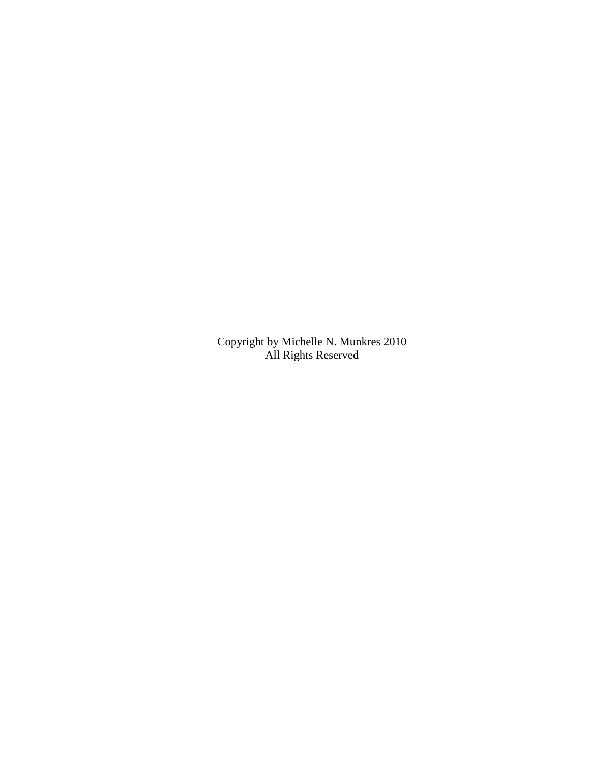Copyright by Michelle N. Munkres 2010
All Rights Reserved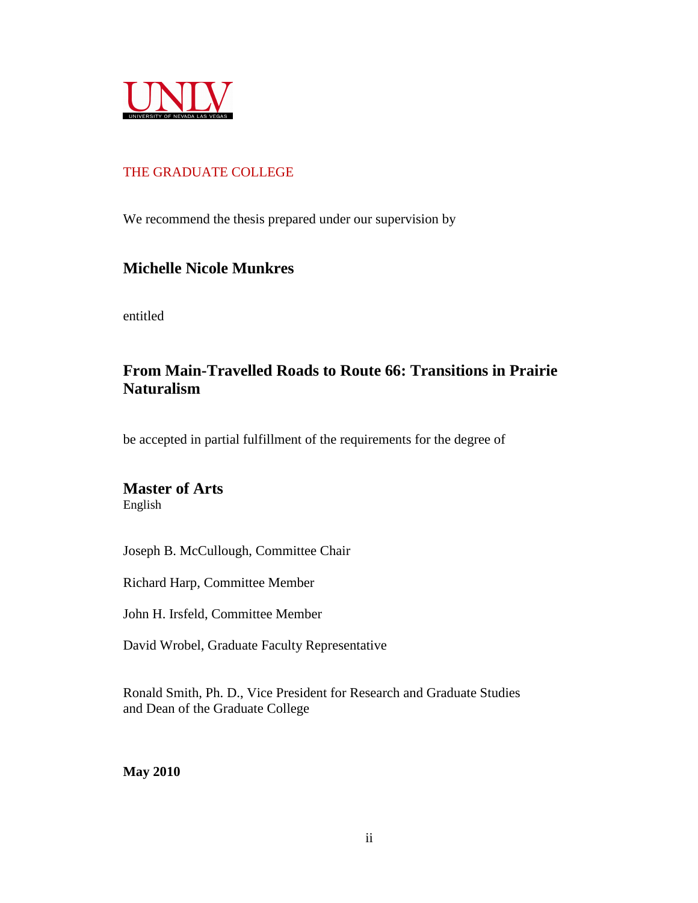UNLV
UNIVERSITY OF NEVADA LAS VEGAS

THE GRADUATE COLLEGE

We recommend the thesis prepared under our supervision by

**Michelle Nicole Munkres**

entitled

**From Main-Travelled Roads to Route 66: Transitions in Prairie Naturalism**

be accepted in partial fulfillment of the requirements for the degree of

**Master of Arts**
English

Joseph B. McCullough, Committee Chair

Richard Harp, Committee Member

John H. Irsfeld, Committee Member

David Wrobel, Graduate Faculty Representative

Ronald Smith, Ph. D., Vice President for Research and Graduate Studies
and Dean of the Graduate College

**May 2010**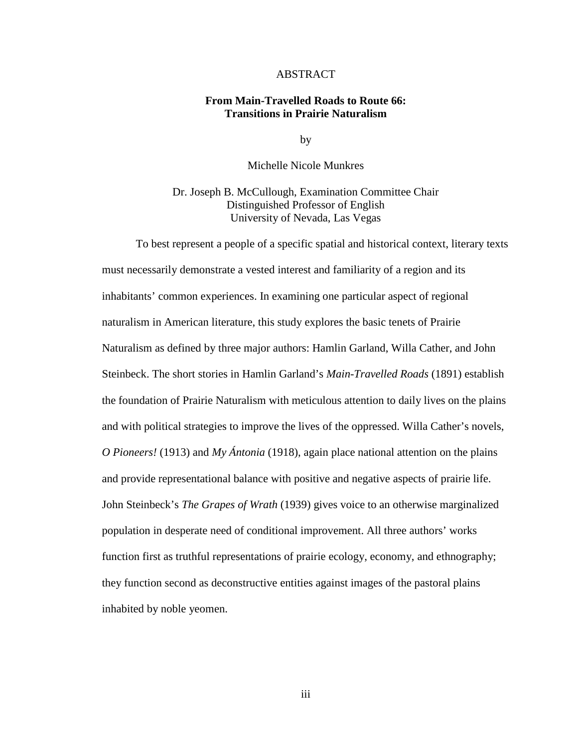# ABSTRACT

**From Main-Travelled Roads to Route 66: Transitions in Prairie Naturalism**

by

Michelle Nicole Munkres

Dr. Joseph B. McCullough, Examination Committee Chair
Distinguished Professor of English
University of Nevada, Las Vegas

To best represent a people of a specific spatial and historical context, literary texts must necessarily demonstrate a vested interest and familiarity of a region and its inhabitants' common experiences. In examining one particular aspect of regional naturalism in American literature, this study explores the basic tenets of Prairie Naturalism as defined by three major authors: Hamlin Garland, Willa Cather, and John Steinbeck. The short stories in Hamlin Garland's *Main-Travelled Roads* (1891) establish the foundation of Prairie Naturalism with meticulous attention to daily lives on the plains and with political strategies to improve the lives of the oppressed. Willa Cather's novels, *O Pioneers!* (1913) and *My Ántonia* (1918), again place national attention on the plains and provide representational balance with positive and negative aspects of prairie life. John Steinbeck's *The Grapes of Wrath* (1939) gives voice to an otherwise marginalized population in desperate need of conditional improvement. All three authors' works function first as truthful representations of prairie ecology, economy, and ethnography; they function second as deconstructive entities against images of the pastoral plains inhabited by noble yeomen.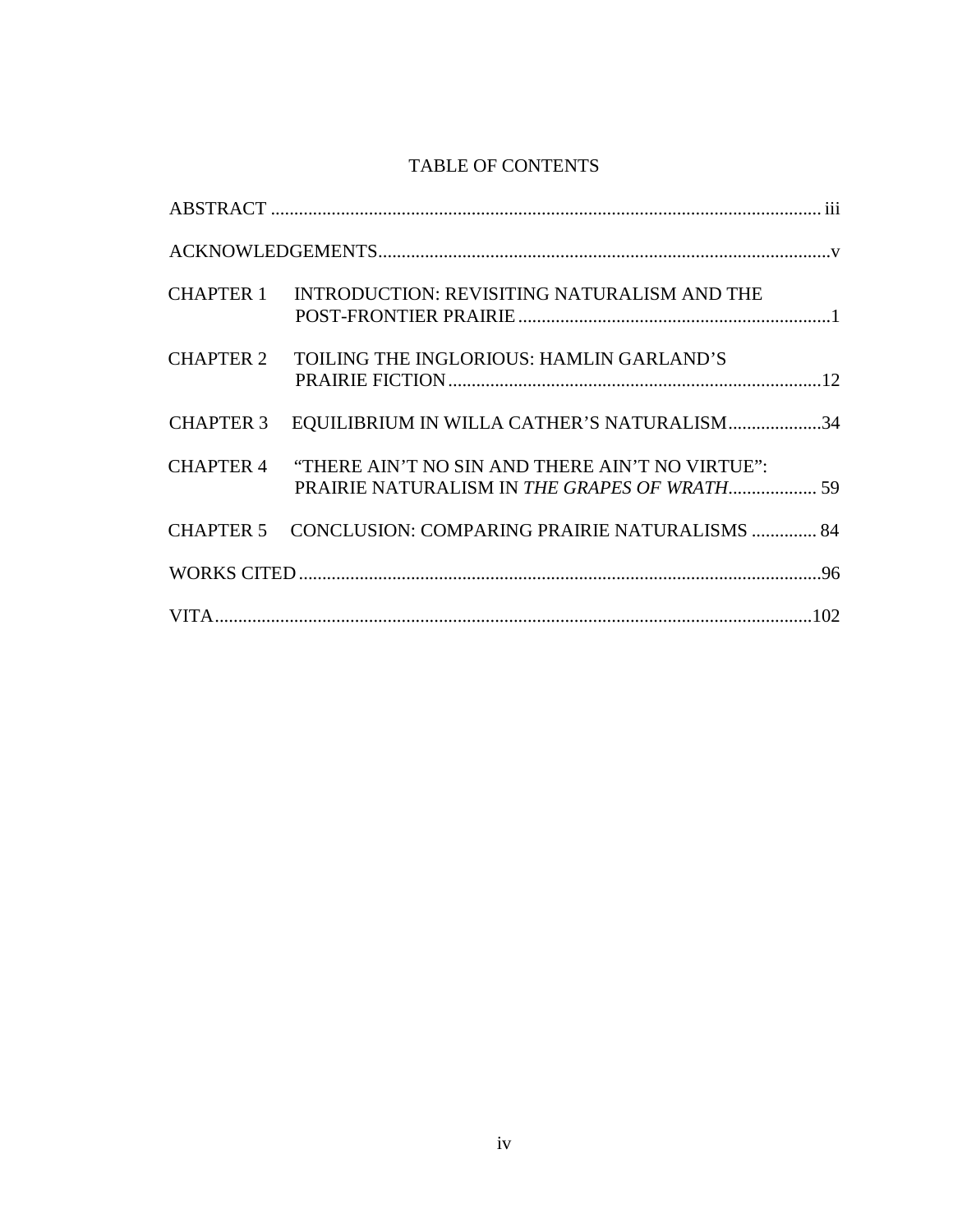# TABLE OF CONTENTS

| | | |
|---|---|---|
| ABSTRACT | | iii |
| ACKNOWLEDGEMENTS | | v |
| CHAPTER 1 | INTRODUCTION: REVISITING NATURALISM AND THE POST-FRONTIER PRAIRIE | 1 |
| CHAPTER 2 | TOILING THE INGLORIOUS: HAMLIN GARLAND'S PRAIRIE FICTION | 12 |
| CHAPTER 3 | EQUILIBRIUM IN WILLA CATHER'S NATURALISM | 34 |
| CHAPTER 4 | "THERE AIN'T NO SIN AND THERE AIN'T NO VIRTUE": PRAIRIE NATURALISM IN *THE GRAPES OF WRATH* | 59 |
| CHAPTER 5 | CONCLUSION: COMPARING PRAIRIE NATURALISMS | 84 |
| WORKS CITED | | 96 |
| VITA | | 102 |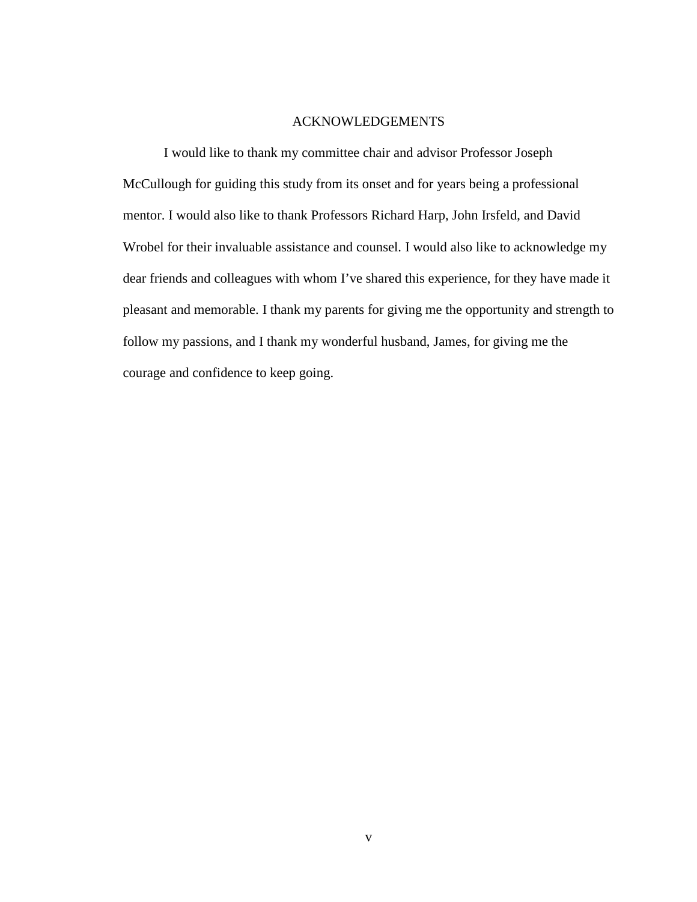# ACKNOWLEDGEMENTS

I would like to thank my committee chair and advisor Professor Joseph McCullough for guiding this study from its onset and for years being a professional mentor. I would also like to thank Professors Richard Harp, John Irsfeld, and David Wrobel for their invaluable assistance and counsel. I would also like to acknowledge my dear friends and colleagues with whom I've shared this experience, for they have made it pleasant and memorable. I thank my parents for giving me the opportunity and strength to follow my passions, and I thank my wonderful husband, James, for giving me the courage and confidence to keep going.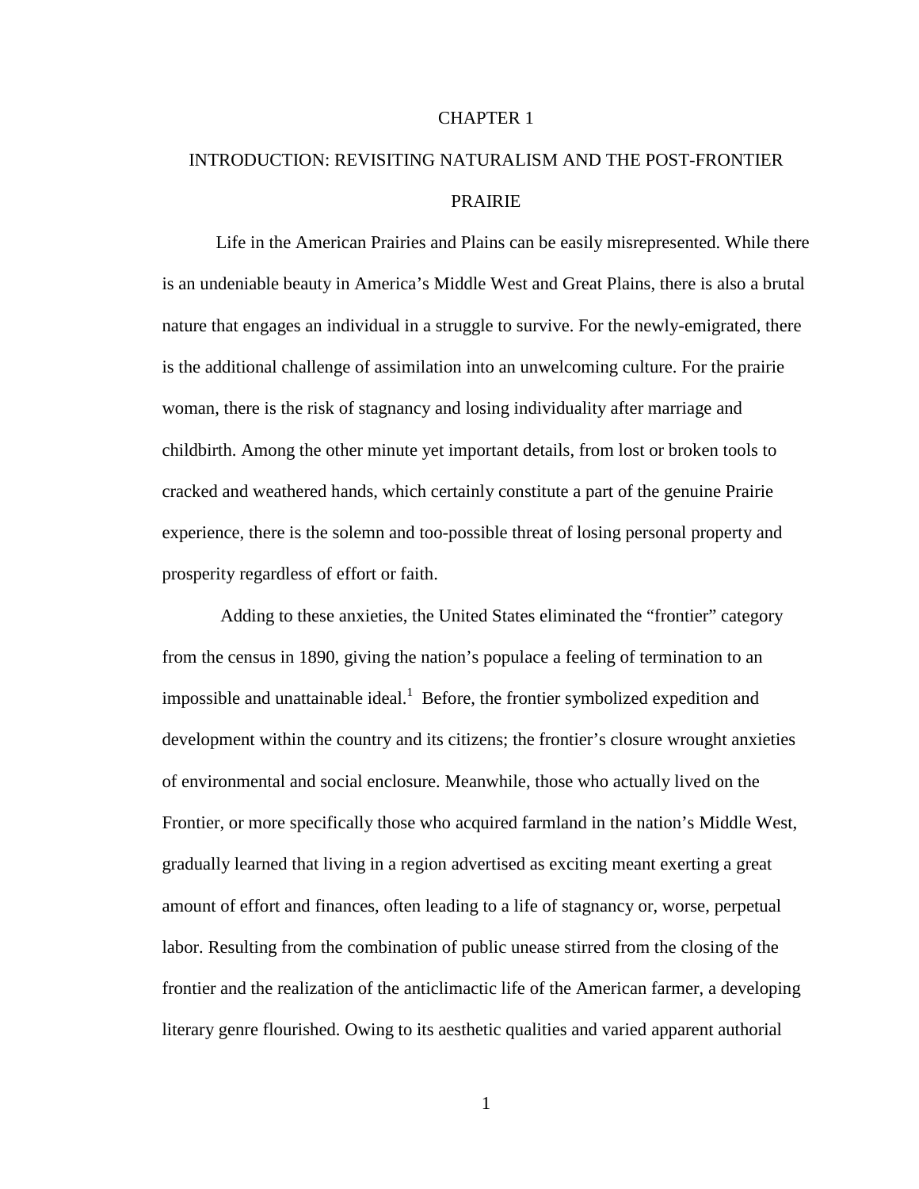# CHAPTER 1

## INTRODUCTION: REVISITING NATURALISM AND THE POST-FRONTIER PRAIRIE

Life in the American Prairies and Plains can be easily misrepresented. While there is an undeniable beauty in America's Middle West and Great Plains, there is also a brutal nature that engages an individual in a struggle to survive. For the newly-emigrated, there is the additional challenge of assimilation into an unwelcoming culture. For the prairie woman, there is the risk of stagnancy and losing individuality after marriage and childbirth. Among the other minute yet important details, from lost or broken tools to cracked and weathered hands, which certainly constitute a part of the genuine Prairie experience, there is the solemn and too-possible threat of losing personal property and prosperity regardless of effort or faith.

Adding to these anxieties, the United States eliminated the "frontier" category from the census in 1890, giving the nation's populace a feeling of termination to an impossible and unattainable ideal.[1] Before, the frontier symbolized expedition and development within the country and its citizens; the frontier's closure wrought anxieties of environmental and social enclosure. Meanwhile, those who actually lived on the Frontier, or more specifically those who acquired farmland in the nation's Middle West, gradually learned that living in a region advertised as exciting meant exerting a great amount of effort and finances, often leading to a life of stagnancy or, worse, perpetual labor. Resulting from the combination of public unease stirred from the closing of the frontier and the realization of the anticlimactic life of the American farmer, a developing literary genre flourished. Owing to its aesthetic qualities and varied apparent authorial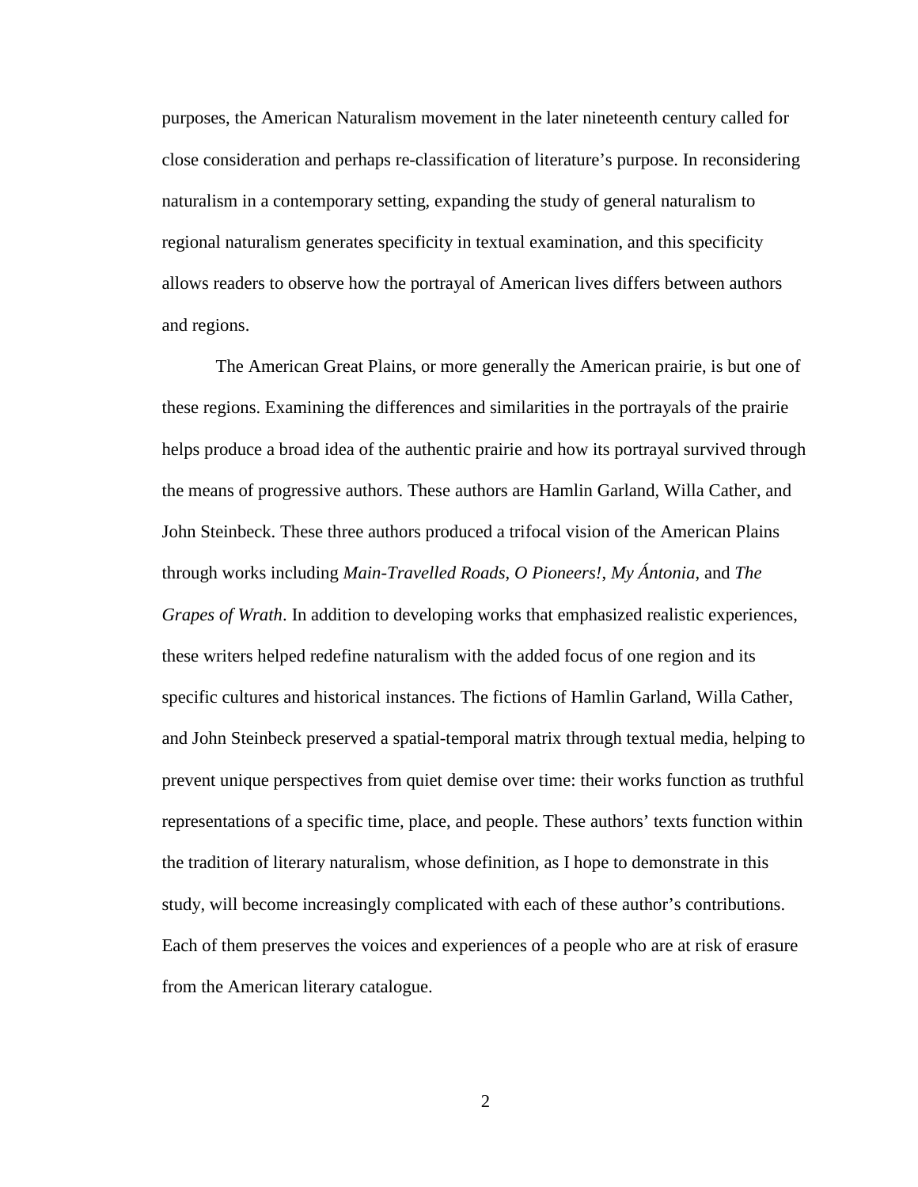purposes, the American Naturalism movement in the later nineteenth century called for close consideration and perhaps re-classification of literature's purpose. In reconsidering naturalism in a contemporary setting, expanding the study of general naturalism to regional naturalism generates specificity in textual examination, and this specificity allows readers to observe how the portrayal of American lives differs between authors and regions.

The American Great Plains, or more generally the American prairie, is but one of these regions. Examining the differences and similarities in the portrayals of the prairie helps produce a broad idea of the authentic prairie and how its portrayal survived through the means of progressive authors. These authors are Hamlin Garland, Willa Cather, and John Steinbeck. These three authors produced a trifocal vision of the American Plains through works including *Main-Travelled Roads*, *O Pioneers!*, *My Ántonia*, and *The Grapes of Wrath*. In addition to developing works that emphasized realistic experiences, these writers helped redefine naturalism with the added focus of one region and its specific cultures and historical instances. The fictions of Hamlin Garland, Willa Cather, and John Steinbeck preserved a spatial-temporal matrix through textual media, helping to prevent unique perspectives from quiet demise over time: their works function as truthful representations of a specific time, place, and people. These authors' texts function within the tradition of literary naturalism, whose definition, as I hope to demonstrate in this study, will become increasingly complicated with each of these author's contributions. Each of them preserves the voices and experiences of a people who are at risk of erasure from the American literary catalogue.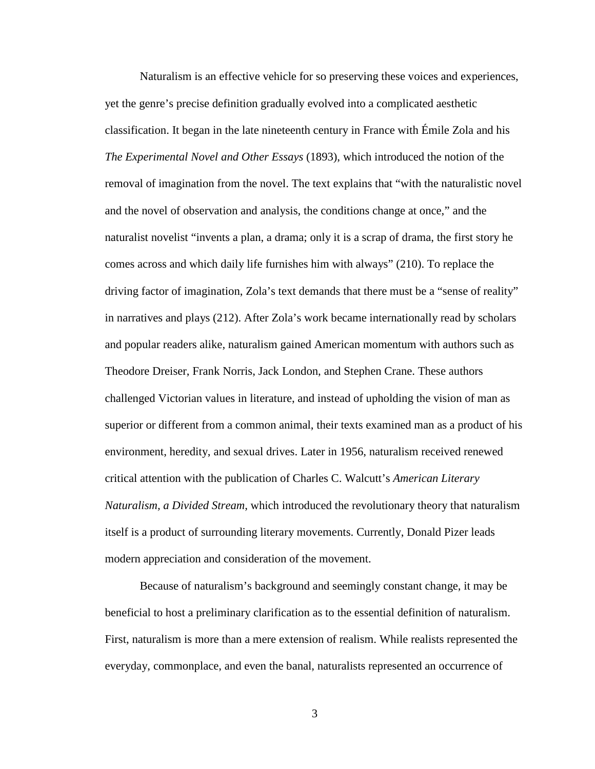Naturalism is an effective vehicle for so preserving these voices and experiences, yet the genre's precise definition gradually evolved into a complicated aesthetic classification. It began in the late nineteenth century in France with Émile Zola and his *The Experimental Novel and Other Essays* (1893), which introduced the notion of the removal of imagination from the novel. The text explains that "with the naturalistic novel and the novel of observation and analysis, the conditions change at once," and the naturalist novelist "invents a plan, a drama; only it is a scrap of drama, the first story he comes across and which daily life furnishes him with always" (210). To replace the driving factor of imagination, Zola's text demands that there must be a "sense of reality" in narratives and plays (212). After Zola's work became internationally read by scholars and popular readers alike, naturalism gained American momentum with authors such as Theodore Dreiser, Frank Norris, Jack London, and Stephen Crane. These authors challenged Victorian values in literature, and instead of upholding the vision of man as superior or different from a common animal, their texts examined man as a product of his environment, heredity, and sexual drives. Later in 1956, naturalism received renewed critical attention with the publication of Charles C. Walcutt's *American Literary Naturalism, a Divided Stream*, which introduced the revolutionary theory that naturalism itself is a product of surrounding literary movements. Currently, Donald Pizer leads modern appreciation and consideration of the movement.

Because of naturalism's background and seemingly constant change, it may be beneficial to host a preliminary clarification as to the essential definition of naturalism. First, naturalism is more than a mere extension of realism. While realists represented the everyday, commonplace, and even the banal, naturalists represented an occurrence of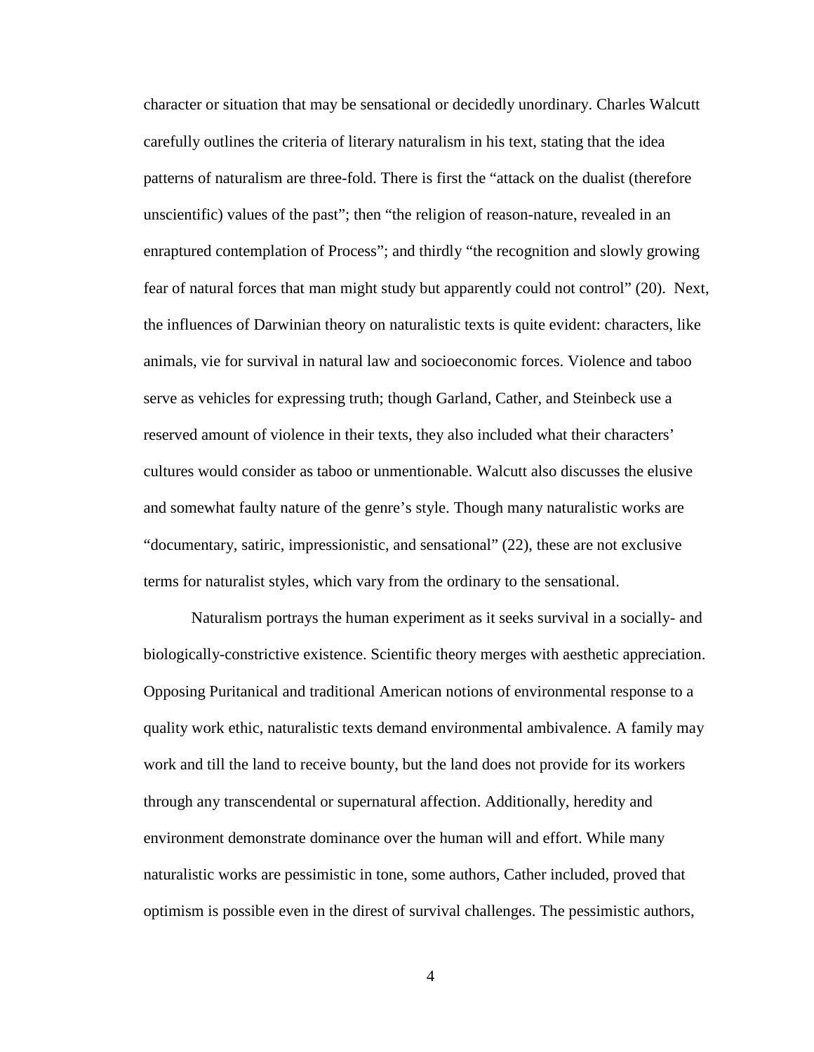character or situation that may be sensational or decidedly unordinary. Charles Walcutt carefully outlines the criteria of literary naturalism in his text, stating that the idea patterns of naturalism are three-fold. There is first the "attack on the dualist (therefore unscientific) values of the past"; then "the religion of reason-nature, revealed in an enraptured contemplation of Process"; and thirdly "the recognition and slowly growing fear of natural forces that man might study but apparently could not control" (20). Next, the influences of Darwinian theory on naturalistic texts is quite evident: characters, like animals, vie for survival in natural law and socioeconomic forces. Violence and taboo serve as vehicles for expressing truth; though Garland, Cather, and Steinbeck use a reserved amount of violence in their texts, they also included what their characters' cultures would consider as taboo or unmentionable. Walcutt also discusses the elusive and somewhat faulty nature of the genre's style. Though many naturalistic works are "documentary, satiric, impressionistic, and sensational" (22), these are not exclusive terms for naturalist styles, which vary from the ordinary to the sensational.

Naturalism portrays the human experiment as it seeks survival in a socially- and biologically-constrictive existence. Scientific theory merges with aesthetic appreciation. Opposing Puritanical and traditional American notions of environmental response to a quality work ethic, naturalistic texts demand environmental ambivalence. A family may work and till the land to receive bounty, but the land does not provide for its workers through any transcendental or supernatural affection. Additionally, heredity and environment demonstrate dominance over the human will and effort. While many naturalistic works are pessimistic in tone, some authors, Cather included, proved that optimism is possible even in the direst of survival challenges. The pessimistic authors,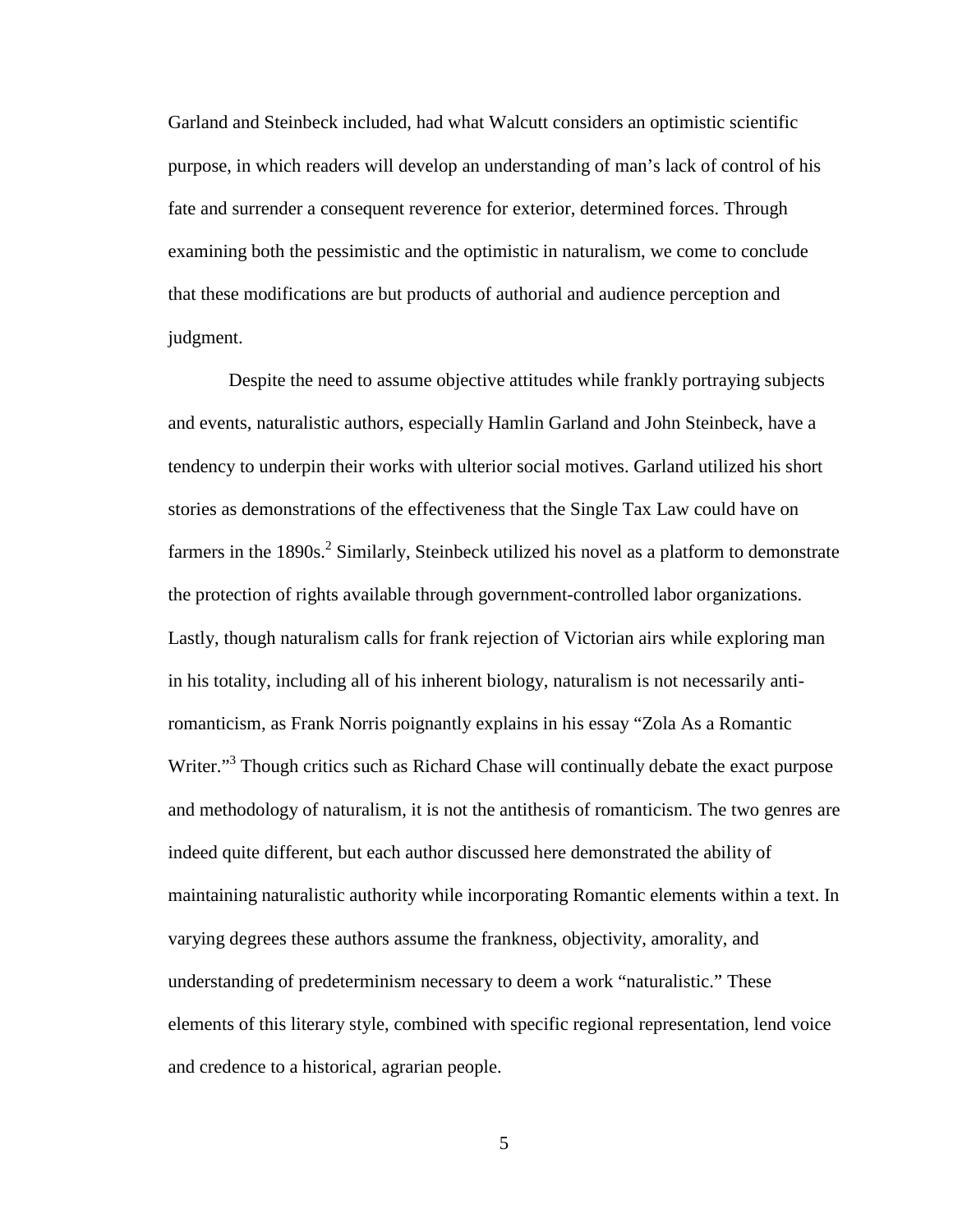Garland and Steinbeck included, had what Walcutt considers an optimistic scientific purpose, in which readers will develop an understanding of man's lack of control of his fate and surrender a consequent reverence for exterior, determined forces. Through examining both the pessimistic and the optimistic in naturalism, we come to conclude that these modifications are but products of authorial and audience perception and judgment.

Despite the need to assume objective attitudes while frankly portraying subjects and events, naturalistic authors, especially Hamlin Garland and John Steinbeck, have a tendency to underpin their works with ulterior social motives. Garland utilized his short stories as demonstrations of the effectiveness that the Single Tax Law could have on farmers in the 1890s.[2] Similarly, Steinbeck utilized his novel as a platform to demonstrate the protection of rights available through government-controlled labor organizations. Lastly, though naturalism calls for frank rejection of Victorian airs while exploring man in his totality, including all of his inherent biology, naturalism is not necessarily anti-romanticism, as Frank Norris poignantly explains in his essay "Zola As a Romantic Writer."[3] Though critics such as Richard Chase will continually debate the exact purpose and methodology of naturalism, it is not the antithesis of romanticism. The two genres are indeed quite different, but each author discussed here demonstrated the ability of maintaining naturalistic authority while incorporating Romantic elements within a text. In varying degrees these authors assume the frankness, objectivity, amorality, and understanding of predeterminism necessary to deem a work "naturalistic." These elements of this literary style, combined with specific regional representation, lend voice and credence to a historical, agrarian people.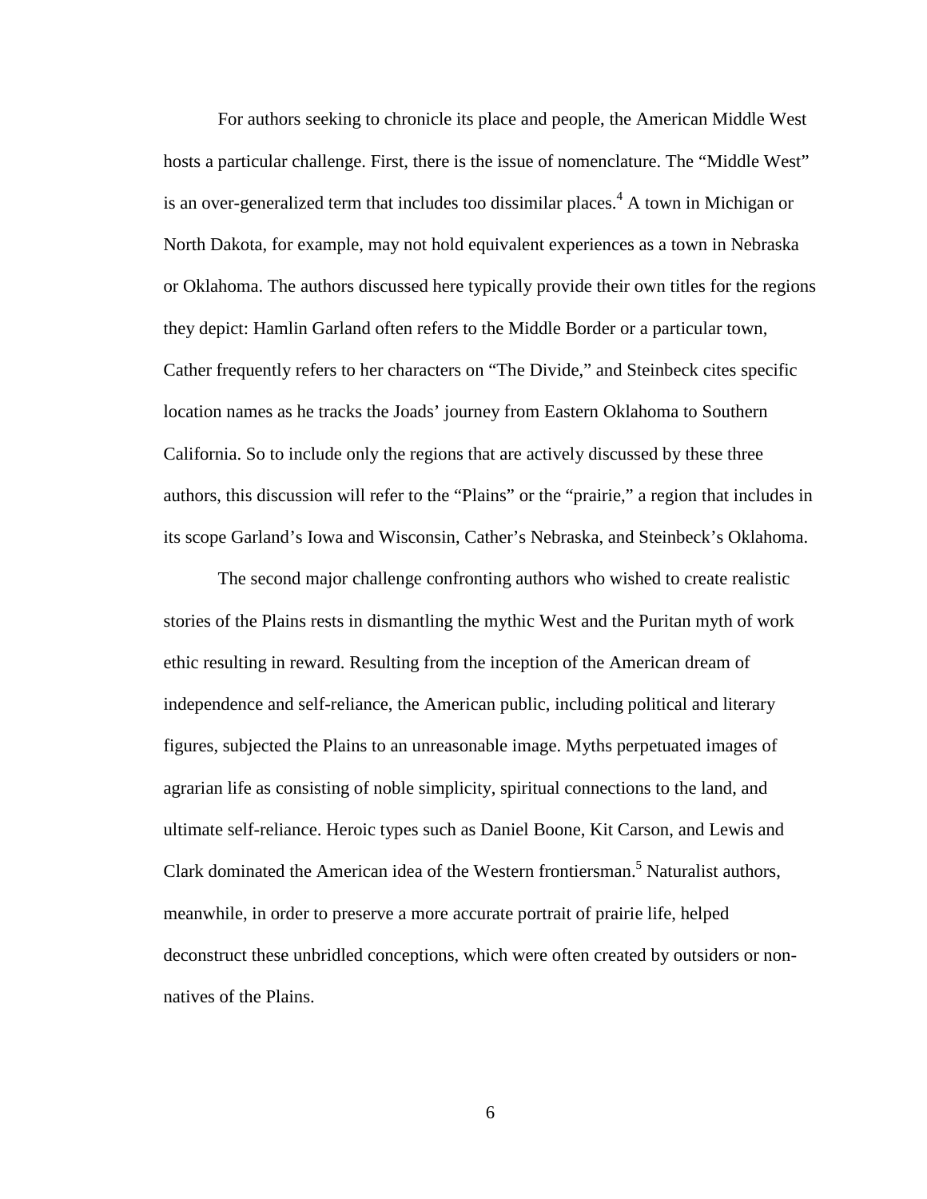For authors seeking to chronicle its place and people, the American Middle West hosts a particular challenge. First, there is the issue of nomenclature. The "Middle West" is an over-generalized term that includes too dissimilar places.[4] A town in Michigan or North Dakota, for example, may not hold equivalent experiences as a town in Nebraska or Oklahoma. The authors discussed here typically provide their own titles for the regions they depict: Hamlin Garland often refers to the Middle Border or a particular town, Cather frequently refers to her characters on "The Divide," and Steinbeck cites specific location names as he tracks the Joads' journey from Eastern Oklahoma to Southern California. So to include only the regions that are actively discussed by these three authors, this discussion will refer to the "Plains" or the "prairie," a region that includes in its scope Garland's Iowa and Wisconsin, Cather's Nebraska, and Steinbeck's Oklahoma.

The second major challenge confronting authors who wished to create realistic stories of the Plains rests in dismantling the mythic West and the Puritan myth of work ethic resulting in reward. Resulting from the inception of the American dream of independence and self-reliance, the American public, including political and literary figures, subjected the Plains to an unreasonable image. Myths perpetuated images of agrarian life as consisting of noble simplicity, spiritual connections to the land, and ultimate self-reliance. Heroic types such as Daniel Boone, Kit Carson, and Lewis and Clark dominated the American idea of the Western frontiersman.[5] Naturalist authors, meanwhile, in order to preserve a more accurate portrait of prairie life, helped deconstruct these unbridled conceptions, which were often created by outsiders or non-natives of the Plains.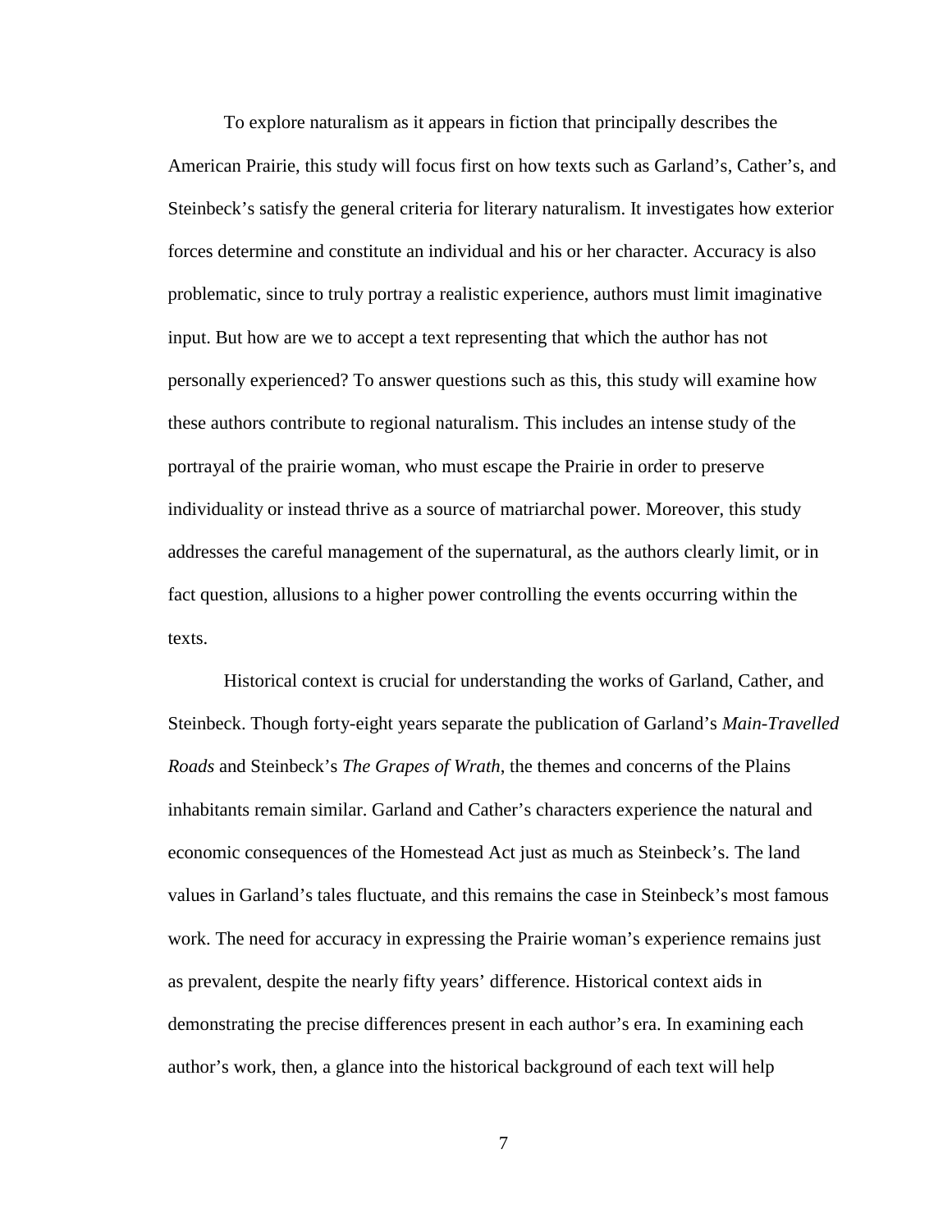To explore naturalism as it appears in fiction that principally describes the American Prairie, this study will focus first on how texts such as Garland's, Cather's, and Steinbeck's satisfy the general criteria for literary naturalism. It investigates how exterior forces determine and constitute an individual and his or her character. Accuracy is also problematic, since to truly portray a realistic experience, authors must limit imaginative input. But how are we to accept a text representing that which the author has not personally experienced? To answer questions such as this, this study will examine how these authors contribute to regional naturalism. This includes an intense study of the portrayal of the prairie woman, who must escape the Prairie in order to preserve individuality or instead thrive as a source of matriarchal power. Moreover, this study addresses the careful management of the supernatural, as the authors clearly limit, or in fact question, allusions to a higher power controlling the events occurring within the texts.

Historical context is crucial for understanding the works of Garland, Cather, and Steinbeck. Though forty-eight years separate the publication of Garland's *Main-Travelled Roads* and Steinbeck's *The Grapes of Wrath*, the themes and concerns of the Plains inhabitants remain similar. Garland and Cather's characters experience the natural and economic consequences of the Homestead Act just as much as Steinbeck's. The land values in Garland's tales fluctuate, and this remains the case in Steinbeck's most famous work. The need for accuracy in expressing the Prairie woman's experience remains just as prevalent, despite the nearly fifty years' difference. Historical context aids in demonstrating the precise differences present in each author's era. In examining each author's work, then, a glance into the historical background of each text will help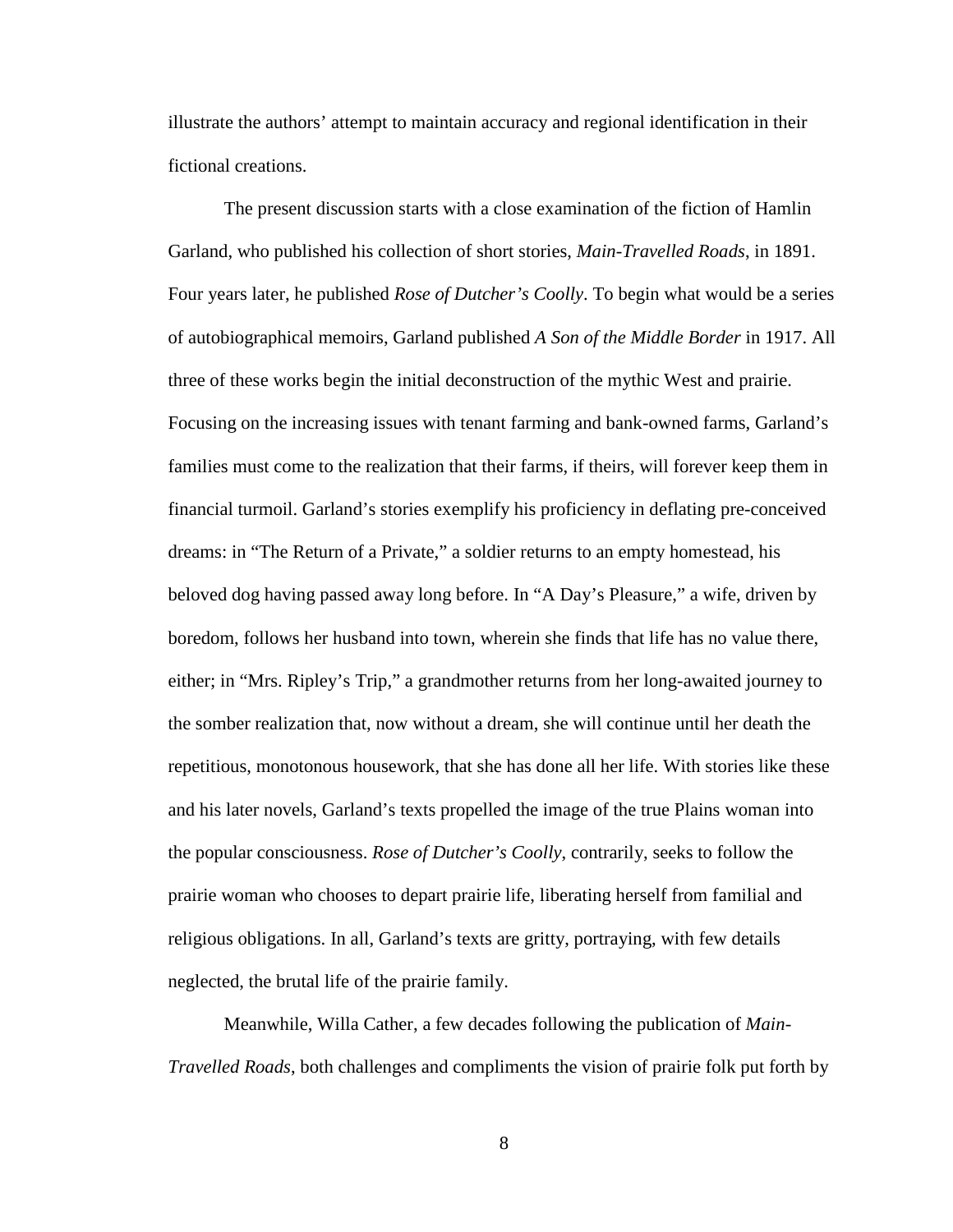illustrate the authors' attempt to maintain accuracy and regional identification in their fictional creations.

The present discussion starts with a close examination of the fiction of Hamlin Garland, who published his collection of short stories, *Main-Travelled Roads*, in 1891. Four years later, he published *Rose of Dutcher's Coolly*. To begin what would be a series of autobiographical memoirs, Garland published *A Son of the Middle Border* in 1917. All three of these works begin the initial deconstruction of the mythic West and prairie. Focusing on the increasing issues with tenant farming and bank-owned farms, Garland's families must come to the realization that their farms, if theirs, will forever keep them in financial turmoil. Garland's stories exemplify his proficiency in deflating pre-conceived dreams: in "The Return of a Private," a soldier returns to an empty homestead, his beloved dog having passed away long before. In "A Day's Pleasure," a wife, driven by boredom, follows her husband into town, wherein she finds that life has no value there, either; in "Mrs. Ripley's Trip," a grandmother returns from her long-awaited journey to the somber realization that, now without a dream, she will continue until her death the repetitious, monotonous housework, that she has done all her life. With stories like these and his later novels, Garland's texts propelled the image of the true Plains woman into the popular consciousness. *Rose of Dutcher's Coolly*, contrarily, seeks to follow the prairie woman who chooses to depart prairie life, liberating herself from familial and religious obligations. In all, Garland's texts are gritty, portraying, with few details neglected, the brutal life of the prairie family.

Meanwhile, Willa Cather, a few decades following the publication of *Main-Travelled Roads*, both challenges and compliments the vision of prairie folk put forth by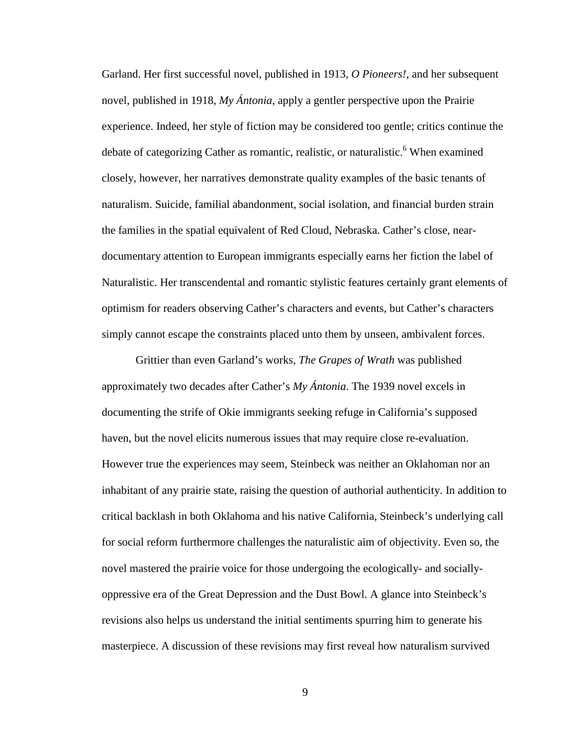Garland. Her first successful novel, published in 1913, *O Pioneers!*, and her subsequent novel, published in 1918, *My Ántonia*, apply a gentler perspective upon the Prairie experience. Indeed, her style of fiction may be considered too gentle; critics continue the debate of categorizing Cather as romantic, realistic, or naturalistic.[6] When examined closely, however, her narratives demonstrate quality examples of the basic tenants of naturalism. Suicide, familial abandonment, social isolation, and financial burden strain the families in the spatial equivalent of Red Cloud, Nebraska. Cather's close, near-documentary attention to European immigrants especially earns her fiction the label of Naturalistic. Her transcendental and romantic stylistic features certainly grant elements of optimism for readers observing Cather's characters and events, but Cather's characters simply cannot escape the constraints placed unto them by unseen, ambivalent forces.

Grittier than even Garland's works, *The Grapes of Wrath* was published approximately two decades after Cather's *My Ántonia*. The 1939 novel excels in documenting the strife of Okie immigrants seeking refuge in California's supposed haven, but the novel elicits numerous issues that may require close re-evaluation. However true the experiences may seem, Steinbeck was neither an Oklahoman nor an inhabitant of any prairie state, raising the question of authorial authenticity. In addition to critical backlash in both Oklahoma and his native California, Steinbeck's underlying call for social reform furthermore challenges the naturalistic aim of objectivity. Even so, the novel mastered the prairie voice for those undergoing the ecologically- and socially-oppressive era of the Great Depression and the Dust Bowl. A glance into Steinbeck's revisions also helps us understand the initial sentiments spurring him to generate his masterpiece. A discussion of these revisions may first reveal how naturalism survived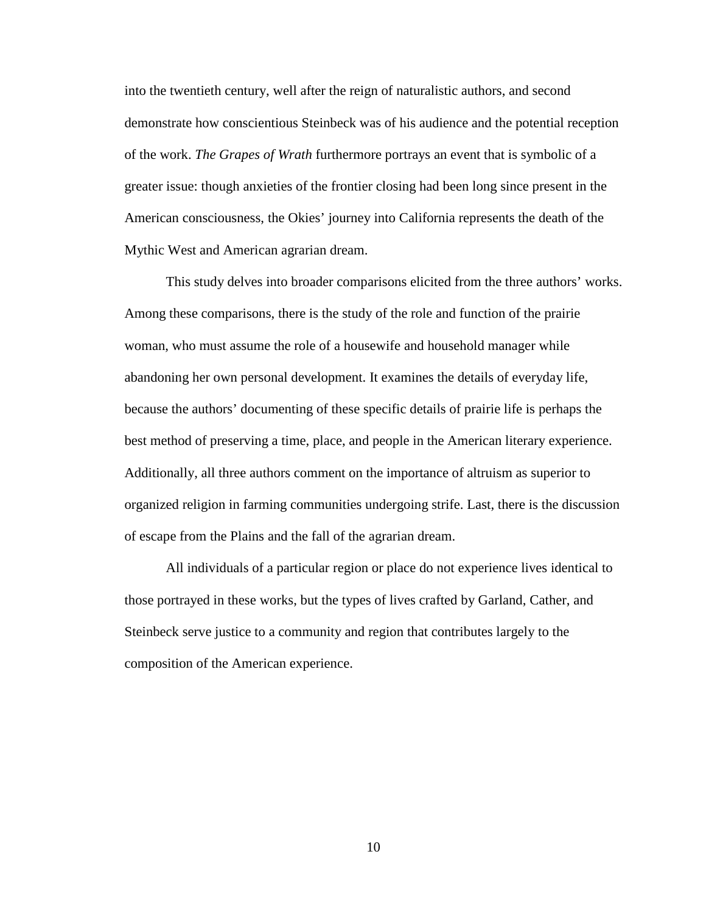into the twentieth century, well after the reign of naturalistic authors, and second demonstrate how conscientious Steinbeck was of his audience and the potential reception of the work. *The Grapes of Wrath* furthermore portrays an event that is symbolic of a greater issue: though anxieties of the frontier closing had been long since present in the American consciousness, the Okies' journey into California represents the death of the Mythic West and American agrarian dream.

This study delves into broader comparisons elicited from the three authors' works. Among these comparisons, there is the study of the role and function of the prairie woman, who must assume the role of a housewife and household manager while abandoning her own personal development. It examines the details of everyday life, because the authors' documenting of these specific details of prairie life is perhaps the best method of preserving a time, place, and people in the American literary experience. Additionally, all three authors comment on the importance of altruism as superior to organized religion in farming communities undergoing strife. Last, there is the discussion of escape from the Plains and the fall of the agrarian dream.

All individuals of a particular region or place do not experience lives identical to those portrayed in these works, but the types of lives crafted by Garland, Cather, and Steinbeck serve justice to a community and region that contributes largely to the composition of the American experience.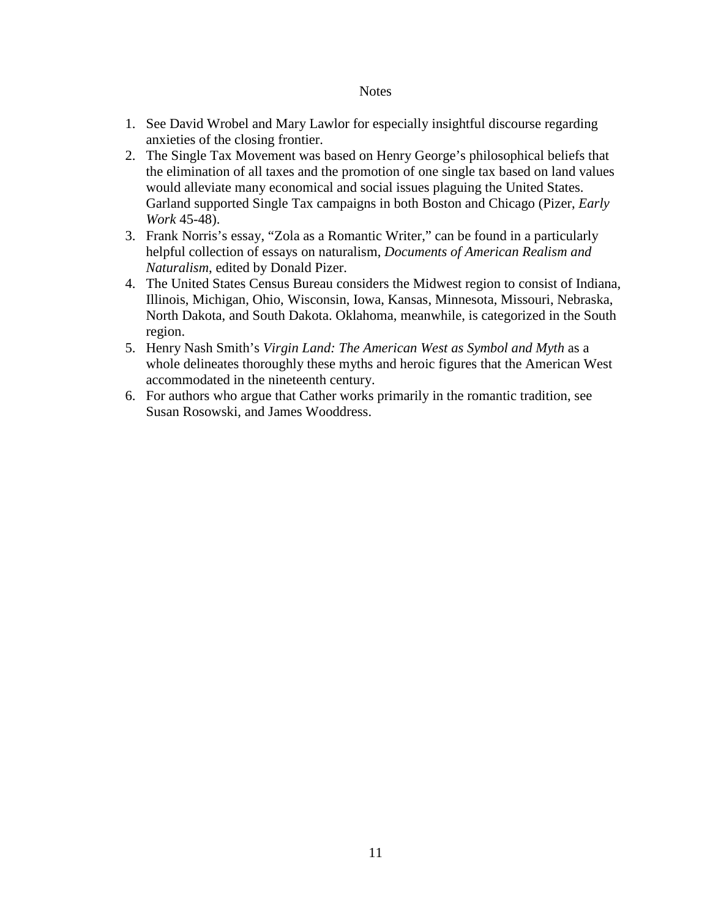## Notes

1. See David Wrobel and Mary Lawlor for especially insightful discourse regarding anxieties of the closing frontier.
2. The Single Tax Movement was based on Henry George's philosophical beliefs that the elimination of all taxes and the promotion of one single tax based on land values would alleviate many economical and social issues plaguing the United States. Garland supported Single Tax campaigns in both Boston and Chicago (Pizer, *Early Work* 45-48).
3. Frank Norris's essay, "Zola as a Romantic Writer," can be found in a particularly helpful collection of essays on naturalism, *Documents of American Realism and Naturalism*, edited by Donald Pizer.
4. The United States Census Bureau considers the Midwest region to consist of Indiana, Illinois, Michigan, Ohio, Wisconsin, Iowa, Kansas, Minnesota, Missouri, Nebraska, North Dakota, and South Dakota. Oklahoma, meanwhile, is categorized in the South region.
5. Henry Nash Smith's *Virgin Land: The American West as Symbol and Myth* as a whole delineates thoroughly these myths and heroic figures that the American West accommodated in the nineteenth century.
6. For authors who argue that Cather works primarily in the romantic tradition, see Susan Rosowski, and James Wooddress.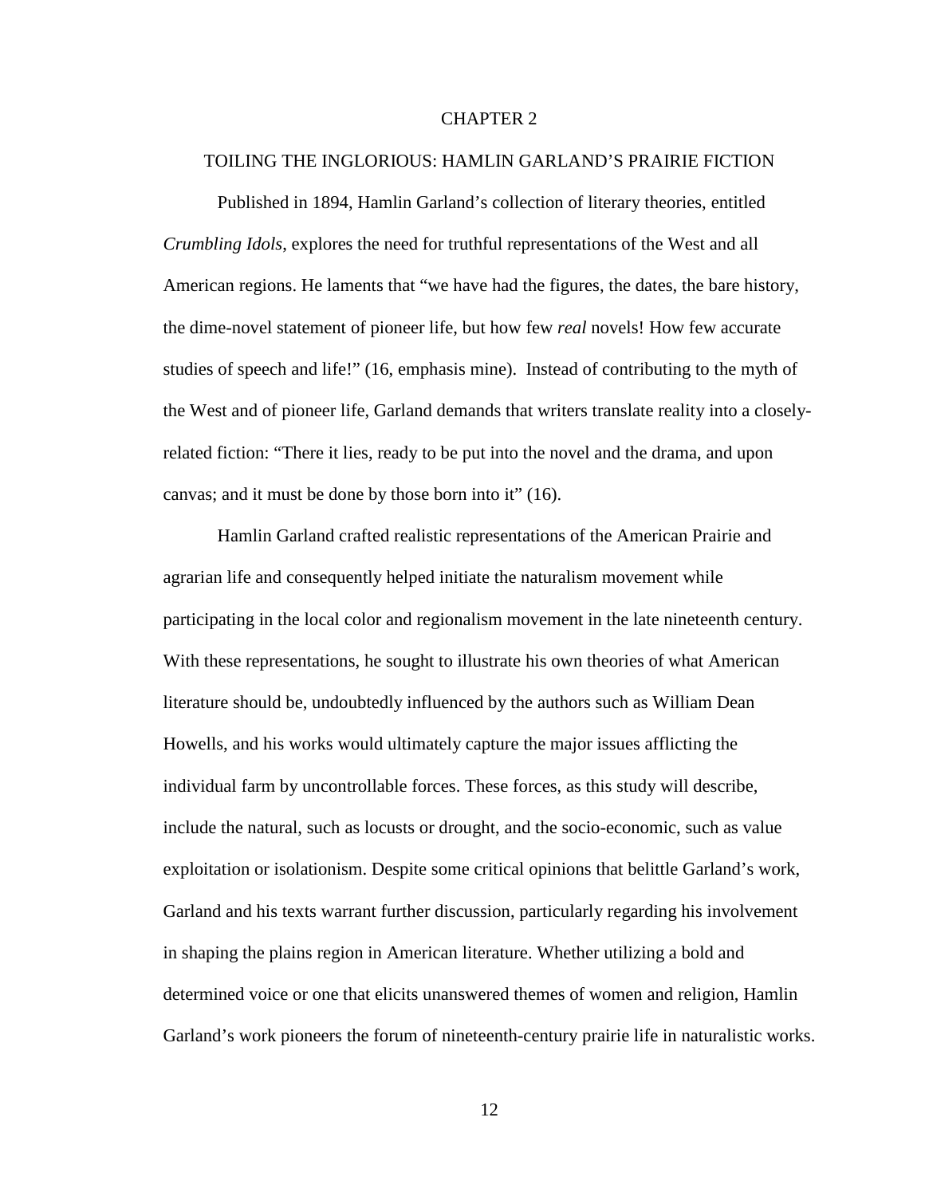# CHAPTER 2

## TOILING THE INGLORIOUS: HAMLIN GARLAND'S PRAIRIE FICTION

Published in 1894, Hamlin Garland's collection of literary theories, entitled *Crumbling Idols,* explores the need for truthful representations of the West and all American regions. He laments that "we have had the figures, the dates, the bare history, the dime-novel statement of pioneer life, but how few *real* novels! How few accurate studies of speech and life!" (16, emphasis mine). Instead of contributing to the myth of the West and of pioneer life, Garland demands that writers translate reality into a closely-related fiction: "There it lies, ready to be put into the novel and the drama, and upon canvas; and it must be done by those born into it" (16).

Hamlin Garland crafted realistic representations of the American Prairie and agrarian life and consequently helped initiate the naturalism movement while participating in the local color and regionalism movement in the late nineteenth century. With these representations, he sought to illustrate his own theories of what American literature should be, undoubtedly influenced by the authors such as William Dean Howells, and his works would ultimately capture the major issues afflicting the individual farm by uncontrollable forces. These forces, as this study will describe, include the natural, such as locusts or drought, and the socio-economic, such as value exploitation or isolationism. Despite some critical opinions that belittle Garland's work, Garland and his texts warrant further discussion, particularly regarding his involvement in shaping the plains region in American literature. Whether utilizing a bold and determined voice or one that elicits unanswered themes of women and religion, Hamlin Garland's work pioneers the forum of nineteenth-century prairie life in naturalistic works.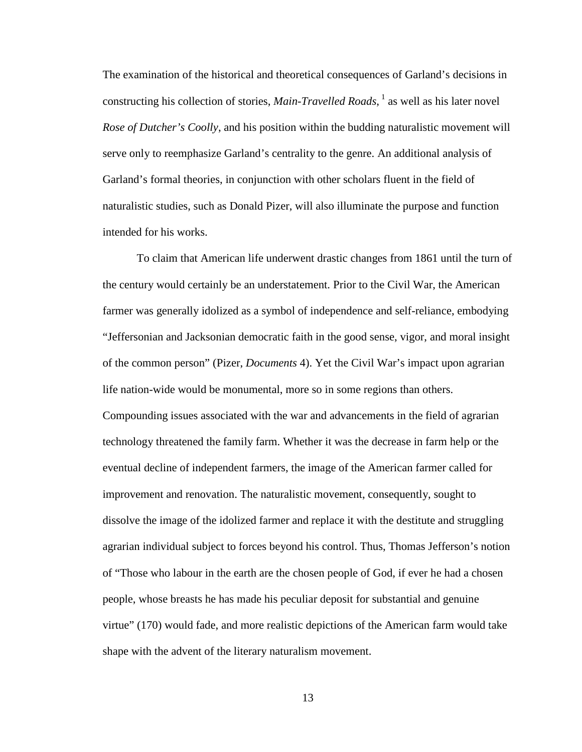The examination of the historical and theoretical consequences of Garland's decisions in constructing his collection of stories, *Main-Travelled Roads*, [1] as well as his later novel *Rose of Dutcher's Coolly*, and his position within the budding naturalistic movement will serve only to reemphasize Garland's centrality to the genre. An additional analysis of Garland's formal theories, in conjunction with other scholars fluent in the field of naturalistic studies, such as Donald Pizer, will also illuminate the purpose and function intended for his works.

To claim that American life underwent drastic changes from 1861 until the turn of the century would certainly be an understatement. Prior to the Civil War, the American farmer was generally idolized as a symbol of independence and self-reliance, embodying "Jeffersonian and Jacksonian democratic faith in the good sense, vigor, and moral insight of the common person" (Pizer, *Documents* 4). Yet the Civil War's impact upon agrarian life nation-wide would be monumental, more so in some regions than others. Compounding issues associated with the war and advancements in the field of agrarian technology threatened the family farm. Whether it was the decrease in farm help or the eventual decline of independent farmers, the image of the American farmer called for improvement and renovation. The naturalistic movement, consequently, sought to dissolve the image of the idolized farmer and replace it with the destitute and struggling agrarian individual subject to forces beyond his control. Thus, Thomas Jefferson's notion of "Those who labour in the earth are the chosen people of God, if ever he had a chosen people, whose breasts he has made his peculiar deposit for substantial and genuine virtue" (170) would fade, and more realistic depictions of the American farm would take shape with the advent of the literary naturalism movement.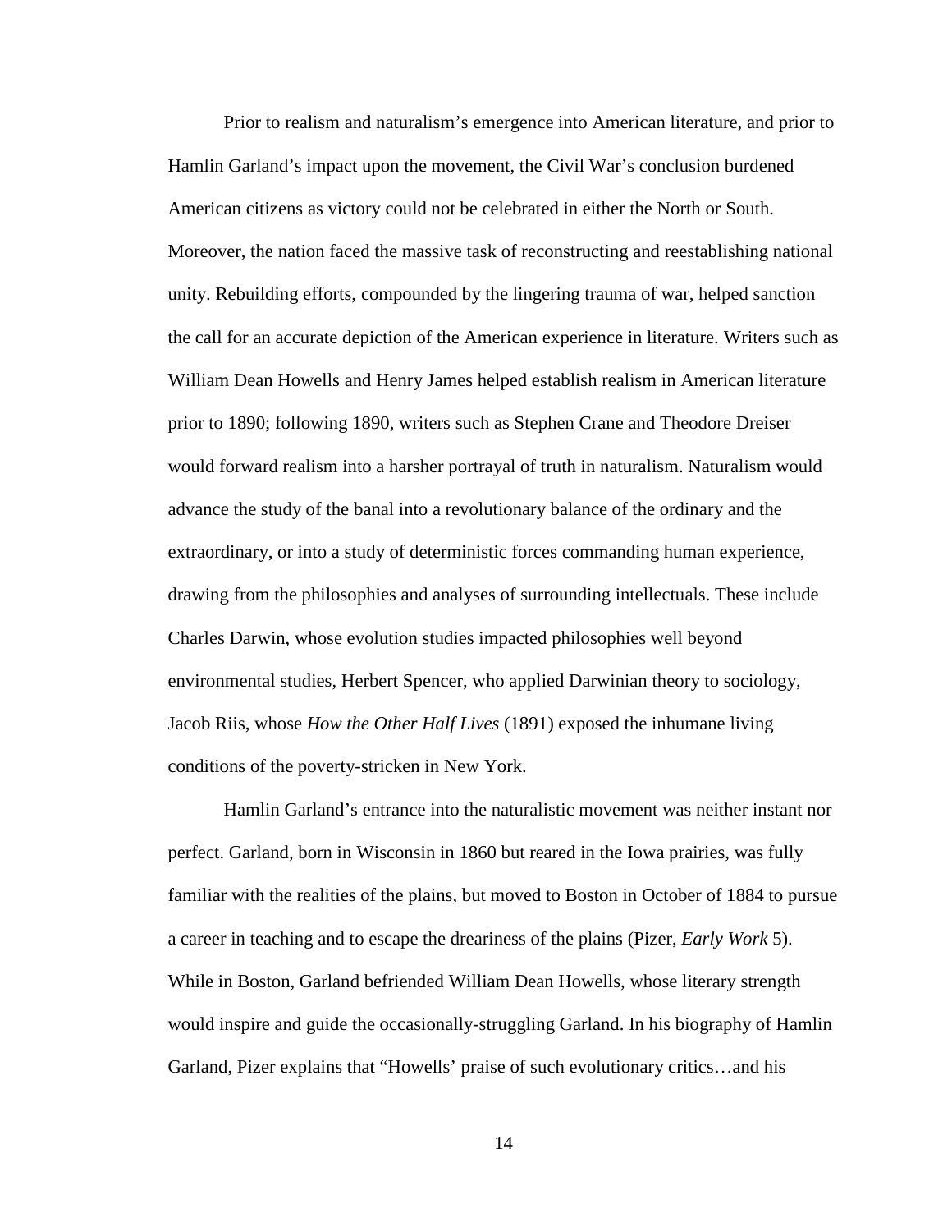Prior to realism and naturalism's emergence into American literature, and prior to Hamlin Garland's impact upon the movement, the Civil War's conclusion burdened American citizens as victory could not be celebrated in either the North or South. Moreover, the nation faced the massive task of reconstructing and reestablishing national unity. Rebuilding efforts, compounded by the lingering trauma of war, helped sanction the call for an accurate depiction of the American experience in literature. Writers such as William Dean Howells and Henry James helped establish realism in American literature prior to 1890; following 1890, writers such as Stephen Crane and Theodore Dreiser would forward realism into a harsher portrayal of truth in naturalism. Naturalism would advance the study of the banal into a revolutionary balance of the ordinary and the extraordinary, or into a study of deterministic forces commanding human experience, drawing from the philosophies and analyses of surrounding intellectuals. These include Charles Darwin, whose evolution studies impacted philosophies well beyond environmental studies, Herbert Spencer, who applied Darwinian theory to sociology, Jacob Riis, whose *How the Other Half Lives* (1891) exposed the inhumane living conditions of the poverty-stricken in New York.

Hamlin Garland's entrance into the naturalistic movement was neither instant nor perfect. Garland, born in Wisconsin in 1860 but reared in the Iowa prairies, was fully familiar with the realities of the plains, but moved to Boston in October of 1884 to pursue a career in teaching and to escape the dreariness of the plains (Pizer, *Early Work* 5). While in Boston, Garland befriended William Dean Howells, whose literary strength would inspire and guide the occasionally-struggling Garland. In his biography of Hamlin Garland, Pizer explains that "Howells' praise of such evolutionary critics…and his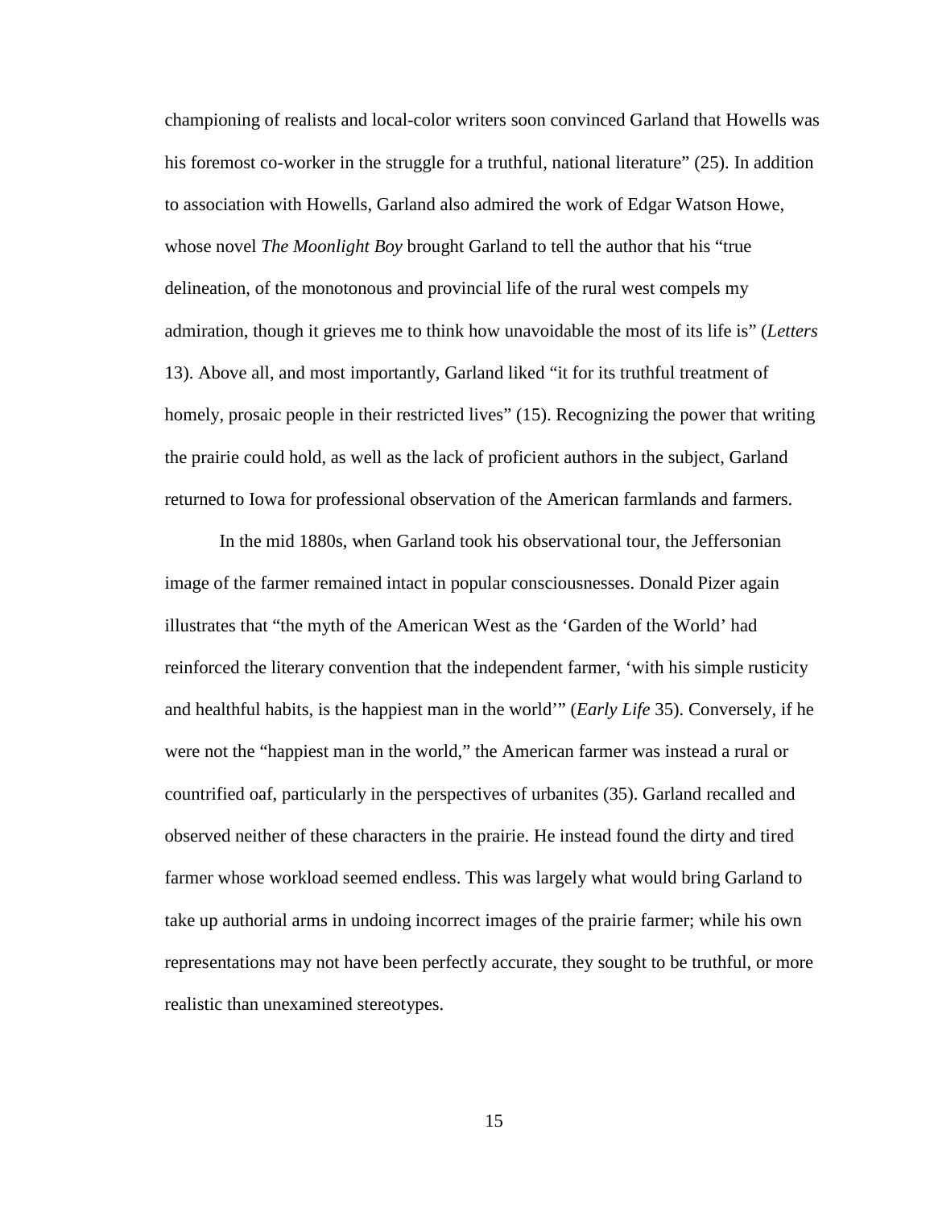championing of realists and local-color writers soon convinced Garland that Howells was his foremost co-worker in the struggle for a truthful, national literature" (25). In addition to association with Howells, Garland also admired the work of Edgar Watson Howe, whose novel *The Moonlight Boy* brought Garland to tell the author that his "true delineation, of the monotonous and provincial life of the rural west compels my admiration, though it grieves me to think how unavoidable the most of its life is" (*Letters* 13). Above all, and most importantly, Garland liked "it for its truthful treatment of homely, prosaic people in their restricted lives" (15). Recognizing the power that writing the prairie could hold, as well as the lack of proficient authors in the subject, Garland returned to Iowa for professional observation of the American farmlands and farmers.

In the mid 1880s, when Garland took his observational tour, the Jeffersonian image of the farmer remained intact in popular consciousnesses. Donald Pizer again illustrates that "the myth of the American West as the 'Garden of the World' had reinforced the literary convention that the independent farmer, 'with his simple rusticity and healthful habits, is the happiest man in the world'" (*Early Life* 35). Conversely, if he were not the "happiest man in the world," the American farmer was instead a rural or countrified oaf, particularly in the perspectives of urbanites (35). Garland recalled and observed neither of these characters in the prairie. He instead found the dirty and tired farmer whose workload seemed endless. This was largely what would bring Garland to take up authorial arms in undoing incorrect images of the prairie farmer; while his own representations may not have been perfectly accurate, they sought to be truthful, or more realistic than unexamined stereotypes.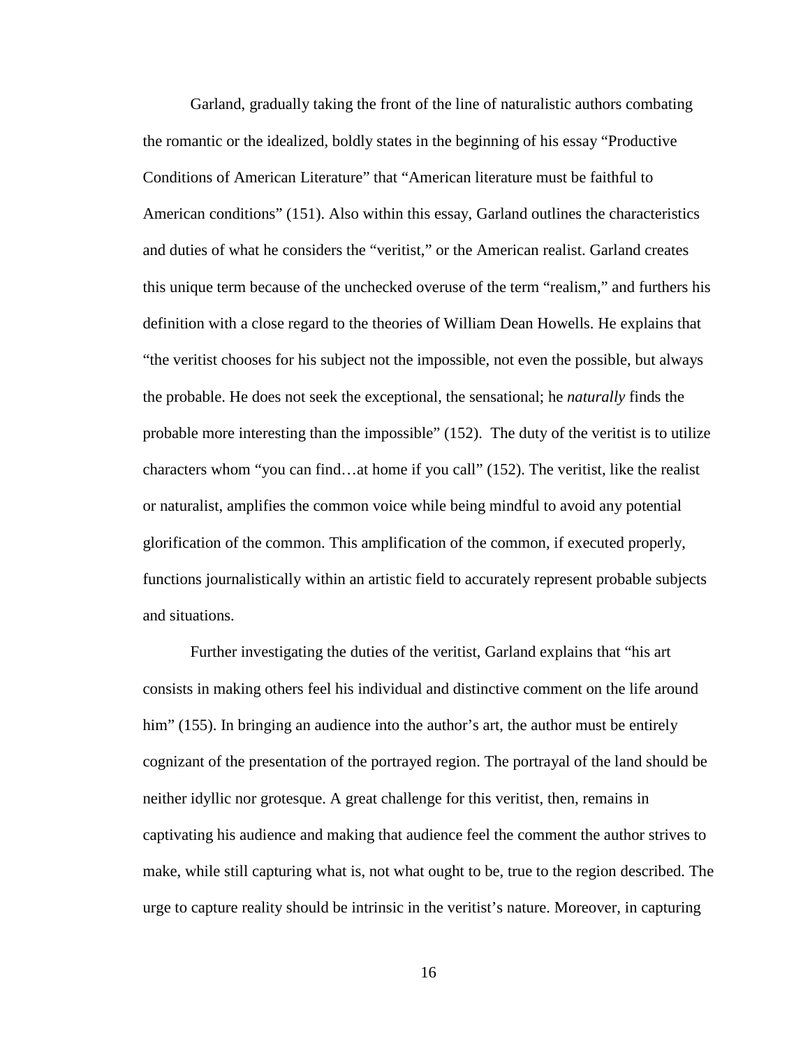Garland, gradually taking the front of the line of naturalistic authors combating the romantic or the idealized, boldly states in the beginning of his essay "Productive Conditions of American Literature" that "American literature must be faithful to American conditions" (151). Also within this essay, Garland outlines the characteristics and duties of what he considers the "veritist," or the American realist. Garland creates this unique term because of the unchecked overuse of the term "realism," and furthers his definition with a close regard to the theories of William Dean Howells. He explains that "the veritist chooses for his subject not the impossible, not even the possible, but always the probable. He does not seek the exceptional, the sensational; he *naturally* finds the probable more interesting than the impossible" (152). The duty of the veritist is to utilize characters whom "you can find…at home if you call" (152). The veritist, like the realist or naturalist, amplifies the common voice while being mindful to avoid any potential glorification of the common. This amplification of the common, if executed properly, functions journalistically within an artistic field to accurately represent probable subjects and situations.

Further investigating the duties of the veritist, Garland explains that "his art consists in making others feel his individual and distinctive comment on the life around him" (155). In bringing an audience into the author's art, the author must be entirely cognizant of the presentation of the portrayed region. The portrayal of the land should be neither idyllic nor grotesque. A great challenge for this veritist, then, remains in captivating his audience and making that audience feel the comment the author strives to make, while still capturing what is, not what ought to be, true to the region described. The urge to capture reality should be intrinsic in the veritist's nature. Moreover, in capturing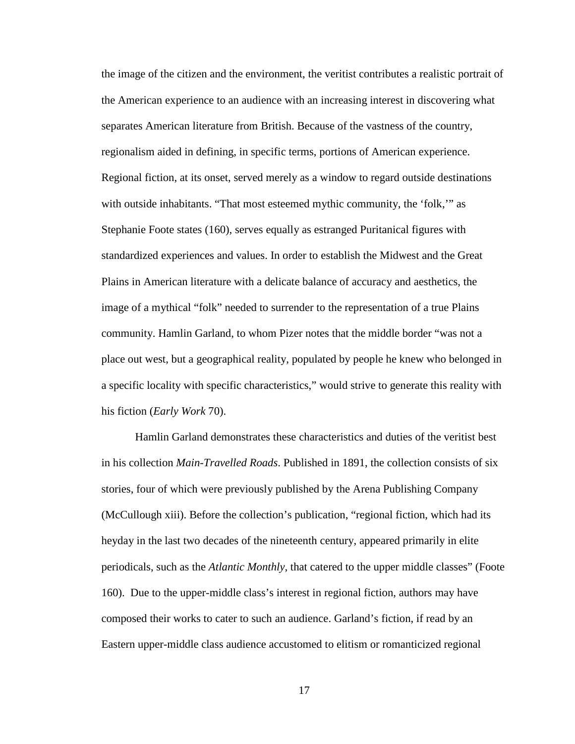the image of the citizen and the environment, the veritist contributes a realistic portrait of the American experience to an audience with an increasing interest in discovering what separates American literature from British. Because of the vastness of the country, regionalism aided in defining, in specific terms, portions of American experience. Regional fiction, at its onset, served merely as a window to regard outside destinations with outside inhabitants. "That most esteemed mythic community, the 'folk,'" as Stephanie Foote states (160), serves equally as estranged Puritanical figures with standardized experiences and values. In order to establish the Midwest and the Great Plains in American literature with a delicate balance of accuracy and aesthetics, the image of a mythical "folk" needed to surrender to the representation of a true Plains community. Hamlin Garland, to whom Pizer notes that the middle border "was not a place out west, but a geographical reality, populated by people he knew who belonged in a specific locality with specific characteristics," would strive to generate this reality with his fiction (*Early Work* 70).

Hamlin Garland demonstrates these characteristics and duties of the veritist best in his collection *Main-Travelled Roads*. Published in 1891, the collection consists of six stories, four of which were previously published by the Arena Publishing Company (McCullough xiii). Before the collection's publication, "regional fiction, which had its heyday in the last two decades of the nineteenth century, appeared primarily in elite periodicals, such as the *Atlantic Monthly*, that catered to the upper middle classes" (Foote 160). Due to the upper-middle class's interest in regional fiction, authors may have composed their works to cater to such an audience. Garland's fiction, if read by an Eastern upper-middle class audience accustomed to elitism or romanticized regional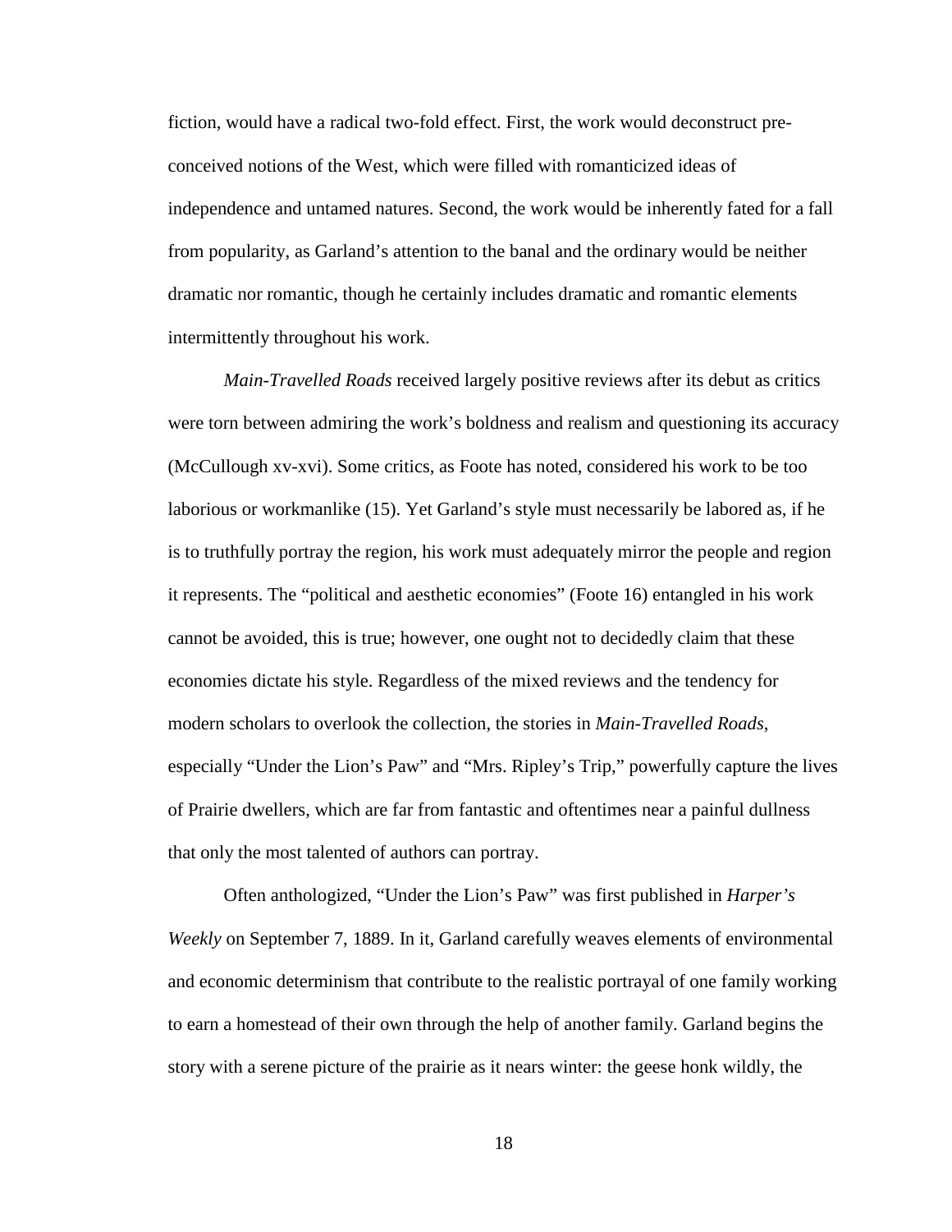fiction, would have a radical two-fold effect. First, the work would deconstruct pre-conceived notions of the West, which were filled with romanticized ideas of independence and untamed natures. Second, the work would be inherently fated for a fall from popularity, as Garland's attention to the banal and the ordinary would be neither dramatic nor romantic, though he certainly includes dramatic and romantic elements intermittently throughout his work.

*Main-Travelled Roads* received largely positive reviews after its debut as critics were torn between admiring the work's boldness and realism and questioning its accuracy (McCullough xv-xvi). Some critics, as Foote has noted, considered his work to be too laborious or workmanlike (15). Yet Garland's style must necessarily be labored as, if he is to truthfully portray the region, his work must adequately mirror the people and region it represents. The "political and aesthetic economies" (Foote 16) entangled in his work cannot be avoided, this is true; however, one ought not to decidedly claim that these economies dictate his style. Regardless of the mixed reviews and the tendency for modern scholars to overlook the collection, the stories in *Main-Travelled Roads*, especially "Under the Lion's Paw" and "Mrs. Ripley's Trip," powerfully capture the lives of Prairie dwellers, which are far from fantastic and oftentimes near a painful dullness that only the most talented of authors can portray.

Often anthologized, "Under the Lion's Paw" was first published in *Harper's Weekly* on September 7, 1889. In it, Garland carefully weaves elements of environmental and economic determinism that contribute to the realistic portrayal of one family working to earn a homestead of their own through the help of another family. Garland begins the story with a serene picture of the prairie as it nears winter: the geese honk wildly, the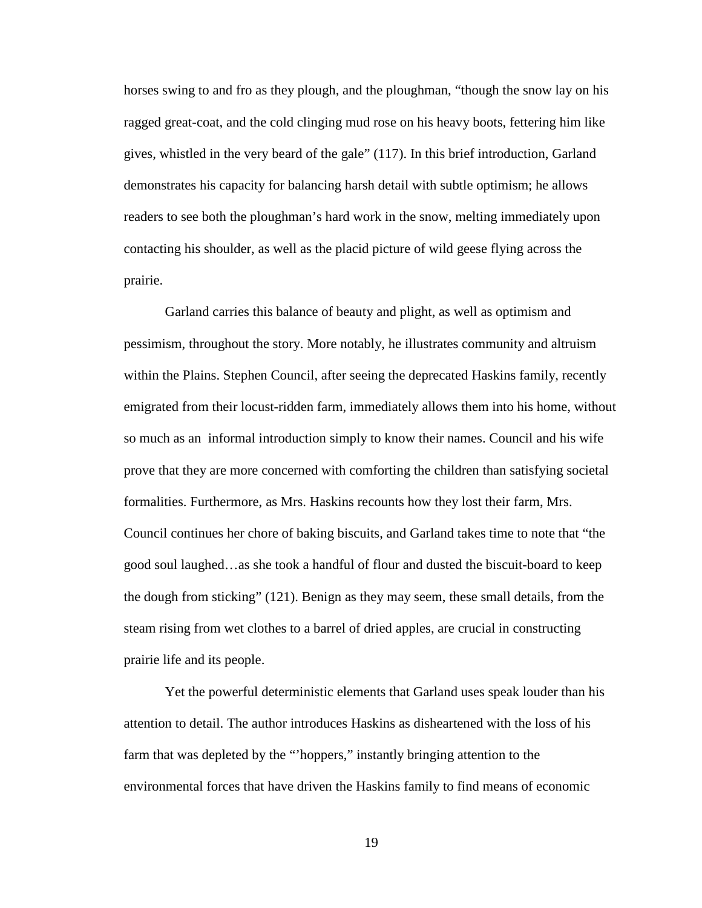horses swing to and fro as they plough, and the ploughman, "though the snow lay on his ragged great-coat, and the cold clinging mud rose on his heavy boots, fettering him like gives, whistled in the very beard of the gale" (117). In this brief introduction, Garland demonstrates his capacity for balancing harsh detail with subtle optimism; he allows readers to see both the ploughman's hard work in the snow, melting immediately upon contacting his shoulder, as well as the placid picture of wild geese flying across the prairie.

Garland carries this balance of beauty and plight, as well as optimism and pessimism, throughout the story. More notably, he illustrates community and altruism within the Plains. Stephen Council, after seeing the deprecated Haskins family, recently emigrated from their locust-ridden farm, immediately allows them into his home, without so much as an  informal introduction simply to know their names. Council and his wife prove that they are more concerned with comforting the children than satisfying societal formalities. Furthermore, as Mrs. Haskins recounts how they lost their farm, Mrs. Council continues her chore of baking biscuits, and Garland takes time to note that "the good soul laughed…as she took a handful of flour and dusted the biscuit-board to keep the dough from sticking" (121). Benign as they may seem, these small details, from the steam rising from wet clothes to a barrel of dried apples, are crucial in constructing prairie life and its people.

Yet the powerful deterministic elements that Garland uses speak louder than his attention to detail. The author introduces Haskins as disheartened with the loss of his farm that was depleted by the "'hoppers," instantly bringing attention to the environmental forces that have driven the Haskins family to find means of economic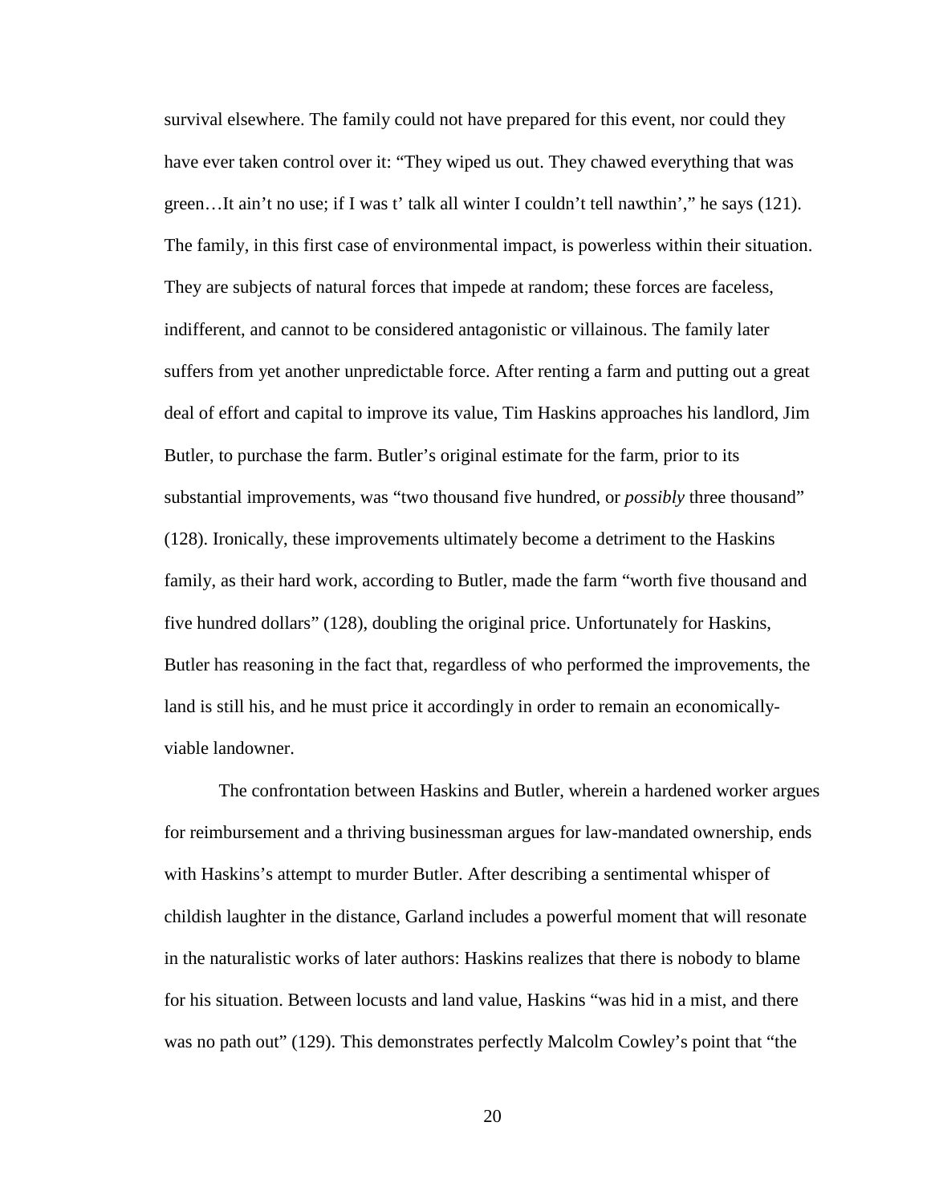survival elsewhere. The family could not have prepared for this event, nor could they have ever taken control over it: "They wiped us out. They chawed everything that was green…It ain't no use; if I was t' talk all winter I couldn't tell nawthin'," he says (121). The family, in this first case of environmental impact, is powerless within their situation. They are subjects of natural forces that impede at random; these forces are faceless, indifferent, and cannot to be considered antagonistic or villainous. The family later suffers from yet another unpredictable force. After renting a farm and putting out a great deal of effort and capital to improve its value, Tim Haskins approaches his landlord, Jim Butler, to purchase the farm. Butler's original estimate for the farm, prior to its substantial improvements, was "two thousand five hundred, or *possibly* three thousand" (128). Ironically, these improvements ultimately become a detriment to the Haskins family, as their hard work, according to Butler, made the farm "worth five thousand and five hundred dollars" (128), doubling the original price. Unfortunately for Haskins, Butler has reasoning in the fact that, regardless of who performed the improvements, the land is still his, and he must price it accordingly in order to remain an economically-viable landowner.

The confrontation between Haskins and Butler, wherein a hardened worker argues for reimbursement and a thriving businessman argues for law-mandated ownership, ends with Haskins's attempt to murder Butler. After describing a sentimental whisper of childish laughter in the distance, Garland includes a powerful moment that will resonate in the naturalistic works of later authors: Haskins realizes that there is nobody to blame for his situation. Between locusts and land value, Haskins "was hid in a mist, and there was no path out" (129). This demonstrates perfectly Malcolm Cowley's point that "the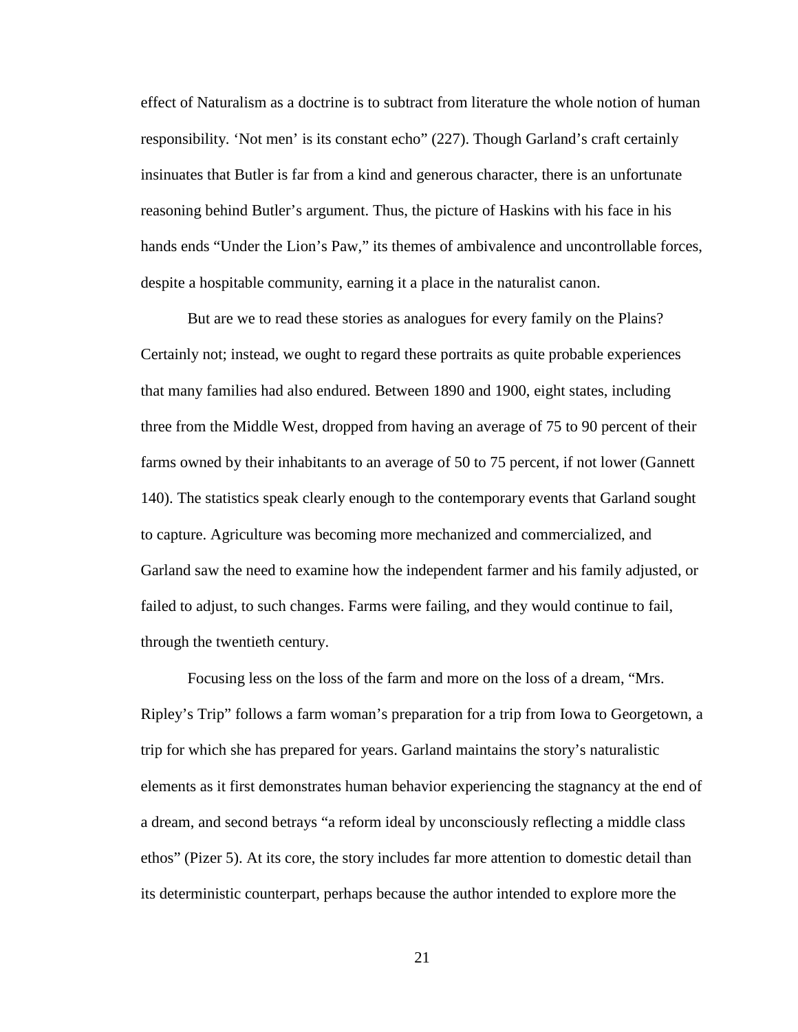effect of Naturalism as a doctrine is to subtract from literature the whole notion of human responsibility. 'Not men' is its constant echo" (227). Though Garland's craft certainly insinuates that Butler is far from a kind and generous character, there is an unfortunate reasoning behind Butler's argument. Thus, the picture of Haskins with his face in his hands ends "Under the Lion's Paw," its themes of ambivalence and uncontrollable forces, despite a hospitable community, earning it a place in the naturalist canon.

But are we to read these stories as analogues for every family on the Plains? Certainly not; instead, we ought to regard these portraits as quite probable experiences that many families had also endured. Between 1890 and 1900, eight states, including three from the Middle West, dropped from having an average of 75 to 90 percent of their farms owned by their inhabitants to an average of 50 to 75 percent, if not lower (Gannett 140). The statistics speak clearly enough to the contemporary events that Garland sought to capture. Agriculture was becoming more mechanized and commercialized, and Garland saw the need to examine how the independent farmer and his family adjusted, or failed to adjust, to such changes. Farms were failing, and they would continue to fail, through the twentieth century.

Focusing less on the loss of the farm and more on the loss of a dream, "Mrs. Ripley's Trip" follows a farm woman's preparation for a trip from Iowa to Georgetown, a trip for which she has prepared for years. Garland maintains the story's naturalistic elements as it first demonstrates human behavior experiencing the stagnancy at the end of a dream, and second betrays "a reform ideal by unconsciously reflecting a middle class ethos" (Pizer 5). At its core, the story includes far more attention to domestic detail than its deterministic counterpart, perhaps because the author intended to explore more the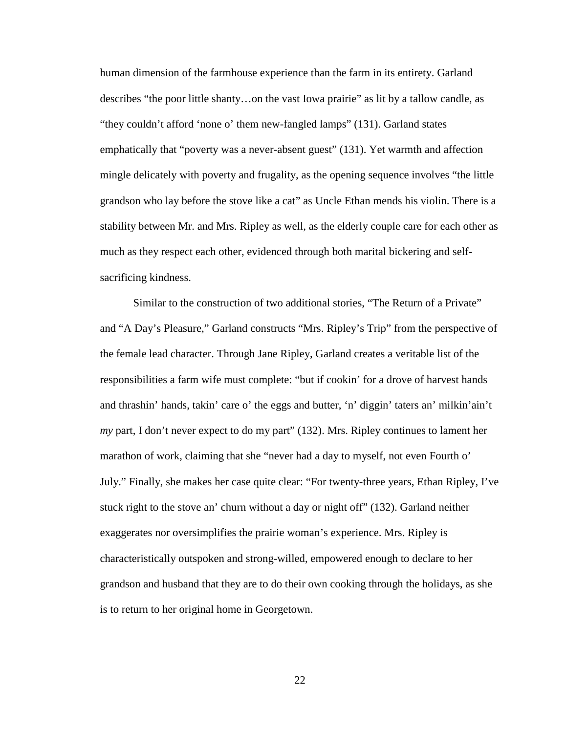human dimension of the farmhouse experience than the farm in its entirety. Garland describes “the poor little shanty…on the vast Iowa prairie” as lit by a tallow candle, as “they couldn’t afford ‘none o’ them new-fangled lamps” (131). Garland states emphatically that “poverty was a never-absent guest” (131). Yet warmth and affection mingle delicately with poverty and frugality, as the opening sequence involves “the little grandson who lay before the stove like a cat” as Uncle Ethan mends his violin. There is a stability between Mr. and Mrs. Ripley as well, as the elderly couple care for each other as much as they respect each other, evidenced through both marital bickering and self-sacrificing kindness.

Similar to the construction of two additional stories, “The Return of a Private” and “A Day’s Pleasure,” Garland constructs “Mrs. Ripley’s Trip” from the perspective of the female lead character. Through Jane Ripley, Garland creates a veritable list of the responsibilities a farm wife must complete: “but if cookin’ for a drove of harvest hands and thrashin’ hands, takin’ care o’ the eggs and butter, ‘n’ diggin’ taters an’ milkin’ain’t *my* part, I don’t never expect to do my part” (132). Mrs. Ripley continues to lament her marathon of work, claiming that she “never had a day to myself, not even Fourth o’ July.” Finally, she makes her case quite clear: “For twenty-three years, Ethan Ripley, I’ve stuck right to the stove an’ churn without a day or night off” (132). Garland neither exaggerates nor oversimplifies the prairie woman’s experience. Mrs. Ripley is characteristically outspoken and strong-willed, empowered enough to declare to her grandson and husband that they are to do their own cooking through the holidays, as she is to return to her original home in Georgetown.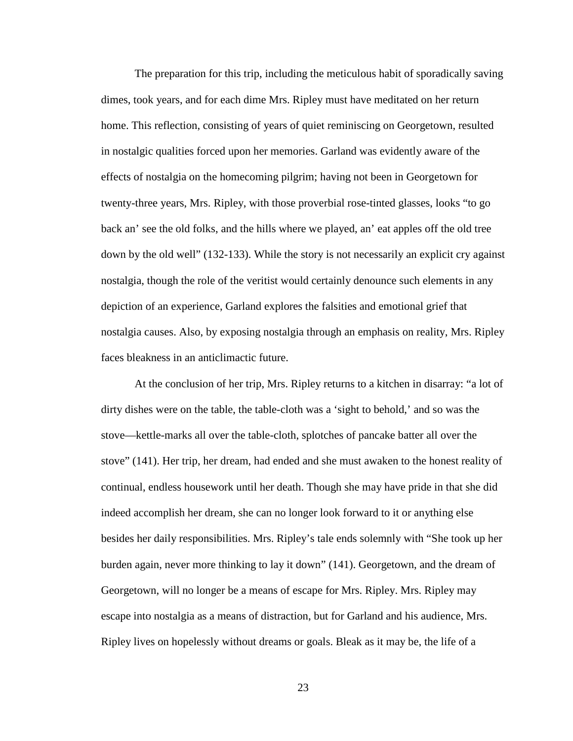The preparation for this trip, including the meticulous habit of sporadically saving dimes, took years, and for each dime Mrs. Ripley must have meditated on her return home. This reflection, consisting of years of quiet reminiscing on Georgetown, resulted in nostalgic qualities forced upon her memories. Garland was evidently aware of the effects of nostalgia on the homecoming pilgrim; having not been in Georgetown for twenty-three years, Mrs. Ripley, with those proverbial rose-tinted glasses, looks "to go back an' see the old folks, and the hills where we played, an' eat apples off the old tree down by the old well" (132-133). While the story is not necessarily an explicit cry against nostalgia, though the role of the veritist would certainly denounce such elements in any depiction of an experience, Garland explores the falsities and emotional grief that nostalgia causes. Also, by exposing nostalgia through an emphasis on reality, Mrs. Ripley faces bleakness in an anticlimactic future.

At the conclusion of her trip, Mrs. Ripley returns to a kitchen in disarray: "a lot of dirty dishes were on the table, the table-cloth was a 'sight to behold,' and so was the stove—kettle-marks all over the table-cloth, splotches of pancake batter all over the stove" (141). Her trip, her dream, had ended and she must awaken to the honest reality of continual, endless housework until her death. Though she may have pride in that she did indeed accomplish her dream, she can no longer look forward to it or anything else besides her daily responsibilities. Mrs. Ripley's tale ends solemnly with "She took up her burden again, never more thinking to lay it down" (141). Georgetown, and the dream of Georgetown, will no longer be a means of escape for Mrs. Ripley. Mrs. Ripley may escape into nostalgia as a means of distraction, but for Garland and his audience, Mrs. Ripley lives on hopelessly without dreams or goals. Bleak as it may be, the life of a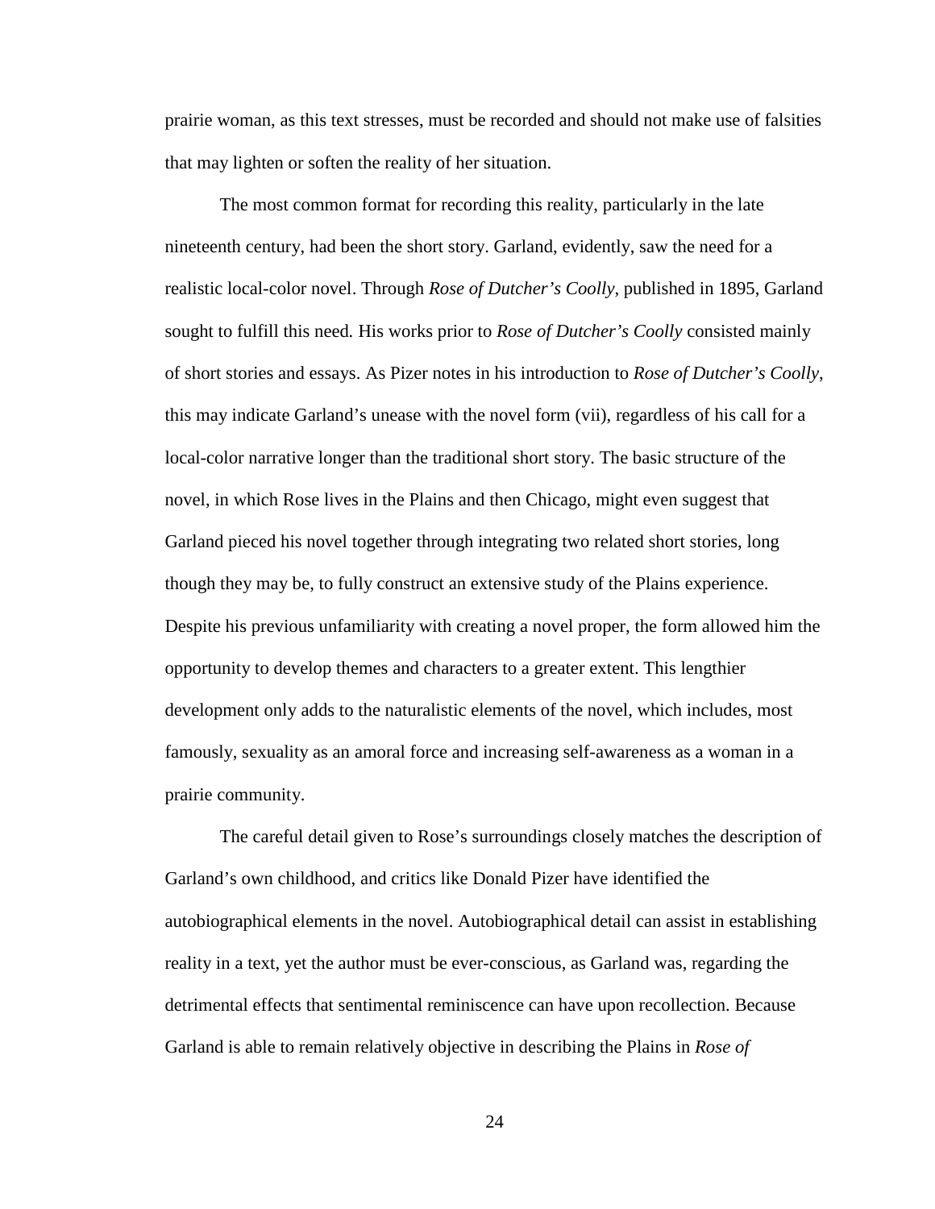prairie woman, as this text stresses, must be recorded and should not make use of falsities that may lighten or soften the reality of her situation.

The most common format for recording this reality, particularly in the late nineteenth century, had been the short story. Garland, evidently, saw the need for a realistic local-color novel. Through *Rose of Dutcher's Coolly*, published in 1895, Garland sought to fulfill this need. His works prior to *Rose of Dutcher's Coolly* consisted mainly of short stories and essays. As Pizer notes in his introduction to *Rose of Dutcher's Coolly*, this may indicate Garland's unease with the novel form (vii), regardless of his call for a local-color narrative longer than the traditional short story. The basic structure of the novel, in which Rose lives in the Plains and then Chicago, might even suggest that Garland pieced his novel together through integrating two related short stories, long though they may be, to fully construct an extensive study of the Plains experience. Despite his previous unfamiliarity with creating a novel proper, the form allowed him the opportunity to develop themes and characters to a greater extent. This lengthier development only adds to the naturalistic elements of the novel, which includes, most famously, sexuality as an amoral force and increasing self-awareness as a woman in a prairie community.

The careful detail given to Rose's surroundings closely matches the description of Garland's own childhood, and critics like Donald Pizer have identified the autobiographical elements in the novel. Autobiographical detail can assist in establishing reality in a text, yet the author must be ever-conscious, as Garland was, regarding the detrimental effects that sentimental reminiscence can have upon recollection. Because Garland is able to remain relatively objective in describing the Plains in *Rose of*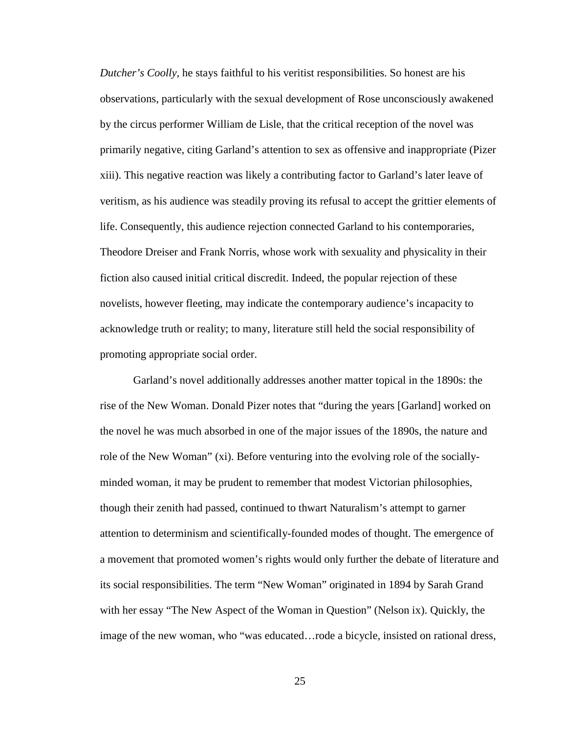*Dutcher's Coolly*, he stays faithful to his veritist responsibilities. So honest are his observations, particularly with the sexual development of Rose unconsciously awakened by the circus performer William de Lisle, that the critical reception of the novel was primarily negative, citing Garland's attention to sex as offensive and inappropriate (Pizer xiii). This negative reaction was likely a contributing factor to Garland's later leave of veritism, as his audience was steadily proving its refusal to accept the grittier elements of life. Consequently, this audience rejection connected Garland to his contemporaries, Theodore Dreiser and Frank Norris, whose work with sexuality and physicality in their fiction also caused initial critical discredit. Indeed, the popular rejection of these novelists, however fleeting, may indicate the contemporary audience's incapacity to acknowledge truth or reality; to many, literature still held the social responsibility of promoting appropriate social order.

Garland's novel additionally addresses another matter topical in the 1890s: the rise of the New Woman. Donald Pizer notes that "during the years [Garland] worked on the novel he was much absorbed in one of the major issues of the 1890s, the nature and role of the New Woman" (xi). Before venturing into the evolving role of the socially-minded woman, it may be prudent to remember that modest Victorian philosophies, though their zenith had passed, continued to thwart Naturalism's attempt to garner attention to determinism and scientifically-founded modes of thought. The emergence of a movement that promoted women's rights would only further the debate of literature and its social responsibilities. The term "New Woman" originated in 1894 by Sarah Grand with her essay "The New Aspect of the Woman in Question" (Nelson ix). Quickly, the image of the new woman, who "was educated…rode a bicycle, insisted on rational dress,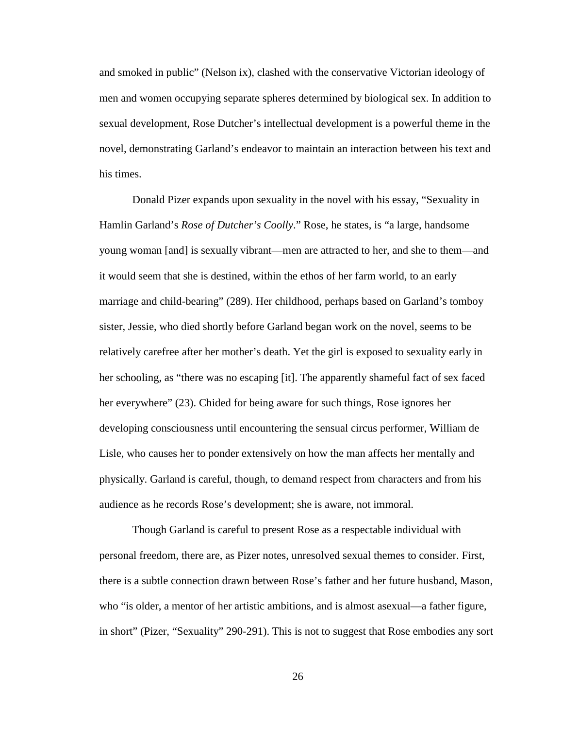and smoked in public" (Nelson ix), clashed with the conservative Victorian ideology of men and women occupying separate spheres determined by biological sex. In addition to sexual development, Rose Dutcher's intellectual development is a powerful theme in the novel, demonstrating Garland's endeavor to maintain an interaction between his text and his times.

Donald Pizer expands upon sexuality in the novel with his essay, "Sexuality in Hamlin Garland's *Rose of Dutcher's Coolly*." Rose, he states, is "a large, handsome young woman [and] is sexually vibrant—men are attracted to her, and she to them—and it would seem that she is destined, within the ethos of her farm world, to an early marriage and child-bearing" (289). Her childhood, perhaps based on Garland's tomboy sister, Jessie, who died shortly before Garland began work on the novel, seems to be relatively carefree after her mother's death. Yet the girl is exposed to sexuality early in her schooling, as "there was no escaping [it]. The apparently shameful fact of sex faced her everywhere" (23). Chided for being aware for such things, Rose ignores her developing consciousness until encountering the sensual circus performer, William de Lisle, who causes her to ponder extensively on how the man affects her mentally and physically. Garland is careful, though, to demand respect from characters and from his audience as he records Rose's development; she is aware, not immoral.

Though Garland is careful to present Rose as a respectable individual with personal freedom, there are, as Pizer notes, unresolved sexual themes to consider. First, there is a subtle connection drawn between Rose's father and her future husband, Mason, who "is older, a mentor of her artistic ambitions, and is almost asexual—a father figure, in short" (Pizer, "Sexuality" 290-291). This is not to suggest that Rose embodies any sort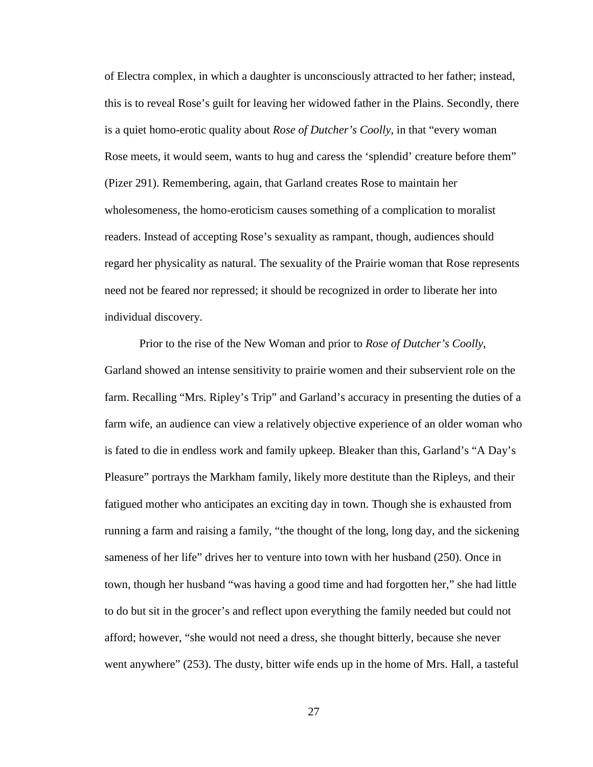of Electra complex, in which a daughter is unconsciously attracted to her father; instead, this is to reveal Rose's guilt for leaving her widowed father in the Plains. Secondly, there is a quiet homo-erotic quality about *Rose of Dutcher's Coolly*, in that "every woman Rose meets, it would seem, wants to hug and caress the 'splendid' creature before them" (Pizer 291). Remembering, again, that Garland creates Rose to maintain her wholesomeness, the homo-eroticism causes something of a complication to moralist readers. Instead of accepting Rose's sexuality as rampant, though, audiences should regard her physicality as natural. The sexuality of the Prairie woman that Rose represents need not be feared nor repressed; it should be recognized in order to liberate her into individual discovery.

Prior to the rise of the New Woman and prior to *Rose of Dutcher's Coolly*, Garland showed an intense sensitivity to prairie women and their subservient role on the farm. Recalling "Mrs. Ripley's Trip" and Garland's accuracy in presenting the duties of a farm wife, an audience can view a relatively objective experience of an older woman who is fated to die in endless work and family upkeep. Bleaker than this, Garland's "A Day's Pleasure" portrays the Markham family, likely more destitute than the Ripleys, and their fatigued mother who anticipates an exciting day in town. Though she is exhausted from running a farm and raising a family, "the thought of the long, long day, and the sickening sameness of her life" drives her to venture into town with her husband (250). Once in town, though her husband "was having a good time and had forgotten her," she had little to do but sit in the grocer's and reflect upon everything the family needed but could not afford; however, "she would not need a dress, she thought bitterly, because she never went anywhere" (253). The dusty, bitter wife ends up in the home of Mrs. Hall, a tasteful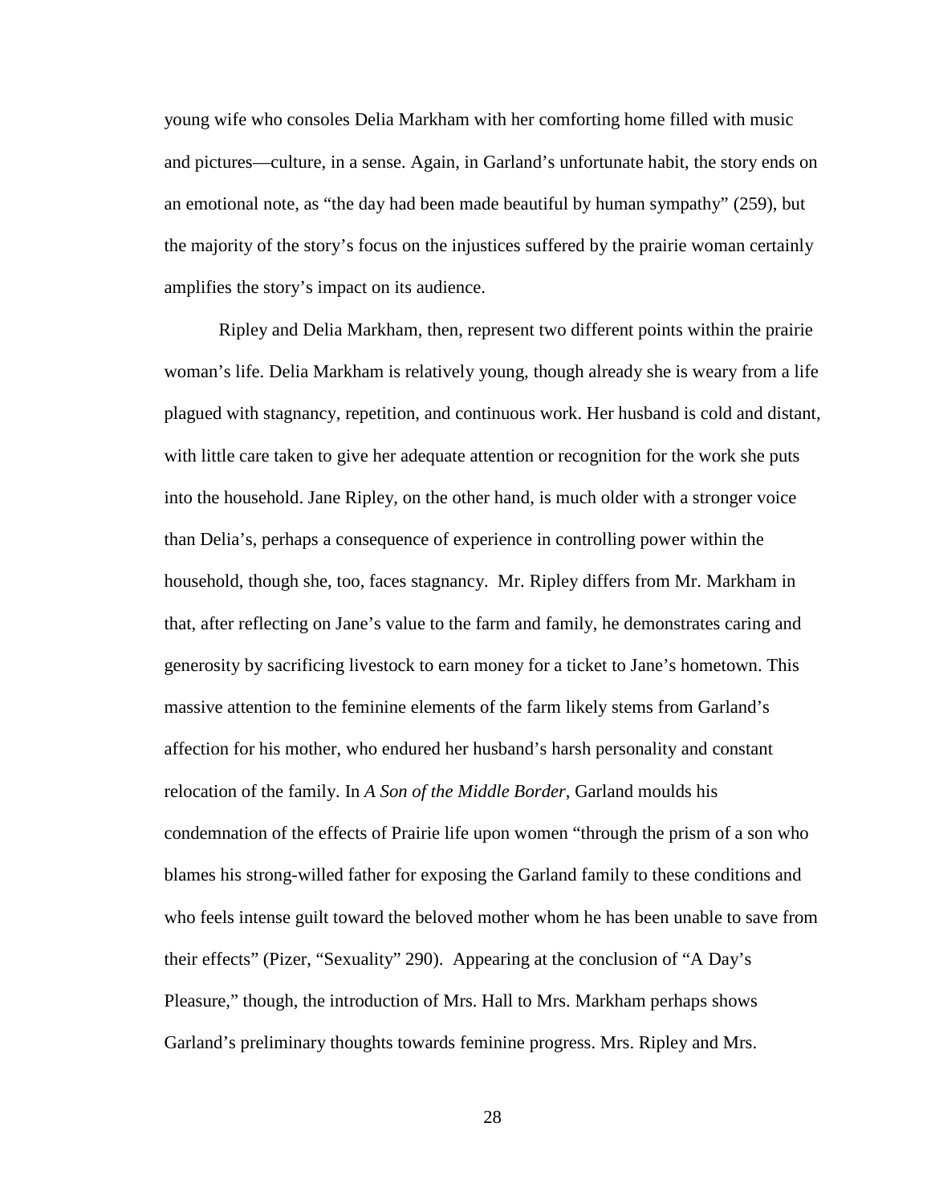young wife who consoles Delia Markham with her comforting home filled with music and pictures—culture, in a sense. Again, in Garland's unfortunate habit, the story ends on an emotional note, as "the day had been made beautiful by human sympathy" (259), but the majority of the story's focus on the injustices suffered by the prairie woman certainly amplifies the story's impact on its audience.

Ripley and Delia Markham, then, represent two different points within the prairie woman's life. Delia Markham is relatively young, though already she is weary from a life plagued with stagnancy, repetition, and continuous work. Her husband is cold and distant, with little care taken to give her adequate attention or recognition for the work she puts into the household. Jane Ripley, on the other hand, is much older with a stronger voice than Delia's, perhaps a consequence of experience in controlling power within the household, though she, too, faces stagnancy. Mr. Ripley differs from Mr. Markham in that, after reflecting on Jane's value to the farm and family, he demonstrates caring and generosity by sacrificing livestock to earn money for a ticket to Jane's hometown. This massive attention to the feminine elements of the farm likely stems from Garland's affection for his mother, who endured her husband's harsh personality and constant relocation of the family. In *A Son of the Middle Border*, Garland moulds his condemnation of the effects of Prairie life upon women "through the prism of a son who blames his strong-willed father for exposing the Garland family to these conditions and who feels intense guilt toward the beloved mother whom he has been unable to save from their effects" (Pizer, "Sexuality" 290). Appearing at the conclusion of "A Day's Pleasure," though, the introduction of Mrs. Hall to Mrs. Markham perhaps shows Garland's preliminary thoughts towards feminine progress. Mrs. Ripley and Mrs.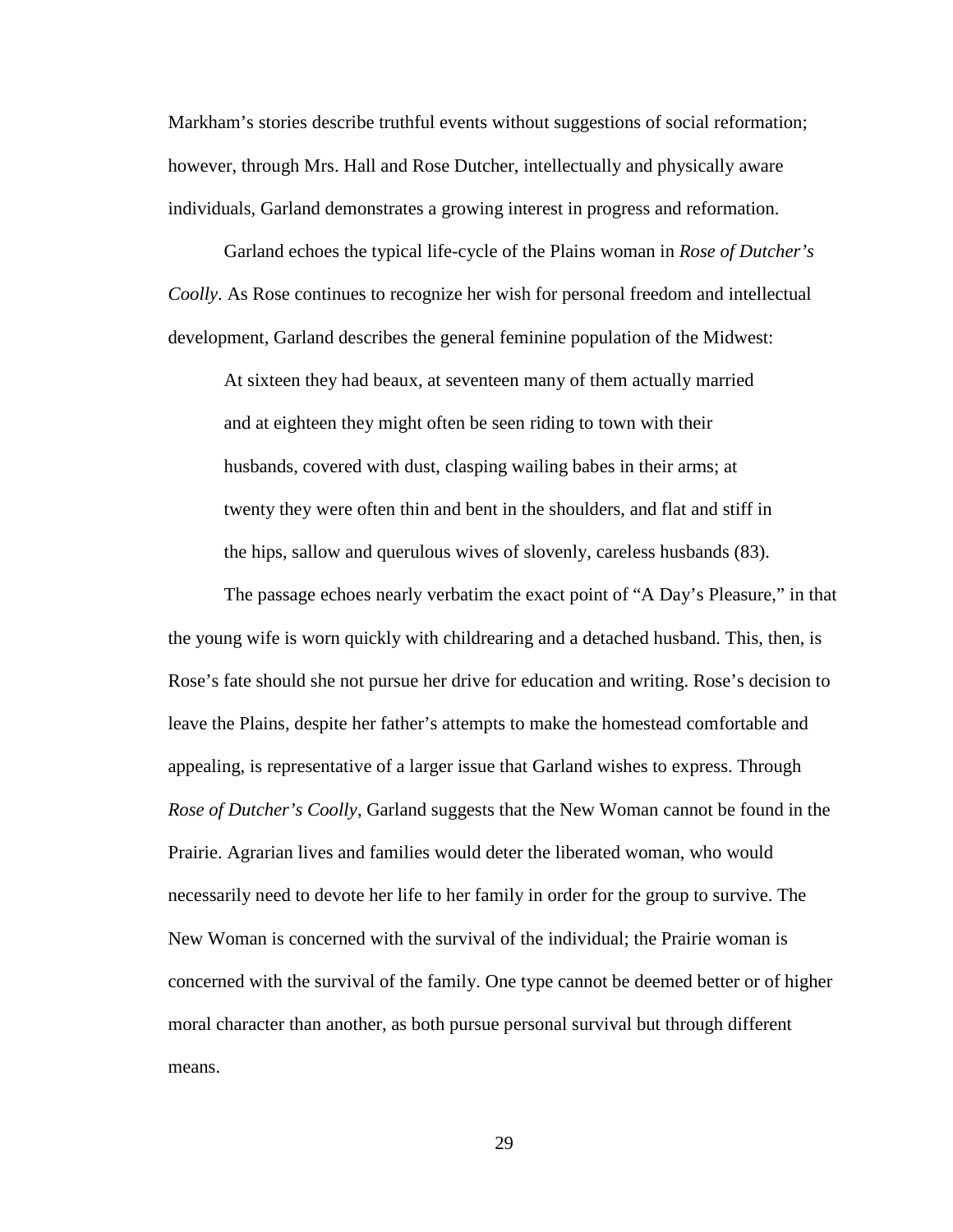Markham's stories describe truthful events without suggestions of social reformation; however, through Mrs. Hall and Rose Dutcher, intellectually and physically aware individuals, Garland demonstrates a growing interest in progress and reformation.

Garland echoes the typical life-cycle of the Plains woman in *Rose of Dutcher's Coolly*. As Rose continues to recognize her wish for personal freedom and intellectual development, Garland describes the general feminine population of the Midwest:

> At sixteen they had beaux, at seventeen many of them actually married and at eighteen they might often be seen riding to town with their husbands, covered with dust, clasping wailing babes in their arms; at twenty they were often thin and bent in the shoulders, and flat and stiff in the hips, sallow and querulous wives of slovenly, careless husbands (83).

The passage echoes nearly verbatim the exact point of "A Day's Pleasure," in that the young wife is worn quickly with childrearing and a detached husband. This, then, is Rose's fate should she not pursue her drive for education and writing. Rose's decision to leave the Plains, despite her father's attempts to make the homestead comfortable and appealing, is representative of a larger issue that Garland wishes to express. Through *Rose of Dutcher's Coolly*, Garland suggests that the New Woman cannot be found in the Prairie. Agrarian lives and families would deter the liberated woman, who would necessarily need to devote her life to her family in order for the group to survive. The New Woman is concerned with the survival of the individual; the Prairie woman is concerned with the survival of the family. One type cannot be deemed better or of higher moral character than another, as both pursue personal survival but through different means.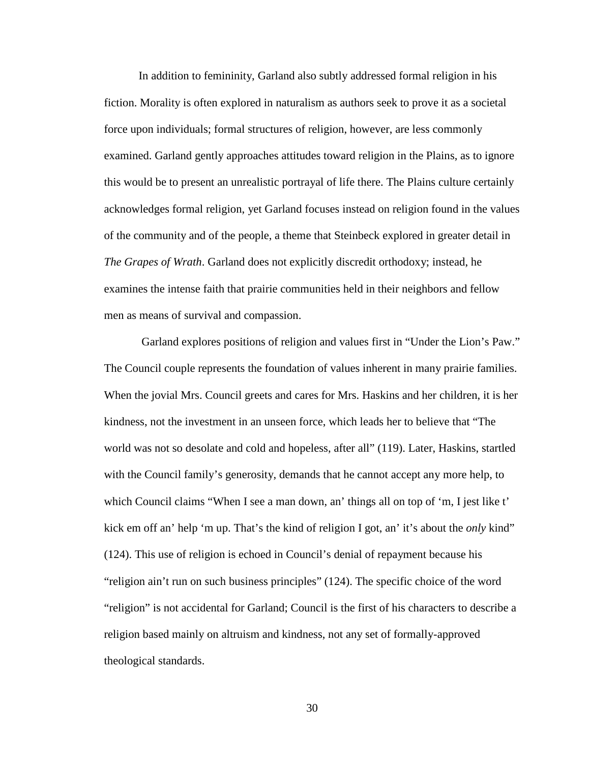In addition to femininity, Garland also subtly addressed formal religion in his fiction. Morality is often explored in naturalism as authors seek to prove it as a societal force upon individuals; formal structures of religion, however, are less commonly examined. Garland gently approaches attitudes toward religion in the Plains, as to ignore this would be to present an unrealistic portrayal of life there. The Plains culture certainly acknowledges formal religion, yet Garland focuses instead on religion found in the values of the community and of the people, a theme that Steinbeck explored in greater detail in *The Grapes of Wrath*. Garland does not explicitly discredit orthodoxy; instead, he examines the intense faith that prairie communities held in their neighbors and fellow men as means of survival and compassion.

Garland explores positions of religion and values first in "Under the Lion's Paw." The Council couple represents the foundation of values inherent in many prairie families. When the jovial Mrs. Council greets and cares for Mrs. Haskins and her children, it is her kindness, not the investment in an unseen force, which leads her to believe that "The world was not so desolate and cold and hopeless, after all" (119). Later, Haskins, startled with the Council family's generosity, demands that he cannot accept any more help, to which Council claims "When I see a man down, an' things all on top of 'm, I jest like t' kick em off an' help 'm up. That's the kind of religion I got, an' it's about the *only* kind" (124). This use of religion is echoed in Council's denial of repayment because his "religion ain't run on such business principles" (124). The specific choice of the word "religion" is not accidental for Garland; Council is the first of his characters to describe a religion based mainly on altruism and kindness, not any set of formally-approved theological standards.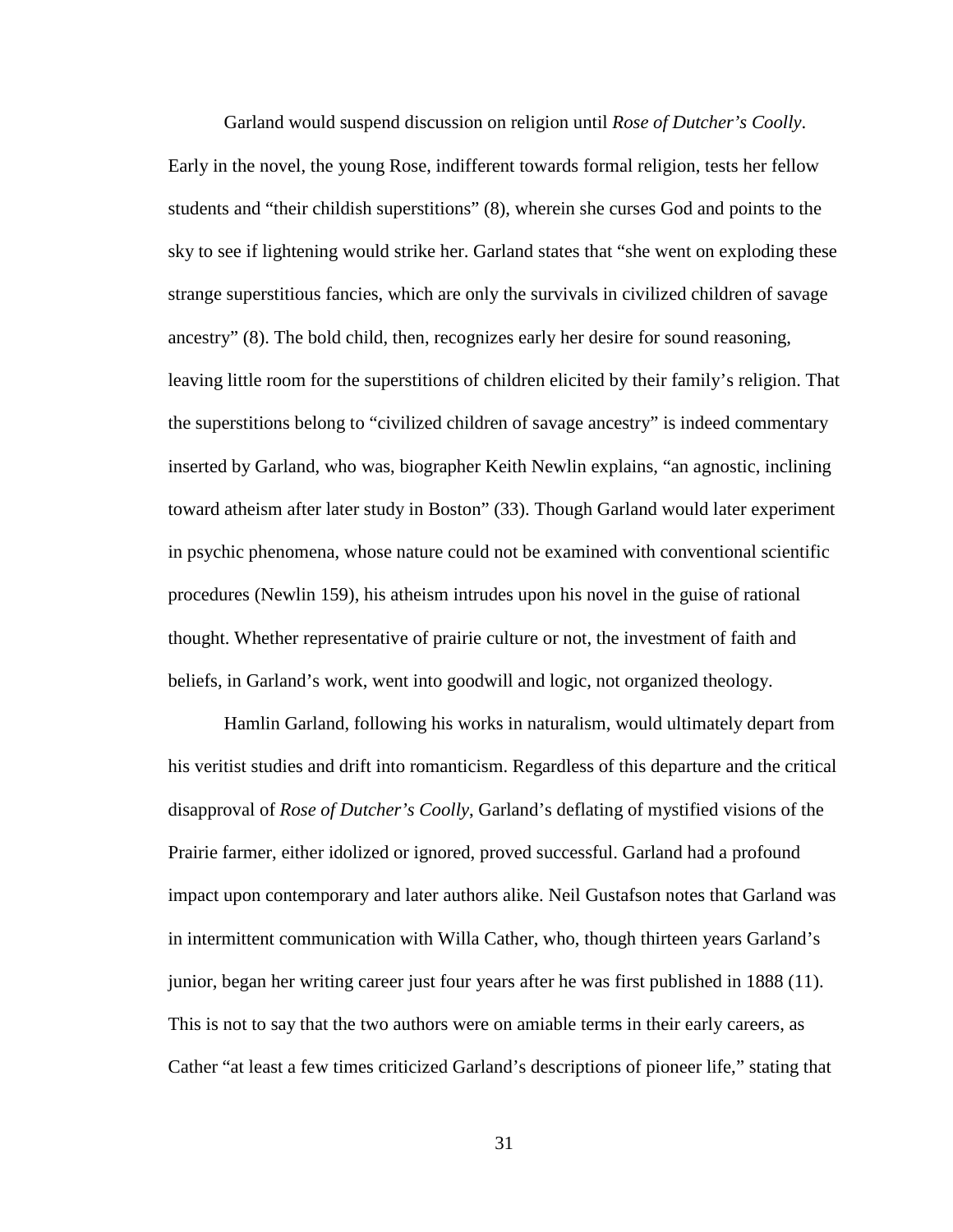Garland would suspend discussion on religion until *Rose of Dutcher's Coolly*. Early in the novel, the young Rose, indifferent towards formal religion, tests her fellow students and "their childish superstitions" (8), wherein she curses God and points to the sky to see if lightening would strike her. Garland states that "she went on exploding these strange superstitious fancies, which are only the survivals in civilized children of savage ancestry" (8). The bold child, then, recognizes early her desire for sound reasoning, leaving little room for the superstitions of children elicited by their family's religion. That the superstitions belong to "civilized children of savage ancestry" is indeed commentary inserted by Garland, who was, biographer Keith Newlin explains, "an agnostic, inclining toward atheism after later study in Boston" (33). Though Garland would later experiment in psychic phenomena, whose nature could not be examined with conventional scientific procedures (Newlin 159), his atheism intrudes upon his novel in the guise of rational thought. Whether representative of prairie culture or not, the investment of faith and beliefs, in Garland's work, went into goodwill and logic, not organized theology.

Hamlin Garland, following his works in naturalism, would ultimately depart from his veritist studies and drift into romanticism. Regardless of this departure and the critical disapproval of *Rose of Dutcher's Coolly*, Garland's deflating of mystified visions of the Prairie farmer, either idolized or ignored, proved successful. Garland had a profound impact upon contemporary and later authors alike. Neil Gustafson notes that Garland was in intermittent communication with Willa Cather, who, though thirteen years Garland's junior, began her writing career just four years after he was first published in 1888 (11). This is not to say that the two authors were on amiable terms in their early careers, as Cather "at least a few times criticized Garland's descriptions of pioneer life," stating that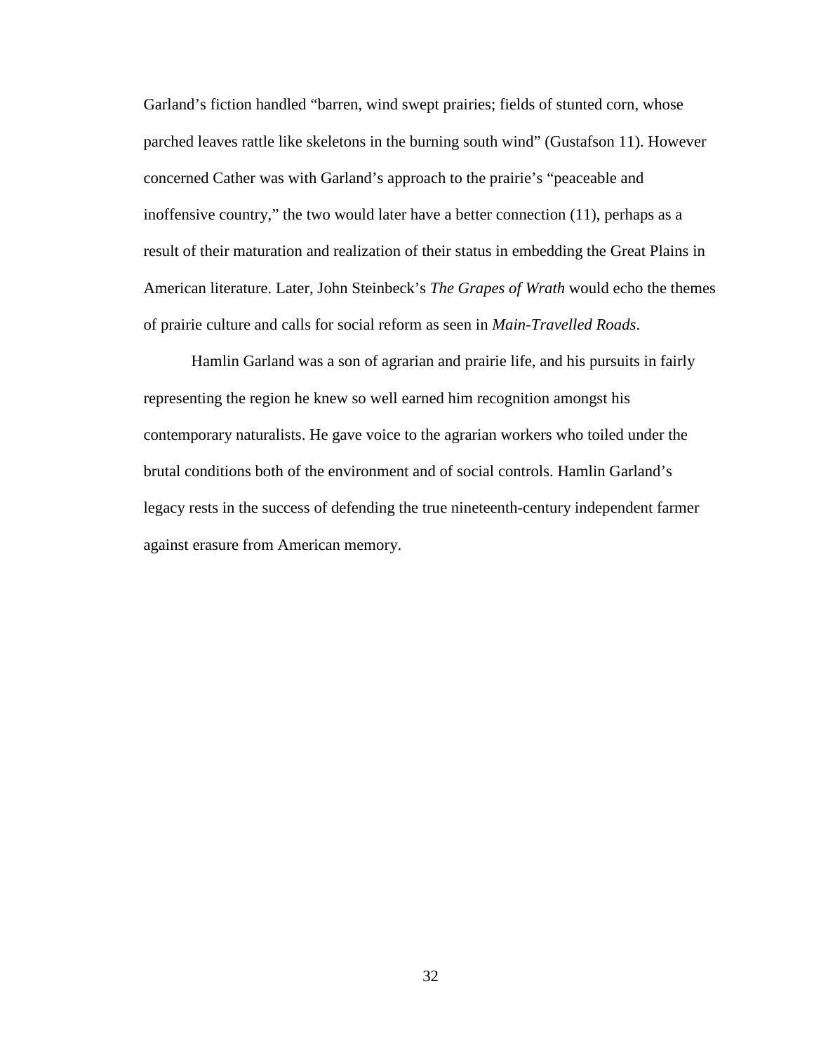Garland’s fiction handled “barren, wind swept prairies; fields of stunted corn, whose parched leaves rattle like skeletons in the burning south wind” (Gustafson 11). However concerned Cather was with Garland’s approach to the prairie’s “peaceable and inoffensive country,” the two would later have a better connection (11), perhaps as a result of their maturation and realization of their status in embedding the Great Plains in American literature. Later, John Steinbeck’s *The Grapes of Wrath* would echo the themes of prairie culture and calls for social reform as seen in *Main-Travelled Roads*.

Hamlin Garland was a son of agrarian and prairie life, and his pursuits in fairly representing the region he knew so well earned him recognition amongst his contemporary naturalists. He gave voice to the agrarian workers who toiled under the brutal conditions both of the environment and of social controls. Hamlin Garland’s legacy rests in the success of defending the true nineteenth-century independent farmer against erasure from American memory.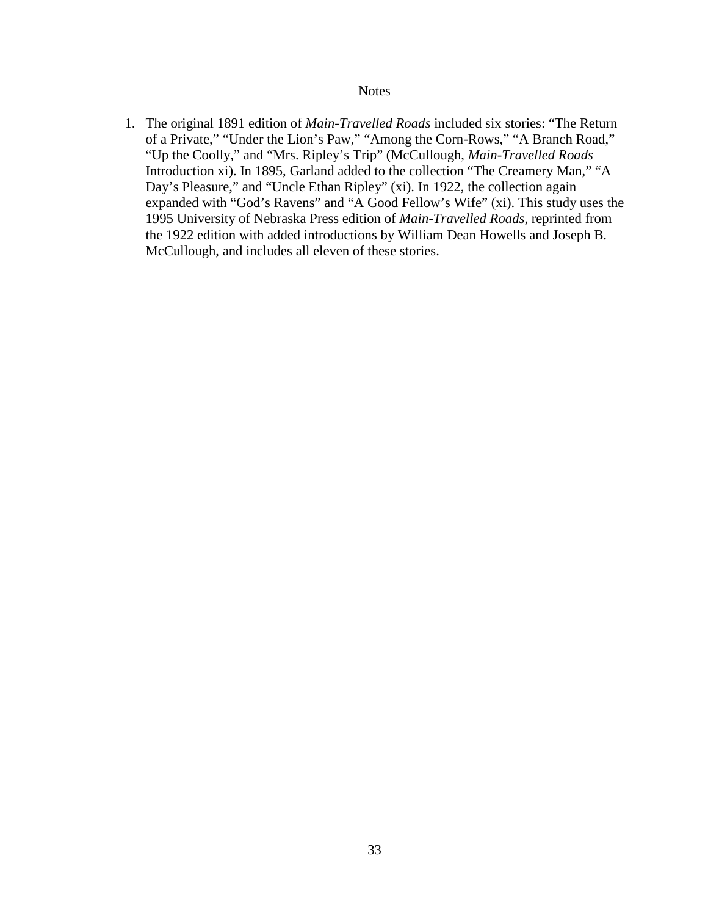# Notes

1. The original 1891 edition of *Main-Travelled Roads* included six stories: "The Return of a Private," "Under the Lion's Paw," "Among the Corn-Rows," "A Branch Road," "Up the Coolly," and "Mrs. Ripley's Trip" (McCullough, *Main-Travelled Roads* Introduction xi). In 1895, Garland added to the collection "The Creamery Man," "A Day's Pleasure," and "Uncle Ethan Ripley" (xi). In 1922, the collection again expanded with "God's Ravens" and "A Good Fellow's Wife" (xi). This study uses the 1995 University of Nebraska Press edition of *Main-Travelled Roads*, reprinted from the 1922 edition with added introductions by William Dean Howells and Joseph B. McCullough, and includes all eleven of these stories.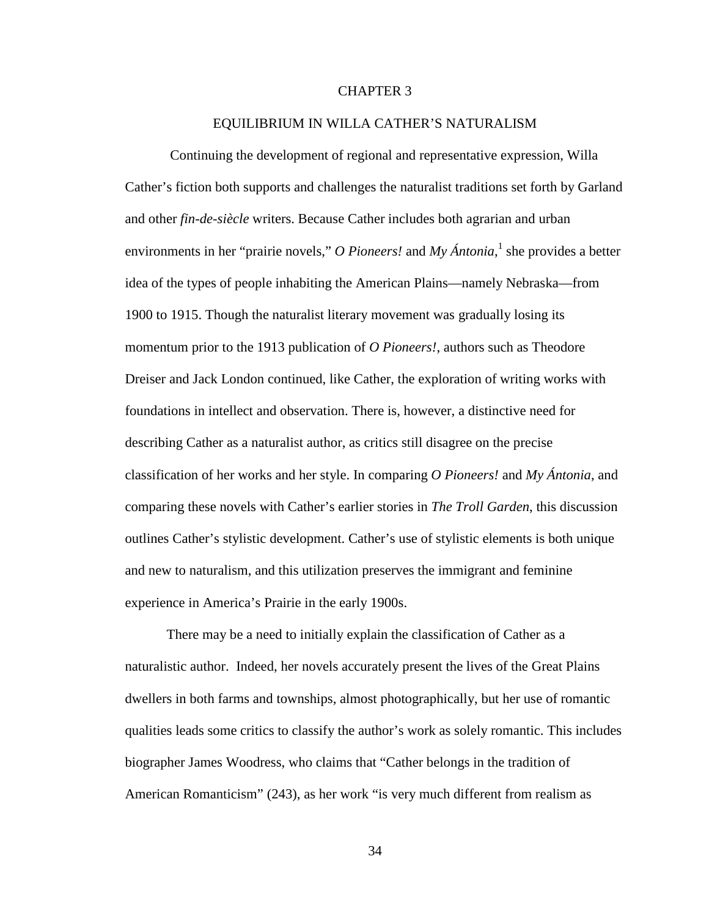# CHAPTER 3

## EQUILIBRIUM IN WILLA CATHER'S NATURALISM

Continuing the development of regional and representative expression, Willa Cather's fiction both supports and challenges the naturalist traditions set forth by Garland and other *fin-de-siècle* writers. Because Cather includes both agrarian and urban environments in her "prairie novels," *O Pioneers!* and *My Ántonia*,[1] she provides a better idea of the types of people inhabiting the American Plains—namely Nebraska—from 1900 to 1915. Though the naturalist literary movement was gradually losing its momentum prior to the 1913 publication of *O Pioneers!*, authors such as Theodore Dreiser and Jack London continued, like Cather, the exploration of writing works with foundations in intellect and observation. There is, however, a distinctive need for describing Cather as a naturalist author, as critics still disagree on the precise classification of her works and her style. In comparing *O Pioneers!* and *My Ántonia*, and comparing these novels with Cather's earlier stories in *The Troll Garden*, this discussion outlines Cather's stylistic development. Cather's use of stylistic elements is both unique and new to naturalism, and this utilization preserves the immigrant and feminine experience in America's Prairie in the early 1900s.

There may be a need to initially explain the classification of Cather as a naturalistic author. Indeed, her novels accurately present the lives of the Great Plains dwellers in both farms and townships, almost photographically, but her use of romantic qualities leads some critics to classify the author's work as solely romantic. This includes biographer James Woodress, who claims that "Cather belongs in the tradition of American Romanticism" (243), as her work "is very much different from realism as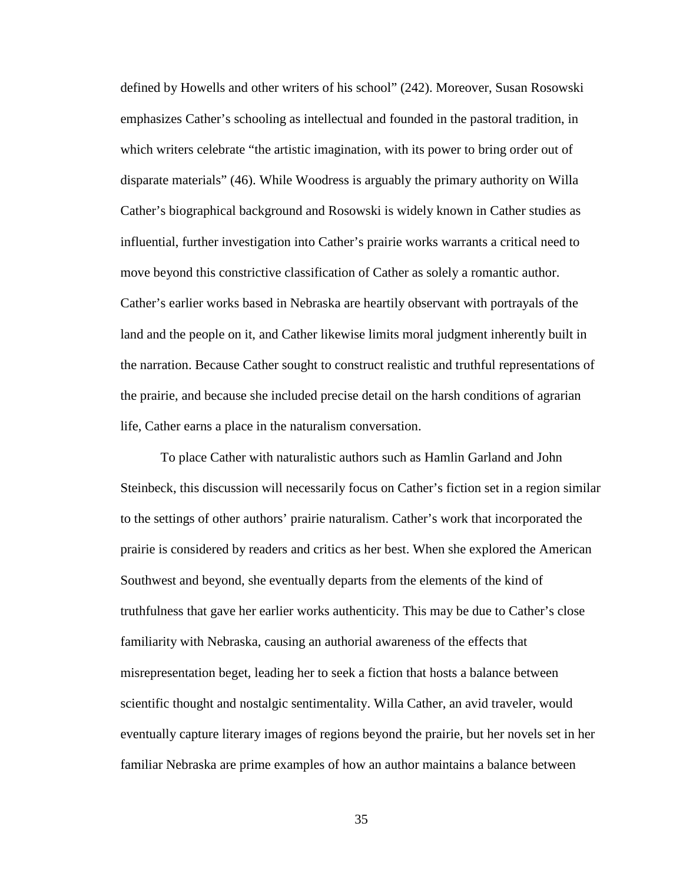defined by Howells and other writers of his school" (242). Moreover, Susan Rosowski emphasizes Cather's schooling as intellectual and founded in the pastoral tradition, in which writers celebrate "the artistic imagination, with its power to bring order out of disparate materials" (46). While Woodress is arguably the primary authority on Willa Cather's biographical background and Rosowski is widely known in Cather studies as influential, further investigation into Cather's prairie works warrants a critical need to move beyond this constrictive classification of Cather as solely a romantic author. Cather's earlier works based in Nebraska are heartily observant with portrayals of the land and the people on it, and Cather likewise limits moral judgment inherently built in the narration. Because Cather sought to construct realistic and truthful representations of the prairie, and because she included precise detail on the harsh conditions of agrarian life, Cather earns a place in the naturalism conversation.

To place Cather with naturalistic authors such as Hamlin Garland and John Steinbeck, this discussion will necessarily focus on Cather's fiction set in a region similar to the settings of other authors' prairie naturalism. Cather's work that incorporated the prairie is considered by readers and critics as her best. When she explored the American Southwest and beyond, she eventually departs from the elements of the kind of truthfulness that gave her earlier works authenticity. This may be due to Cather's close familiarity with Nebraska, causing an authorial awareness of the effects that misrepresentation beget, leading her to seek a fiction that hosts a balance between scientific thought and nostalgic sentimentality. Willa Cather, an avid traveler, would eventually capture literary images of regions beyond the prairie, but her novels set in her familiar Nebraska are prime examples of how an author maintains a balance between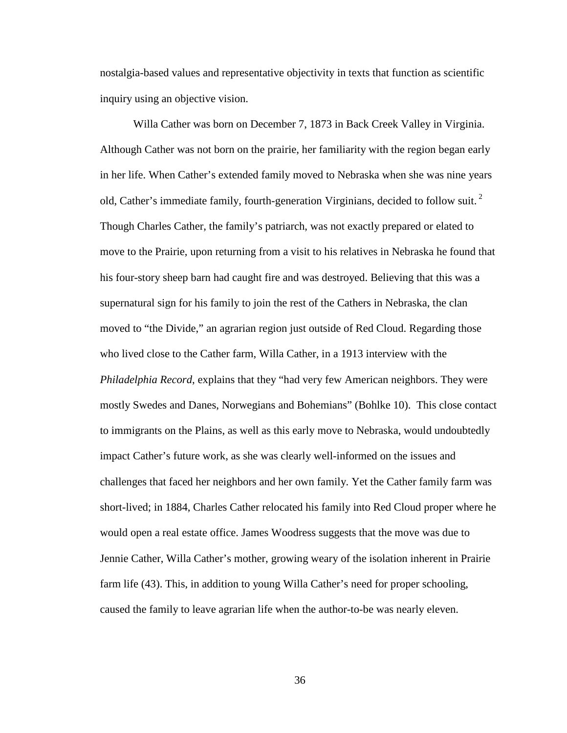nostalgia-based values and representative objectivity in texts that function as scientific inquiry using an objective vision.

Willa Cather was born on December 7, 1873 in Back Creek Valley in Virginia. Although Cather was not born on the prairie, her familiarity with the region began early in her life. When Cather's extended family moved to Nebraska when she was nine years old, Cather's immediate family, fourth-generation Virginians, decided to follow suit.[2] Though Charles Cather, the family's patriarch, was not exactly prepared or elated to move to the Prairie, upon returning from a visit to his relatives in Nebraska he found that his four-story sheep barn had caught fire and was destroyed. Believing that this was a supernatural sign for his family to join the rest of the Cathers in Nebraska, the clan moved to "the Divide," an agrarian region just outside of Red Cloud. Regarding those who lived close to the Cather farm, Willa Cather, in a 1913 interview with the *Philadelphia Record*, explains that they "had very few American neighbors. They were mostly Swedes and Danes, Norwegians and Bohemians" (Bohlke 10). This close contact to immigrants on the Plains, as well as this early move to Nebraska, would undoubtedly impact Cather's future work, as she was clearly well-informed on the issues and challenges that faced her neighbors and her own family. Yet the Cather family farm was short-lived; in 1884, Charles Cather relocated his family into Red Cloud proper where he would open a real estate office. James Woodress suggests that the move was due to Jennie Cather, Willa Cather's mother, growing weary of the isolation inherent in Prairie farm life (43). This, in addition to young Willa Cather's need for proper schooling, caused the family to leave agrarian life when the author-to-be was nearly eleven.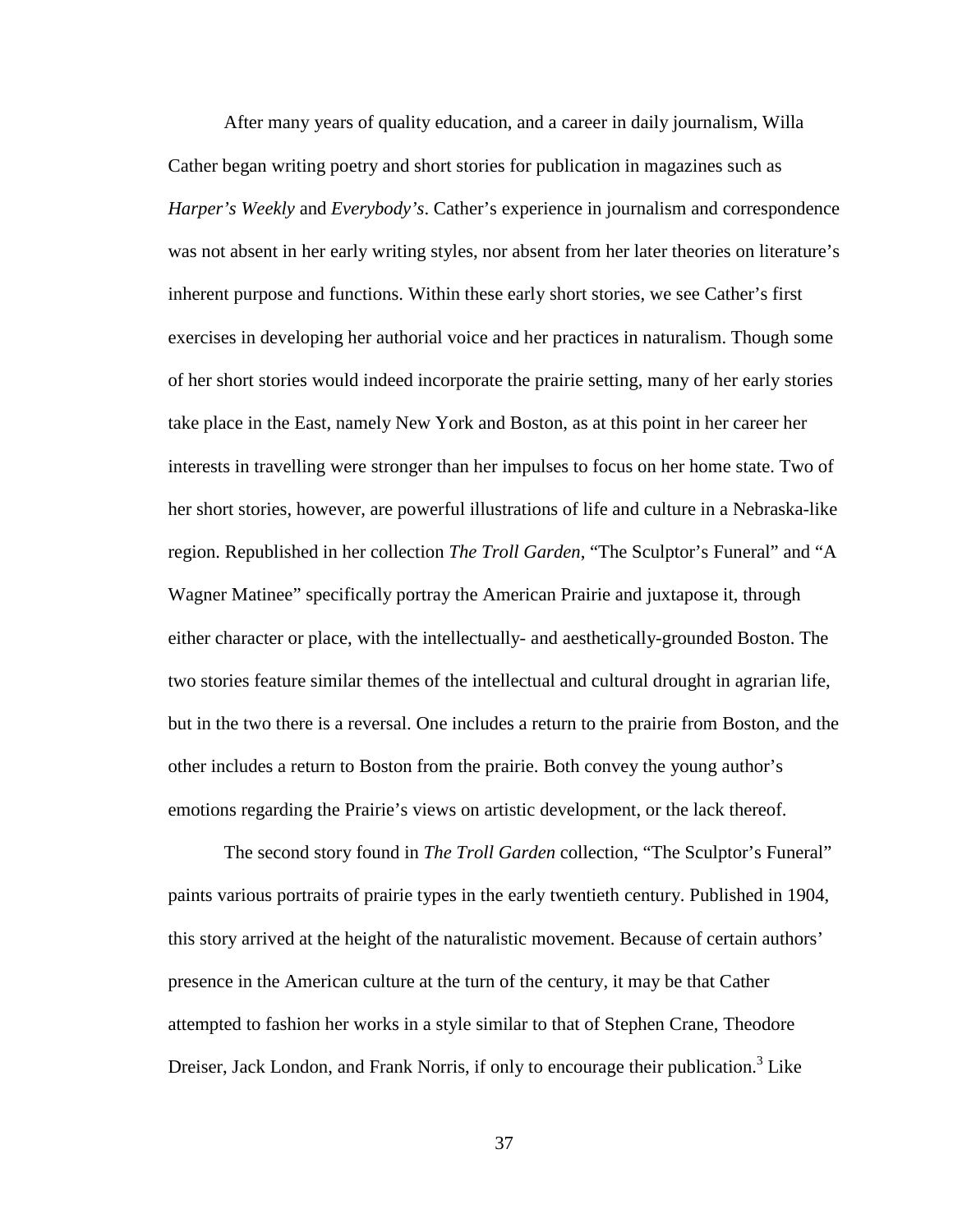After many years of quality education, and a career in daily journalism, Willa Cather began writing poetry and short stories for publication in magazines such as *Harper's Weekly* and *Everybody's*. Cather's experience in journalism and correspondence was not absent in her early writing styles, nor absent from her later theories on literature's inherent purpose and functions. Within these early short stories, we see Cather's first exercises in developing her authorial voice and her practices in naturalism. Though some of her short stories would indeed incorporate the prairie setting, many of her early stories take place in the East, namely New York and Boston, as at this point in her career her interests in travelling were stronger than her impulses to focus on her home state. Two of her short stories, however, are powerful illustrations of life and culture in a Nebraska-like region. Republished in her collection *The Troll Garden*, "The Sculptor's Funeral" and "A Wagner Matinee" specifically portray the American Prairie and juxtapose it, through either character or place, with the intellectually- and aesthetically-grounded Boston. The two stories feature similar themes of the intellectual and cultural drought in agrarian life, but in the two there is a reversal. One includes a return to the prairie from Boston, and the other includes a return to Boston from the prairie. Both convey the young author's emotions regarding the Prairie's views on artistic development, or the lack thereof.

The second story found in *The Troll Garden* collection, "The Sculptor's Funeral" paints various portraits of prairie types in the early twentieth century. Published in 1904, this story arrived at the height of the naturalistic movement. Because of certain authors' presence in the American culture at the turn of the century, it may be that Cather attempted to fashion her works in a style similar to that of Stephen Crane, Theodore Dreiser, Jack London, and Frank Norris, if only to encourage their publication.[3] Like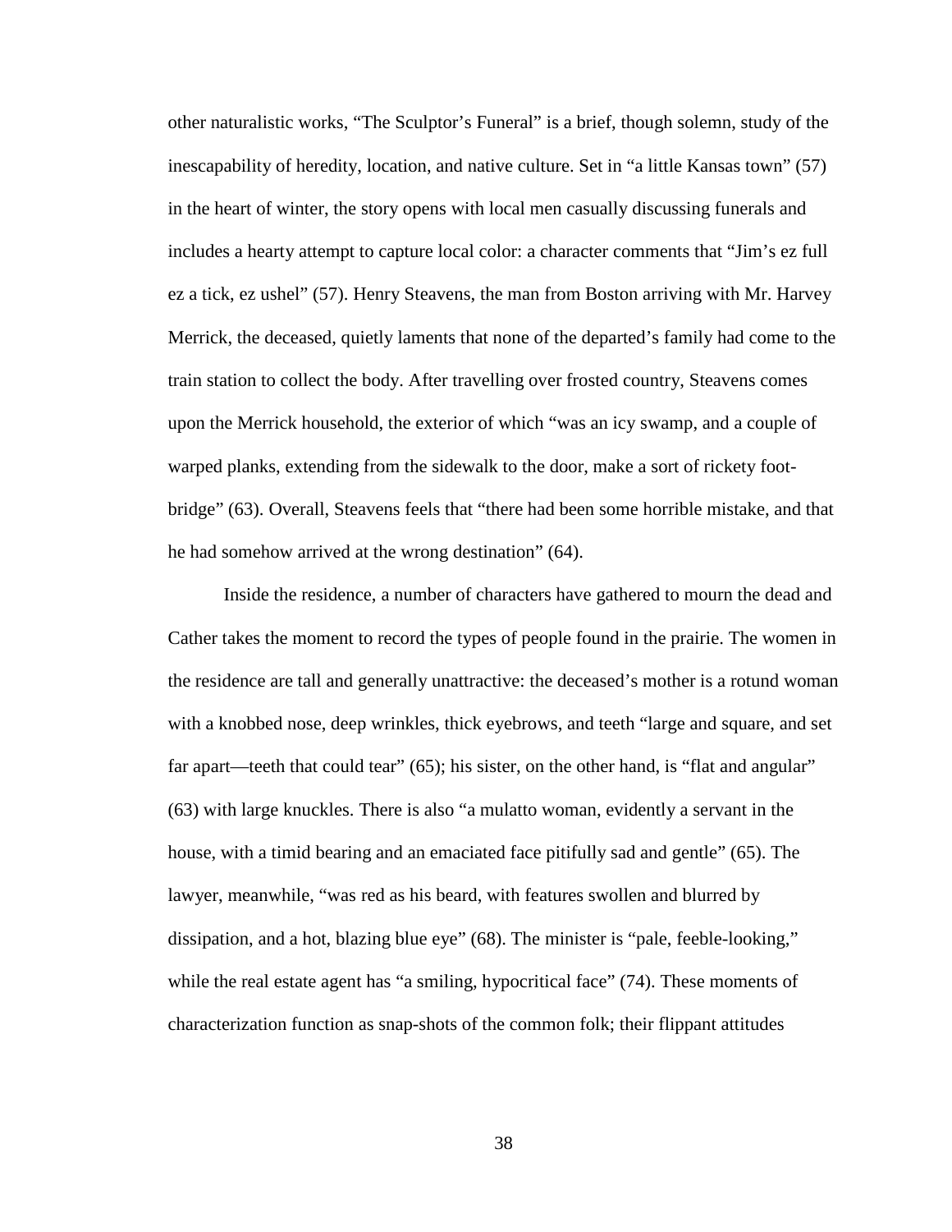other naturalistic works, "The Sculptor's Funeral" is a brief, though solemn, study of the inescapability of heredity, location, and native culture. Set in "a little Kansas town" (57) in the heart of winter, the story opens with local men casually discussing funerals and includes a hearty attempt to capture local color: a character comments that "Jim's ez full ez a tick, ez ushel" (57). Henry Steavens, the man from Boston arriving with Mr. Harvey Merrick, the deceased, quietly laments that none of the departed's family had come to the train station to collect the body. After travelling over frosted country, Steavens comes upon the Merrick household, the exterior of which "was an icy swamp, and a couple of warped planks, extending from the sidewalk to the door, make a sort of rickety foot-bridge" (63). Overall, Steavens feels that "there had been some horrible mistake, and that he had somehow arrived at the wrong destination" (64).

Inside the residence, a number of characters have gathered to mourn the dead and Cather takes the moment to record the types of people found in the prairie. The women in the residence are tall and generally unattractive: the deceased's mother is a rotund woman with a knobbed nose, deep wrinkles, thick eyebrows, and teeth "large and square, and set far apart—teeth that could tear" (65); his sister, on the other hand, is "flat and angular" (63) with large knuckles. There is also "a mulatto woman, evidently a servant in the house, with a timid bearing and an emaciated face pitifully sad and gentle" (65). The lawyer, meanwhile, "was red as his beard, with features swollen and blurred by dissipation, and a hot, blazing blue eye" (68). The minister is "pale, feeble-looking," while the real estate agent has "a smiling, hypocritical face" (74). These moments of characterization function as snap-shots of the common folk; their flippant attitudes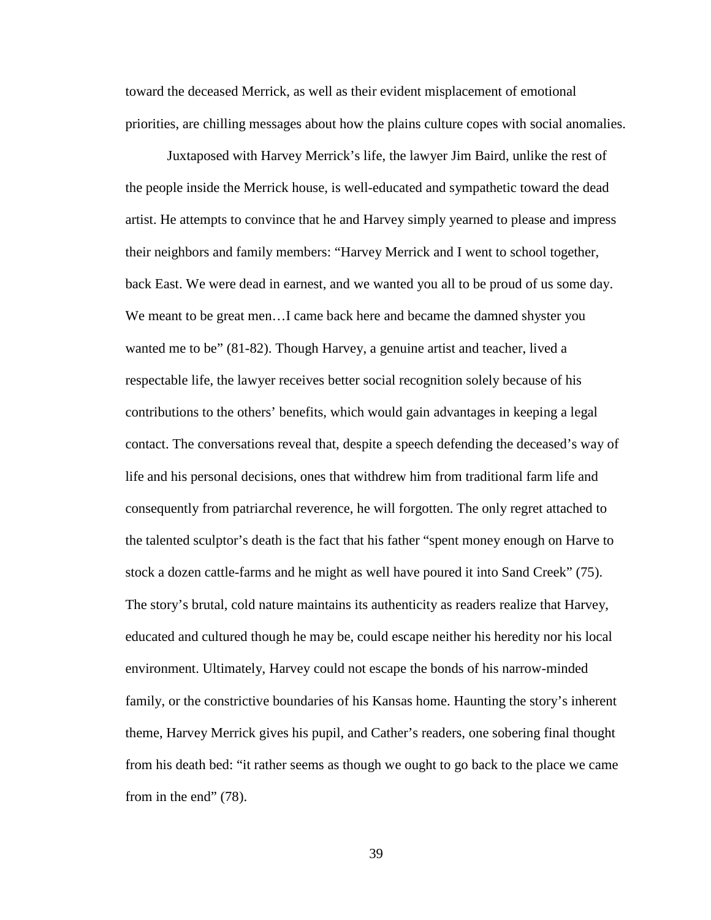toward the deceased Merrick, as well as their evident misplacement of emotional priorities, are chilling messages about how the plains culture copes with social anomalies.

Juxtaposed with Harvey Merrick's life, the lawyer Jim Baird, unlike the rest of the people inside the Merrick house, is well-educated and sympathetic toward the dead artist. He attempts to convince that he and Harvey simply yearned to please and impress their neighbors and family members: "Harvey Merrick and I went to school together, back East. We were dead in earnest, and we wanted you all to be proud of us some day. We meant to be great men…I came back here and became the damned shyster you wanted me to be" (81-82). Though Harvey, a genuine artist and teacher, lived a respectable life, the lawyer receives better social recognition solely because of his contributions to the others' benefits, which would gain advantages in keeping a legal contact. The conversations reveal that, despite a speech defending the deceased's way of life and his personal decisions, ones that withdrew him from traditional farm life and consequently from patriarchal reverence, he will forgotten. The only regret attached to the talented sculptor's death is the fact that his father "spent money enough on Harve to stock a dozen cattle-farms and he might as well have poured it into Sand Creek" (75). The story's brutal, cold nature maintains its authenticity as readers realize that Harvey, educated and cultured though he may be, could escape neither his heredity nor his local environment. Ultimately, Harvey could not escape the bonds of his narrow-minded family, or the constrictive boundaries of his Kansas home. Haunting the story's inherent theme, Harvey Merrick gives his pupil, and Cather's readers, one sobering final thought from his death bed: "it rather seems as though we ought to go back to the place we came from in the end" (78).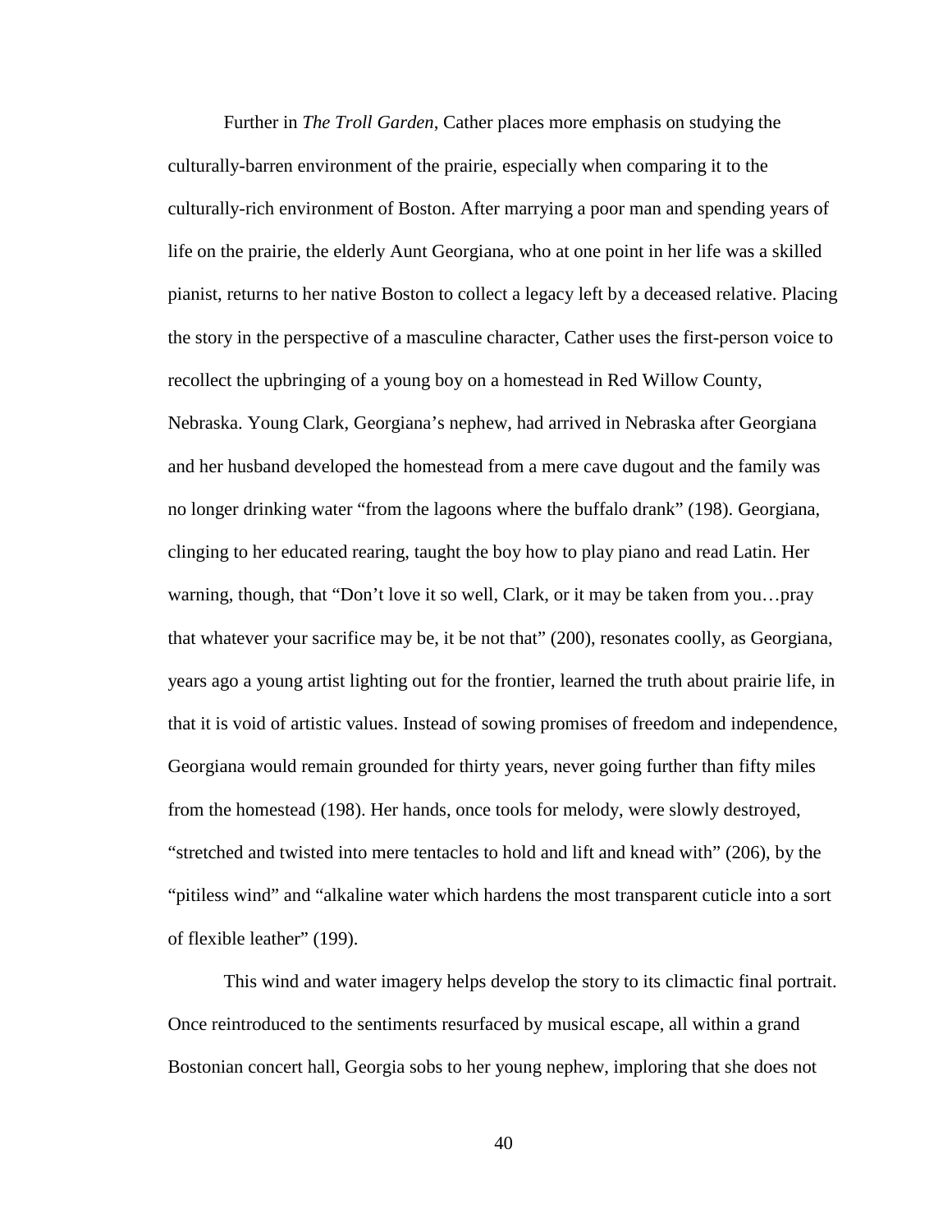Further in *The Troll Garden*, Cather places more emphasis on studying the culturally-barren environment of the prairie, especially when comparing it to the culturally-rich environment of Boston. After marrying a poor man and spending years of life on the prairie, the elderly Aunt Georgiana, who at one point in her life was a skilled pianist, returns to her native Boston to collect a legacy left by a deceased relative. Placing the story in the perspective of a masculine character, Cather uses the first-person voice to recollect the upbringing of a young boy on a homestead in Red Willow County, Nebraska. Young Clark, Georgiana's nephew, had arrived in Nebraska after Georgiana and her husband developed the homestead from a mere cave dugout and the family was no longer drinking water "from the lagoons where the buffalo drank" (198). Georgiana, clinging to her educated rearing, taught the boy how to play piano and read Latin. Her warning, though, that "Don't love it so well, Clark, or it may be taken from you…pray that whatever your sacrifice may be, it be not that" (200), resonates coolly, as Georgiana, years ago a young artist lighting out for the frontier, learned the truth about prairie life, in that it is void of artistic values. Instead of sowing promises of freedom and independence, Georgiana would remain grounded for thirty years, never going further than fifty miles from the homestead (198). Her hands, once tools for melody, were slowly destroyed, "stretched and twisted into mere tentacles to hold and lift and knead with" (206), by the "pitiless wind" and "alkaline water which hardens the most transparent cuticle into a sort of flexible leather" (199).

This wind and water imagery helps develop the story to its climactic final portrait. Once reintroduced to the sentiments resurfaced by musical escape, all within a grand Bostonian concert hall, Georgia sobs to her young nephew, imploring that she does not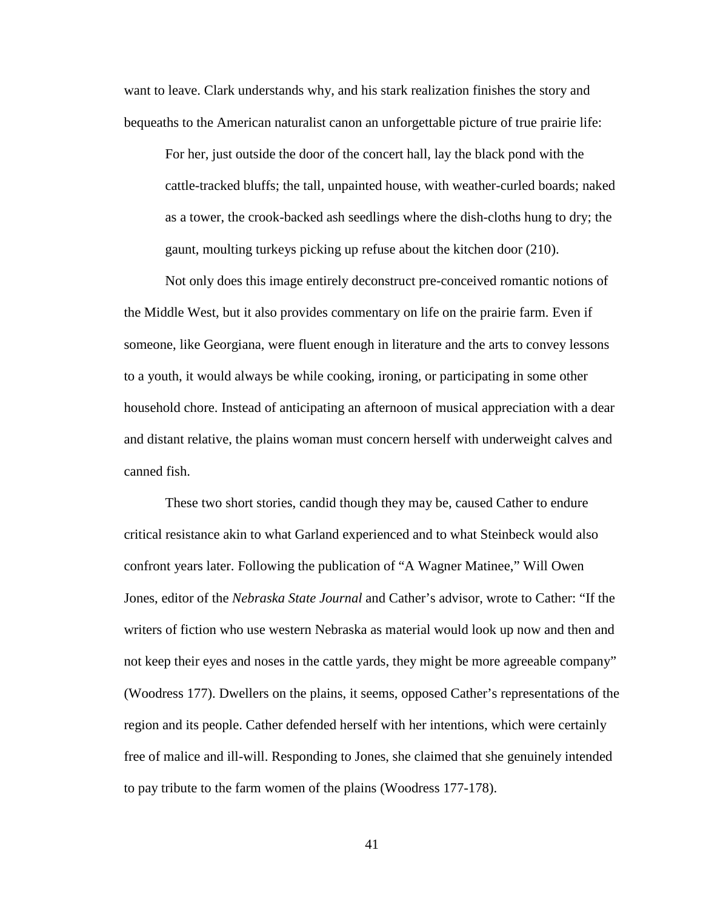want to leave. Clark understands why, and his stark realization finishes the story and bequeaths to the American naturalist canon an unforgettable picture of true prairie life:

> For her, just outside the door of the concert hall, lay the black pond with the cattle-tracked bluffs; the tall, unpainted house, with weather-curled boards; naked as a tower, the crook-backed ash seedlings where the dish-cloths hung to dry; the gaunt, moulting turkeys picking up refuse about the kitchen door (210).

Not only does this image entirely deconstruct pre-conceived romantic notions of the Middle West, but it also provides commentary on life on the prairie farm. Even if someone, like Georgiana, were fluent enough in literature and the arts to convey lessons to a youth, it would always be while cooking, ironing, or participating in some other household chore. Instead of anticipating an afternoon of musical appreciation with a dear and distant relative, the plains woman must concern herself with underweight calves and canned fish.

These two short stories, candid though they may be, caused Cather to endure critical resistance akin to what Garland experienced and to what Steinbeck would also confront years later. Following the publication of "A Wagner Matinee," Will Owen Jones, editor of the *Nebraska State Journal* and Cather's advisor, wrote to Cather: "If the writers of fiction who use western Nebraska as material would look up now and then and not keep their eyes and noses in the cattle yards, they might be more agreeable company" (Woodress 177). Dwellers on the plains, it seems, opposed Cather's representations of the region and its people. Cather defended herself with her intentions, which were certainly free of malice and ill-will. Responding to Jones, she claimed that she genuinely intended to pay tribute to the farm women of the plains (Woodress 177-178).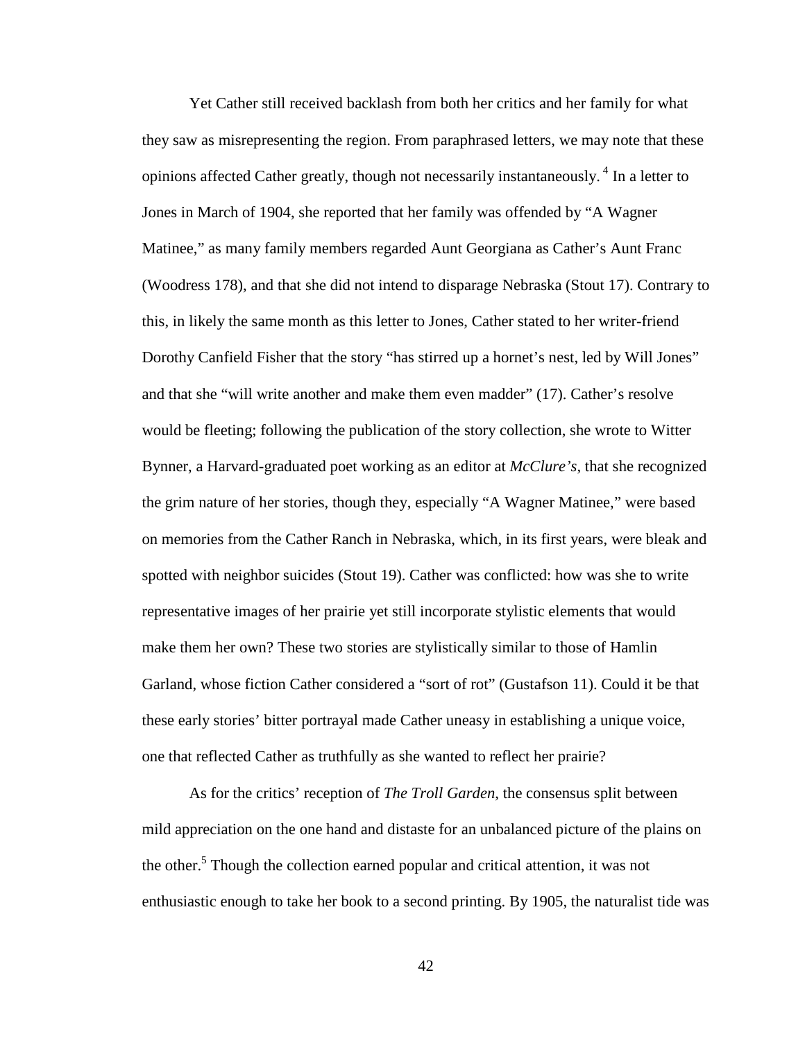Yet Cather still received backlash from both her critics and her family for what they saw as misrepresenting the region. From paraphrased letters, we may note that these opinions affected Cather greatly, though not necessarily instantaneously. [4] In a letter to Jones in March of 1904, she reported that her family was offended by "A Wagner Matinee," as many family members regarded Aunt Georgiana as Cather's Aunt Franc (Woodress 178), and that she did not intend to disparage Nebraska (Stout 17). Contrary to this, in likely the same month as this letter to Jones, Cather stated to her writer-friend Dorothy Canfield Fisher that the story "has stirred up a hornet's nest, led by Will Jones" and that she "will write another and make them even madder" (17). Cather's resolve would be fleeting; following the publication of the story collection, she wrote to Witter Bynner, a Harvard-graduated poet working as an editor at *McClure's*, that she recognized the grim nature of her stories, though they, especially "A Wagner Matinee," were based on memories from the Cather Ranch in Nebraska, which, in its first years, were bleak and spotted with neighbor suicides (Stout 19). Cather was conflicted: how was she to write representative images of her prairie yet still incorporate stylistic elements that would make them her own? These two stories are stylistically similar to those of Hamlin Garland, whose fiction Cather considered a "sort of rot" (Gustafson 11). Could it be that these early stories' bitter portrayal made Cather uneasy in establishing a unique voice, one that reflected Cather as truthfully as she wanted to reflect her prairie?

As for the critics' reception of *The Troll Garden*, the consensus split between mild appreciation on the one hand and distaste for an unbalanced picture of the plains on the other.[5] Though the collection earned popular and critical attention, it was not enthusiastic enough to take her book to a second printing. By 1905, the naturalist tide was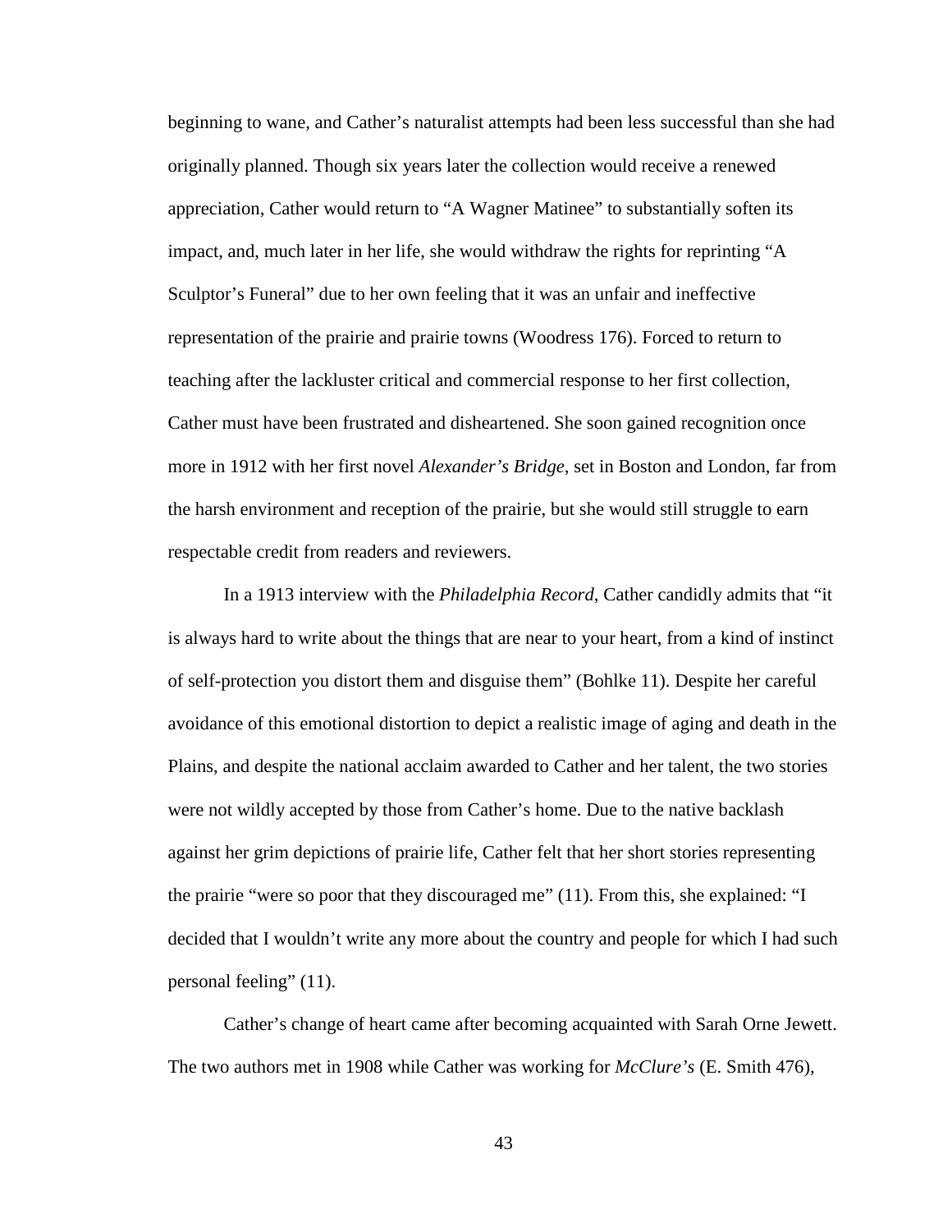beginning to wane, and Cather's naturalist attempts had been less successful than she had originally planned. Though six years later the collection would receive a renewed appreciation, Cather would return to "A Wagner Matinee" to substantially soften its impact, and, much later in her life, she would withdraw the rights for reprinting "A Sculptor's Funeral" due to her own feeling that it was an unfair and ineffective representation of the prairie and prairie towns (Woodress 176). Forced to return to teaching after the lackluster critical and commercial response to her first collection, Cather must have been frustrated and disheartened. She soon gained recognition once more in 1912 with her first novel *Alexander's Bridge*, set in Boston and London, far from the harsh environment and reception of the prairie, but she would still struggle to earn respectable credit from readers and reviewers.

In a 1913 interview with the *Philadelphia Record*, Cather candidly admits that "it is always hard to write about the things that are near to your heart, from a kind of instinct of self-protection you distort them and disguise them" (Bohlke 11). Despite her careful avoidance of this emotional distortion to depict a realistic image of aging and death in the Plains, and despite the national acclaim awarded to Cather and her talent, the two stories were not wildly accepted by those from Cather's home. Due to the native backlash against her grim depictions of prairie life, Cather felt that her short stories representing the prairie "were so poor that they discouraged me" (11). From this, she explained: "I decided that I wouldn't write any more about the country and people for which I had such personal feeling" (11).

Cather's change of heart came after becoming acquainted with Sarah Orne Jewett. The two authors met in 1908 while Cather was working for *McClure's* (E. Smith 476),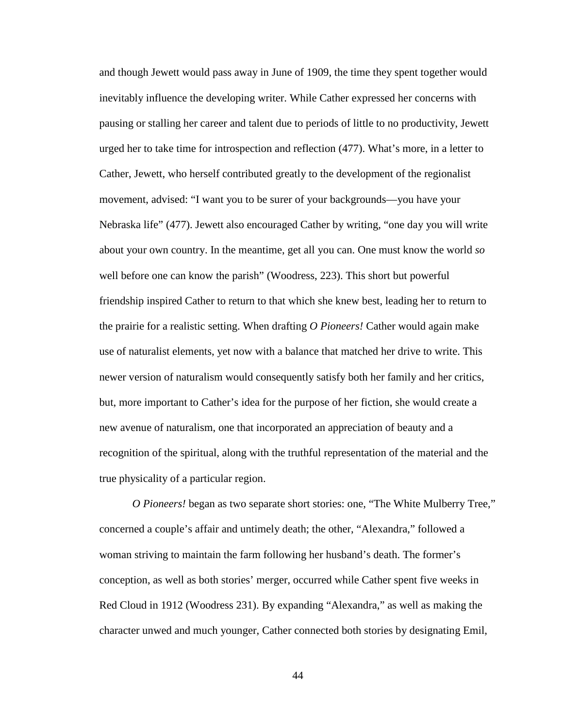and though Jewett would pass away in June of 1909, the time they spent together would inevitably influence the developing writer. While Cather expressed her concerns with pausing or stalling her career and talent due to periods of little to no productivity, Jewett urged her to take time for introspection and reflection (477). What's more, in a letter to Cather, Jewett, who herself contributed greatly to the development of the regionalist movement, advised: "I want you to be surer of your backgrounds—you have your Nebraska life" (477). Jewett also encouraged Cather by writing, "one day you will write about your own country. In the meantime, get all you can. One must know the world *so* well before one can know the parish" (Woodress, 223). This short but powerful friendship inspired Cather to return to that which she knew best, leading her to return to the prairie for a realistic setting. When drafting *O Pioneers!* Cather would again make use of naturalist elements, yet now with a balance that matched her drive to write. This newer version of naturalism would consequently satisfy both her family and her critics, but, more important to Cather's idea for the purpose of her fiction, she would create a new avenue of naturalism, one that incorporated an appreciation of beauty and a recognition of the spiritual, along with the truthful representation of the material and the true physicality of a particular region.

*O Pioneers!* began as two separate short stories: one, "The White Mulberry Tree," concerned a couple's affair and untimely death; the other, "Alexandra," followed a woman striving to maintain the farm following her husband's death. The former's conception, as well as both stories' merger, occurred while Cather spent five weeks in Red Cloud in 1912 (Woodress 231). By expanding "Alexandra," as well as making the character unwed and much younger, Cather connected both stories by designating Emil,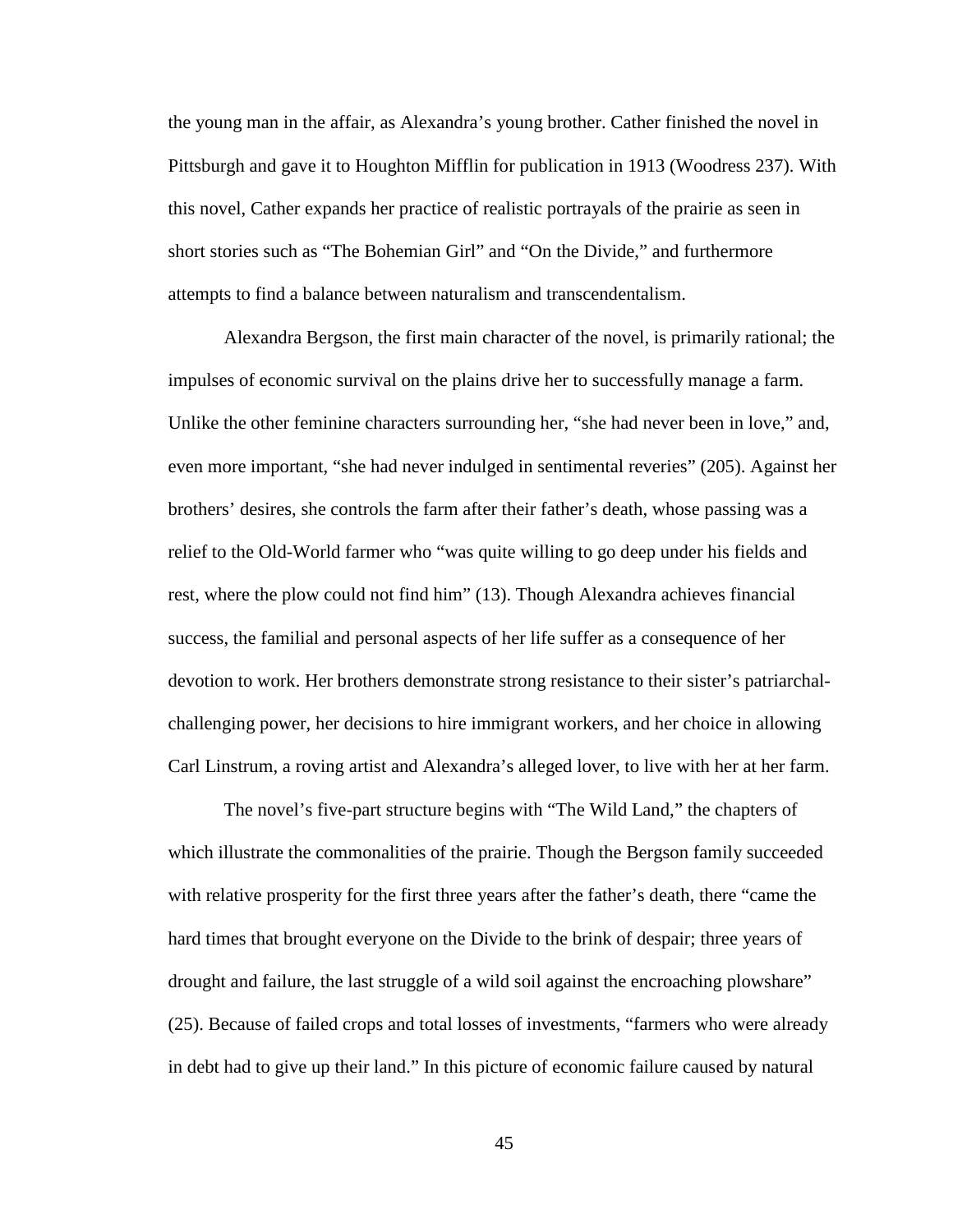the young man in the affair, as Alexandra's young brother. Cather finished the novel in Pittsburgh and gave it to Houghton Mifflin for publication in 1913 (Woodress 237). With this novel, Cather expands her practice of realistic portrayals of the prairie as seen in short stories such as "The Bohemian Girl" and "On the Divide," and furthermore attempts to find a balance between naturalism and transcendentalism.

Alexandra Bergson, the first main character of the novel, is primarily rational; the impulses of economic survival on the plains drive her to successfully manage a farm. Unlike the other feminine characters surrounding her, "she had never been in love," and, even more important, "she had never indulged in sentimental reveries" (205). Against her brothers' desires, she controls the farm after their father's death, whose passing was a relief to the Old-World farmer who "was quite willing to go deep under his fields and rest, where the plow could not find him" (13). Though Alexandra achieves financial success, the familial and personal aspects of her life suffer as a consequence of her devotion to work. Her brothers demonstrate strong resistance to their sister's patriarchal-challenging power, her decisions to hire immigrant workers, and her choice in allowing Carl Linstrum, a roving artist and Alexandra's alleged lover, to live with her at her farm.

The novel's five-part structure begins with "The Wild Land," the chapters of which illustrate the commonalities of the prairie. Though the Bergson family succeeded with relative prosperity for the first three years after the father's death, there "came the hard times that brought everyone on the Divide to the brink of despair; three years of drought and failure, the last struggle of a wild soil against the encroaching plowshare" (25). Because of failed crops and total losses of investments, "farmers who were already in debt had to give up their land." In this picture of economic failure caused by natural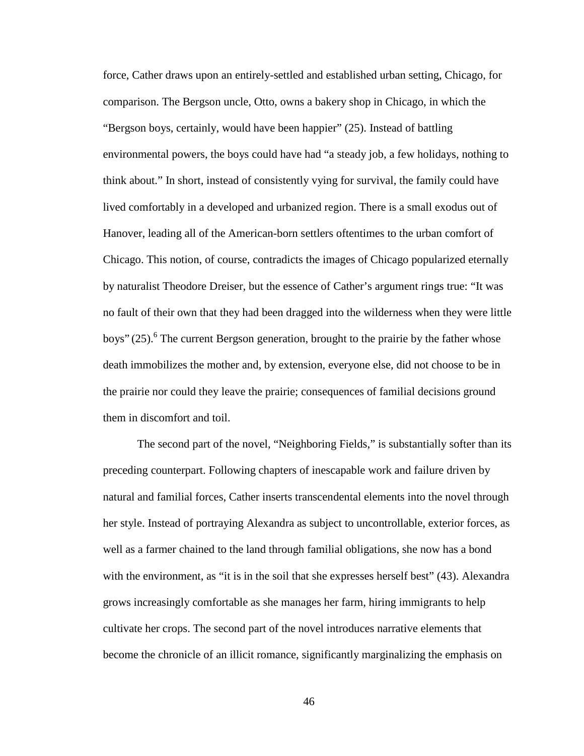force, Cather draws upon an entirely-settled and established urban setting, Chicago, for comparison. The Bergson uncle, Otto, owns a bakery shop in Chicago, in which the "Bergson boys, certainly, would have been happier" (25). Instead of battling environmental powers, the boys could have had "a steady job, a few holidays, nothing to think about." In short, instead of consistently vying for survival, the family could have lived comfortably in a developed and urbanized region. There is a small exodus out of Hanover, leading all of the American-born settlers oftentimes to the urban comfort of Chicago. This notion, of course, contradicts the images of Chicago popularized eternally by naturalist Theodore Dreiser, but the essence of Cather's argument rings true: "It was no fault of their own that they had been dragged into the wilderness when they were little boys" (25).[6] The current Bergson generation, brought to the prairie by the father whose death immobilizes the mother and, by extension, everyone else, did not choose to be in the prairie nor could they leave the prairie; consequences of familial decisions ground them in discomfort and toil.

The second part of the novel, "Neighboring Fields," is substantially softer than its preceding counterpart. Following chapters of inescapable work and failure driven by natural and familial forces, Cather inserts transcendental elements into the novel through her style. Instead of portraying Alexandra as subject to uncontrollable, exterior forces, as well as a farmer chained to the land through familial obligations, she now has a bond with the environment, as "it is in the soil that she expresses herself best" (43). Alexandra grows increasingly comfortable as she manages her farm, hiring immigrants to help cultivate her crops. The second part of the novel introduces narrative elements that become the chronicle of an illicit romance, significantly marginalizing the emphasis on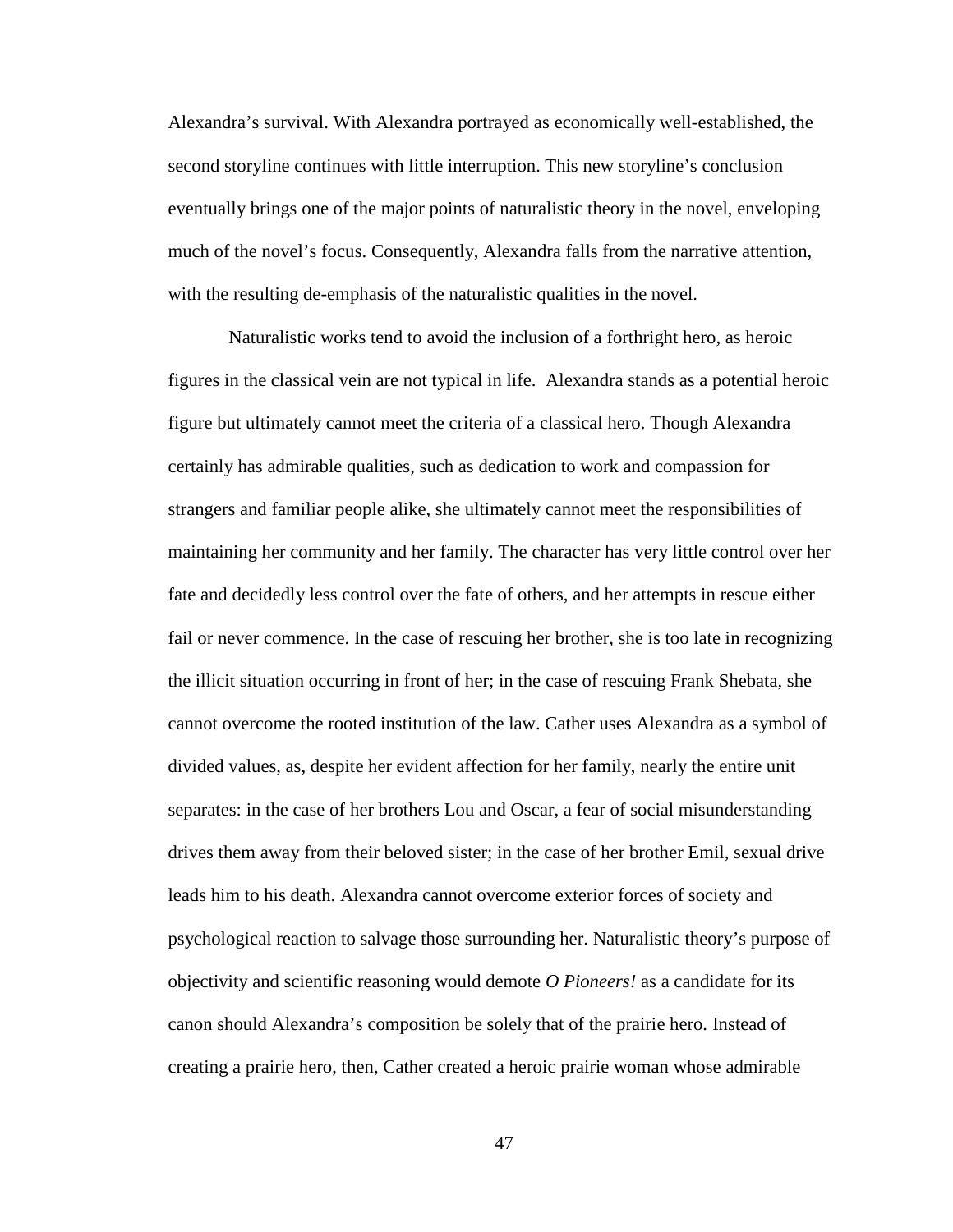Alexandra's survival. With Alexandra portrayed as economically well-established, the second storyline continues with little interruption. This new storyline's conclusion eventually brings one of the major points of naturalistic theory in the novel, enveloping much of the novel's focus. Consequently, Alexandra falls from the narrative attention, with the resulting de-emphasis of the naturalistic qualities in the novel.

Naturalistic works tend to avoid the inclusion of a forthright hero, as heroic figures in the classical vein are not typical in life. Alexandra stands as a potential heroic figure but ultimately cannot meet the criteria of a classical hero. Though Alexandra certainly has admirable qualities, such as dedication to work and compassion for strangers and familiar people alike, she ultimately cannot meet the responsibilities of maintaining her community and her family. The character has very little control over her fate and decidedly less control over the fate of others, and her attempts in rescue either fail or never commence. In the case of rescuing her brother, she is too late in recognizing the illicit situation occurring in front of her; in the case of rescuing Frank Shebata, she cannot overcome the rooted institution of the law. Cather uses Alexandra as a symbol of divided values, as, despite her evident affection for her family, nearly the entire unit separates: in the case of her brothers Lou and Oscar, a fear of social misunderstanding drives them away from their beloved sister; in the case of her brother Emil, sexual drive leads him to his death. Alexandra cannot overcome exterior forces of society and psychological reaction to salvage those surrounding her. Naturalistic theory's purpose of objectivity and scientific reasoning would demote *O Pioneers!* as a candidate for its canon should Alexandra's composition be solely that of the prairie hero. Instead of creating a prairie hero, then, Cather created a heroic prairie woman whose admirable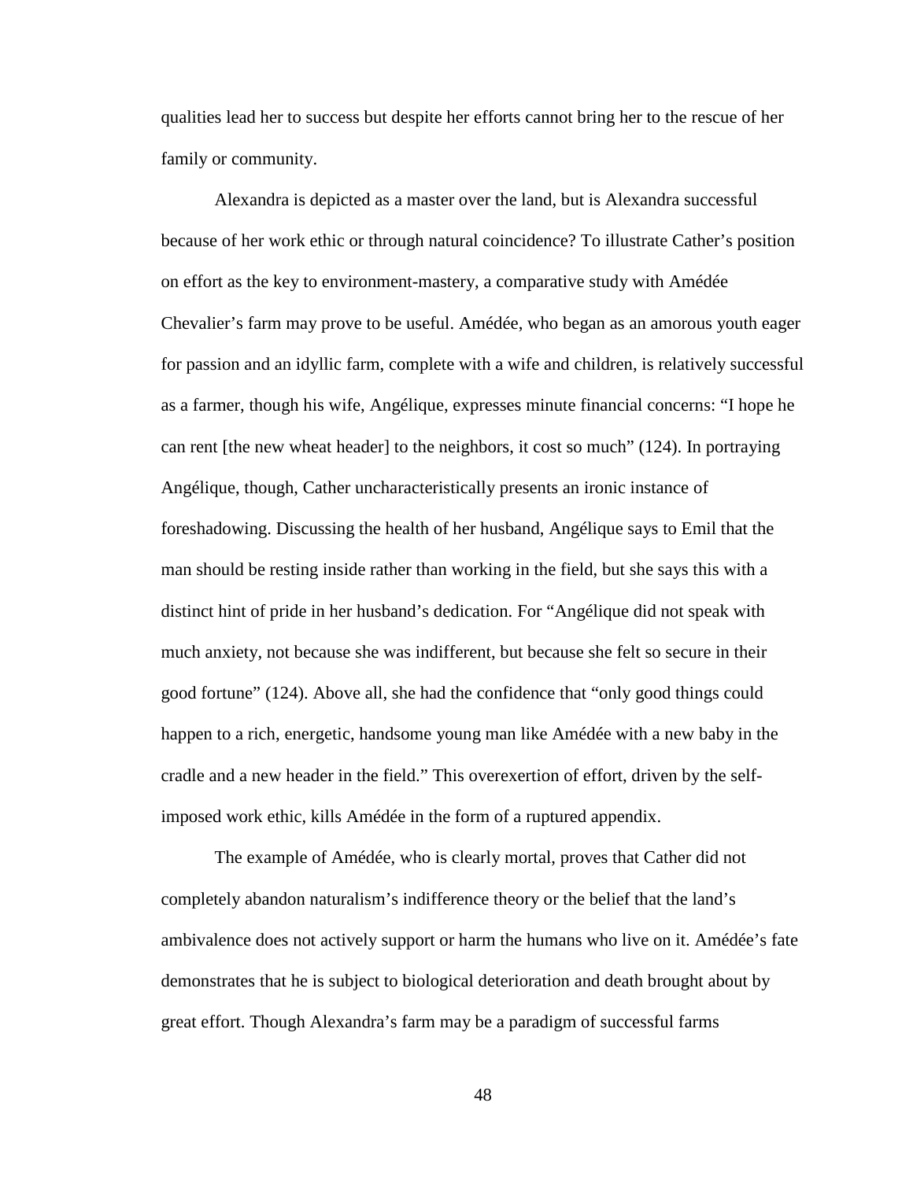qualities lead her to success but despite her efforts cannot bring her to the rescue of her family or community.

Alexandra is depicted as a master over the land, but is Alexandra successful because of her work ethic or through natural coincidence? To illustrate Cather's position on effort as the key to environment-mastery, a comparative study with Amédée Chevalier's farm may prove to be useful. Amédée, who began as an amorous youth eager for passion and an idyllic farm, complete with a wife and children, is relatively successful as a farmer, though his wife, Angélique, expresses minute financial concerns: "I hope he can rent [the new wheat header] to the neighbors, it cost so much" (124). In portraying Angélique, though, Cather uncharacteristically presents an ironic instance of foreshadowing. Discussing the health of her husband, Angélique says to Emil that the man should be resting inside rather than working in the field, but she says this with a distinct hint of pride in her husband's dedication. For "Angélique did not speak with much anxiety, not because she was indifferent, but because she felt so secure in their good fortune" (124). Above all, she had the confidence that "only good things could happen to a rich, energetic, handsome young man like Amédée with a new baby in the cradle and a new header in the field." This overexertion of effort, driven by the self-imposed work ethic, kills Amédée in the form of a ruptured appendix.

The example of Amédée, who is clearly mortal, proves that Cather did not completely abandon naturalism's indifference theory or the belief that the land's ambivalence does not actively support or harm the humans who live on it. Amédée's fate demonstrates that he is subject to biological deterioration and death brought about by great effort. Though Alexandra's farm may be a paradigm of successful farms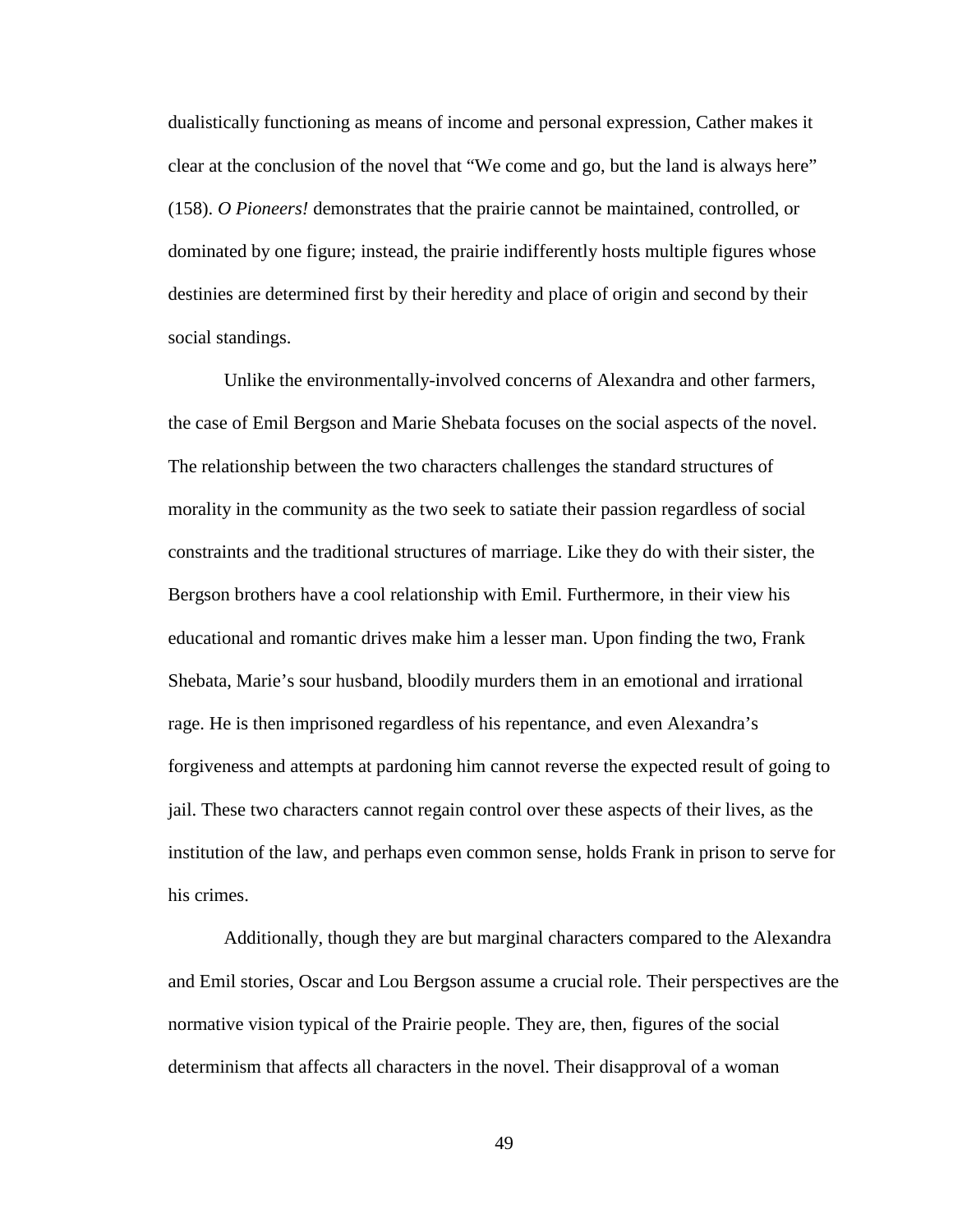dualistically functioning as means of income and personal expression, Cather makes it clear at the conclusion of the novel that "We come and go, but the land is always here" (158). *O Pioneers!* demonstrates that the prairie cannot be maintained, controlled, or dominated by one figure; instead, the prairie indifferently hosts multiple figures whose destinies are determined first by their heredity and place of origin and second by their social standings.

Unlike the environmentally-involved concerns of Alexandra and other farmers, the case of Emil Bergson and Marie Shebata focuses on the social aspects of the novel. The relationship between the two characters challenges the standard structures of morality in the community as the two seek to satiate their passion regardless of social constraints and the traditional structures of marriage. Like they do with their sister, the Bergson brothers have a cool relationship with Emil. Furthermore, in their view his educational and romantic drives make him a lesser man. Upon finding the two, Frank Shebata, Marie's sour husband, bloodily murders them in an emotional and irrational rage. He is then imprisoned regardless of his repentance, and even Alexandra's forgiveness and attempts at pardoning him cannot reverse the expected result of going to jail. These two characters cannot regain control over these aspects of their lives, as the institution of the law, and perhaps even common sense, holds Frank in prison to serve for his crimes.

Additionally, though they are but marginal characters compared to the Alexandra and Emil stories, Oscar and Lou Bergson assume a crucial role. Their perspectives are the normative vision typical of the Prairie people. They are, then, figures of the social determinism that affects all characters in the novel. Their disapproval of a woman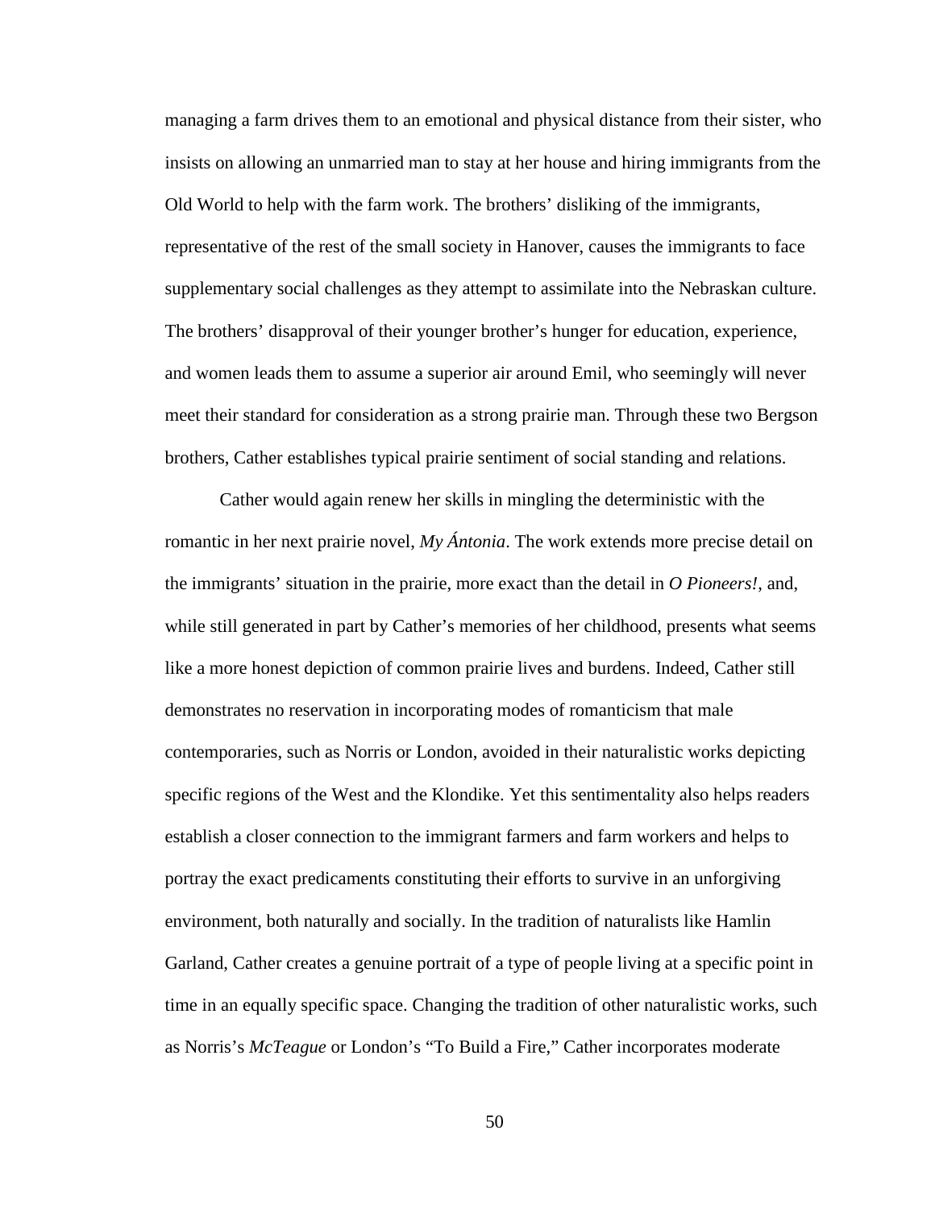managing a farm drives them to an emotional and physical distance from their sister, who insists on allowing an unmarried man to stay at her house and hiring immigrants from the Old World to help with the farm work. The brothers' disliking of the immigrants, representative of the rest of the small society in Hanover, causes the immigrants to face supplementary social challenges as they attempt to assimilate into the Nebraskan culture. The brothers' disapproval of their younger brother's hunger for education, experience, and women leads them to assume a superior air around Emil, who seemingly will never meet their standard for consideration as a strong prairie man. Through these two Bergson brothers, Cather establishes typical prairie sentiment of social standing and relations.

Cather would again renew her skills in mingling the deterministic with the romantic in her next prairie novel, *My Ántonia*. The work extends more precise detail on the immigrants' situation in the prairie, more exact than the detail in *O Pioneers!*, and, while still generated in part by Cather's memories of her childhood, presents what seems like a more honest depiction of common prairie lives and burdens. Indeed, Cather still demonstrates no reservation in incorporating modes of romanticism that male contemporaries, such as Norris or London, avoided in their naturalistic works depicting specific regions of the West and the Klondike. Yet this sentimentality also helps readers establish a closer connection to the immigrant farmers and farm workers and helps to portray the exact predicaments constituting their efforts to survive in an unforgiving environment, both naturally and socially. In the tradition of naturalists like Hamlin Garland, Cather creates a genuine portrait of a type of people living at a specific point in time in an equally specific space. Changing the tradition of other naturalistic works, such as Norris's *McTeague* or London's "To Build a Fire," Cather incorporates moderate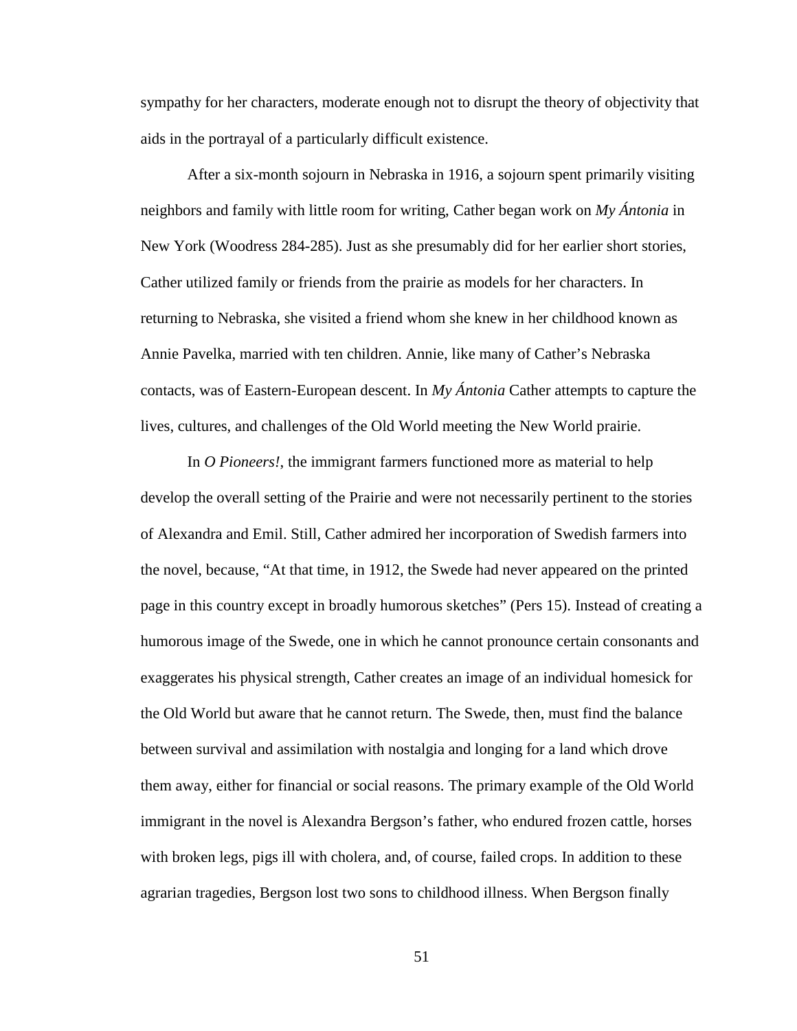sympathy for her characters, moderate enough not to disrupt the theory of objectivity that aids in the portrayal of a particularly difficult existence.

After a six-month sojourn in Nebraska in 1916, a sojourn spent primarily visiting neighbors and family with little room for writing, Cather began work on *My Ántonia* in New York (Woodress 284-285). Just as she presumably did for her earlier short stories, Cather utilized family or friends from the prairie as models for her characters. In returning to Nebraska, she visited a friend whom she knew in her childhood known as Annie Pavelka, married with ten children. Annie, like many of Cather's Nebraska contacts, was of Eastern-European descent. In *My Ántonia* Cather attempts to capture the lives, cultures, and challenges of the Old World meeting the New World prairie.

In *O Pioneers!*, the immigrant farmers functioned more as material to help develop the overall setting of the Prairie and were not necessarily pertinent to the stories of Alexandra and Emil. Still, Cather admired her incorporation of Swedish farmers into the novel, because, "At that time, in 1912, the Swede had never appeared on the printed page in this country except in broadly humorous sketches" (Pers 15). Instead of creating a humorous image of the Swede, one in which he cannot pronounce certain consonants and exaggerates his physical strength, Cather creates an image of an individual homesick for the Old World but aware that he cannot return. The Swede, then, must find the balance between survival and assimilation with nostalgia and longing for a land which drove them away, either for financial or social reasons. The primary example of the Old World immigrant in the novel is Alexandra Bergson's father, who endured frozen cattle, horses with broken legs, pigs ill with cholera, and, of course, failed crops. In addition to these agrarian tragedies, Bergson lost two sons to childhood illness. When Bergson finally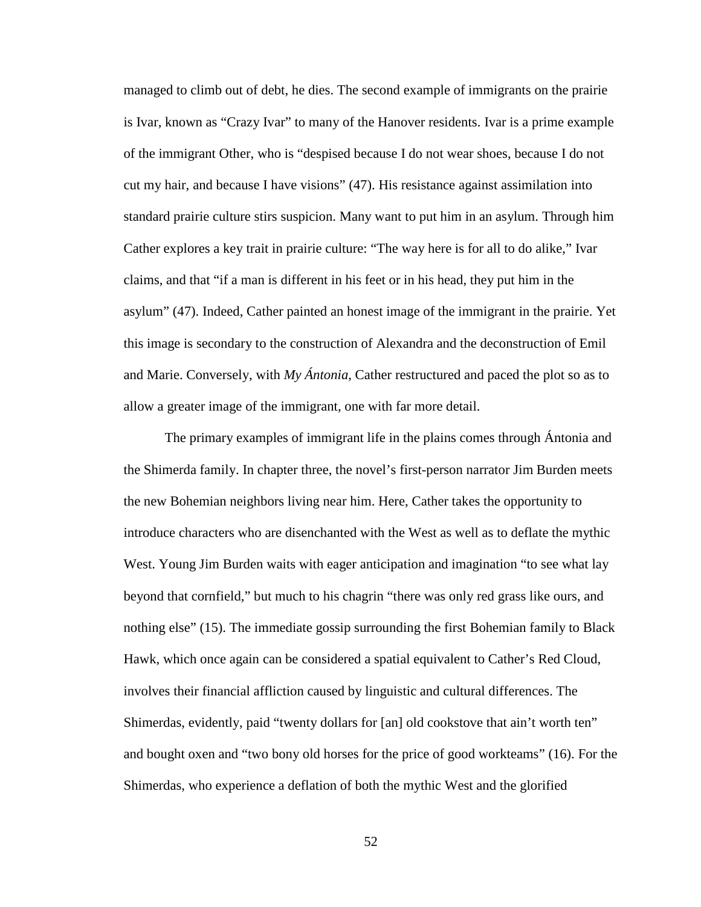managed to climb out of debt, he dies. The second example of immigrants on the prairie is Ivar, known as "Crazy Ivar" to many of the Hanover residents. Ivar is a prime example of the immigrant Other, who is "despised because I do not wear shoes, because I do not cut my hair, and because I have visions" (47). His resistance against assimilation into standard prairie culture stirs suspicion. Many want to put him in an asylum. Through him Cather explores a key trait in prairie culture: "The way here is for all to do alike," Ivar claims, and that "if a man is different in his feet or in his head, they put him in the asylum" (47). Indeed, Cather painted an honest image of the immigrant in the prairie. Yet this image is secondary to the construction of Alexandra and the deconstruction of Emil and Marie. Conversely, with *My Ántonia*, Cather restructured and paced the plot so as to allow a greater image of the immigrant, one with far more detail.

The primary examples of immigrant life in the plains comes through Ántonia and the Shimerda family. In chapter three, the novel's first-person narrator Jim Burden meets the new Bohemian neighbors living near him. Here, Cather takes the opportunity to introduce characters who are disenchanted with the West as well as to deflate the mythic West. Young Jim Burden waits with eager anticipation and imagination "to see what lay beyond that cornfield," but much to his chagrin "there was only red grass like ours, and nothing else" (15). The immediate gossip surrounding the first Bohemian family to Black Hawk, which once again can be considered a spatial equivalent to Cather's Red Cloud, involves their financial affliction caused by linguistic and cultural differences. The Shimerdas, evidently, paid "twenty dollars for [an] old cookstove that ain't worth ten" and bought oxen and "two bony old horses for the price of good workteams" (16). For the Shimerdas, who experience a deflation of both the mythic West and the glorified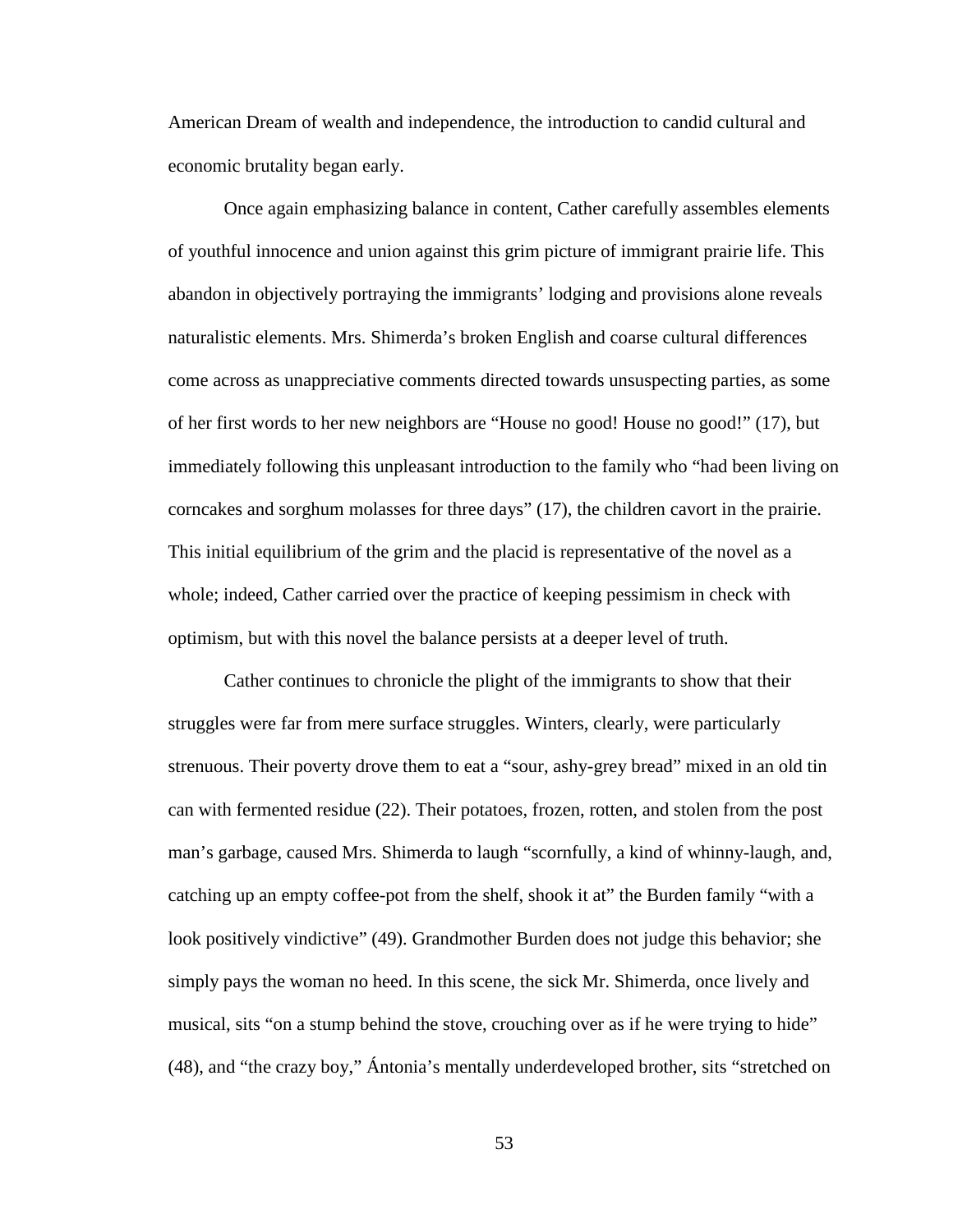American Dream of wealth and independence, the introduction to candid cultural and economic brutality began early.

Once again emphasizing balance in content, Cather carefully assembles elements of youthful innocence and union against this grim picture of immigrant prairie life. This abandon in objectively portraying the immigrants' lodging and provisions alone reveals naturalistic elements. Mrs. Shimerda's broken English and coarse cultural differences come across as unappreciative comments directed towards unsuspecting parties, as some of her first words to her new neighbors are "House no good! House no good!" (17), but immediately following this unpleasant introduction to the family who "had been living on corncakes and sorghum molasses for three days" (17), the children cavort in the prairie. This initial equilibrium of the grim and the placid is representative of the novel as a whole; indeed, Cather carried over the practice of keeping pessimism in check with optimism, but with this novel the balance persists at a deeper level of truth.

Cather continues to chronicle the plight of the immigrants to show that their struggles were far from mere surface struggles. Winters, clearly, were particularly strenuous. Their poverty drove them to eat a "sour, ashy-grey bread" mixed in an old tin can with fermented residue (22). Their potatoes, frozen, rotten, and stolen from the post man's garbage, caused Mrs. Shimerda to laugh "scornfully, a kind of whinny-laugh, and, catching up an empty coffee-pot from the shelf, shook it at" the Burden family "with a look positively vindictive" (49). Grandmother Burden does not judge this behavior; she simply pays the woman no heed. In this scene, the sick Mr. Shimerda, once lively and musical, sits "on a stump behind the stove, crouching over as if he were trying to hide" (48), and "the crazy boy," Ántonia's mentally underdeveloped brother, sits "stretched on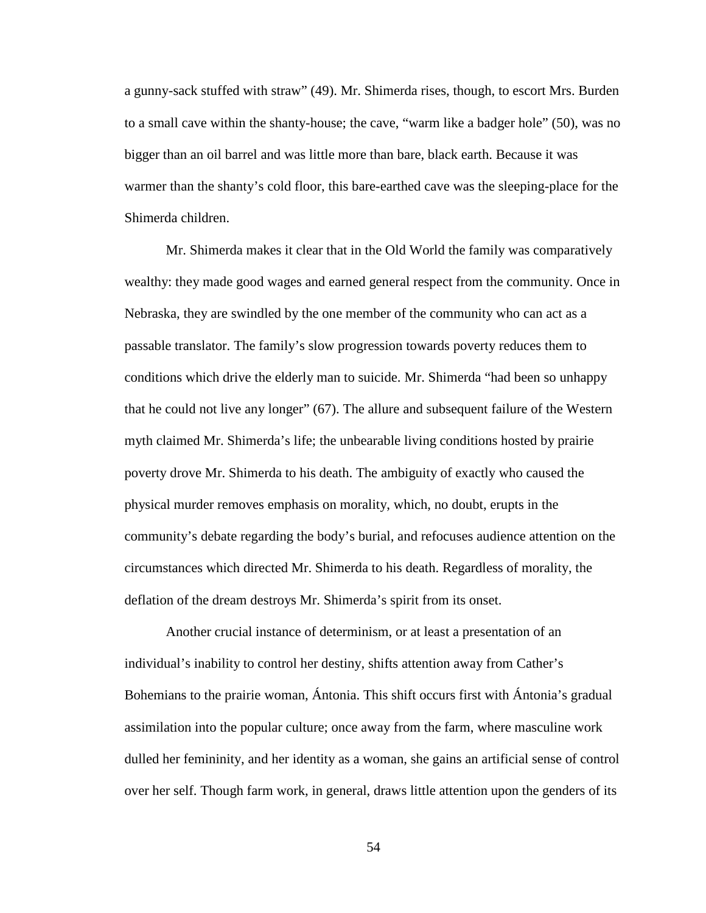a gunny-sack stuffed with straw" (49). Mr. Shimerda rises, though, to escort Mrs. Burden to a small cave within the shanty-house; the cave, "warm like a badger hole" (50), was no bigger than an oil barrel and was little more than bare, black earth. Because it was warmer than the shanty's cold floor, this bare-earthed cave was the sleeping-place for the Shimerda children.

Mr. Shimerda makes it clear that in the Old World the family was comparatively wealthy: they made good wages and earned general respect from the community. Once in Nebraska, they are swindled by the one member of the community who can act as a passable translator. The family's slow progression towards poverty reduces them to conditions which drive the elderly man to suicide. Mr. Shimerda "had been so unhappy that he could not live any longer" (67). The allure and subsequent failure of the Western myth claimed Mr. Shimerda's life; the unbearable living conditions hosted by prairie poverty drove Mr. Shimerda to his death. The ambiguity of exactly who caused the physical murder removes emphasis on morality, which, no doubt, erupts in the community's debate regarding the body's burial, and refocuses audience attention on the circumstances which directed Mr. Shimerda to his death. Regardless of morality, the deflation of the dream destroys Mr. Shimerda's spirit from its onset.

Another crucial instance of determinism, or at least a presentation of an individual's inability to control her destiny, shifts attention away from Cather's Bohemians to the prairie woman, Ántonia. This shift occurs first with Ántonia's gradual assimilation into the popular culture; once away from the farm, where masculine work dulled her femininity, and her identity as a woman, she gains an artificial sense of control over her self. Though farm work, in general, draws little attention upon the genders of its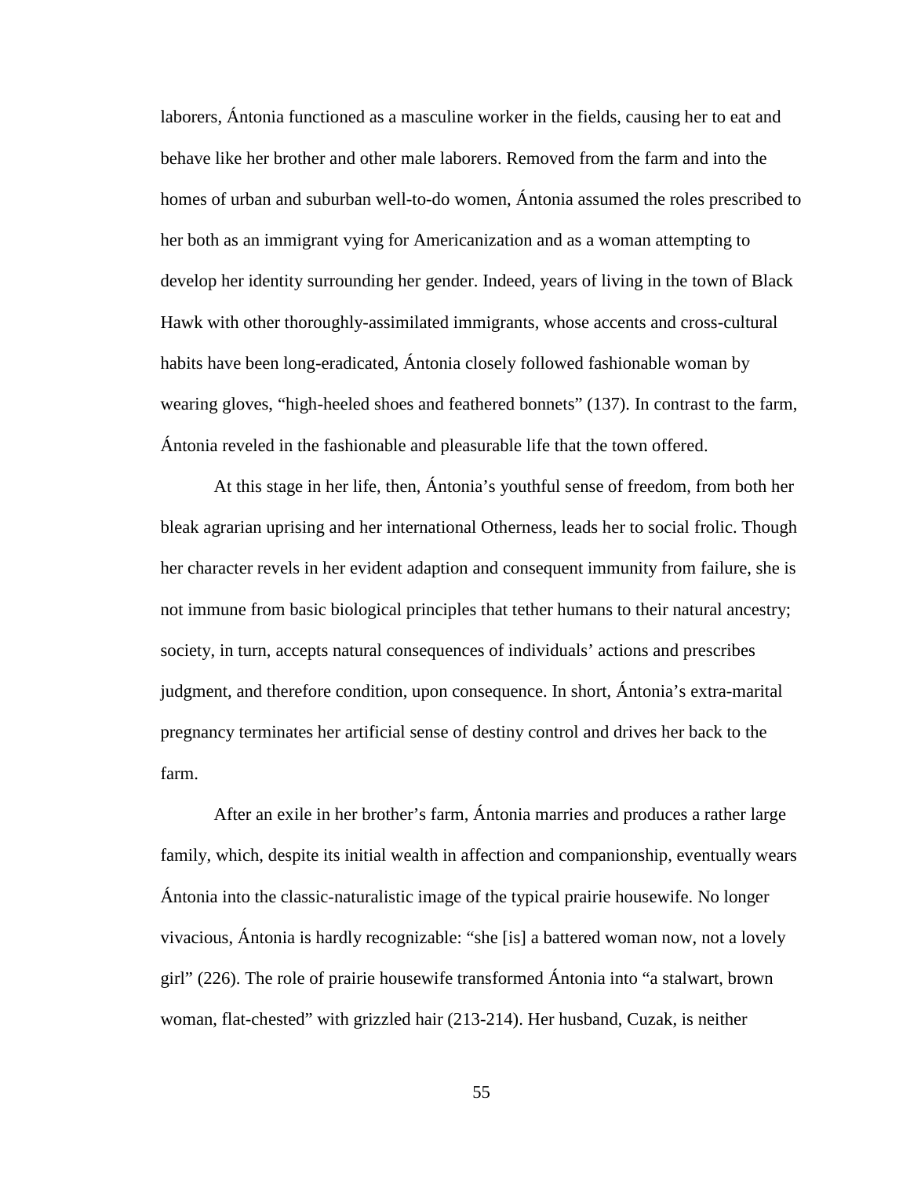laborers, Ántonia functioned as a masculine worker in the fields, causing her to eat and behave like her brother and other male laborers. Removed from the farm and into the homes of urban and suburban well-to-do women, Ántonia assumed the roles prescribed to her both as an immigrant vying for Americanization and as a woman attempting to develop her identity surrounding her gender. Indeed, years of living in the town of Black Hawk with other thoroughly-assimilated immigrants, whose accents and cross-cultural habits have been long-eradicated, Ántonia closely followed fashionable woman by wearing gloves, "high-heeled shoes and feathered bonnets" (137). In contrast to the farm, Ántonia reveled in the fashionable and pleasurable life that the town offered.

At this stage in her life, then, Ántonia's youthful sense of freedom, from both her bleak agrarian uprising and her international Otherness, leads her to social frolic. Though her character revels in her evident adaption and consequent immunity from failure, she is not immune from basic biological principles that tether humans to their natural ancestry; society, in turn, accepts natural consequences of individuals' actions and prescribes judgment, and therefore condition, upon consequence. In short, Ántonia's extra-marital pregnancy terminates her artificial sense of destiny control and drives her back to the farm.

After an exile in her brother's farm, Ántonia marries and produces a rather large family, which, despite its initial wealth in affection and companionship, eventually wears Ántonia into the classic-naturalistic image of the typical prairie housewife. No longer vivacious, Ántonia is hardly recognizable: "she [is] a battered woman now, not a lovely girl" (226). The role of prairie housewife transformed Ántonia into "a stalwart, brown woman, flat-chested" with grizzled hair (213-214). Her husband, Cuzak, is neither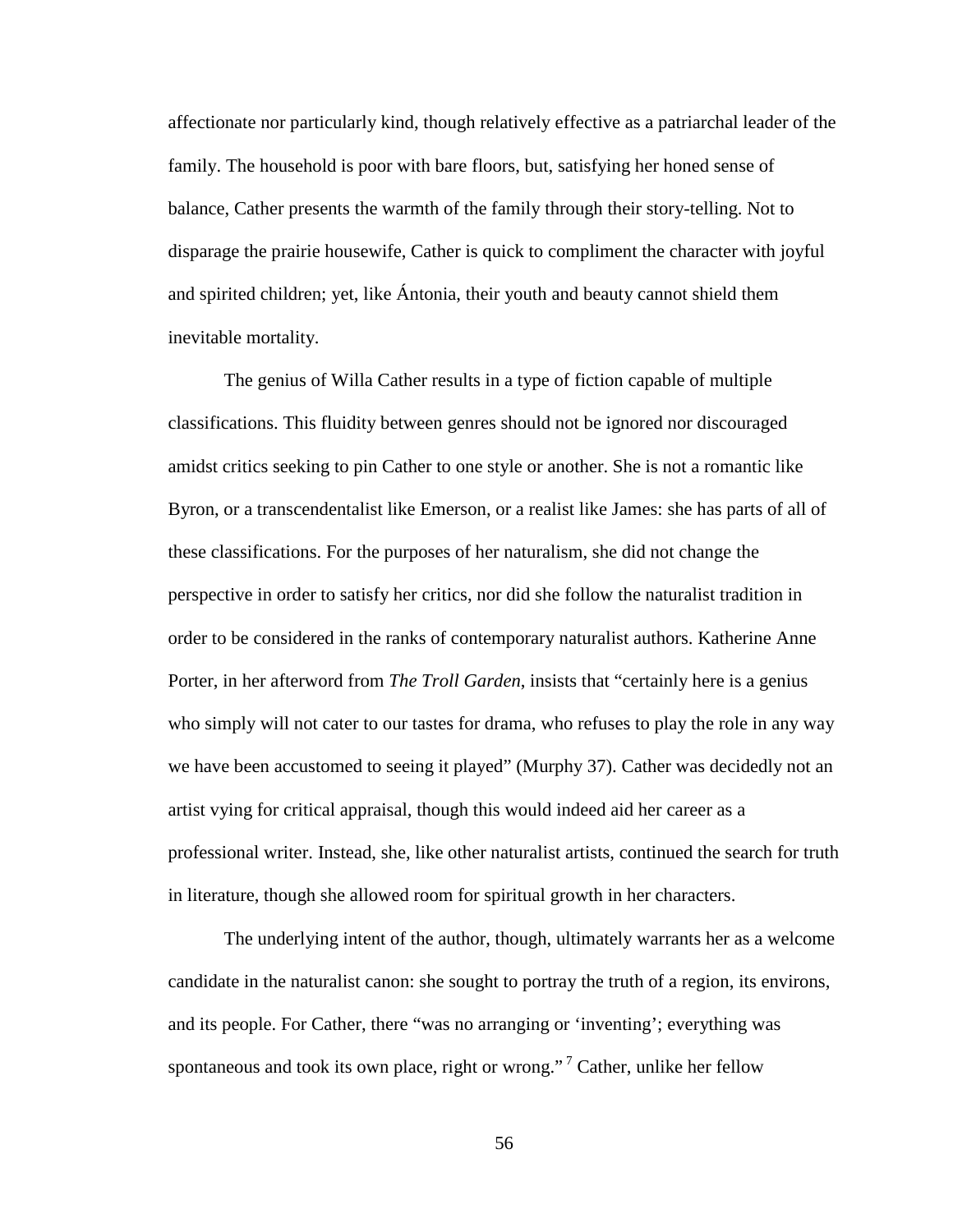affectionate nor particularly kind, though relatively effective as a patriarchal leader of the family. The household is poor with bare floors, but, satisfying her honed sense of balance, Cather presents the warmth of the family through their story-telling. Not to disparage the prairie housewife, Cather is quick to compliment the character with joyful and spirited children; yet, like Ántonia, their youth and beauty cannot shield them inevitable mortality.

The genius of Willa Cather results in a type of fiction capable of multiple classifications. This fluidity between genres should not be ignored nor discouraged amidst critics seeking to pin Cather to one style or another. She is not a romantic like Byron, or a transcendentalist like Emerson, or a realist like James: she has parts of all of these classifications. For the purposes of her naturalism, she did not change the perspective in order to satisfy her critics, nor did she follow the naturalist tradition in order to be considered in the ranks of contemporary naturalist authors. Katherine Anne Porter, in her afterword from *The Troll Garden*, insists that "certainly here is a genius who simply will not cater to our tastes for drama, who refuses to play the role in any way we have been accustomed to seeing it played" (Murphy 37). Cather was decidedly not an artist vying for critical appraisal, though this would indeed aid her career as a professional writer. Instead, she, like other naturalist artists, continued the search for truth in literature, though she allowed room for spiritual growth in her characters.

The underlying intent of the author, though, ultimately warrants her as a welcome candidate in the naturalist canon: she sought to portray the truth of a region, its environs, and its people. For Cather, there "was no arranging or 'inventing'; everything was spontaneous and took its own place, right or wrong." [7] Cather, unlike her fellow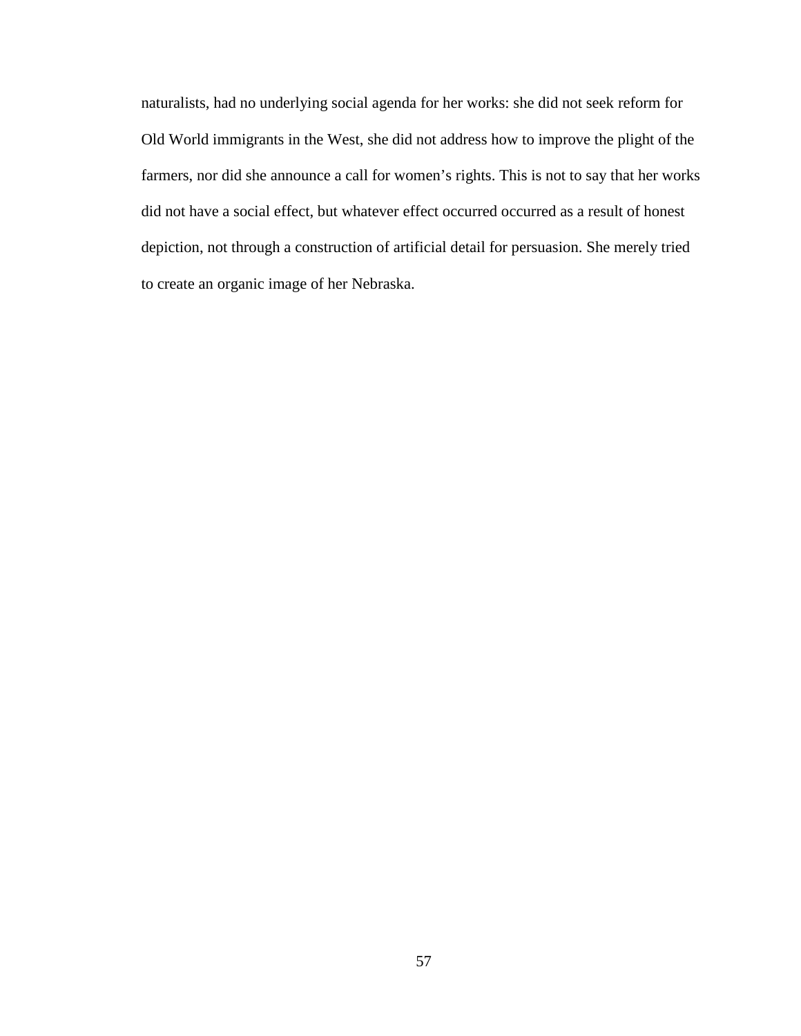naturalists, had no underlying social agenda for her works: she did not seek reform for Old World immigrants in the West, she did not address how to improve the plight of the farmers, nor did she announce a call for women's rights. This is not to say that her works did not have a social effect, but whatever effect occurred occurred as a result of honest depiction, not through a construction of artificial detail for persuasion. She merely tried to create an organic image of her Nebraska.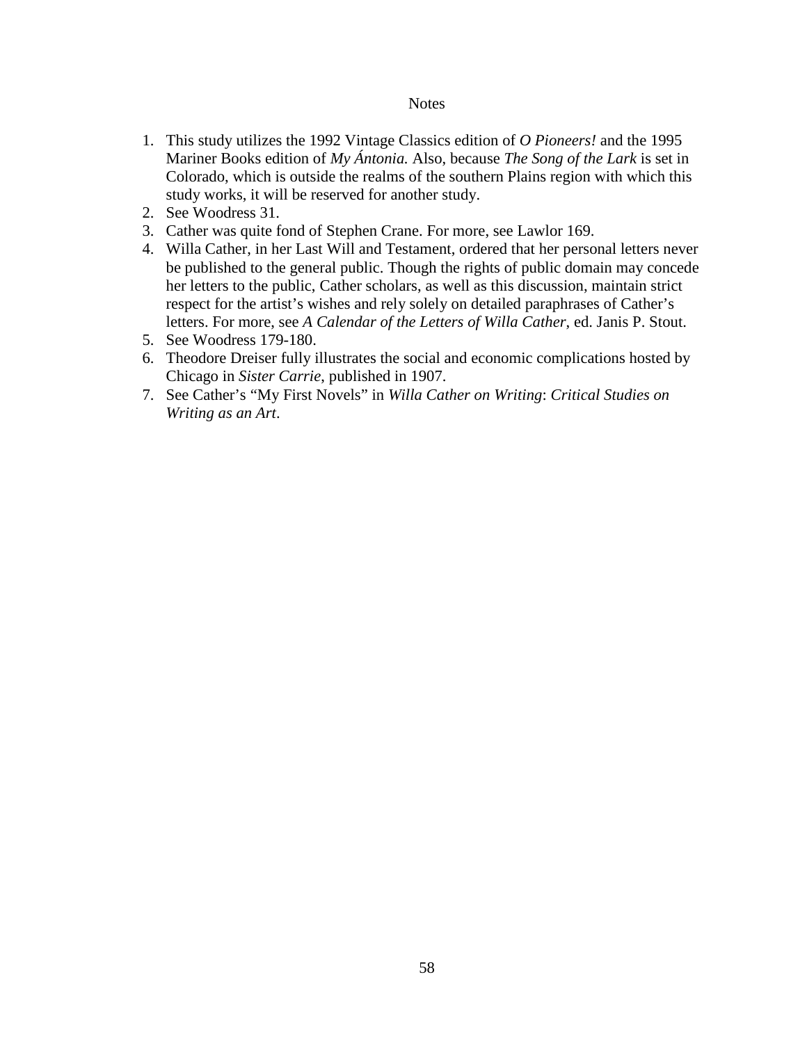## Notes

1. This study utilizes the 1992 Vintage Classics edition of *O Pioneers!* and the 1995 Mariner Books edition of *My Ántonia.* Also, because *The Song of the Lark* is set in Colorado, which is outside the realms of the southern Plains region with which this study works, it will be reserved for another study.
2. See Woodress 31.
3. Cather was quite fond of Stephen Crane. For more, see Lawlor 169.
4. Willa Cather, in her Last Will and Testament, ordered that her personal letters never be published to the general public. Though the rights of public domain may concede her letters to the public, Cather scholars, as well as this discussion, maintain strict respect for the artist's wishes and rely solely on detailed paraphrases of Cather's letters. For more, see *A Calendar of the Letters of Willa Cather*, ed. Janis P. Stout.
5. See Woodress 179-180.
6. Theodore Dreiser fully illustrates the social and economic complications hosted by Chicago in *Sister Carrie*, published in 1907.
7. See Cather's "My First Novels" in *Willa Cather on Writing*: *Critical Studies on Writing as an Art*.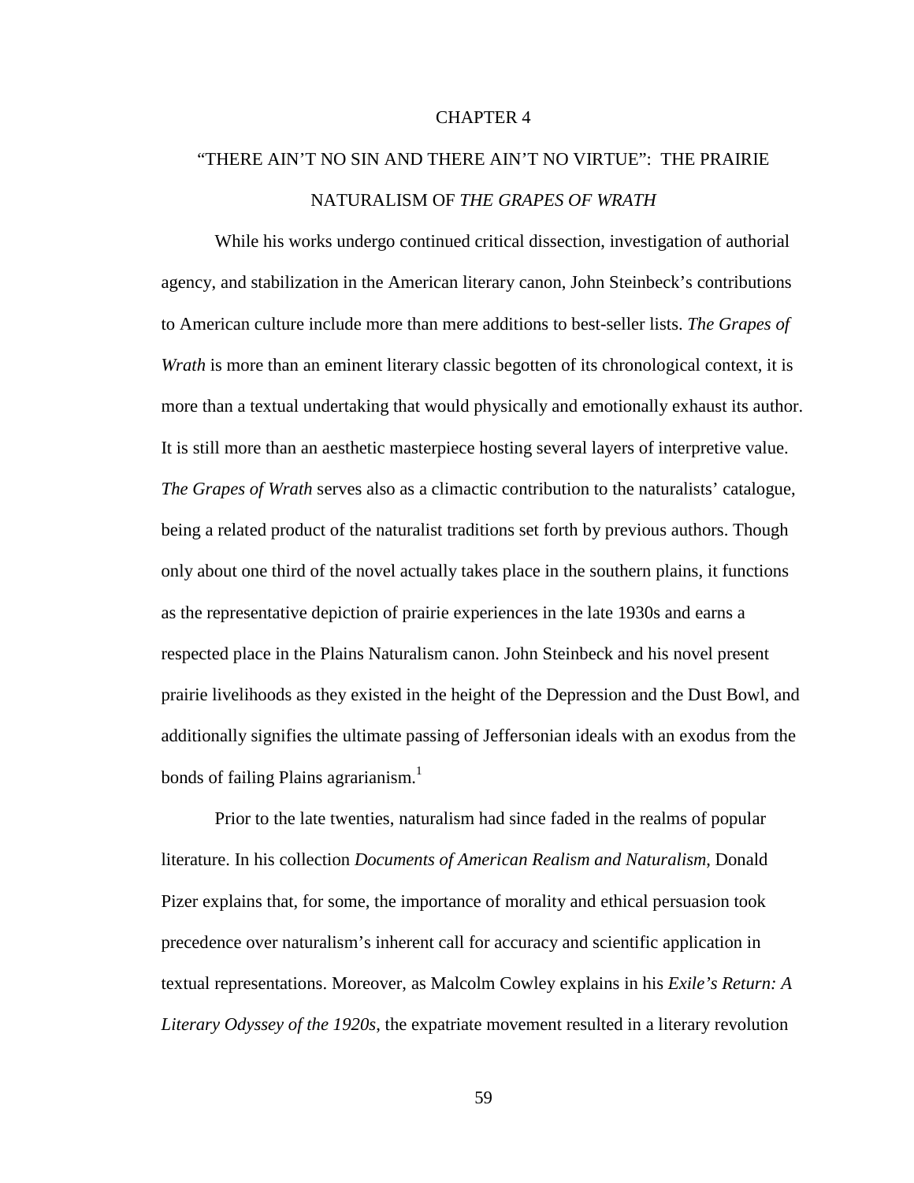# CHAPTER 4

## "THERE AIN'T NO SIN AND THERE AIN'T NO VIRTUE": THE PRAIRIE NATURALISM OF *THE GRAPES OF WRATH*

While his works undergo continued critical dissection, investigation of authorial agency, and stabilization in the American literary canon, John Steinbeck's contributions to American culture include more than mere additions to best-seller lists. *The Grapes of Wrath* is more than an eminent literary classic begotten of its chronological context, it is more than a textual undertaking that would physically and emotionally exhaust its author. It is still more than an aesthetic masterpiece hosting several layers of interpretive value. *The Grapes of Wrath* serves also as a climactic contribution to the naturalists' catalogue, being a related product of the naturalist traditions set forth by previous authors. Though only about one third of the novel actually takes place in the southern plains, it functions as the representative depiction of prairie experiences in the late 1930s and earns a respected place in the Plains Naturalism canon. John Steinbeck and his novel present prairie livelihoods as they existed in the height of the Depression and the Dust Bowl, and additionally signifies the ultimate passing of Jeffersonian ideals with an exodus from the bonds of failing Plains agrarianism.[1]

Prior to the late twenties, naturalism had since faded in the realms of popular literature. In his collection *Documents of American Realism and Naturalism*, Donald Pizer explains that, for some, the importance of morality and ethical persuasion took precedence over naturalism's inherent call for accuracy and scientific application in textual representations. Moreover, as Malcolm Cowley explains in his *Exile's Return: A Literary Odyssey of the 1920s*, the expatriate movement resulted in a literary revolution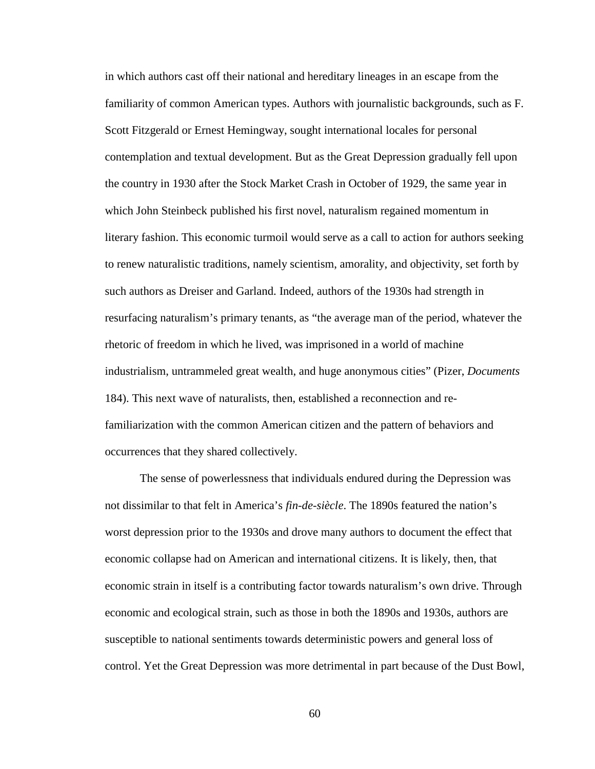in which authors cast off their national and hereditary lineages in an escape from the familiarity of common American types. Authors with journalistic backgrounds, such as F. Scott Fitzgerald or Ernest Hemingway, sought international locales for personal contemplation and textual development. But as the Great Depression gradually fell upon the country in 1930 after the Stock Market Crash in October of 1929, the same year in which John Steinbeck published his first novel, naturalism regained momentum in literary fashion. This economic turmoil would serve as a call to action for authors seeking to renew naturalistic traditions, namely scientism, amorality, and objectivity, set forth by such authors as Dreiser and Garland. Indeed, authors of the 1930s had strength in resurfacing naturalism's primary tenants, as "the average man of the period, whatever the rhetoric of freedom in which he lived, was imprisoned in a world of machine industrialism, untrammeled great wealth, and huge anonymous cities" (Pizer, *Documents* 184). This next wave of naturalists, then, established a reconnection and re-familiarization with the common American citizen and the pattern of behaviors and occurrences that they shared collectively.

The sense of powerlessness that individuals endured during the Depression was not dissimilar to that felt in America's *fin-de-siècle*. The 1890s featured the nation's worst depression prior to the 1930s and drove many authors to document the effect that economic collapse had on American and international citizens. It is likely, then, that economic strain in itself is a contributing factor towards naturalism's own drive. Through economic and ecological strain, such as those in both the 1890s and 1930s, authors are susceptible to national sentiments towards deterministic powers and general loss of control. Yet the Great Depression was more detrimental in part because of the Dust Bowl,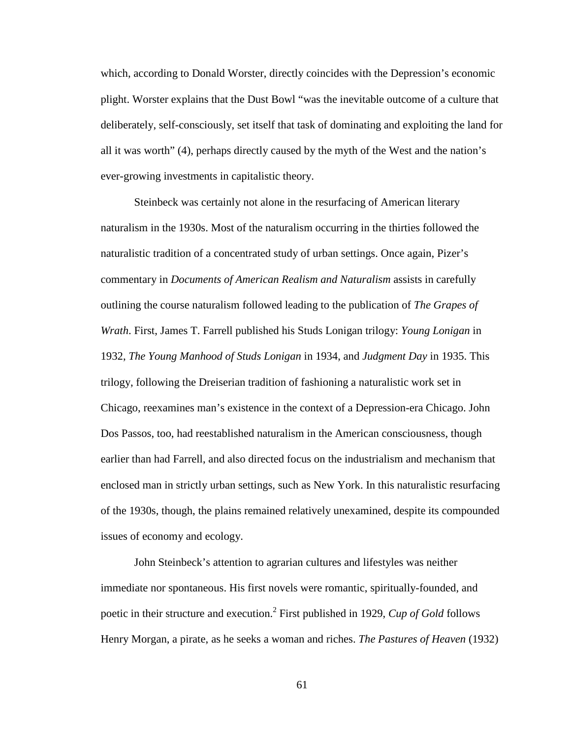which, according to Donald Worster, directly coincides with the Depression's economic plight. Worster explains that the Dust Bowl "was the inevitable outcome of a culture that deliberately, self-consciously, set itself that task of dominating and exploiting the land for all it was worth" (4), perhaps directly caused by the myth of the West and the nation's ever-growing investments in capitalistic theory.

Steinbeck was certainly not alone in the resurfacing of American literary naturalism in the 1930s. Most of the naturalism occurring in the thirties followed the naturalistic tradition of a concentrated study of urban settings. Once again, Pizer's commentary in *Documents of American Realism and Naturalism* assists in carefully outlining the course naturalism followed leading to the publication of *The Grapes of Wrath*. First, James T. Farrell published his Studs Lonigan trilogy: *Young Lonigan* in 1932, *The Young Manhood of Studs Lonigan* in 1934, and *Judgment Day* in 1935. This trilogy, following the Dreiserian tradition of fashioning a naturalistic work set in Chicago, reexamines man's existence in the context of a Depression-era Chicago. John Dos Passos, too, had reestablished naturalism in the American consciousness, though earlier than had Farrell, and also directed focus on the industrialism and mechanism that enclosed man in strictly urban settings, such as New York. In this naturalistic resurfacing of the 1930s, though, the plains remained relatively unexamined, despite its compounded issues of economy and ecology.

John Steinbeck's attention to agrarian cultures and lifestyles was neither immediate nor spontaneous. His first novels were romantic, spiritually-founded, and poetic in their structure and execution.[2] First published in 1929, *Cup of Gold* follows Henry Morgan, a pirate, as he seeks a woman and riches. *The Pastures of Heaven* (1932)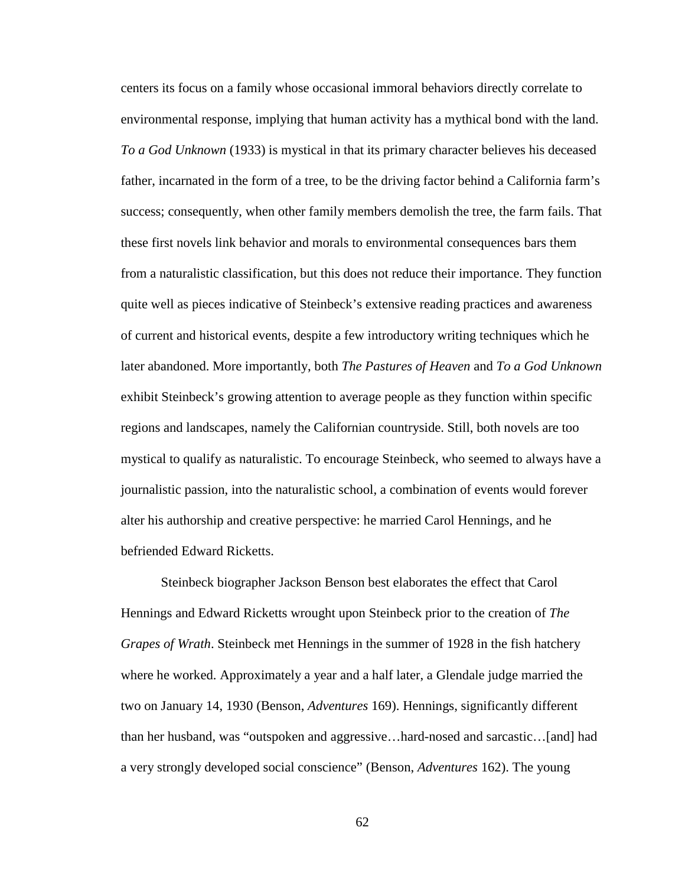centers its focus on a family whose occasional immoral behaviors directly correlate to environmental response, implying that human activity has a mythical bond with the land. *To a God Unknown* (1933) is mystical in that its primary character believes his deceased father, incarnated in the form of a tree, to be the driving factor behind a California farm's success; consequently, when other family members demolish the tree, the farm fails. That these first novels link behavior and morals to environmental consequences bars them from a naturalistic classification, but this does not reduce their importance. They function quite well as pieces indicative of Steinbeck's extensive reading practices and awareness of current and historical events, despite a few introductory writing techniques which he later abandoned. More importantly, both *The Pastures of Heaven* and *To a God Unknown* exhibit Steinbeck's growing attention to average people as they function within specific regions and landscapes, namely the Californian countryside. Still, both novels are too mystical to qualify as naturalistic. To encourage Steinbeck, who seemed to always have a journalistic passion, into the naturalistic school, a combination of events would forever alter his authorship and creative perspective: he married Carol Hennings, and he befriended Edward Ricketts.

Steinbeck biographer Jackson Benson best elaborates the effect that Carol Hennings and Edward Ricketts wrought upon Steinbeck prior to the creation of *The Grapes of Wrath*. Steinbeck met Hennings in the summer of 1928 in the fish hatchery where he worked. Approximately a year and a half later, a Glendale judge married the two on January 14, 1930 (Benson, *Adventures* 169). Hennings, significantly different than her husband, was "outspoken and aggressive…hard-nosed and sarcastic…[and] had a very strongly developed social conscience" (Benson, *Adventures* 162). The young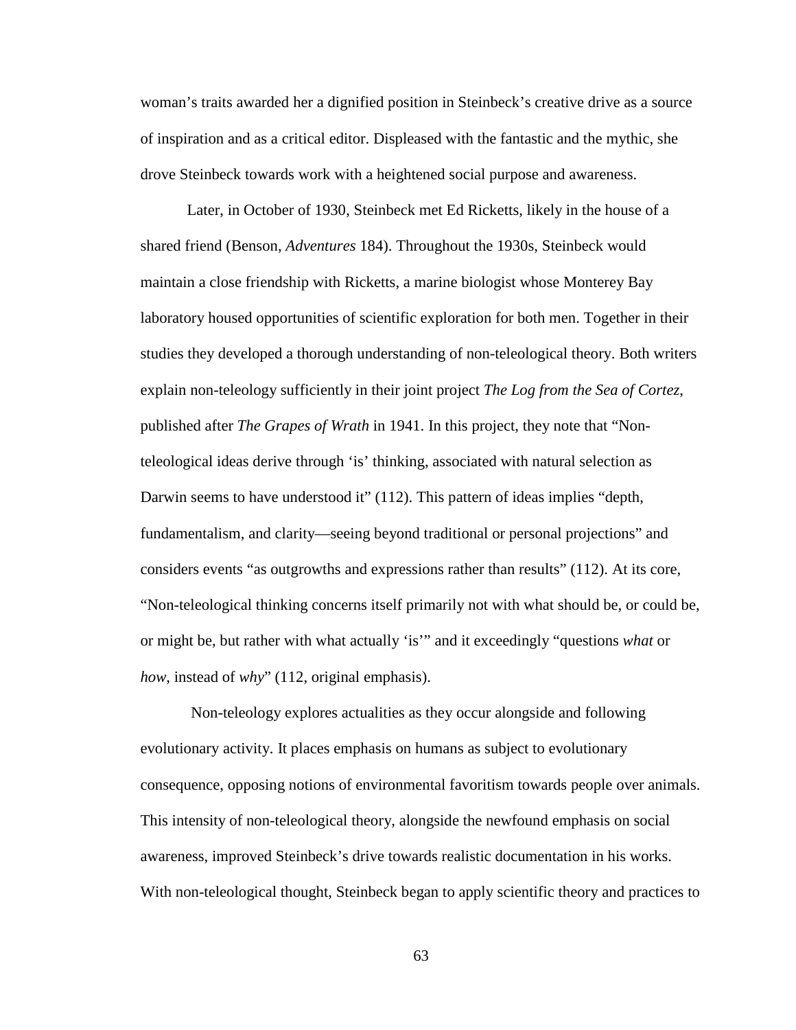woman's traits awarded her a dignified position in Steinbeck's creative drive as a source of inspiration and as a critical editor. Displeased with the fantastic and the mythic, she drove Steinbeck towards work with a heightened social purpose and awareness.

Later, in October of 1930, Steinbeck met Ed Ricketts, likely in the house of a shared friend (Benson, *Adventures* 184). Throughout the 1930s, Steinbeck would maintain a close friendship with Ricketts, a marine biologist whose Monterey Bay laboratory housed opportunities of scientific exploration for both men. Together in their studies they developed a thorough understanding of non-teleological theory. Both writers explain non-teleology sufficiently in their joint project *The Log from the Sea of Cortez*, published after *The Grapes of Wrath* in 1941. In this project, they note that "Non-teleological ideas derive through 'is' thinking, associated with natural selection as Darwin seems to have understood it" (112). This pattern of ideas implies "depth, fundamentalism, and clarity—seeing beyond traditional or personal projections" and considers events "as outgrowths and expressions rather than results" (112). At its core, "Non-teleological thinking concerns itself primarily not with what should be, or could be, or might be, but rather with what actually 'is'" and it exceedingly "questions *what* or *how*, instead of *why*" (112, original emphasis).

Non-teleology explores actualities as they occur alongside and following evolutionary activity. It places emphasis on humans as subject to evolutionary consequence, opposing notions of environmental favoritism towards people over animals. This intensity of non-teleological theory, alongside the newfound emphasis on social awareness, improved Steinbeck's drive towards realistic documentation in his works. With non-teleological thought, Steinbeck began to apply scientific theory and practices to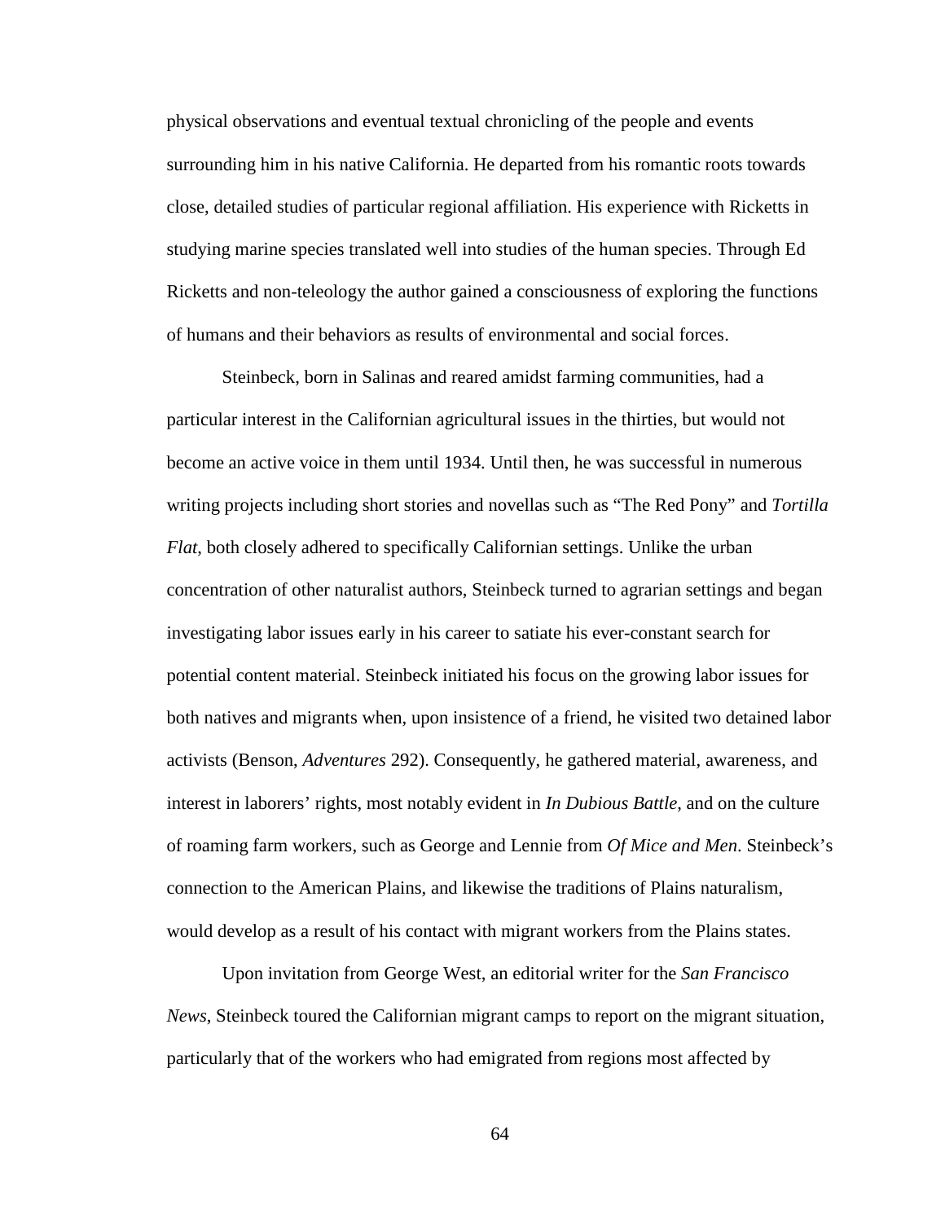physical observations and eventual textual chronicling of the people and events surrounding him in his native California. He departed from his romantic roots towards close, detailed studies of particular regional affiliation. His experience with Ricketts in studying marine species translated well into studies of the human species. Through Ed Ricketts and non-teleology the author gained a consciousness of exploring the functions of humans and their behaviors as results of environmental and social forces.

Steinbeck, born in Salinas and reared amidst farming communities, had a particular interest in the Californian agricultural issues in the thirties, but would not become an active voice in them until 1934. Until then, he was successful in numerous writing projects including short stories and novellas such as "The Red Pony" and *Tortilla Flat*, both closely adhered to specifically Californian settings. Unlike the urban concentration of other naturalist authors, Steinbeck turned to agrarian settings and began investigating labor issues early in his career to satiate his ever-constant search for potential content material. Steinbeck initiated his focus on the growing labor issues for both natives and migrants when, upon insistence of a friend, he visited two detained labor activists (Benson, *Adventures* 292). Consequently, he gathered material, awareness, and interest in laborers' rights, most notably evident in *In Dubious Battle*, and on the culture of roaming farm workers, such as George and Lennie from *Of Mice and Men*. Steinbeck's connection to the American Plains, and likewise the traditions of Plains naturalism, would develop as a result of his contact with migrant workers from the Plains states.

Upon invitation from George West, an editorial writer for the *San Francisco News*, Steinbeck toured the Californian migrant camps to report on the migrant situation, particularly that of the workers who had emigrated from regions most affected by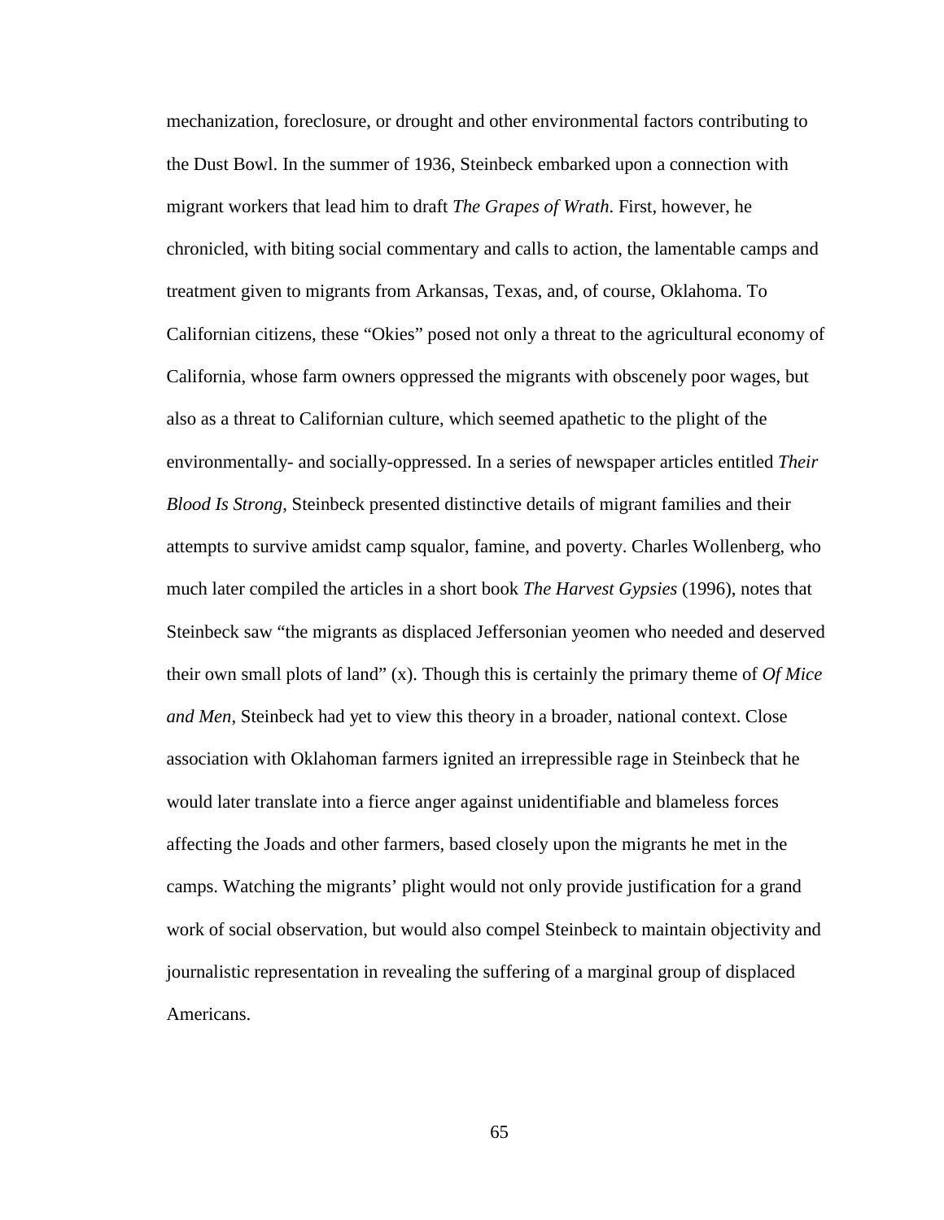mechanization, foreclosure, or drought and other environmental factors contributing to the Dust Bowl. In the summer of 1936, Steinbeck embarked upon a connection with migrant workers that lead him to draft *The Grapes of Wrath*. First, however, he chronicled, with biting social commentary and calls to action, the lamentable camps and treatment given to migrants from Arkansas, Texas, and, of course, Oklahoma. To Californian citizens, these "Okies" posed not only a threat to the agricultural economy of California, whose farm owners oppressed the migrants with obscenely poor wages, but also as a threat to Californian culture, which seemed apathetic to the plight of the environmentally- and socially-oppressed. In a series of newspaper articles entitled *Their Blood Is Strong*, Steinbeck presented distinctive details of migrant families and their attempts to survive amidst camp squalor, famine, and poverty. Charles Wollenberg, who much later compiled the articles in a short book *The Harvest Gypsies* (1996), notes that Steinbeck saw "the migrants as displaced Jeffersonian yeomen who needed and deserved their own small plots of land" (x). Though this is certainly the primary theme of *Of Mice and Men*, Steinbeck had yet to view this theory in a broader, national context. Close association with Oklahoman farmers ignited an irrepressible rage in Steinbeck that he would later translate into a fierce anger against unidentifiable and blameless forces affecting the Joads and other farmers, based closely upon the migrants he met in the camps. Watching the migrants' plight would not only provide justification for a grand work of social observation, but would also compel Steinbeck to maintain objectivity and journalistic representation in revealing the suffering of a marginal group of displaced Americans.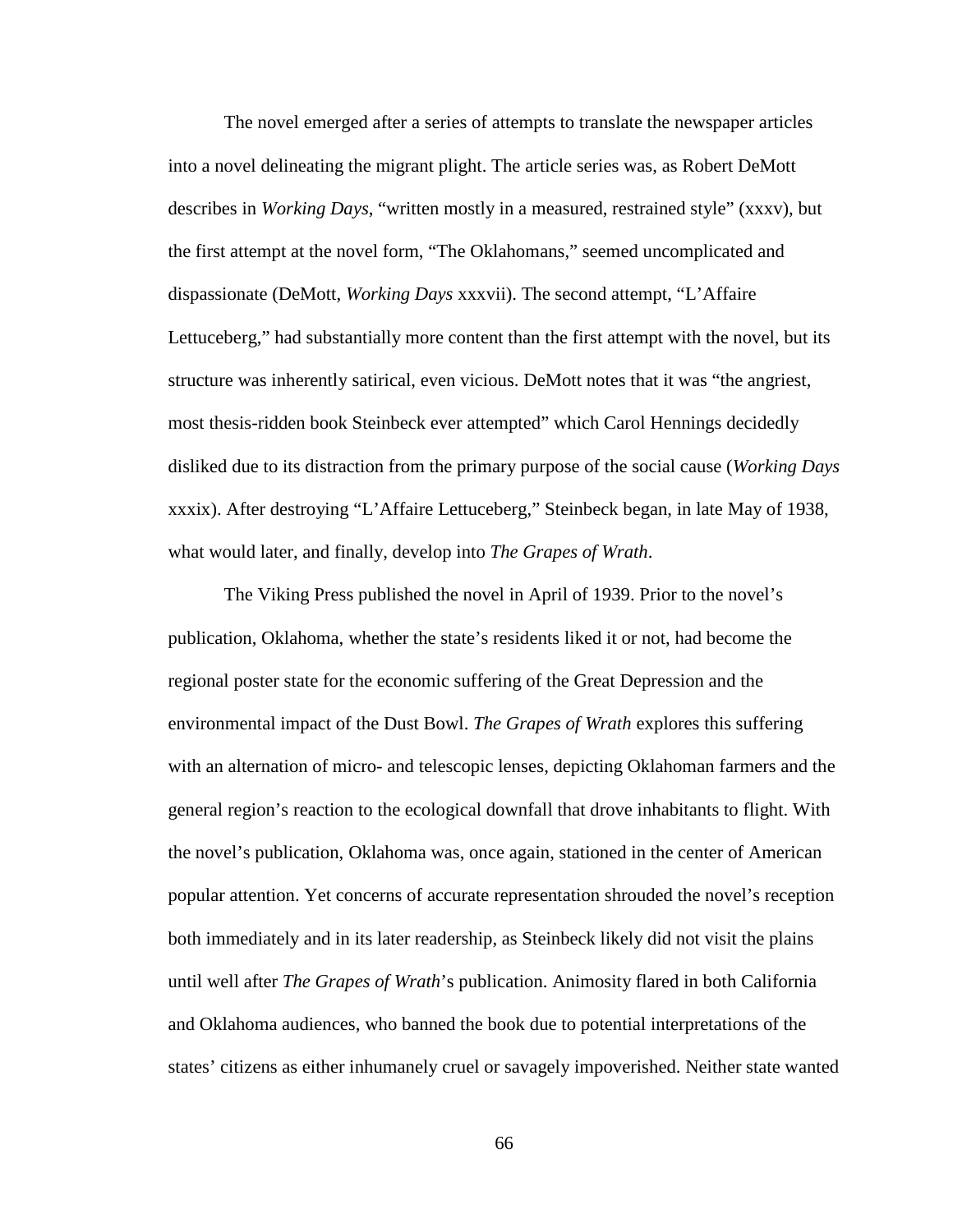The novel emerged after a series of attempts to translate the newspaper articles into a novel delineating the migrant plight. The article series was, as Robert DeMott describes in *Working Days*, "written mostly in a measured, restrained style" (xxxv), but the first attempt at the novel form, "The Oklahomans," seemed uncomplicated and dispassionate (DeMott, *Working Days* xxxvii). The second attempt, "L'Affaire Lettuceberg," had substantially more content than the first attempt with the novel, but its structure was inherently satirical, even vicious. DeMott notes that it was "the angriest, most thesis-ridden book Steinbeck ever attempted" which Carol Hennings decidedly disliked due to its distraction from the primary purpose of the social cause (*Working Days* xxxix). After destroying "L'Affaire Lettuceberg," Steinbeck began, in late May of 1938, what would later, and finally, develop into *The Grapes of Wrath*.

The Viking Press published the novel in April of 1939. Prior to the novel's publication, Oklahoma, whether the state's residents liked it or not, had become the regional poster state for the economic suffering of the Great Depression and the environmental impact of the Dust Bowl. *The Grapes of Wrath* explores this suffering with an alternation of micro- and telescopic lenses, depicting Oklahoman farmers and the general region's reaction to the ecological downfall that drove inhabitants to flight. With the novel's publication, Oklahoma was, once again, stationed in the center of American popular attention. Yet concerns of accurate representation shrouded the novel's reception both immediately and in its later readership, as Steinbeck likely did not visit the plains until well after *The Grapes of Wrath*'s publication. Animosity flared in both California and Oklahoma audiences, who banned the book due to potential interpretations of the states' citizens as either inhumanely cruel or savagely impoverished. Neither state wanted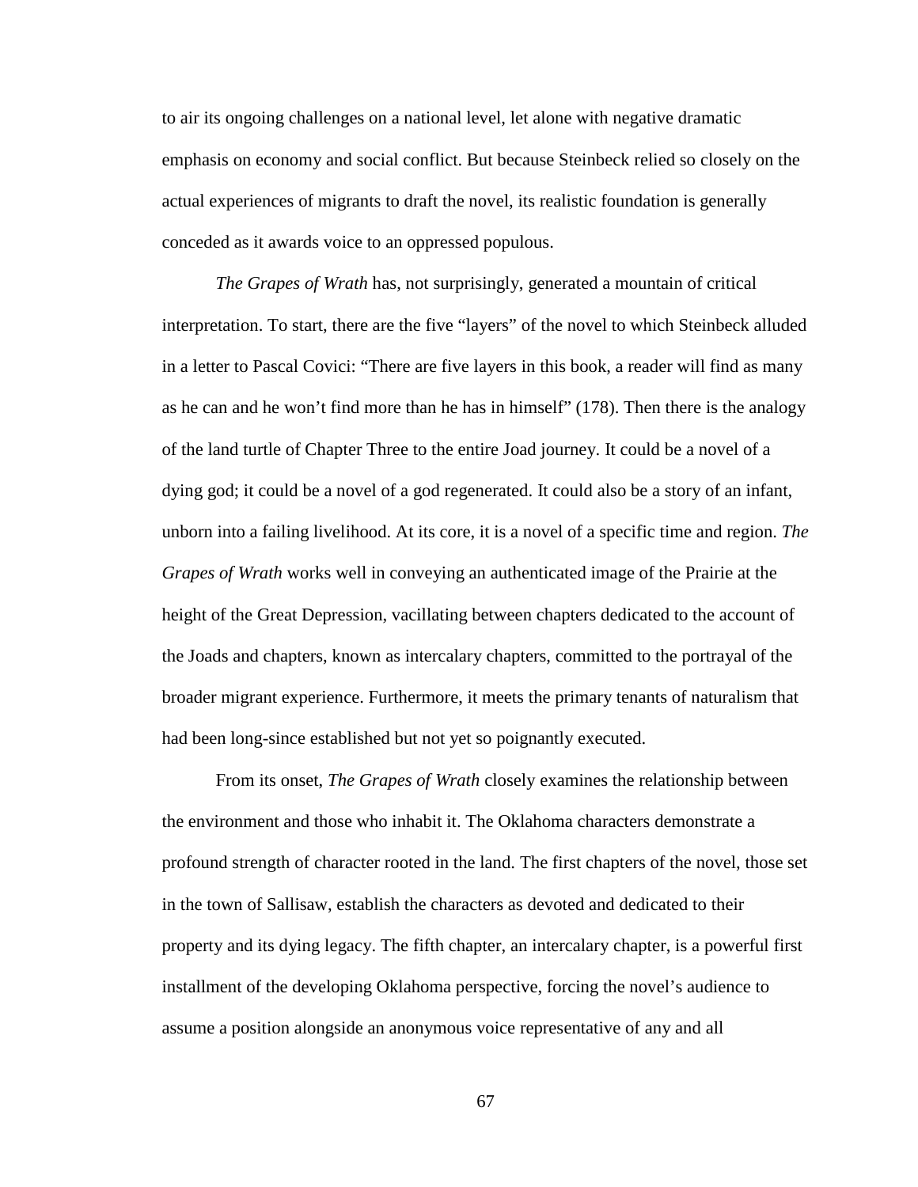to air its ongoing challenges on a national level, let alone with negative dramatic emphasis on economy and social conflict. But because Steinbeck relied so closely on the actual experiences of migrants to draft the novel, its realistic foundation is generally conceded as it awards voice to an oppressed populous.

*The Grapes of Wrath* has, not surprisingly, generated a mountain of critical interpretation. To start, there are the five "layers" of the novel to which Steinbeck alluded in a letter to Pascal Covici: "There are five layers in this book, a reader will find as many as he can and he won't find more than he has in himself" (178). Then there is the analogy of the land turtle of Chapter Three to the entire Joad journey. It could be a novel of a dying god; it could be a novel of a god regenerated. It could also be a story of an infant, unborn into a failing livelihood. At its core, it is a novel of a specific time and region. *The Grapes of Wrath* works well in conveying an authenticated image of the Prairie at the height of the Great Depression, vacillating between chapters dedicated to the account of the Joads and chapters, known as intercalary chapters, committed to the portrayal of the broader migrant experience. Furthermore, it meets the primary tenants of naturalism that had been long-since established but not yet so poignantly executed.

From its onset, *The Grapes of Wrath* closely examines the relationship between the environment and those who inhabit it. The Oklahoma characters demonstrate a profound strength of character rooted in the land. The first chapters of the novel, those set in the town of Sallisaw, establish the characters as devoted and dedicated to their property and its dying legacy. The fifth chapter, an intercalary chapter, is a powerful first installment of the developing Oklahoma perspective, forcing the novel's audience to assume a position alongside an anonymous voice representative of any and all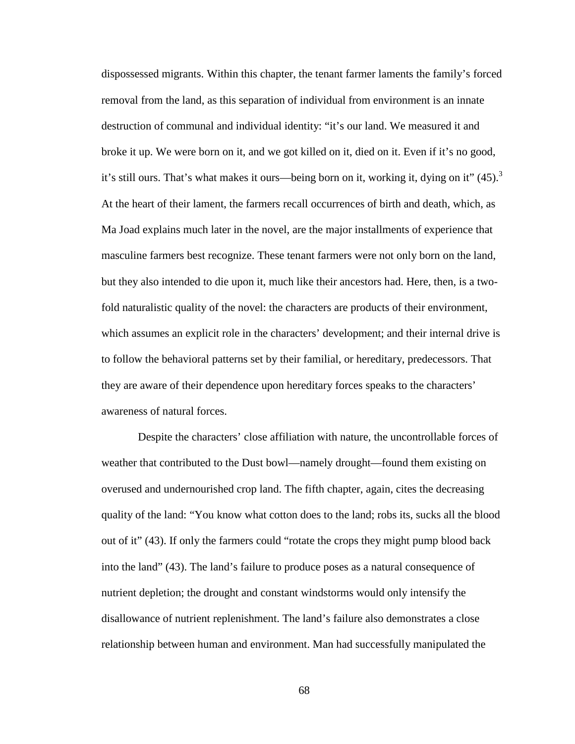dispossessed migrants. Within this chapter, the tenant farmer laments the family's forced removal from the land, as this separation of individual from environment is an innate destruction of communal and individual identity: "it's our land. We measured it and broke it up. We were born on it, and we got killed on it, died on it. Even if it's no good, it's still ours. That's what makes it ours—being born on it, working it, dying on it" (45).[3] At the heart of their lament, the farmers recall occurrences of birth and death, which, as Ma Joad explains much later in the novel, are the major installments of experience that masculine farmers best recognize. These tenant farmers were not only born on the land, but they also intended to die upon it, much like their ancestors had. Here, then, is a two-fold naturalistic quality of the novel: the characters are products of their environment, which assumes an explicit role in the characters' development; and their internal drive is to follow the behavioral patterns set by their familial, or hereditary, predecessors. That they are aware of their dependence upon hereditary forces speaks to the characters' awareness of natural forces.

Despite the characters' close affiliation with nature, the uncontrollable forces of weather that contributed to the Dust bowl—namely drought—found them existing on overused and undernourished crop land. The fifth chapter, again, cites the decreasing quality of the land: "You know what cotton does to the land; robs its, sucks all the blood out of it" (43). If only the farmers could "rotate the crops they might pump blood back into the land" (43). The land's failure to produce poses as a natural consequence of nutrient depletion; the drought and constant windstorms would only intensify the disallowance of nutrient replenishment. The land's failure also demonstrates a close relationship between human and environment. Man had successfully manipulated the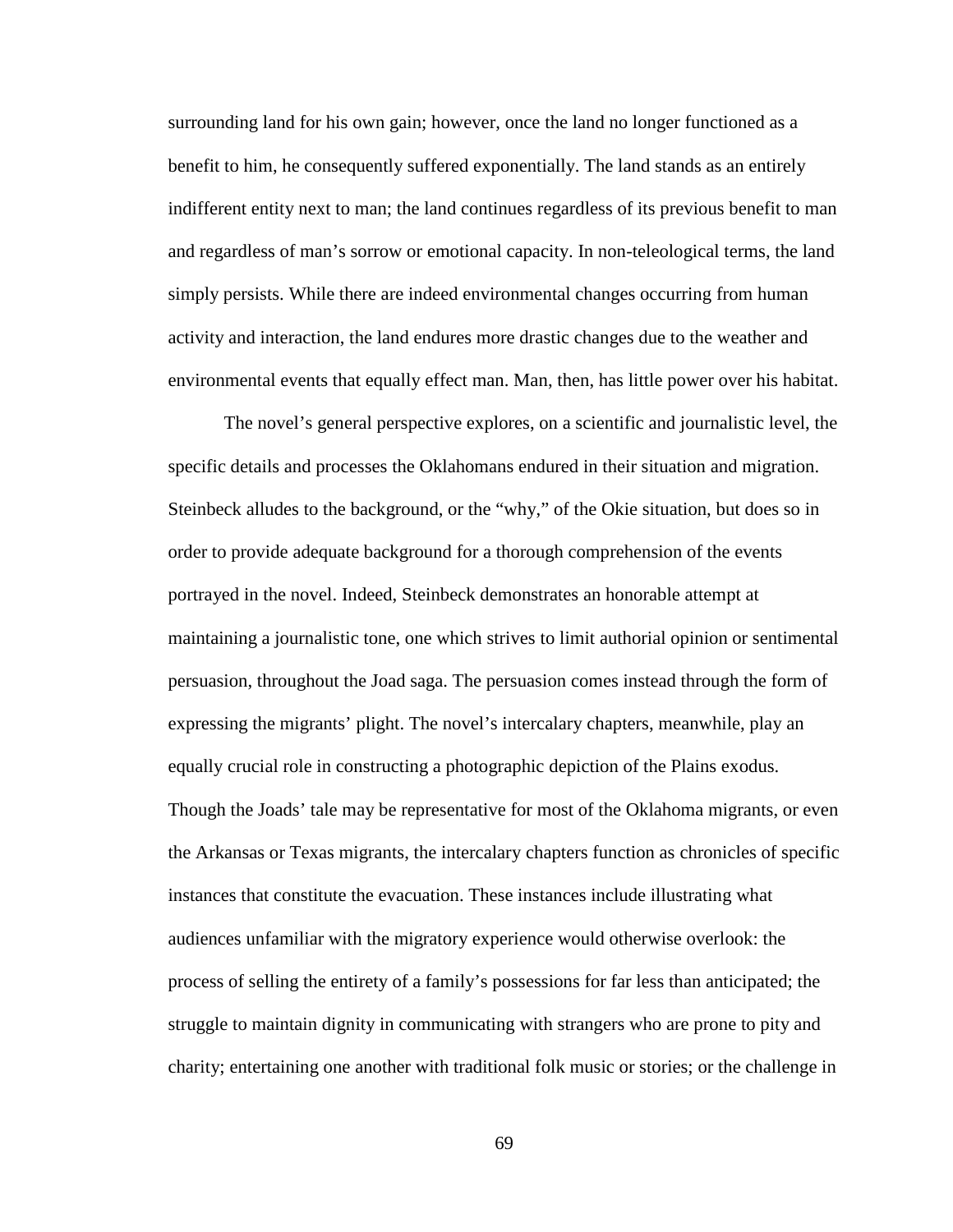surrounding land for his own gain; however, once the land no longer functioned as a benefit to him, he consequently suffered exponentially. The land stands as an entirely indifferent entity next to man; the land continues regardless of its previous benefit to man and regardless of man's sorrow or emotional capacity. In non-teleological terms, the land simply persists. While there are indeed environmental changes occurring from human activity and interaction, the land endures more drastic changes due to the weather and environmental events that equally effect man. Man, then, has little power over his habitat.

The novel's general perspective explores, on a scientific and journalistic level, the specific details and processes the Oklahomans endured in their situation and migration. Steinbeck alludes to the background, or the "why," of the Okie situation, but does so in order to provide adequate background for a thorough comprehension of the events portrayed in the novel. Indeed, Steinbeck demonstrates an honorable attempt at maintaining a journalistic tone, one which strives to limit authorial opinion or sentimental persuasion, throughout the Joad saga. The persuasion comes instead through the form of expressing the migrants' plight. The novel's intercalary chapters, meanwhile, play an equally crucial role in constructing a photographic depiction of the Plains exodus. Though the Joads' tale may be representative for most of the Oklahoma migrants, or even the Arkansas or Texas migrants, the intercalary chapters function as chronicles of specific instances that constitute the evacuation. These instances include illustrating what audiences unfamiliar with the migratory experience would otherwise overlook: the process of selling the entirety of a family's possessions for far less than anticipated; the struggle to maintain dignity in communicating with strangers who are prone to pity and charity; entertaining one another with traditional folk music or stories; or the challenge in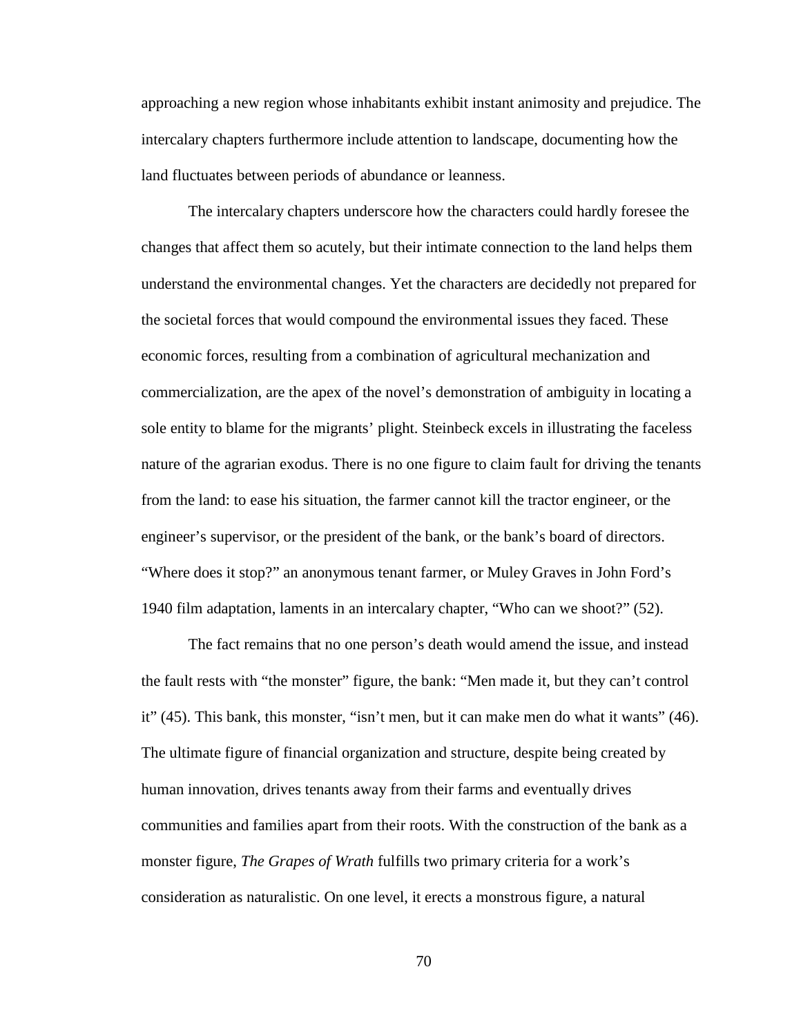approaching a new region whose inhabitants exhibit instant animosity and prejudice. The intercalary chapters furthermore include attention to landscape, documenting how the land fluctuates between periods of abundance or leanness.

The intercalary chapters underscore how the characters could hardly foresee the changes that affect them so acutely, but their intimate connection to the land helps them understand the environmental changes. Yet the characters are decidedly not prepared for the societal forces that would compound the environmental issues they faced. These economic forces, resulting from a combination of agricultural mechanization and commercialization, are the apex of the novel's demonstration of ambiguity in locating a sole entity to blame for the migrants' plight. Steinbeck excels in illustrating the faceless nature of the agrarian exodus. There is no one figure to claim fault for driving the tenants from the land: to ease his situation, the farmer cannot kill the tractor engineer, or the engineer's supervisor, or the president of the bank, or the bank's board of directors. "Where does it stop?" an anonymous tenant farmer, or Muley Graves in John Ford's 1940 film adaptation, laments in an intercalary chapter, "Who can we shoot?" (52).

The fact remains that no one person's death would amend the issue, and instead the fault rests with "the monster" figure, the bank: "Men made it, but they can't control it" (45). This bank, this monster, "isn't men, but it can make men do what it wants" (46). The ultimate figure of financial organization and structure, despite being created by human innovation, drives tenants away from their farms and eventually drives communities and families apart from their roots. With the construction of the bank as a monster figure, *The Grapes of Wrath* fulfills two primary criteria for a work's consideration as naturalistic. On one level, it erects a monstrous figure, a natural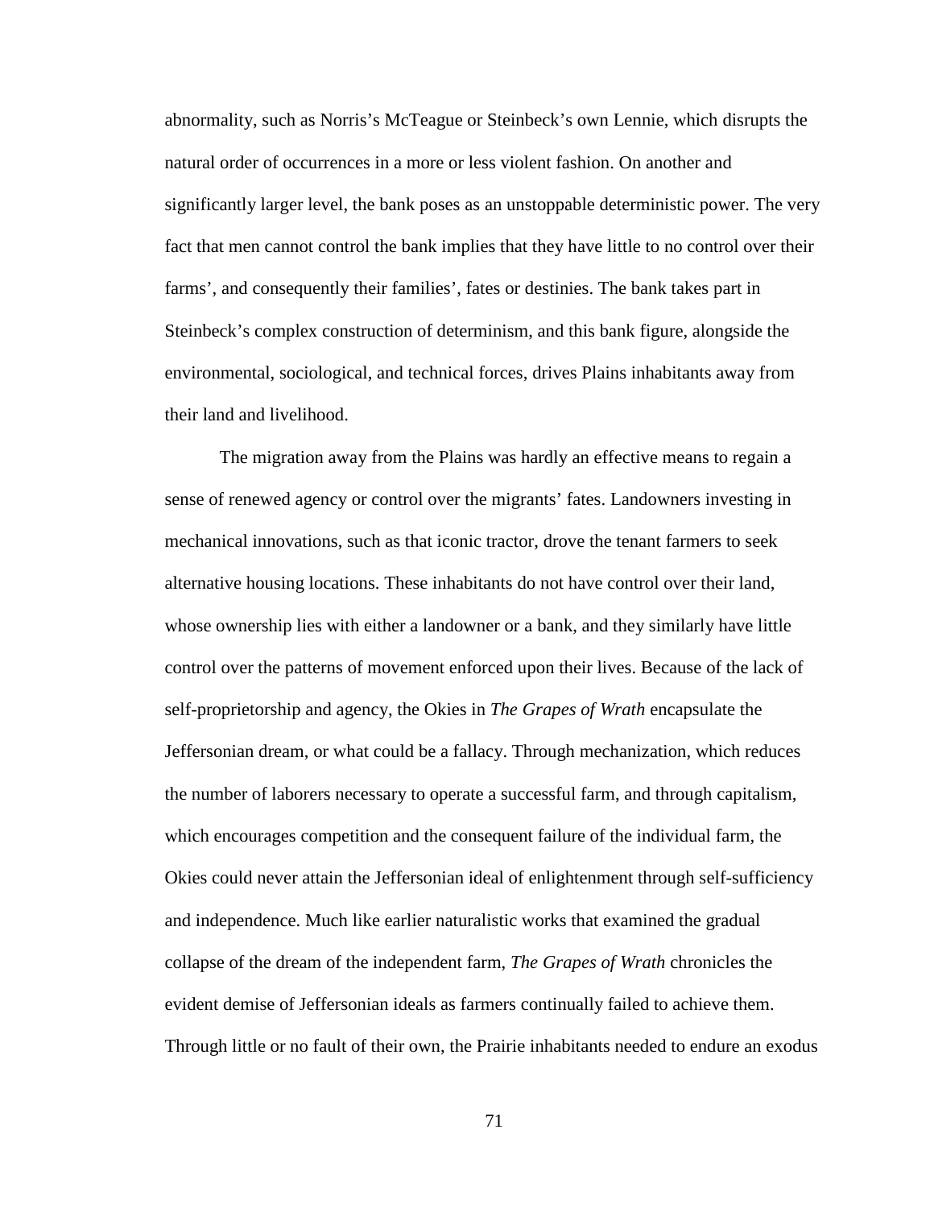abnormality, such as Norris's McTeague or Steinbeck's own Lennie, which disrupts the natural order of occurrences in a more or less violent fashion. On another and significantly larger level, the bank poses as an unstoppable deterministic power. The very fact that men cannot control the bank implies that they have little to no control over their farms', and consequently their families', fates or destinies. The bank takes part in Steinbeck's complex construction of determinism, and this bank figure, alongside the environmental, sociological, and technical forces, drives Plains inhabitants away from their land and livelihood.

The migration away from the Plains was hardly an effective means to regain a sense of renewed agency or control over the migrants' fates. Landowners investing in mechanical innovations, such as that iconic tractor, drove the tenant farmers to seek alternative housing locations. These inhabitants do not have control over their land, whose ownership lies with either a landowner or a bank, and they similarly have little control over the patterns of movement enforced upon their lives. Because of the lack of self-proprietorship and agency, the Okies in *The Grapes of Wrath* encapsulate the Jeffersonian dream, or what could be a fallacy. Through mechanization, which reduces the number of laborers necessary to operate a successful farm, and through capitalism, which encourages competition and the consequent failure of the individual farm, the Okies could never attain the Jeffersonian ideal of enlightenment through self-sufficiency and independence. Much like earlier naturalistic works that examined the gradual collapse of the dream of the independent farm, *The Grapes of Wrath* chronicles the evident demise of Jeffersonian ideals as farmers continually failed to achieve them. Through little or no fault of their own, the Prairie inhabitants needed to endure an exodus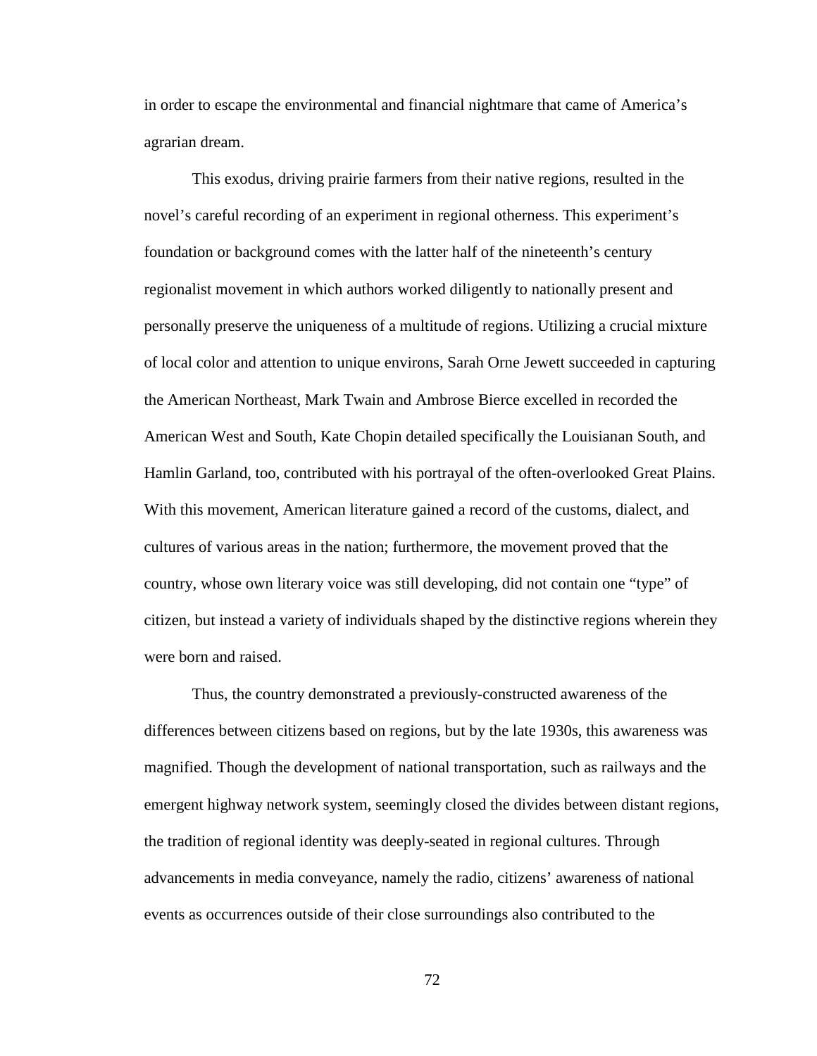in order to escape the environmental and financial nightmare that came of America's agrarian dream.

This exodus, driving prairie farmers from their native regions, resulted in the novel's careful recording of an experiment in regional otherness. This experiment's foundation or background comes with the latter half of the nineteenth's century regionalist movement in which authors worked diligently to nationally present and personally preserve the uniqueness of a multitude of regions. Utilizing a crucial mixture of local color and attention to unique environs, Sarah Orne Jewett succeeded in capturing the American Northeast, Mark Twain and Ambrose Bierce excelled in recorded the American West and South, Kate Chopin detailed specifically the Louisianan South, and Hamlin Garland, too, contributed with his portrayal of the often-overlooked Great Plains. With this movement, American literature gained a record of the customs, dialect, and cultures of various areas in the nation; furthermore, the movement proved that the country, whose own literary voice was still developing, did not contain one "type" of citizen, but instead a variety of individuals shaped by the distinctive regions wherein they were born and raised.

Thus, the country demonstrated a previously-constructed awareness of the differences between citizens based on regions, but by the late 1930s, this awareness was magnified. Though the development of national transportation, such as railways and the emergent highway network system, seemingly closed the divides between distant regions, the tradition of regional identity was deeply-seated in regional cultures. Through advancements in media conveyance, namely the radio, citizens' awareness of national events as occurrences outside of their close surroundings also contributed to the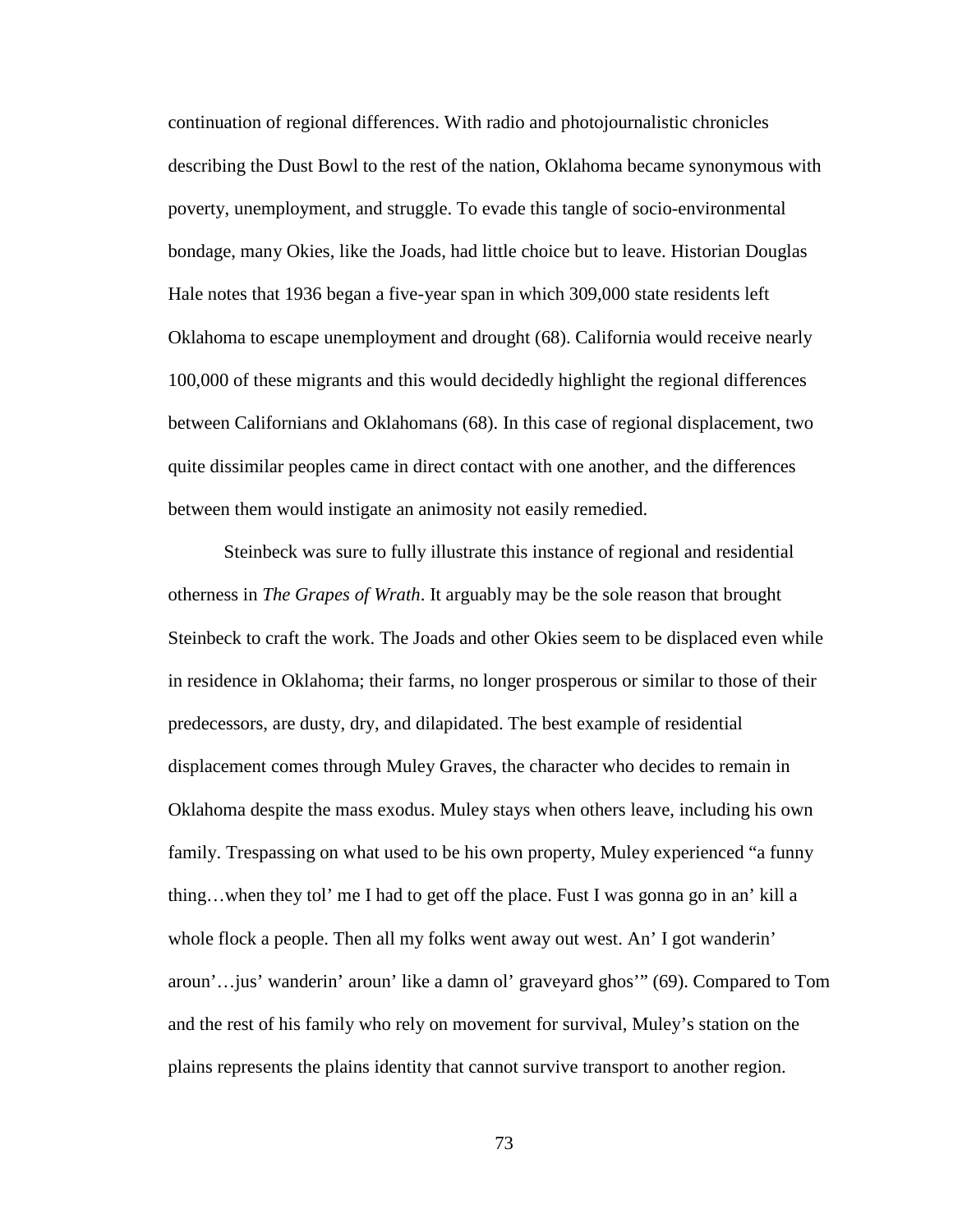continuation of regional differences. With radio and photojournalistic chronicles describing the Dust Bowl to the rest of the nation, Oklahoma became synonymous with poverty, unemployment, and struggle. To evade this tangle of socio-environmental bondage, many Okies, like the Joads, had little choice but to leave. Historian Douglas Hale notes that 1936 began a five-year span in which 309,000 state residents left Oklahoma to escape unemployment and drought (68). California would receive nearly 100,000 of these migrants and this would decidedly highlight the regional differences between Californians and Oklahomans (68). In this case of regional displacement, two quite dissimilar peoples came in direct contact with one another, and the differences between them would instigate an animosity not easily remedied.

Steinbeck was sure to fully illustrate this instance of regional and residential otherness in *The Grapes of Wrath*. It arguably may be the sole reason that brought Steinbeck to craft the work. The Joads and other Okies seem to be displaced even while in residence in Oklahoma; their farms, no longer prosperous or similar to those of their predecessors, are dusty, dry, and dilapidated. The best example of residential displacement comes through Muley Graves, the character who decides to remain in Oklahoma despite the mass exodus. Muley stays when others leave, including his own family. Trespassing on what used to be his own property, Muley experienced "a funny thing…when they tol' me I had to get off the place. Fust I was gonna go in an' kill a whole flock a people. Then all my folks went away out west. An' I got wanderin' aroun'…jus' wanderin' aroun' like a damn ol' graveyard ghos'" (69). Compared to Tom and the rest of his family who rely on movement for survival, Muley's station on the plains represents the plains identity that cannot survive transport to another region.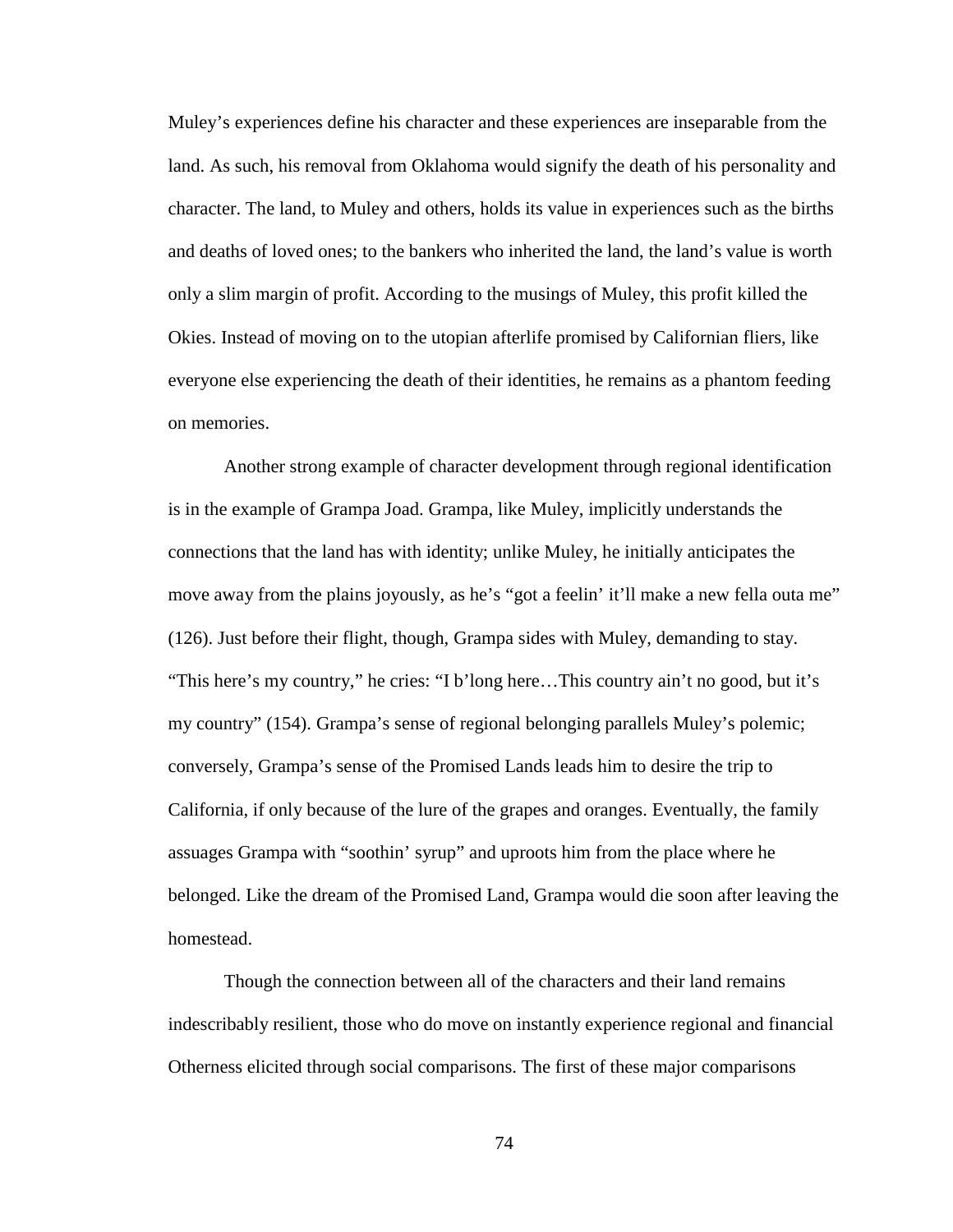Muley's experiences define his character and these experiences are inseparable from the land. As such, his removal from Oklahoma would signify the death of his personality and character. The land, to Muley and others, holds its value in experiences such as the births and deaths of loved ones; to the bankers who inherited the land, the land's value is worth only a slim margin of profit. According to the musings of Muley, this profit killed the Okies. Instead of moving on to the utopian afterlife promised by Californian fliers, like everyone else experiencing the death of their identities, he remains as a phantom feeding on memories.

Another strong example of character development through regional identification is in the example of Grampa Joad. Grampa, like Muley, implicitly understands the connections that the land has with identity; unlike Muley, he initially anticipates the move away from the plains joyously, as he's "got a feelin' it'll make a new fella outa me" (126). Just before their flight, though, Grampa sides with Muley, demanding to stay. "This here's my country," he cries: "I b'long here…This country ain't no good, but it's my country" (154). Grampa's sense of regional belonging parallels Muley's polemic; conversely, Grampa's sense of the Promised Lands leads him to desire the trip to California, if only because of the lure of the grapes and oranges. Eventually, the family assuages Grampa with "soothin' syrup" and uproots him from the place where he belonged. Like the dream of the Promised Land, Grampa would die soon after leaving the homestead.

Though the connection between all of the characters and their land remains indescribably resilient, those who do move on instantly experience regional and financial Otherness elicited through social comparisons. The first of these major comparisons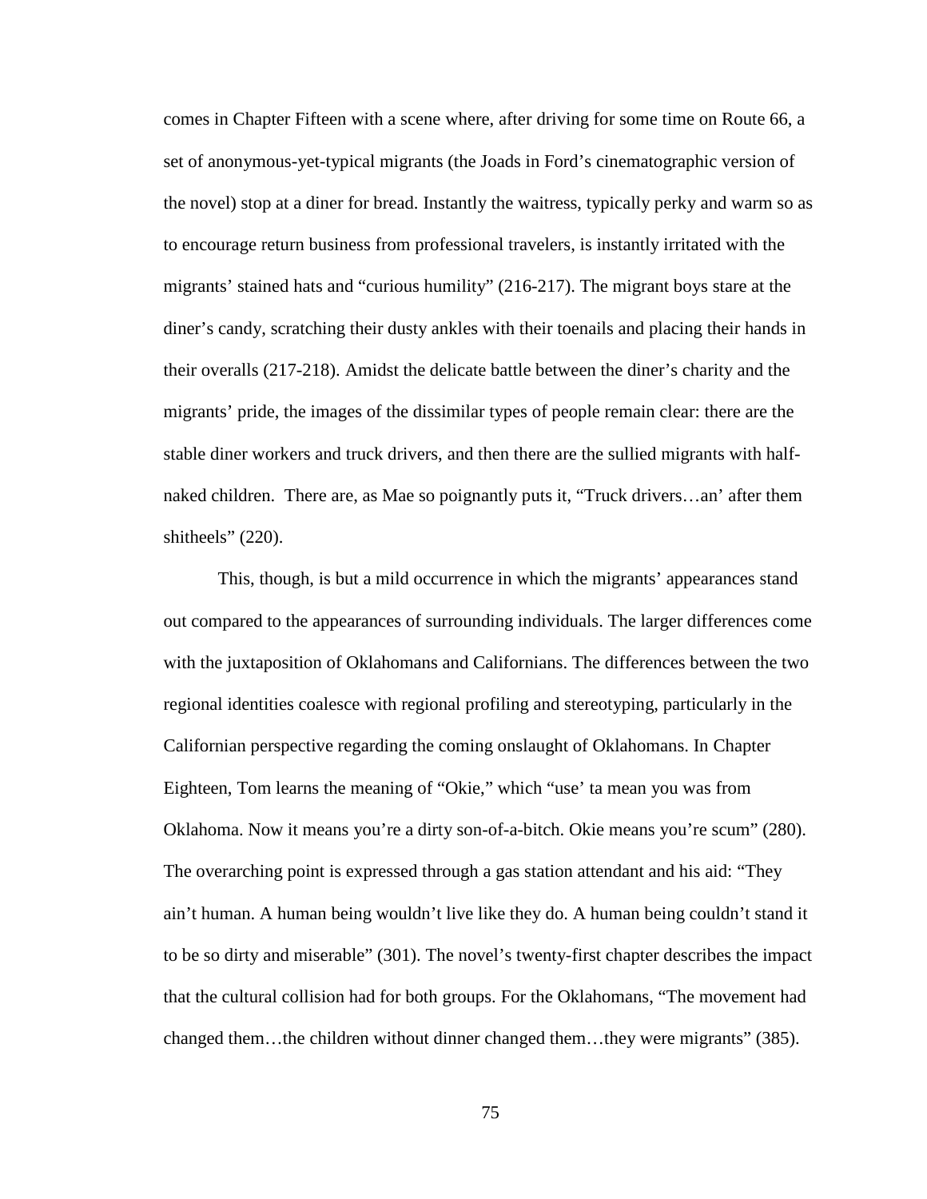comes in Chapter Fifteen with a scene where, after driving for some time on Route 66, a set of anonymous-yet-typical migrants (the Joads in Ford's cinematographic version of the novel) stop at a diner for bread. Instantly the waitress, typically perky and warm so as to encourage return business from professional travelers, is instantly irritated with the migrants' stained hats and "curious humility" (216-217). The migrant boys stare at the diner's candy, scratching their dusty ankles with their toenails and placing their hands in their overalls (217-218). Amidst the delicate battle between the diner's charity and the migrants' pride, the images of the dissimilar types of people remain clear: there are the stable diner workers and truck drivers, and then there are the sullied migrants with half-naked children. There are, as Mae so poignantly puts it, "Truck drivers…an' after them shitheels" (220).

This, though, is but a mild occurrence in which the migrants' appearances stand out compared to the appearances of surrounding individuals. The larger differences come with the juxtaposition of Oklahomans and Californians. The differences between the two regional identities coalesce with regional profiling and stereotyping, particularly in the Californian perspective regarding the coming onslaught of Oklahomans. In Chapter Eighteen, Tom learns the meaning of "Okie," which "use' ta mean you was from Oklahoma. Now it means you're a dirty son-of-a-bitch. Okie means you're scum" (280). The overarching point is expressed through a gas station attendant and his aid: "They ain't human. A human being wouldn't live like they do. A human being couldn't stand it to be so dirty and miserable" (301). The novel's twenty-first chapter describes the impact that the cultural collision had for both groups. For the Oklahomans, "The movement had changed them…the children without dinner changed them…they were migrants" (385).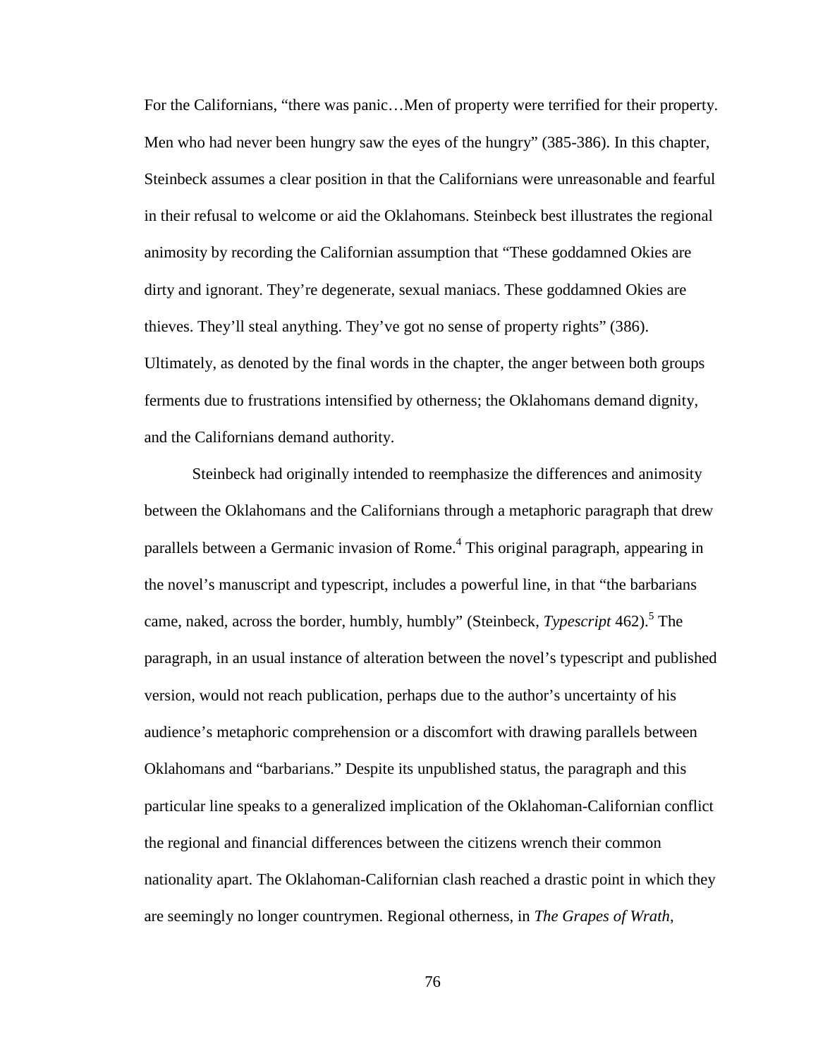For the Californians, “there was panic…Men of property were terrified for their property. Men who had never been hungry saw the eyes of the hungry” (385-386). In this chapter, Steinbeck assumes a clear position in that the Californians were unreasonable and fearful in their refusal to welcome or aid the Oklahomans. Steinbeck best illustrates the regional animosity by recording the Californian assumption that “These goddamned Okies are dirty and ignorant. They’re degenerate, sexual maniacs. These goddamned Okies are thieves. They’ll steal anything. They’ve got no sense of property rights” (386). Ultimately, as denoted by the final words in the chapter, the anger between both groups ferments due to frustrations intensified by otherness; the Oklahomans demand dignity, and the Californians demand authority.

Steinbeck had originally intended to reemphasize the differences and animosity between the Oklahomans and the Californians through a metaphoric paragraph that drew parallels between a Germanic invasion of Rome.[4] This original paragraph, appearing in the novel’s manuscript and typescript, includes a powerful line, in that “the barbarians came, naked, across the border, humbly, humbly” (Steinbeck, *Typescript* 462).[5] The paragraph, in an usual instance of alteration between the novel’s typescript and published version, would not reach publication, perhaps due to the author’s uncertainty of his audience’s metaphoric comprehension or a discomfort with drawing parallels between Oklahomans and “barbarians.” Despite its unpublished status, the paragraph and this particular line speaks to a generalized implication of the Oklahoman-Californian conflict the regional and financial differences between the citizens wrench their common nationality apart. The Oklahoman-Californian clash reached a drastic point in which they are seemingly no longer countrymen. Regional otherness, in *The Grapes of Wrath*,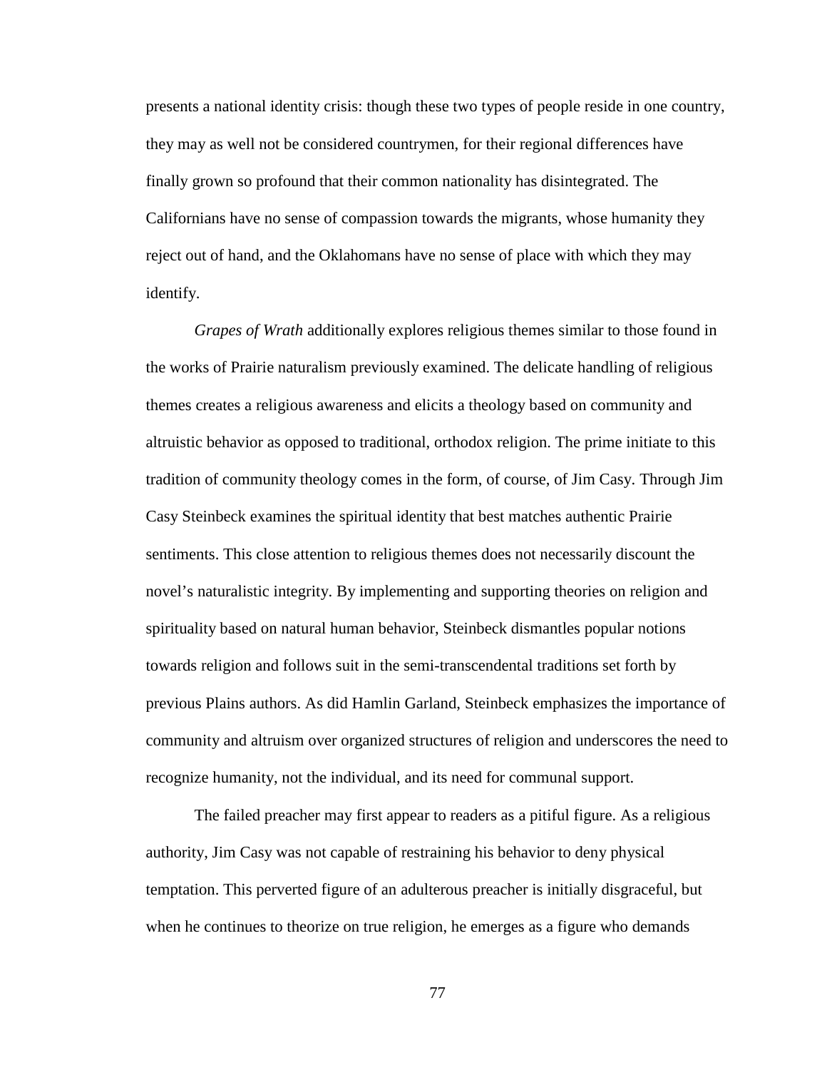presents a national identity crisis: though these two types of people reside in one country, they may as well not be considered countrymen, for their regional differences have finally grown so profound that their common nationality has disintegrated. The Californians have no sense of compassion towards the migrants, whose humanity they reject out of hand, and the Oklahomans have no sense of place with which they may identify.

*Grapes of Wrath* additionally explores religious themes similar to those found in the works of Prairie naturalism previously examined. The delicate handling of religious themes creates a religious awareness and elicits a theology based on community and altruistic behavior as opposed to traditional, orthodox religion. The prime initiate to this tradition of community theology comes in the form, of course, of Jim Casy. Through Jim Casy Steinbeck examines the spiritual identity that best matches authentic Prairie sentiments. This close attention to religious themes does not necessarily discount the novel's naturalistic integrity. By implementing and supporting theories on religion and spirituality based on natural human behavior, Steinbeck dismantles popular notions towards religion and follows suit in the semi-transcendental traditions set forth by previous Plains authors. As did Hamlin Garland, Steinbeck emphasizes the importance of community and altruism over organized structures of religion and underscores the need to recognize humanity, not the individual, and its need for communal support.

The failed preacher may first appear to readers as a pitiful figure. As a religious authority, Jim Casy was not capable of restraining his behavior to deny physical temptation. This perverted figure of an adulterous preacher is initially disgraceful, but when he continues to theorize on true religion, he emerges as a figure who demands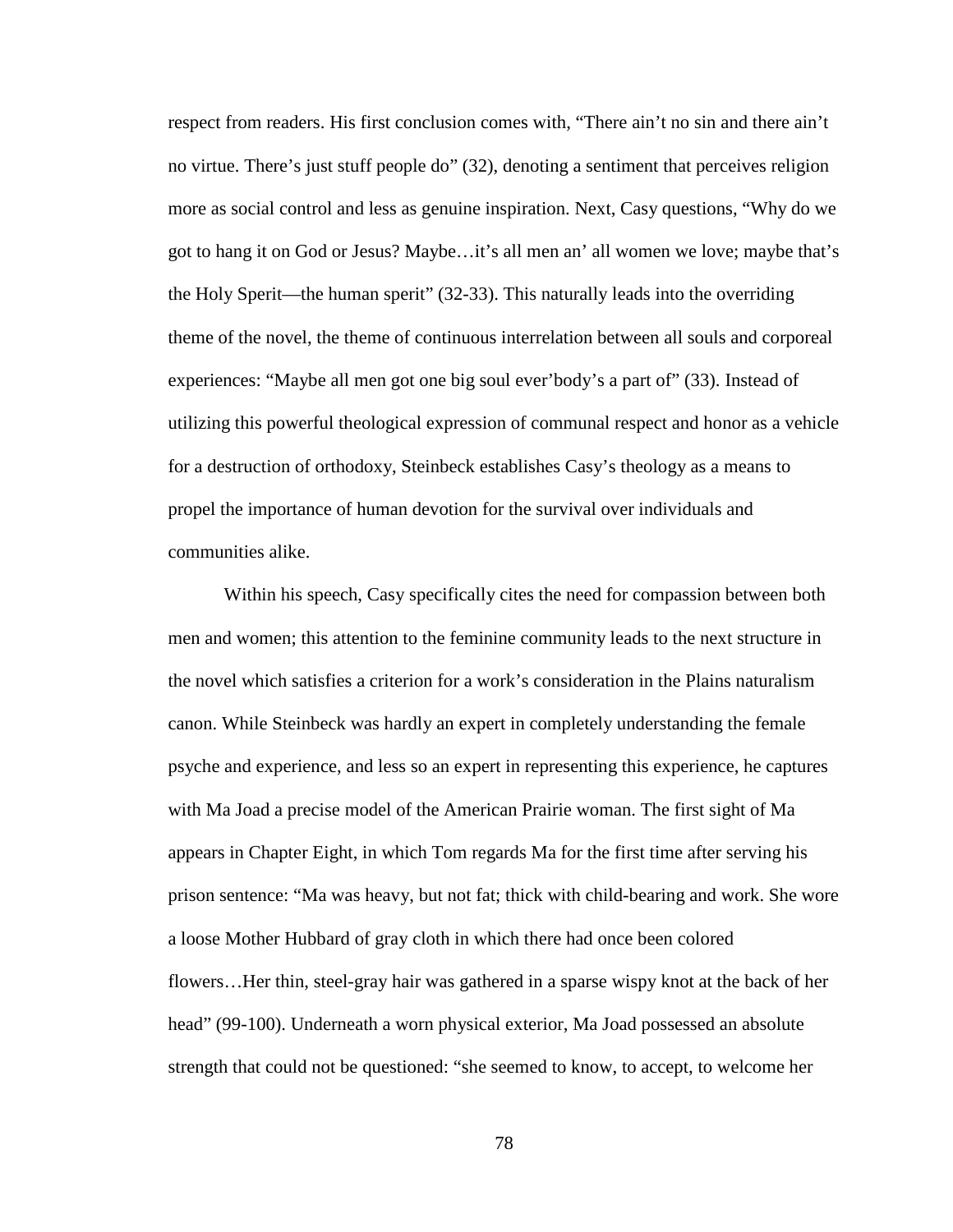respect from readers. His first conclusion comes with, "There ain't no sin and there ain't no virtue. There's just stuff people do" (32), denoting a sentiment that perceives religion more as social control and less as genuine inspiration. Next, Casy questions, "Why do we got to hang it on God or Jesus? Maybe…it's all men an' all women we love; maybe that's the Holy Sperit—the human sperit" (32-33). This naturally leads into the overriding theme of the novel, the theme of continuous interrelation between all souls and corporeal experiences: "Maybe all men got one big soul ever'body's a part of" (33). Instead of utilizing this powerful theological expression of communal respect and honor as a vehicle for a destruction of orthodoxy, Steinbeck establishes Casy's theology as a means to propel the importance of human devotion for the survival over individuals and communities alike.

Within his speech, Casy specifically cites the need for compassion between both men and women; this attention to the feminine community leads to the next structure in the novel which satisfies a criterion for a work's consideration in the Plains naturalism canon. While Steinbeck was hardly an expert in completely understanding the female psyche and experience, and less so an expert in representing this experience, he captures with Ma Joad a precise model of the American Prairie woman. The first sight of Ma appears in Chapter Eight, in which Tom regards Ma for the first time after serving his prison sentence: "Ma was heavy, but not fat; thick with child-bearing and work. She wore a loose Mother Hubbard of gray cloth in which there had once been colored flowers…Her thin, steel-gray hair was gathered in a sparse wispy knot at the back of her head" (99-100). Underneath a worn physical exterior, Ma Joad possessed an absolute strength that could not be questioned: "she seemed to know, to accept, to welcome her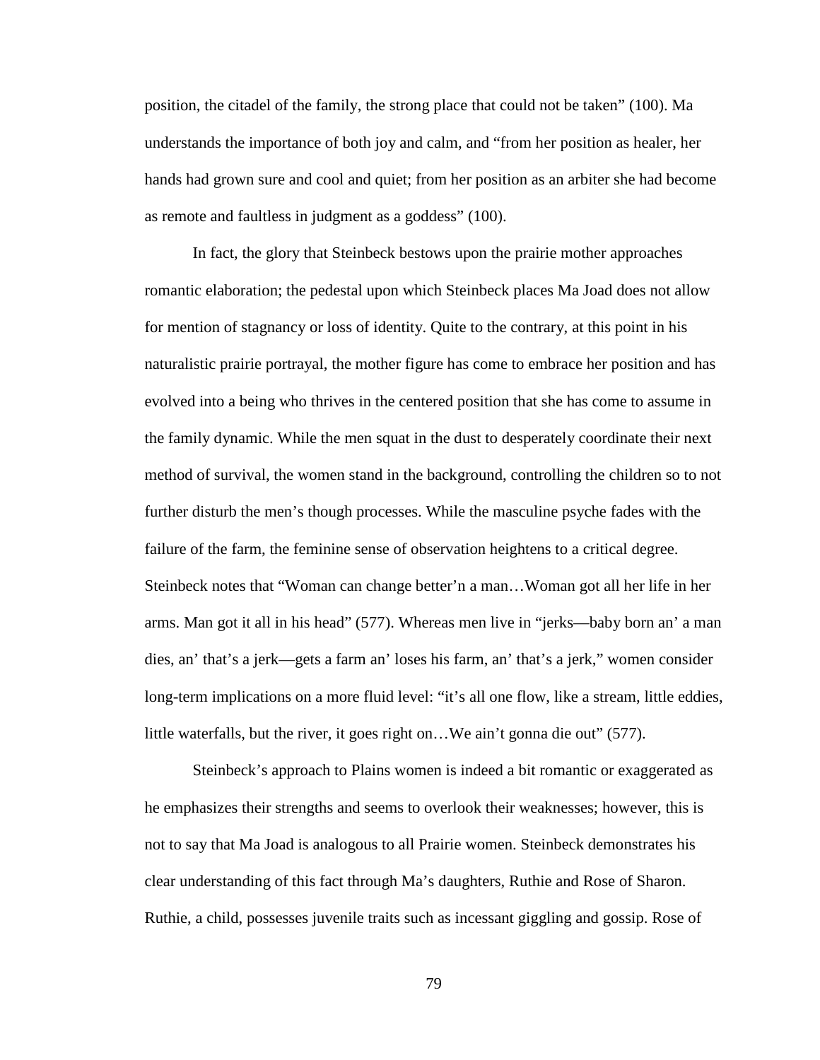position, the citadel of the family, the strong place that could not be taken" (100). Ma understands the importance of both joy and calm, and "from her position as healer, her hands had grown sure and cool and quiet; from her position as an arbiter she had become as remote and faultless in judgment as a goddess" (100).

In fact, the glory that Steinbeck bestows upon the prairie mother approaches romantic elaboration; the pedestal upon which Steinbeck places Ma Joad does not allow for mention of stagnancy or loss of identity. Quite to the contrary, at this point in his naturalistic prairie portrayal, the mother figure has come to embrace her position and has evolved into a being who thrives in the centered position that she has come to assume in the family dynamic. While the men squat in the dust to desperately coordinate their next method of survival, the women stand in the background, controlling the children so to not further disturb the men's though processes. While the masculine psyche fades with the failure of the farm, the feminine sense of observation heightens to a critical degree. Steinbeck notes that "Woman can change better'n a man…Woman got all her life in her arms. Man got it all in his head" (577). Whereas men live in "jerks—baby born an' a man dies, an' that's a jerk—gets a farm an' loses his farm, an' that's a jerk," women consider long-term implications on a more fluid level: "it's all one flow, like a stream, little eddies, little waterfalls, but the river, it goes right on…We ain't gonna die out" (577).

Steinbeck's approach to Plains women is indeed a bit romantic or exaggerated as he emphasizes their strengths and seems to overlook their weaknesses; however, this is not to say that Ma Joad is analogous to all Prairie women. Steinbeck demonstrates his clear understanding of this fact through Ma's daughters, Ruthie and Rose of Sharon. Ruthie, a child, possesses juvenile traits such as incessant giggling and gossip. Rose of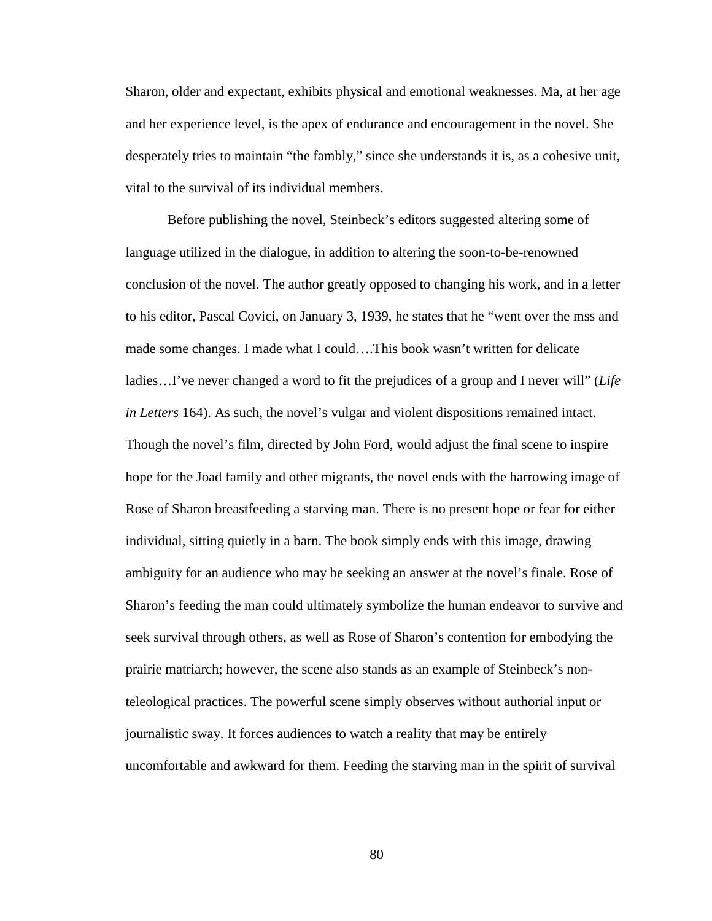Sharon, older and expectant, exhibits physical and emotional weaknesses. Ma, at her age and her experience level, is the apex of endurance and encouragement in the novel. She desperately tries to maintain "the fambly," since she understands it is, as a cohesive unit, vital to the survival of its individual members.

Before publishing the novel, Steinbeck's editors suggested altering some of language utilized in the dialogue, in addition to altering the soon-to-be-renowned conclusion of the novel. The author greatly opposed to changing his work, and in a letter to his editor, Pascal Covici, on January 3, 1939, he states that he "went over the mss and made some changes. I made what I could….This book wasn't written for delicate ladies…I've never changed a word to fit the prejudices of a group and I never will" (*Life in Letters* 164). As such, the novel's vulgar and violent dispositions remained intact. Though the novel's film, directed by John Ford, would adjust the final scene to inspire hope for the Joad family and other migrants, the novel ends with the harrowing image of Rose of Sharon breastfeeding a starving man. There is no present hope or fear for either individual, sitting quietly in a barn. The book simply ends with this image, drawing ambiguity for an audience who may be seeking an answer at the novel's finale. Rose of Sharon's feeding the man could ultimately symbolize the human endeavor to survive and seek survival through others, as well as Rose of Sharon's contention for embodying the prairie matriarch; however, the scene also stands as an example of Steinbeck's non-teleological practices. The powerful scene simply observes without authorial input or journalistic sway. It forces audiences to watch a reality that may be entirely uncomfortable and awkward for them. Feeding the starving man in the spirit of survival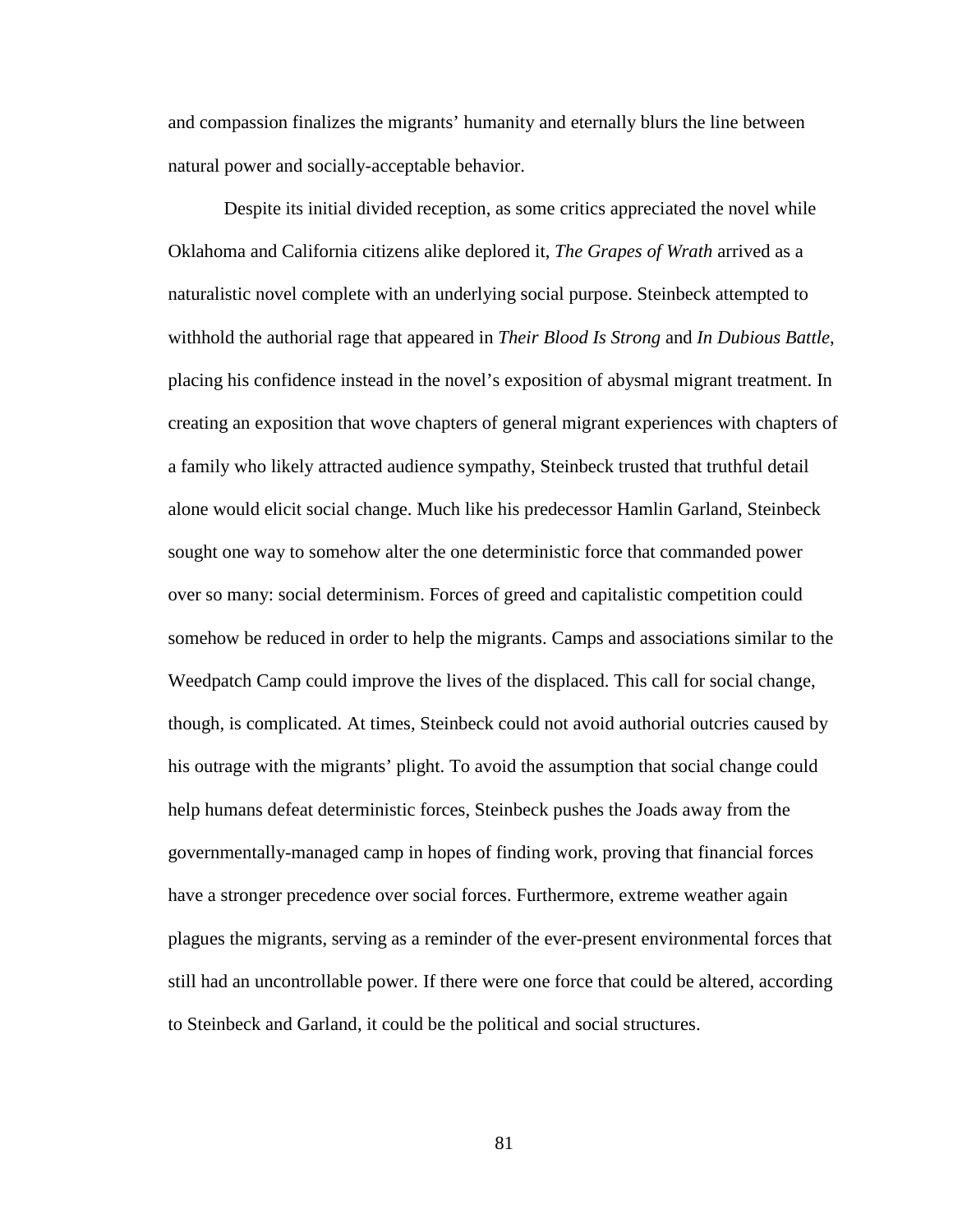and compassion finalizes the migrants' humanity and eternally blurs the line between natural power and socially-acceptable behavior.

Despite its initial divided reception, as some critics appreciated the novel while Oklahoma and California citizens alike deplored it, *The Grapes of Wrath* arrived as a naturalistic novel complete with an underlying social purpose. Steinbeck attempted to withhold the authorial rage that appeared in *Their Blood Is Strong* and *In Dubious Battle*, placing his confidence instead in the novel's exposition of abysmal migrant treatment. In creating an exposition that wove chapters of general migrant experiences with chapters of a family who likely attracted audience sympathy, Steinbeck trusted that truthful detail alone would elicit social change. Much like his predecessor Hamlin Garland, Steinbeck sought one way to somehow alter the one deterministic force that commanded power over so many: social determinism. Forces of greed and capitalistic competition could somehow be reduced in order to help the migrants. Camps and associations similar to the Weedpatch Camp could improve the lives of the displaced. This call for social change, though, is complicated. At times, Steinbeck could not avoid authorial outcries caused by his outrage with the migrants' plight. To avoid the assumption that social change could help humans defeat deterministic forces, Steinbeck pushes the Joads away from the governmentally-managed camp in hopes of finding work, proving that financial forces have a stronger precedence over social forces. Furthermore, extreme weather again plagues the migrants, serving as a reminder of the ever-present environmental forces that still had an uncontrollable power. If there were one force that could be altered, according to Steinbeck and Garland, it could be the political and social structures.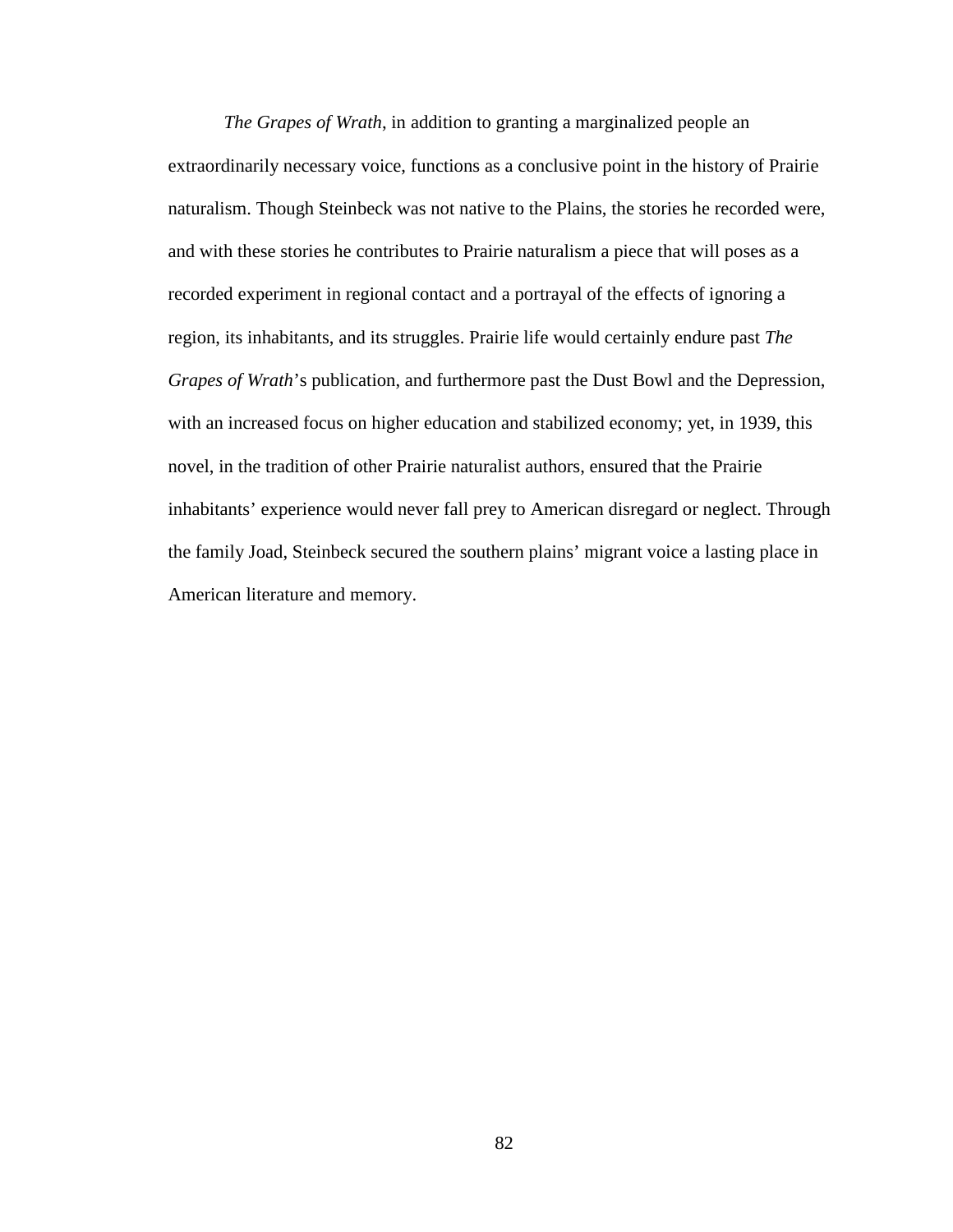*The Grapes of Wrath*, in addition to granting a marginalized people an extraordinarily necessary voice, functions as a conclusive point in the history of Prairie naturalism. Though Steinbeck was not native to the Plains, the stories he recorded were, and with these stories he contributes to Prairie naturalism a piece that will poses as a recorded experiment in regional contact and a portrayal of the effects of ignoring a region, its inhabitants, and its struggles. Prairie life would certainly endure past *The Grapes of Wrath*'s publication, and furthermore past the Dust Bowl and the Depression, with an increased focus on higher education and stabilized economy; yet, in 1939, this novel, in the tradition of other Prairie naturalist authors, ensured that the Prairie inhabitants' experience would never fall prey to American disregard or neglect. Through the family Joad, Steinbeck secured the southern plains' migrant voice a lasting place in American literature and memory.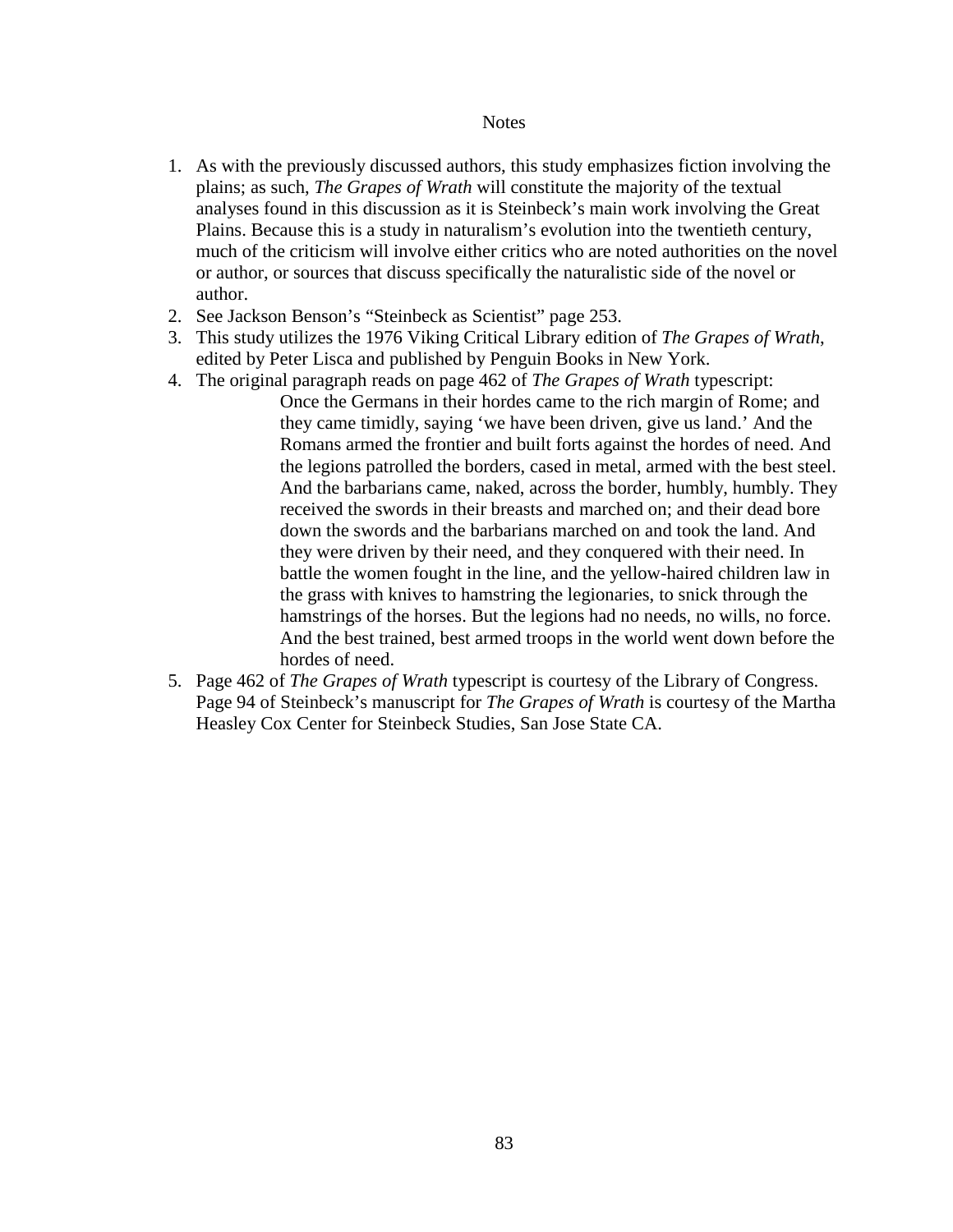## Notes

1. As with the previously discussed authors, this study emphasizes fiction involving the plains; as such, *The Grapes of Wrath* will constitute the majority of the textual analyses found in this discussion as it is Steinbeck's main work involving the Great Plains. Because this is a study in naturalism's evolution into the twentieth century, much of the criticism will involve either critics who are noted authorities on the novel or author, or sources that discuss specifically the naturalistic side of the novel or author.
2. See Jackson Benson's "Steinbeck as Scientist" page 253.
3. This study utilizes the 1976 Viking Critical Library edition of *The Grapes of Wrath*, edited by Peter Lisca and published by Penguin Books in New York.
4. The original paragraph reads on page 462 of *The Grapes of Wrath* typescript:

   > Once the Germans in their hordes came to the rich margin of Rome; and they came timidly, saying 'we have been driven, give us land.' And the Romans armed the frontier and built forts against the hordes of need. And the legions patrolled the borders, cased in metal, armed with the best steel. And the barbarians came, naked, across the border, humbly, humbly. They received the swords in their breasts and marched on; and their dead bore down the swords and the barbarians marched on and took the land. And they were driven by their need, and they conquered with their need. In battle the women fought in the line, and the yellow-haired children law in the grass with knives to hamstring the legionaries, to snick through the hamstrings of the horses. But the legions had no needs, no wills, no force. And the best trained, best armed troops in the world went down before the hordes of need.

5. Page 462 of *The Grapes of Wrath* typescript is courtesy of the Library of Congress. Page 94 of Steinbeck's manuscript for *The Grapes of Wrath* is courtesy of the Martha Heasley Cox Center for Steinbeck Studies, San Jose State CA.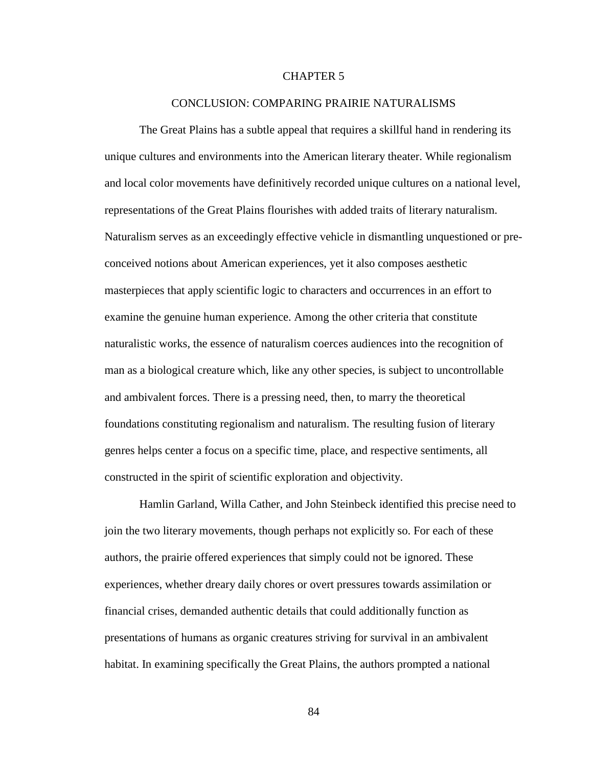# CHAPTER 5

## CONCLUSION: COMPARING PRAIRIE NATURALISMS

The Great Plains has a subtle appeal that requires a skillful hand in rendering its unique cultures and environments into the American literary theater. While regionalism and local color movements have definitively recorded unique cultures on a national level, representations of the Great Plains flourishes with added traits of literary naturalism. Naturalism serves as an exceedingly effective vehicle in dismantling unquestioned or pre-conceived notions about American experiences, yet it also composes aesthetic masterpieces that apply scientific logic to characters and occurrences in an effort to examine the genuine human experience. Among the other criteria that constitute naturalistic works, the essence of naturalism coerces audiences into the recognition of man as a biological creature which, like any other species, is subject to uncontrollable and ambivalent forces. There is a pressing need, then, to marry the theoretical foundations constituting regionalism and naturalism. The resulting fusion of literary genres helps center a focus on a specific time, place, and respective sentiments, all constructed in the spirit of scientific exploration and objectivity.

Hamlin Garland, Willa Cather, and John Steinbeck identified this precise need to join the two literary movements, though perhaps not explicitly so. For each of these authors, the prairie offered experiences that simply could not be ignored. These experiences, whether dreary daily chores or overt pressures towards assimilation or financial crises, demanded authentic details that could additionally function as presentations of humans as organic creatures striving for survival in an ambivalent habitat. In examining specifically the Great Plains, the authors prompted a national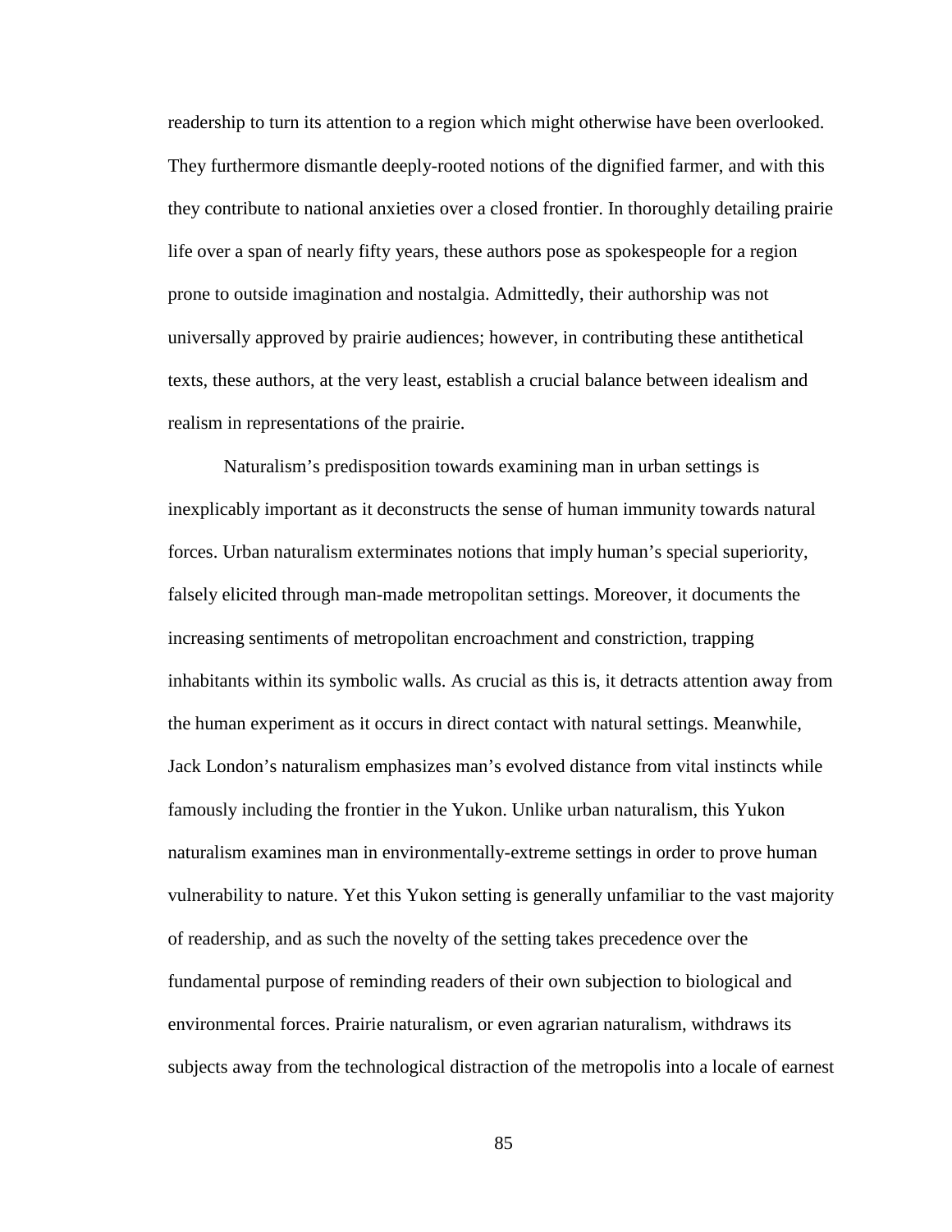readership to turn its attention to a region which might otherwise have been overlooked. They furthermore dismantle deeply-rooted notions of the dignified farmer, and with this they contribute to national anxieties over a closed frontier. In thoroughly detailing prairie life over a span of nearly fifty years, these authors pose as spokespeople for a region prone to outside imagination and nostalgia. Admittedly, their authorship was not universally approved by prairie audiences; however, in contributing these antithetical texts, these authors, at the very least, establish a crucial balance between idealism and realism in representations of the prairie.

Naturalism's predisposition towards examining man in urban settings is inexplicably important as it deconstructs the sense of human immunity towards natural forces. Urban naturalism exterminates notions that imply human's special superiority, falsely elicited through man-made metropolitan settings. Moreover, it documents the increasing sentiments of metropolitan encroachment and constriction, trapping inhabitants within its symbolic walls. As crucial as this is, it detracts attention away from the human experiment as it occurs in direct contact with natural settings. Meanwhile, Jack London's naturalism emphasizes man's evolved distance from vital instincts while famously including the frontier in the Yukon. Unlike urban naturalism, this Yukon naturalism examines man in environmentally-extreme settings in order to prove human vulnerability to nature. Yet this Yukon setting is generally unfamiliar to the vast majority of readership, and as such the novelty of the setting takes precedence over the fundamental purpose of reminding readers of their own subjection to biological and environmental forces. Prairie naturalism, or even agrarian naturalism, withdraws its subjects away from the technological distraction of the metropolis into a locale of earnest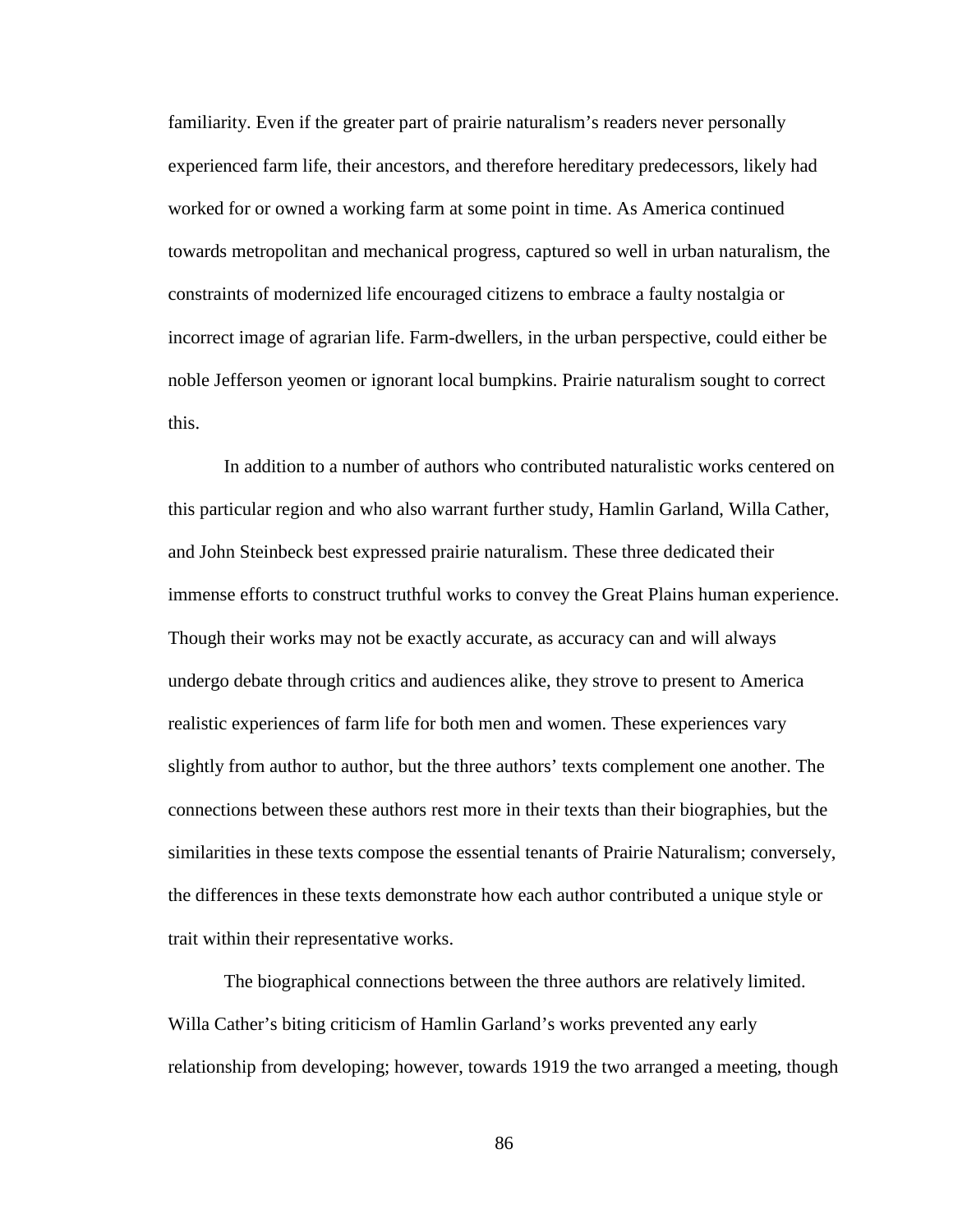familiarity. Even if the greater part of prairie naturalism's readers never personally experienced farm life, their ancestors, and therefore hereditary predecessors, likely had worked for or owned a working farm at some point in time. As America continued towards metropolitan and mechanical progress, captured so well in urban naturalism, the constraints of modernized life encouraged citizens to embrace a faulty nostalgia or incorrect image of agrarian life. Farm-dwellers, in the urban perspective, could either be noble Jefferson yeomen or ignorant local bumpkins. Prairie naturalism sought to correct this.

In addition to a number of authors who contributed naturalistic works centered on this particular region and who also warrant further study, Hamlin Garland, Willa Cather, and John Steinbeck best expressed prairie naturalism. These three dedicated their immense efforts to construct truthful works to convey the Great Plains human experience. Though their works may not be exactly accurate, as accuracy can and will always undergo debate through critics and audiences alike, they strove to present to America realistic experiences of farm life for both men and women. These experiences vary slightly from author to author, but the three authors' texts complement one another. The connections between these authors rest more in their texts than their biographies, but the similarities in these texts compose the essential tenants of Prairie Naturalism; conversely, the differences in these texts demonstrate how each author contributed a unique style or trait within their representative works.

The biographical connections between the three authors are relatively limited. Willa Cather's biting criticism of Hamlin Garland's works prevented any early relationship from developing; however, towards 1919 the two arranged a meeting, though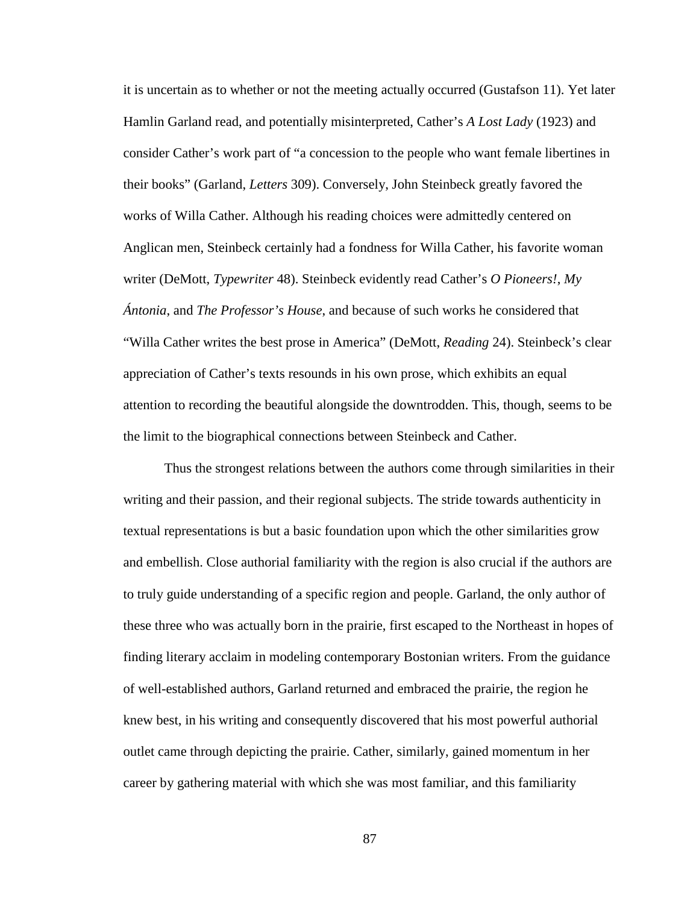it is uncertain as to whether or not the meeting actually occurred (Gustafson 11). Yet later Hamlin Garland read, and potentially misinterpreted, Cather's *A Lost Lady* (1923) and consider Cather's work part of "a concession to the people who want female libertines in their books" (Garland, *Letters* 309). Conversely, John Steinbeck greatly favored the works of Willa Cather. Although his reading choices were admittedly centered on Anglican men, Steinbeck certainly had a fondness for Willa Cather, his favorite woman writer (DeMott, *Typewriter* 48). Steinbeck evidently read Cather's *O Pioneers!*, *My Ántonia*, and *The Professor's House*, and because of such works he considered that "Willa Cather writes the best prose in America" (DeMott, *Reading* 24). Steinbeck's clear appreciation of Cather's texts resounds in his own prose, which exhibits an equal attention to recording the beautiful alongside the downtrodden. This, though, seems to be the limit to the biographical connections between Steinbeck and Cather.

Thus the strongest relations between the authors come through similarities in their writing and their passion, and their regional subjects. The stride towards authenticity in textual representations is but a basic foundation upon which the other similarities grow and embellish. Close authorial familiarity with the region is also crucial if the authors are to truly guide understanding of a specific region and people. Garland, the only author of these three who was actually born in the prairie, first escaped to the Northeast in hopes of finding literary acclaim in modeling contemporary Bostonian writers. From the guidance of well-established authors, Garland returned and embraced the prairie, the region he knew best, in his writing and consequently discovered that his most powerful authorial outlet came through depicting the prairie. Cather, similarly, gained momentum in her career by gathering material with which she was most familiar, and this familiarity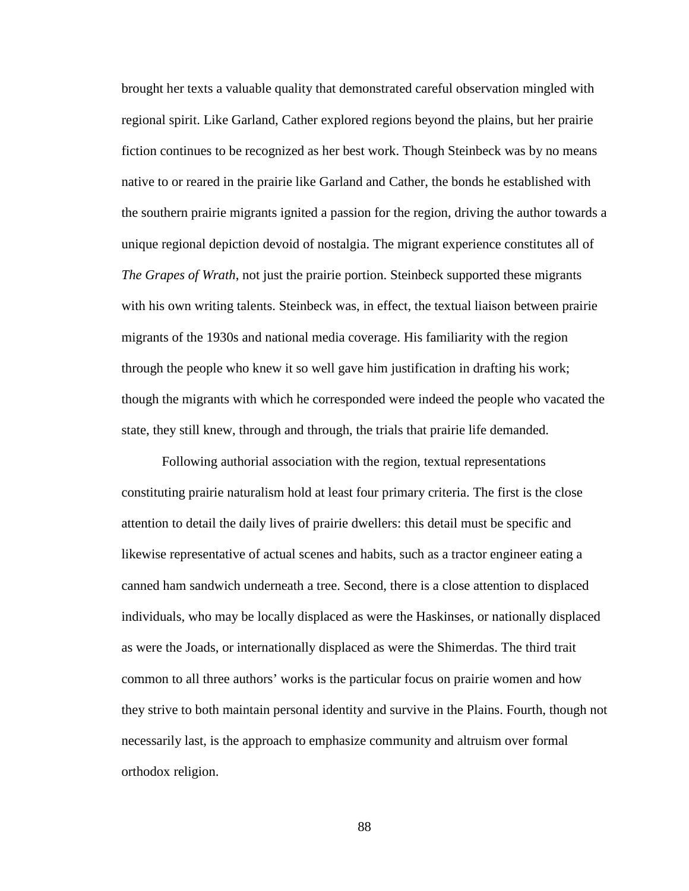brought her texts a valuable quality that demonstrated careful observation mingled with regional spirit. Like Garland, Cather explored regions beyond the plains, but her prairie fiction continues to be recognized as her best work. Though Steinbeck was by no means native to or reared in the prairie like Garland and Cather, the bonds he established with the southern prairie migrants ignited a passion for the region, driving the author towards a unique regional depiction devoid of nostalgia. The migrant experience constitutes all of *The Grapes of Wrath*, not just the prairie portion. Steinbeck supported these migrants with his own writing talents. Steinbeck was, in effect, the textual liaison between prairie migrants of the 1930s and national media coverage. His familiarity with the region through the people who knew it so well gave him justification in drafting his work; though the migrants with which he corresponded were indeed the people who vacated the state, they still knew, through and through, the trials that prairie life demanded.

Following authorial association with the region, textual representations constituting prairie naturalism hold at least four primary criteria. The first is the close attention to detail the daily lives of prairie dwellers: this detail must be specific and likewise representative of actual scenes and habits, such as a tractor engineer eating a canned ham sandwich underneath a tree. Second, there is a close attention to displaced individuals, who may be locally displaced as were the Haskinses, or nationally displaced as were the Joads, or internationally displaced as were the Shimerdas. The third trait common to all three authors' works is the particular focus on prairie women and how they strive to both maintain personal identity and survive in the Plains. Fourth, though not necessarily last, is the approach to emphasize community and altruism over formal orthodox religion.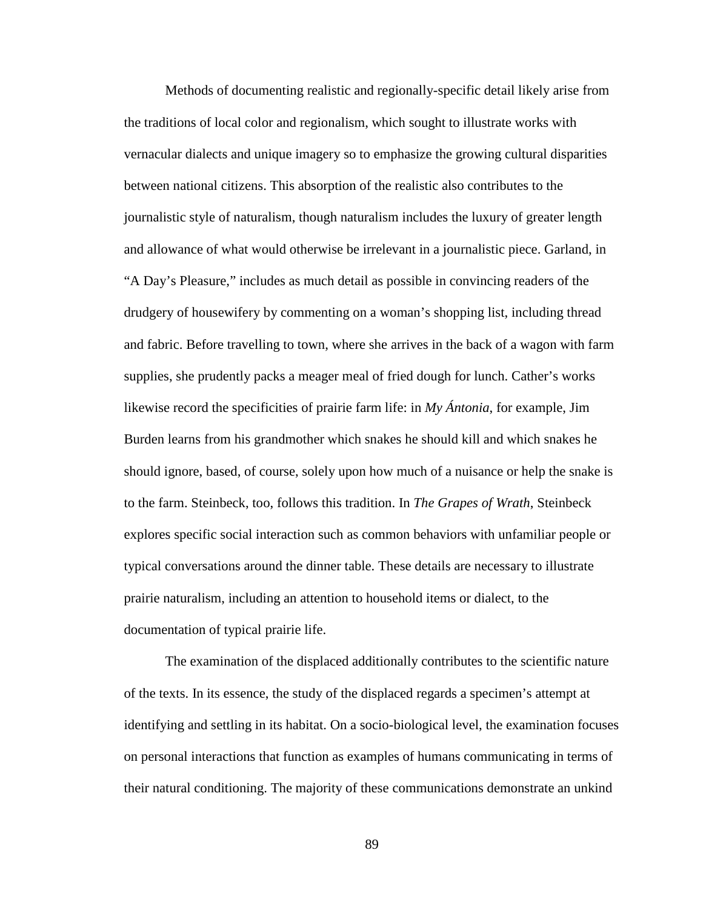Methods of documenting realistic and regionally-specific detail likely arise from the traditions of local color and regionalism, which sought to illustrate works with vernacular dialects and unique imagery so to emphasize the growing cultural disparities between national citizens. This absorption of the realistic also contributes to the journalistic style of naturalism, though naturalism includes the luxury of greater length and allowance of what would otherwise be irrelevant in a journalistic piece. Garland, in "A Day's Pleasure," includes as much detail as possible in convincing readers of the drudgery of housewifery by commenting on a woman's shopping list, including thread and fabric. Before travelling to town, where she arrives in the back of a wagon with farm supplies, she prudently packs a meager meal of fried dough for lunch. Cather's works likewise record the specificities of prairie farm life: in *My Ántonia*, for example, Jim Burden learns from his grandmother which snakes he should kill and which snakes he should ignore, based, of course, solely upon how much of a nuisance or help the snake is to the farm. Steinbeck, too, follows this tradition. In *The Grapes of Wrath*, Steinbeck explores specific social interaction such as common behaviors with unfamiliar people or typical conversations around the dinner table. These details are necessary to illustrate prairie naturalism, including an attention to household items or dialect, to the documentation of typical prairie life.

The examination of the displaced additionally contributes to the scientific nature of the texts. In its essence, the study of the displaced regards a specimen's attempt at identifying and settling in its habitat. On a socio-biological level, the examination focuses on personal interactions that function as examples of humans communicating in terms of their natural conditioning. The majority of these communications demonstrate an unkind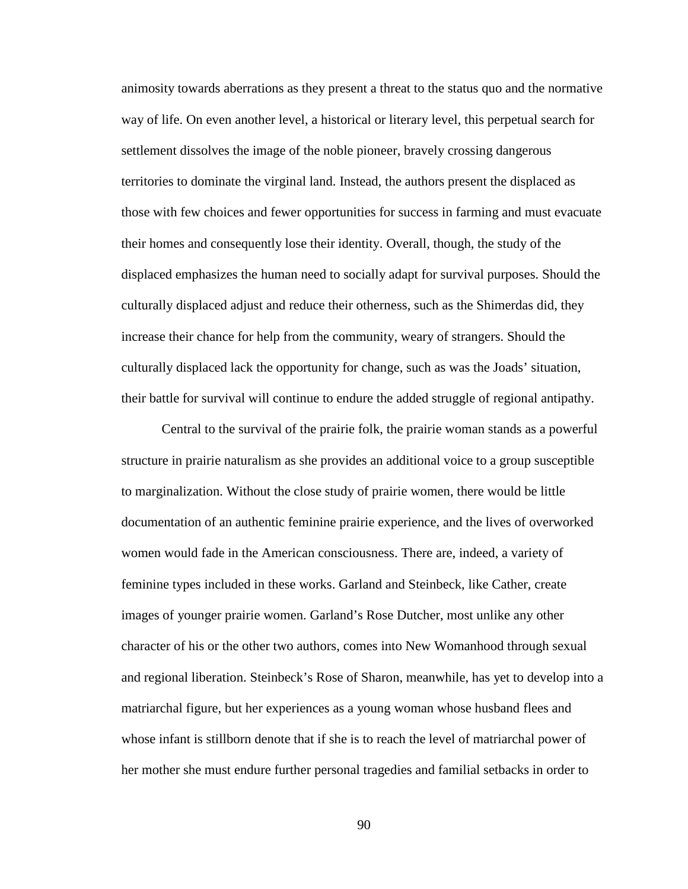animosity towards aberrations as they present a threat to the status quo and the normative way of life. On even another level, a historical or literary level, this perpetual search for settlement dissolves the image of the noble pioneer, bravely crossing dangerous territories to dominate the virginal land. Instead, the authors present the displaced as those with few choices and fewer opportunities for success in farming and must evacuate their homes and consequently lose their identity. Overall, though, the study of the displaced emphasizes the human need to socially adapt for survival purposes. Should the culturally displaced adjust and reduce their otherness, such as the Shimerdas did, they increase their chance for help from the community, weary of strangers. Should the culturally displaced lack the opportunity for change, such as was the Joads' situation, their battle for survival will continue to endure the added struggle of regional antipathy.

Central to the survival of the prairie folk, the prairie woman stands as a powerful structure in prairie naturalism as she provides an additional voice to a group susceptible to marginalization. Without the close study of prairie women, there would be little documentation of an authentic feminine prairie experience, and the lives of overworked women would fade in the American consciousness. There are, indeed, a variety of feminine types included in these works. Garland and Steinbeck, like Cather, create images of younger prairie women. Garland's Rose Dutcher, most unlike any other character of his or the other two authors, comes into New Womanhood through sexual and regional liberation. Steinbeck's Rose of Sharon, meanwhile, has yet to develop into a matriarchal figure, but her experiences as a young woman whose husband flees and whose infant is stillborn denote that if she is to reach the level of matriarchal power of her mother she must endure further personal tragedies and familial setbacks in order to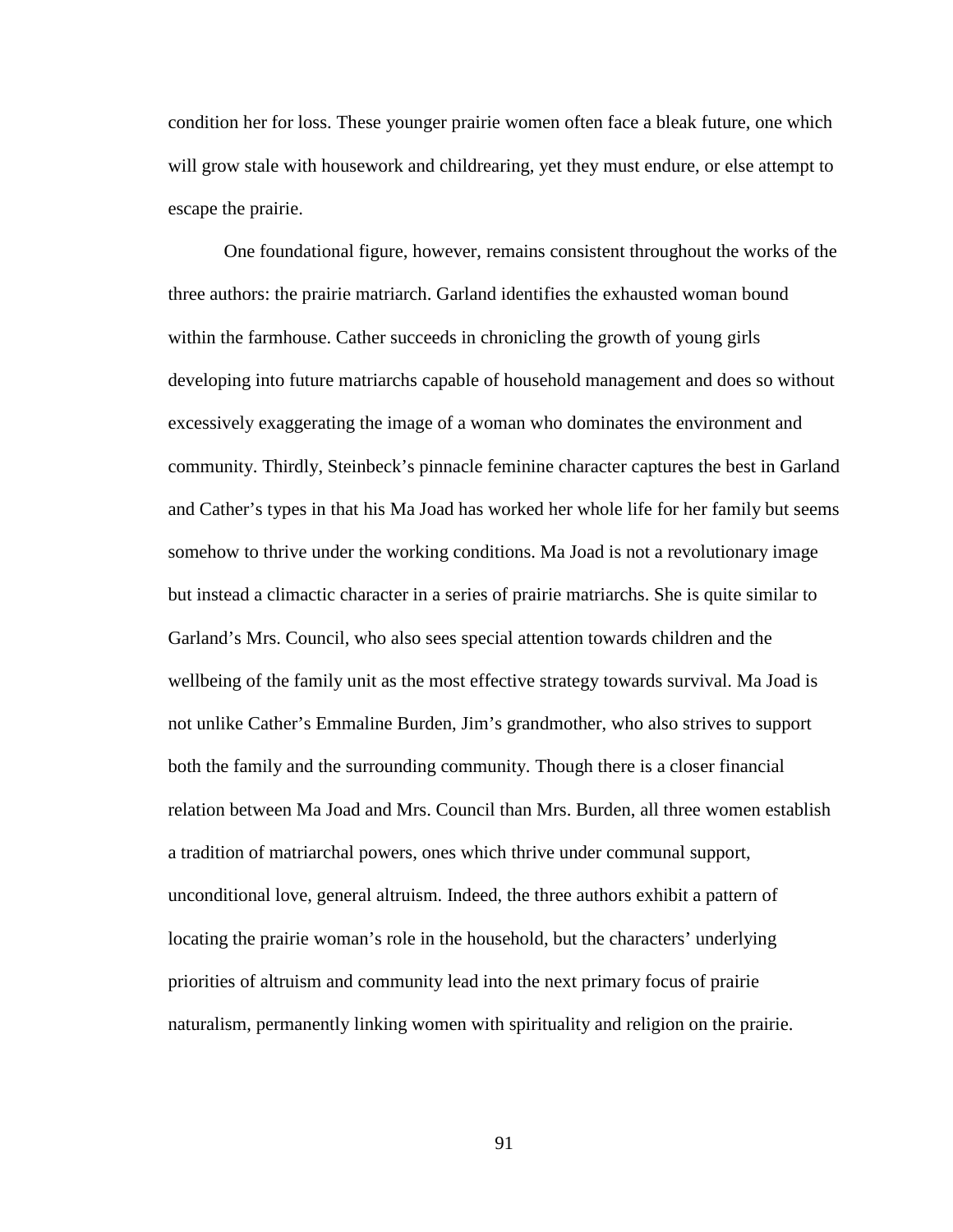condition her for loss. These younger prairie women often face a bleak future, one which will grow stale with housework and childrearing, yet they must endure, or else attempt to escape the prairie.

One foundational figure, however, remains consistent throughout the works of the three authors: the prairie matriarch. Garland identifies the exhausted woman bound within the farmhouse. Cather succeeds in chronicling the growth of young girls developing into future matriarchs capable of household management and does so without excessively exaggerating the image of a woman who dominates the environment and community. Thirdly, Steinbeck's pinnacle feminine character captures the best in Garland and Cather's types in that his Ma Joad has worked her whole life for her family but seems somehow to thrive under the working conditions. Ma Joad is not a revolutionary image but instead a climactic character in a series of prairie matriarchs. She is quite similar to Garland's Mrs. Council, who also sees special attention towards children and the wellbeing of the family unit as the most effective strategy towards survival. Ma Joad is not unlike Cather's Emmaline Burden, Jim's grandmother, who also strives to support both the family and the surrounding community. Though there is a closer financial relation between Ma Joad and Mrs. Council than Mrs. Burden, all three women establish a tradition of matriarchal powers, ones which thrive under communal support, unconditional love, general altruism. Indeed, the three authors exhibit a pattern of locating the prairie woman's role in the household, but the characters' underlying priorities of altruism and community lead into the next primary focus of prairie naturalism, permanently linking women with spirituality and religion on the prairie.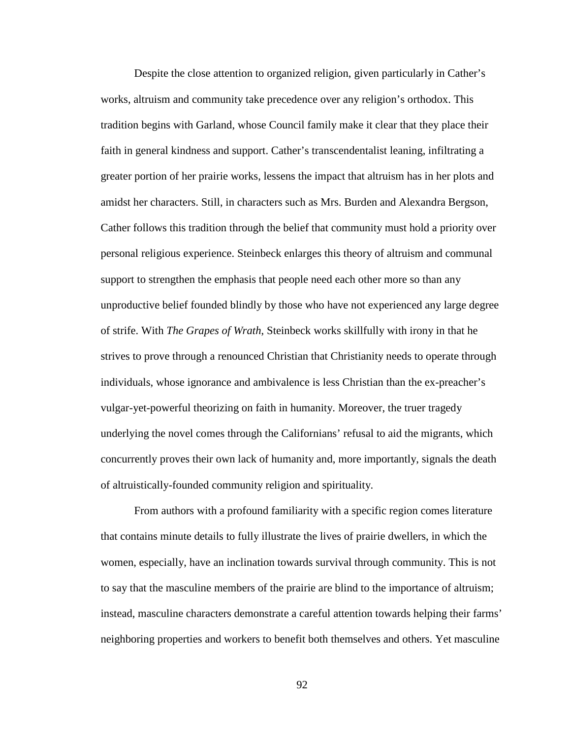Despite the close attention to organized religion, given particularly in Cather's works, altruism and community take precedence over any religion's orthodox. This tradition begins with Garland, whose Council family make it clear that they place their faith in general kindness and support. Cather's transcendentalist leaning, infiltrating a greater portion of her prairie works, lessens the impact that altruism has in her plots and amidst her characters. Still, in characters such as Mrs. Burden and Alexandra Bergson, Cather follows this tradition through the belief that community must hold a priority over personal religious experience. Steinbeck enlarges this theory of altruism and communal support to strengthen the emphasis that people need each other more so than any unproductive belief founded blindly by those who have not experienced any large degree of strife. With *The Grapes of Wrath*, Steinbeck works skillfully with irony in that he strives to prove through a renounced Christian that Christianity needs to operate through individuals, whose ignorance and ambivalence is less Christian than the ex-preacher's vulgar-yet-powerful theorizing on faith in humanity. Moreover, the truer tragedy underlying the novel comes through the Californians' refusal to aid the migrants, which concurrently proves their own lack of humanity and, more importantly, signals the death of altruistically-founded community religion and spirituality.

From authors with a profound familiarity with a specific region comes literature that contains minute details to fully illustrate the lives of prairie dwellers, in which the women, especially, have an inclination towards survival through community. This is not to say that the masculine members of the prairie are blind to the importance of altruism; instead, masculine characters demonstrate a careful attention towards helping their farms' neighboring properties and workers to benefit both themselves and others. Yet masculine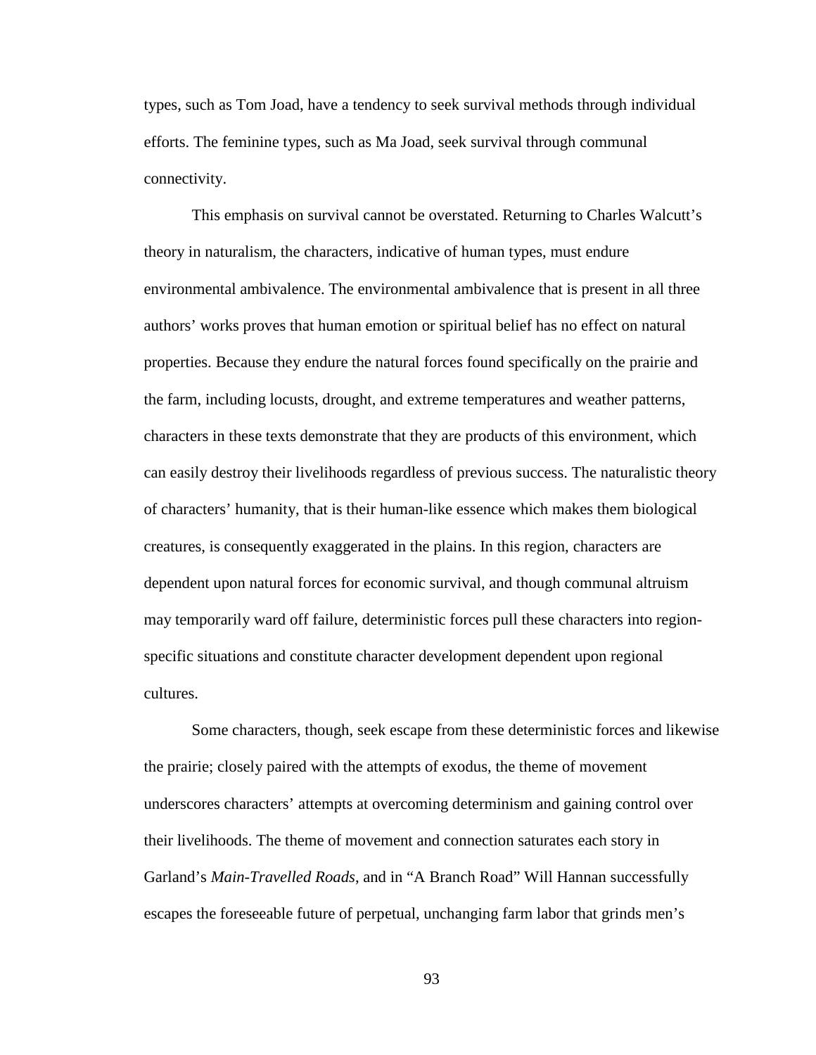types, such as Tom Joad, have a tendency to seek survival methods through individual efforts. The feminine types, such as Ma Joad, seek survival through communal connectivity.

This emphasis on survival cannot be overstated. Returning to Charles Walcutt's theory in naturalism, the characters, indicative of human types, must endure environmental ambivalence. The environmental ambivalence that is present in all three authors' works proves that human emotion or spiritual belief has no effect on natural properties. Because they endure the natural forces found specifically on the prairie and the farm, including locusts, drought, and extreme temperatures and weather patterns, characters in these texts demonstrate that they are products of this environment, which can easily destroy their livelihoods regardless of previous success. The naturalistic theory of characters' humanity, that is their human-like essence which makes them biological creatures, is consequently exaggerated in the plains. In this region, characters are dependent upon natural forces for economic survival, and though communal altruism may temporarily ward off failure, deterministic forces pull these characters into region-specific situations and constitute character development dependent upon regional cultures.

Some characters, though, seek escape from these deterministic forces and likewise the prairie; closely paired with the attempts of exodus, the theme of movement underscores characters' attempts at overcoming determinism and gaining control over their livelihoods. The theme of movement and connection saturates each story in Garland's *Main-Travelled Roads*, and in "A Branch Road" Will Hannan successfully escapes the foreseeable future of perpetual, unchanging farm labor that grinds men's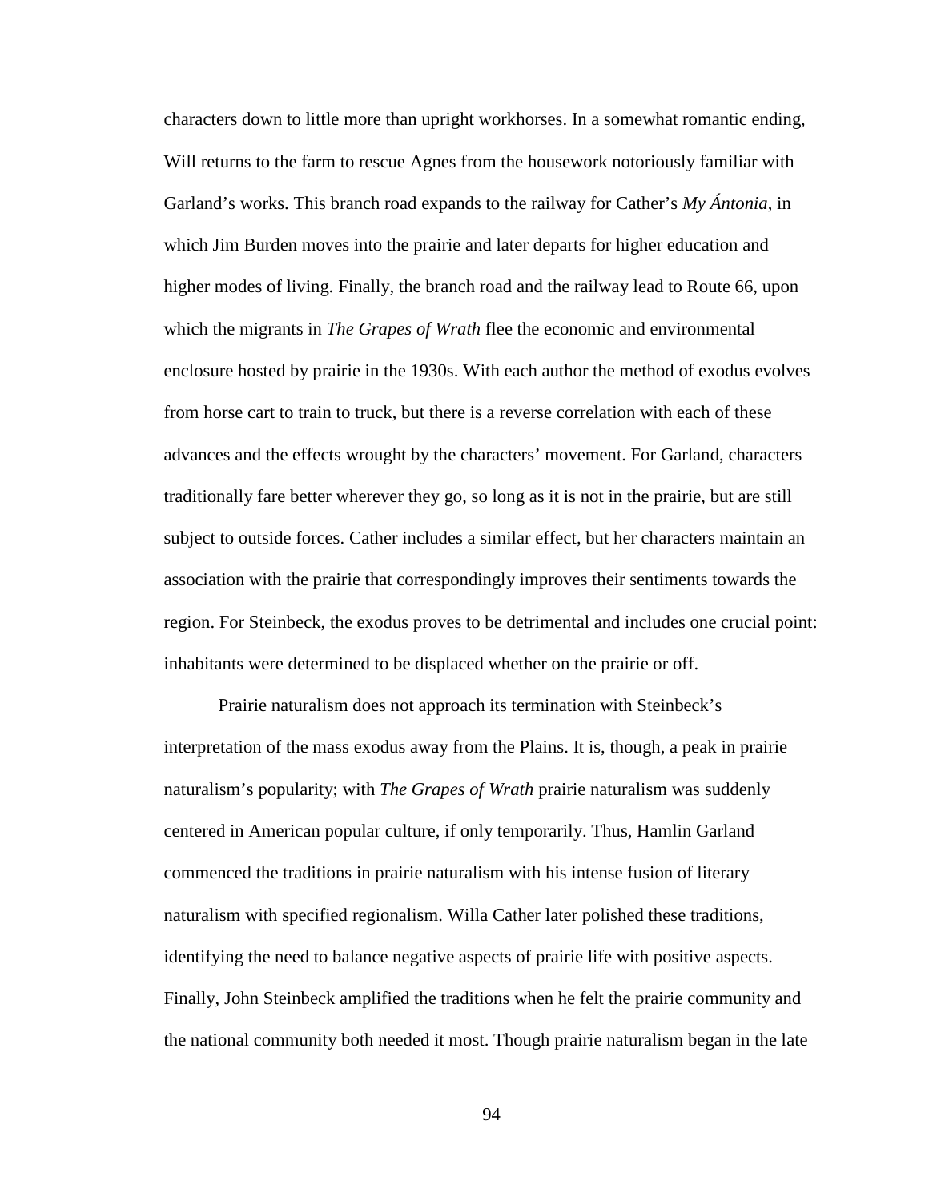characters down to little more than upright workhorses. In a somewhat romantic ending, Will returns to the farm to rescue Agnes from the housework notoriously familiar with Garland's works. This branch road expands to the railway for Cather's *My Ántonia*, in which Jim Burden moves into the prairie and later departs for higher education and higher modes of living. Finally, the branch road and the railway lead to Route 66, upon which the migrants in *The Grapes of Wrath* flee the economic and environmental enclosure hosted by prairie in the 1930s. With each author the method of exodus evolves from horse cart to train to truck, but there is a reverse correlation with each of these advances and the effects wrought by the characters' movement. For Garland, characters traditionally fare better wherever they go, so long as it is not in the prairie, but are still subject to outside forces. Cather includes a similar effect, but her characters maintain an association with the prairie that correspondingly improves their sentiments towards the region. For Steinbeck, the exodus proves to be detrimental and includes one crucial point: inhabitants were determined to be displaced whether on the prairie or off.

Prairie naturalism does not approach its termination with Steinbeck's interpretation of the mass exodus away from the Plains. It is, though, a peak in prairie naturalism's popularity; with *The Grapes of Wrath* prairie naturalism was suddenly centered in American popular culture, if only temporarily. Thus, Hamlin Garland commenced the traditions in prairie naturalism with his intense fusion of literary naturalism with specified regionalism. Willa Cather later polished these traditions, identifying the need to balance negative aspects of prairie life with positive aspects. Finally, John Steinbeck amplified the traditions when he felt the prairie community and the national community both needed it most. Though prairie naturalism began in the late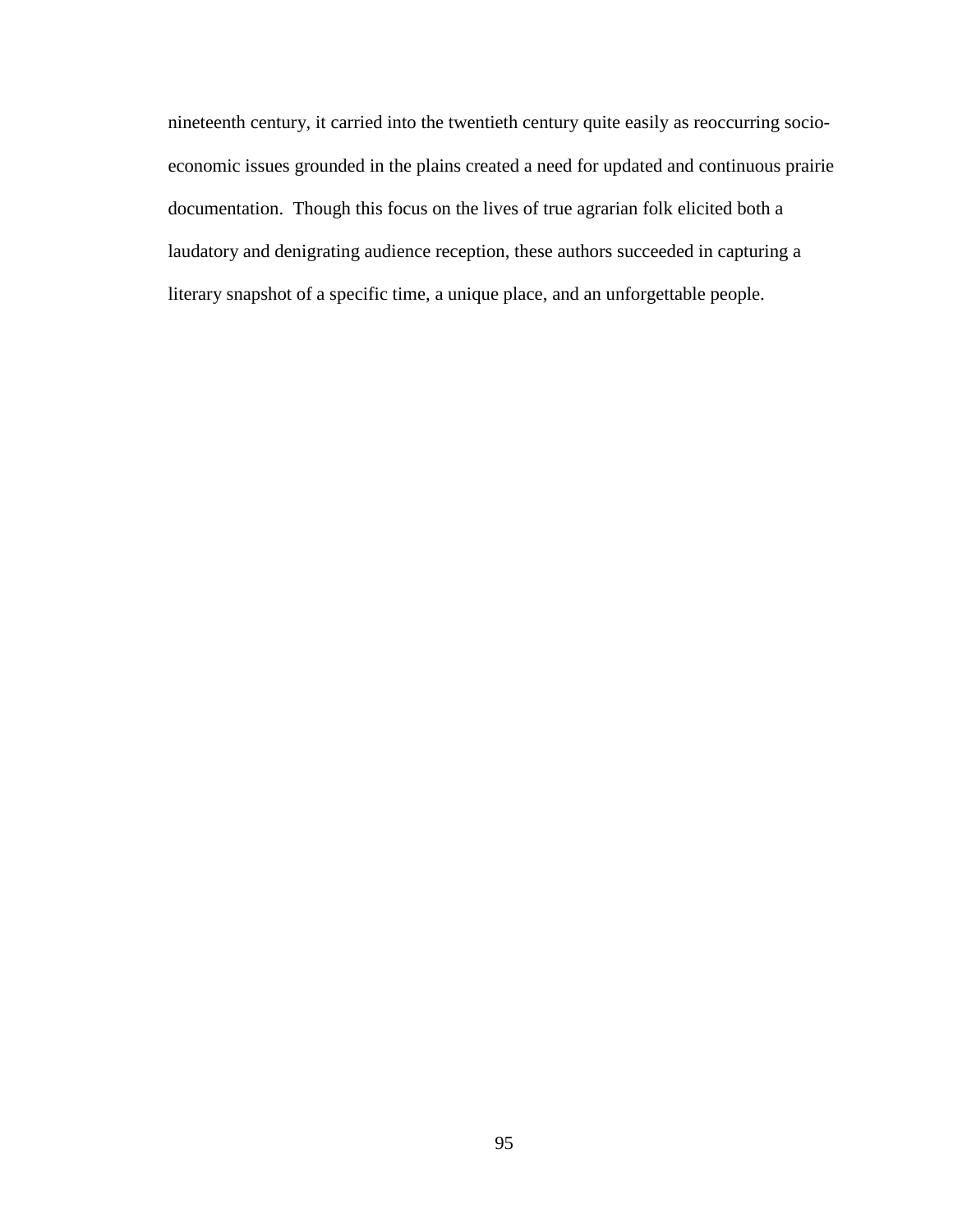nineteenth century, it carried into the twentieth century quite easily as reoccurring socio-economic issues grounded in the plains created a need for updated and continuous prairie documentation. Though this focus on the lives of true agrarian folk elicited both a laudatory and denigrating audience reception, these authors succeeded in capturing a literary snapshot of a specific time, a unique place, and an unforgettable people.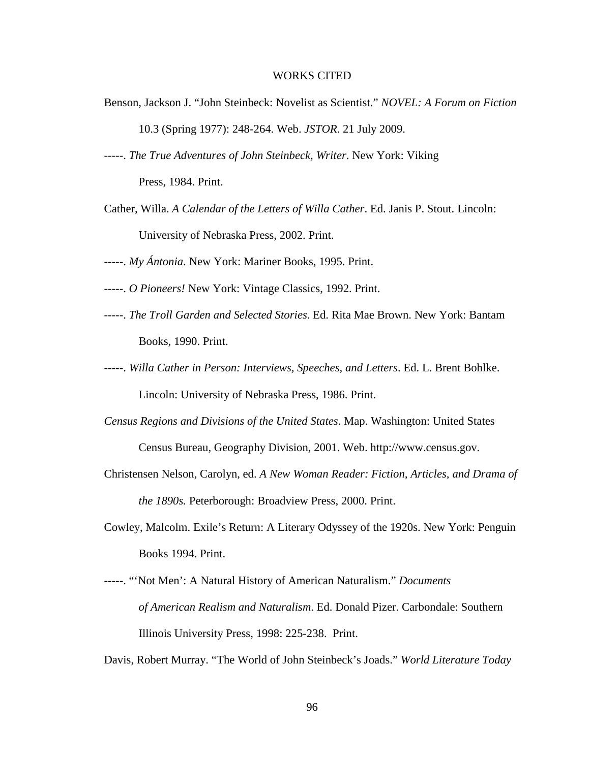# WORKS CITED

Benson, Jackson J. "John Steinbeck: Novelist as Scientist." *NOVEL: A Forum on Fiction* 10.3 (Spring 1977): 248-264. Web. *JSTOR*. 21 July 2009.

-----. *The True Adventures of John Steinbeck, Writer*. New York: Viking Press, 1984. Print.

Cather, Willa. *A Calendar of the Letters of Willa Cather*. Ed. Janis P. Stout. Lincoln: University of Nebraska Press, 2002. Print.

-----. *My Ántonia*. New York: Mariner Books, 1995. Print.

-----. *O Pioneers!* New York: Vintage Classics, 1992. Print.

-----. *The Troll Garden and Selected Stories*. Ed. Rita Mae Brown. New York: Bantam Books, 1990. Print.

-----. *Willa Cather in Person: Interviews, Speeches, and Letters*. Ed. L. Brent Bohlke. Lincoln: University of Nebraska Press, 1986. Print.

*Census Regions and Divisions of the United States*. Map. Washington: United States Census Bureau, Geography Division, 2001. Web. http://www.census.gov.

Christensen Nelson, Carolyn, ed. *A New Woman Reader: Fiction, Articles, and Drama of the 1890s.* Peterborough: Broadview Press, 2000. Print.

Cowley, Malcolm. Exile's Return: A Literary Odyssey of the 1920s. New York: Penguin Books 1994. Print.

-----. "'Not Men': A Natural History of American Naturalism." *Documents of American Realism and Naturalism*. Ed. Donald Pizer. Carbondale: Southern Illinois University Press, 1998: 225-238. Print.

Davis, Robert Murray. "The World of John Steinbeck's Joads." *World Literature Today*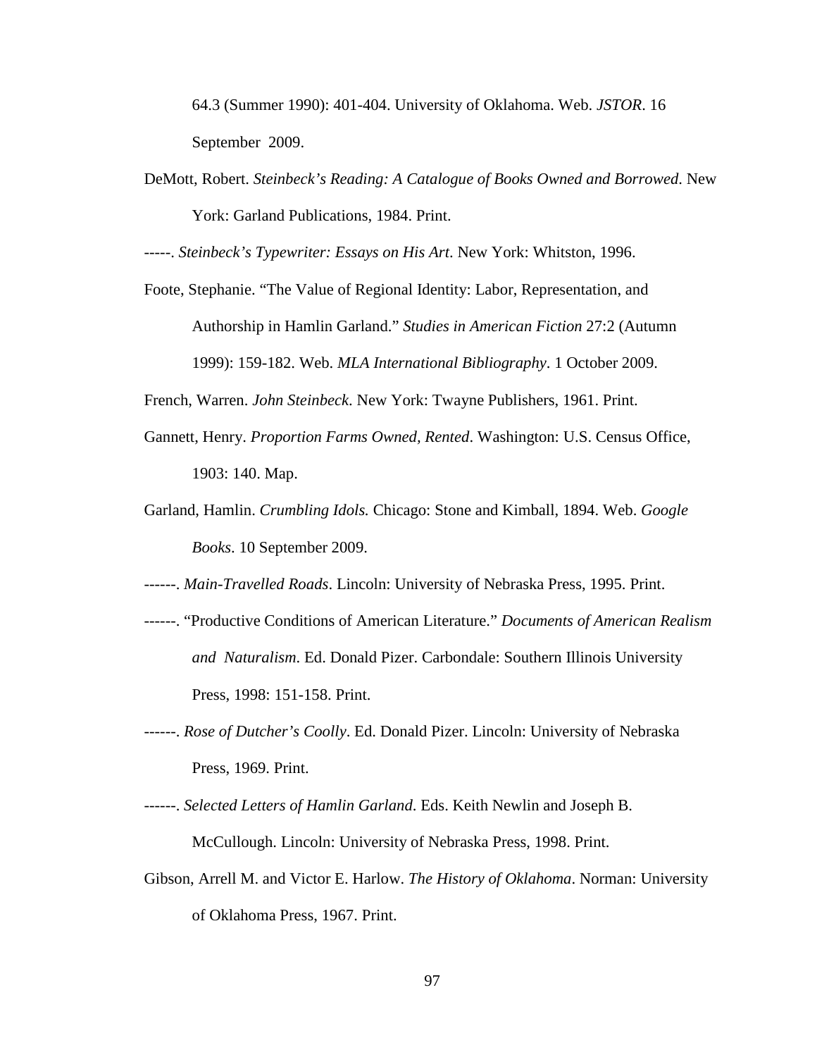64.3 (Summer 1990): 401-404. University of Oklahoma. Web. *JSTOR*. 16 September 2009.

DeMott, Robert. *Steinbeck's Reading: A Catalogue of Books Owned and Borrowed*. New York: Garland Publications, 1984. Print.

-----. *Steinbeck's Typewriter: Essays on His Art*. New York: Whitston, 1996.

Foote, Stephanie. "The Value of Regional Identity: Labor, Representation, and Authorship in Hamlin Garland." *Studies in American Fiction* 27:2 (Autumn 1999): 159-182. Web. *MLA International Bibliography*. 1 October 2009.

French, Warren. *John Steinbeck*. New York: Twayne Publishers, 1961. Print.

Gannett, Henry. *Proportion Farms Owned, Rented*. Washington: U.S. Census Office, 1903: 140. Map.

Garland, Hamlin. *Crumbling Idols.* Chicago: Stone and Kimball, 1894. Web. *Google Books*. 10 September 2009.

------. *Main-Travelled Roads*. Lincoln: University of Nebraska Press, 1995. Print.

------. "Productive Conditions of American Literature." *Documents of American Realism and Naturalism*. Ed. Donald Pizer. Carbondale: Southern Illinois University Press, 1998: 151-158. Print.

------. *Rose of Dutcher's Coolly*. Ed. Donald Pizer. Lincoln: University of Nebraska Press, 1969. Print.

------. *Selected Letters of Hamlin Garland*. Eds. Keith Newlin and Joseph B. McCullough. Lincoln: University of Nebraska Press, 1998. Print.

Gibson, Arrell M. and Victor E. Harlow. *The History of Oklahoma*. Norman: University of Oklahoma Press, 1967. Print.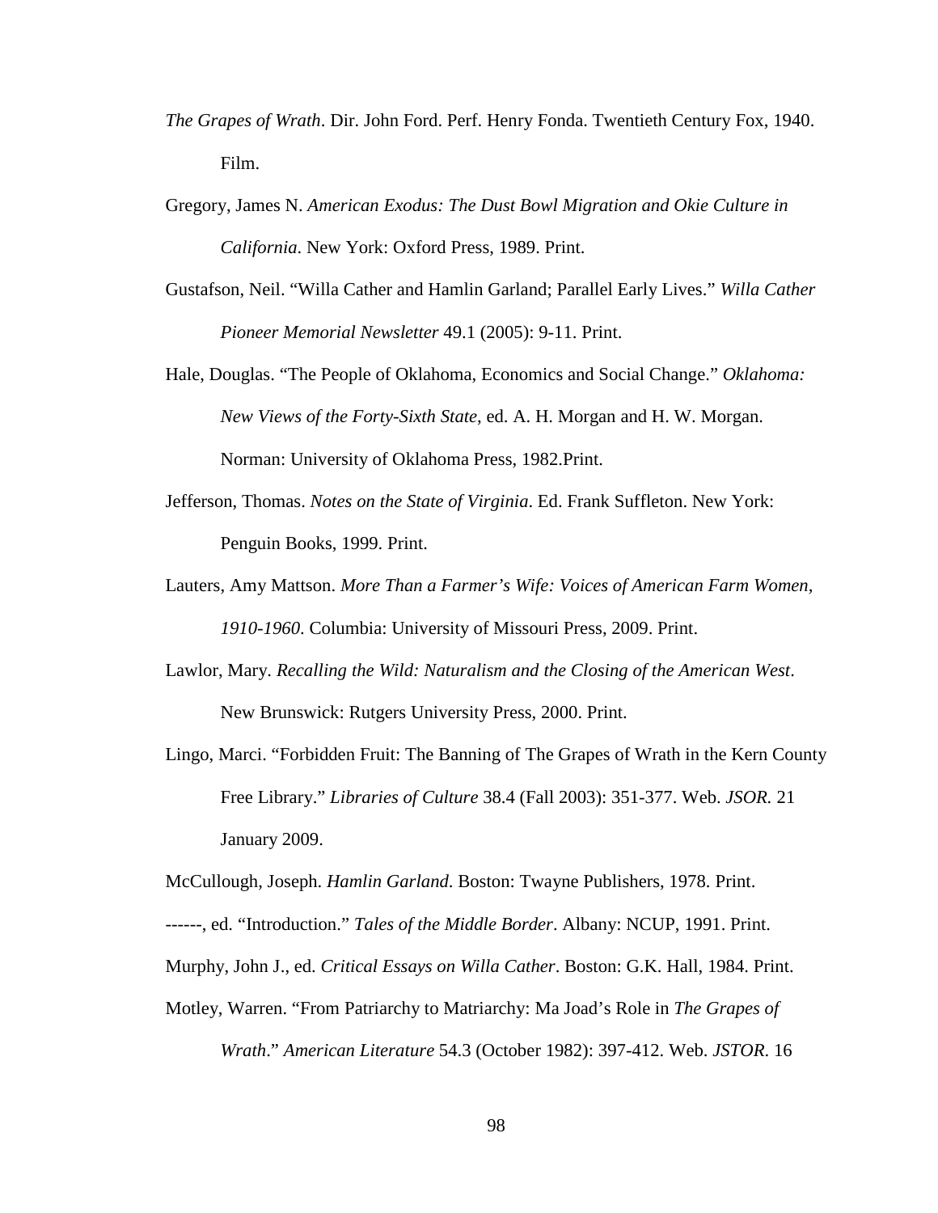*The Grapes of Wrath*. Dir. John Ford. Perf. Henry Fonda. Twentieth Century Fox, 1940. Film.

Gregory, James N. *American Exodus: The Dust Bowl Migration and Okie Culture in California*. New York: Oxford Press, 1989. Print.

Gustafson, Neil. "Willa Cather and Hamlin Garland; Parallel Early Lives." *Willa Cather Pioneer Memorial Newsletter* 49.1 (2005): 9-11. Print.

Hale, Douglas. "The People of Oklahoma, Economics and Social Change." *Oklahoma: New Views of the Forty-Sixth State*, ed. A. H. Morgan and H. W. Morgan. Norman: University of Oklahoma Press, 1982.Print.

Jefferson, Thomas. *Notes on the State of Virginia*. Ed. Frank Suffleton. New York: Penguin Books, 1999. Print.

Lauters, Amy Mattson. *More Than a Farmer's Wife: Voices of American Farm Women, 1910-1960*. Columbia: University of Missouri Press, 2009. Print.

Lawlor, Mary. *Recalling the Wild: Naturalism and the Closing of the American West*. New Brunswick: Rutgers University Press, 2000. Print.

Lingo, Marci. "Forbidden Fruit: The Banning of The Grapes of Wrath in the Kern County Free Library." *Libraries of Culture* 38.4 (Fall 2003): 351-377. Web. *JSOR.* 21 January 2009.

McCullough, Joseph. *Hamlin Garland*. Boston: Twayne Publishers, 1978. Print.

------, ed. "Introduction." *Tales of the Middle Border*. Albany: NCUP, 1991. Print.

Murphy, John J., ed. *Critical Essays on Willa Cather*. Boston: G.K. Hall, 1984. Print.

Motley, Warren. "From Patriarchy to Matriarchy: Ma Joad's Role in *The Grapes of Wrath*." *American Literature* 54.3 (October 1982): 397-412. Web. *JSTOR*. 16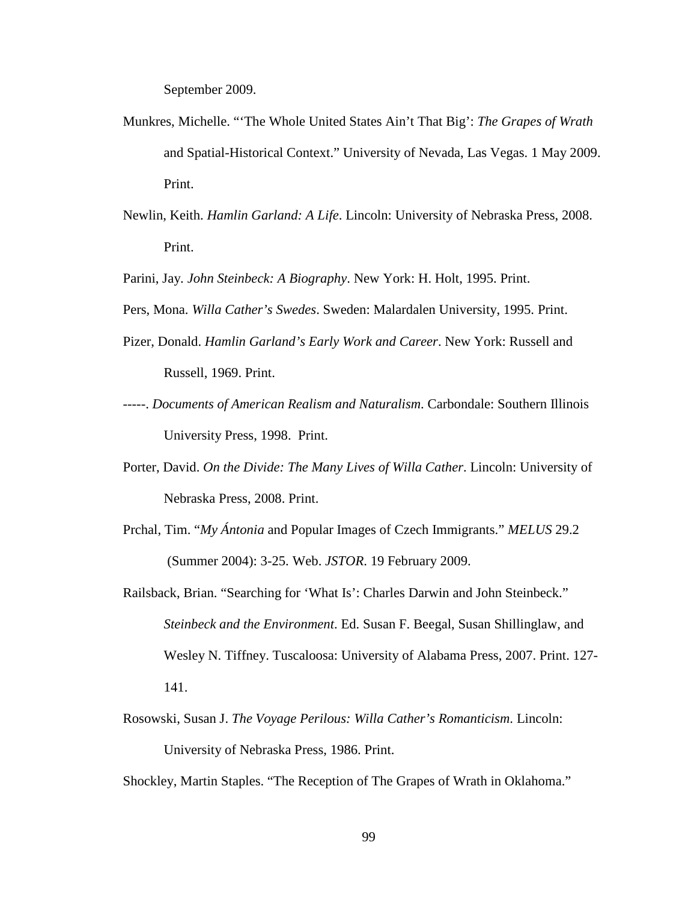September 2009.

Munkres, Michelle. "'The Whole United States Ain't That Big': *The Grapes of Wrath* and Spatial-Historical Context." University of Nevada, Las Vegas. 1 May 2009. Print.

Newlin, Keith. *Hamlin Garland: A Life*. Lincoln: University of Nebraska Press, 2008. Print.

Parini, Jay. *John Steinbeck: A Biography*. New York: H. Holt, 1995. Print.

Pers, Mona. *Willa Cather's Swedes*. Sweden: Malardalen University, 1995. Print.

Pizer, Donald. *Hamlin Garland's Early Work and Career*. New York: Russell and Russell, 1969. Print.

-----. *Documents of American Realism and Naturalism*. Carbondale: Southern Illinois University Press, 1998. Print.

Porter, David. *On the Divide: The Many Lives of Willa Cather*. Lincoln: University of Nebraska Press, 2008. Print.

Prchal, Tim. "*My Ántonia* and Popular Images of Czech Immigrants." *MELUS* 29.2 (Summer 2004): 3-25. Web. *JSTOR*. 19 February 2009.

Railsback, Brian. "Searching for 'What Is': Charles Darwin and John Steinbeck." *Steinbeck and the Environment*. Ed. Susan F. Beegal, Susan Shillinglaw, and Wesley N. Tiffney. Tuscaloosa: University of Alabama Press, 2007. Print. 127-141.

Rosowski, Susan J. *The Voyage Perilous: Willa Cather's Romanticism*. Lincoln: University of Nebraska Press, 1986. Print.

Shockley, Martin Staples. "The Reception of The Grapes of Wrath in Oklahoma."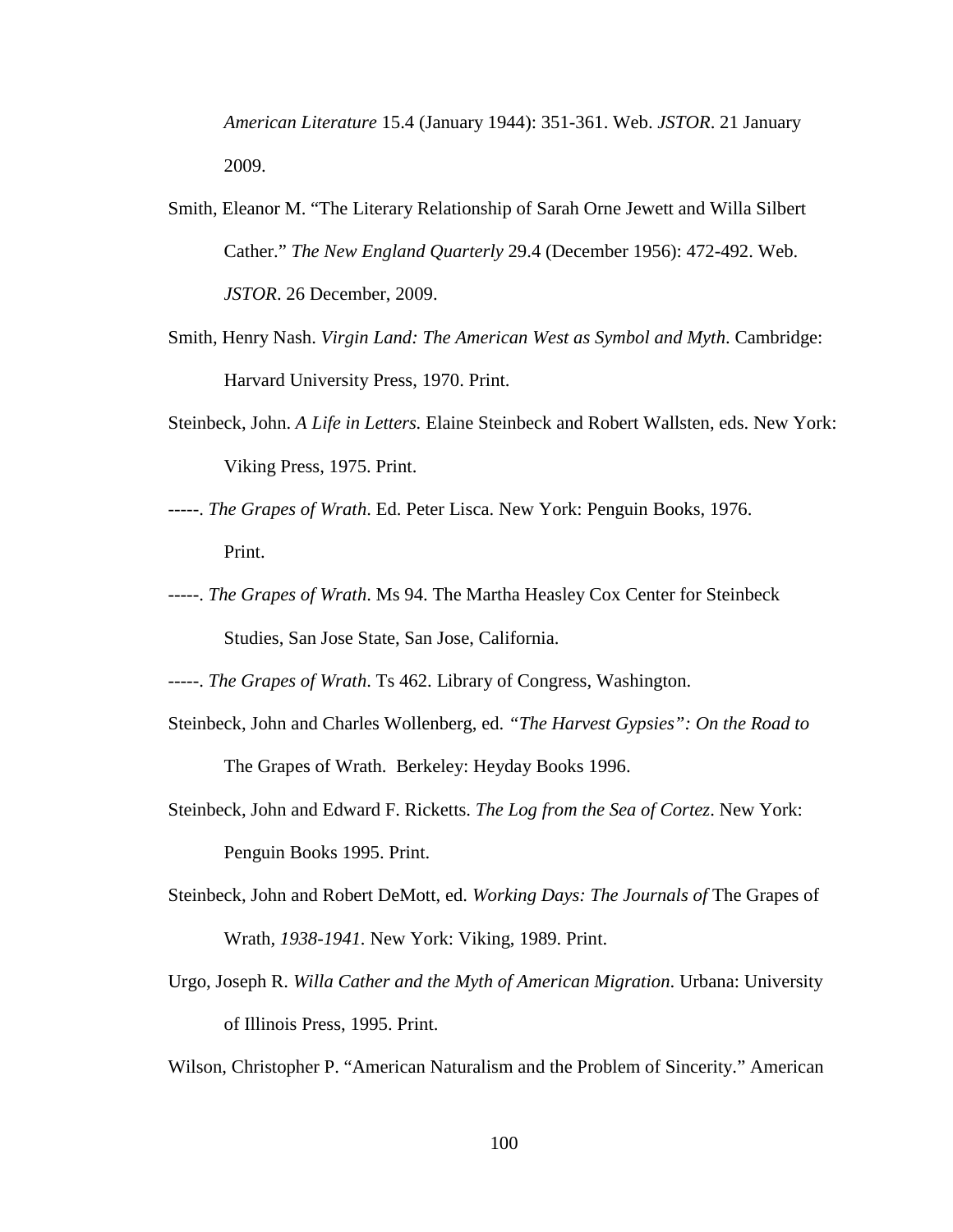*American Literature* 15.4 (January 1944): 351-361. Web. *JSTOR*. 21 January 2009.

Smith, Eleanor M. "The Literary Relationship of Sarah Orne Jewett and Willa Silbert Cather." *The New England Quarterly* 29.4 (December 1956): 472-492. Web. *JSTOR*. 26 December, 2009.

Smith, Henry Nash. *Virgin Land: The American West as Symbol and Myth*. Cambridge: Harvard University Press, 1970. Print.

Steinbeck, John. *A Life in Letters.* Elaine Steinbeck and Robert Wallsten, eds. New York: Viking Press, 1975. Print.

-----. *The Grapes of Wrath*. Ed. Peter Lisca. New York: Penguin Books, 1976. Print.

-----. *The Grapes of Wrath*. Ms 94. The Martha Heasley Cox Center for Steinbeck Studies, San Jose State, San Jose, California.

-----. *The Grapes of Wrath*. Ts 462. Library of Congress, Washington.

Steinbeck, John and Charles Wollenberg, ed. *"The Harvest Gypsies": On the Road to* The Grapes of Wrath. Berkeley: Heyday Books 1996.

Steinbeck, John and Edward F. Ricketts. *The Log from the Sea of Cortez*. New York: Penguin Books 1995. Print.

Steinbeck, John and Robert DeMott, ed. *Working Days: The Journals of* The Grapes of Wrath, *1938-1941*. New York: Viking, 1989. Print.

Urgo, Joseph R. *Willa Cather and the Myth of American Migration*. Urbana: University of Illinois Press, 1995. Print.

Wilson, Christopher P. "American Naturalism and the Problem of Sincerity." American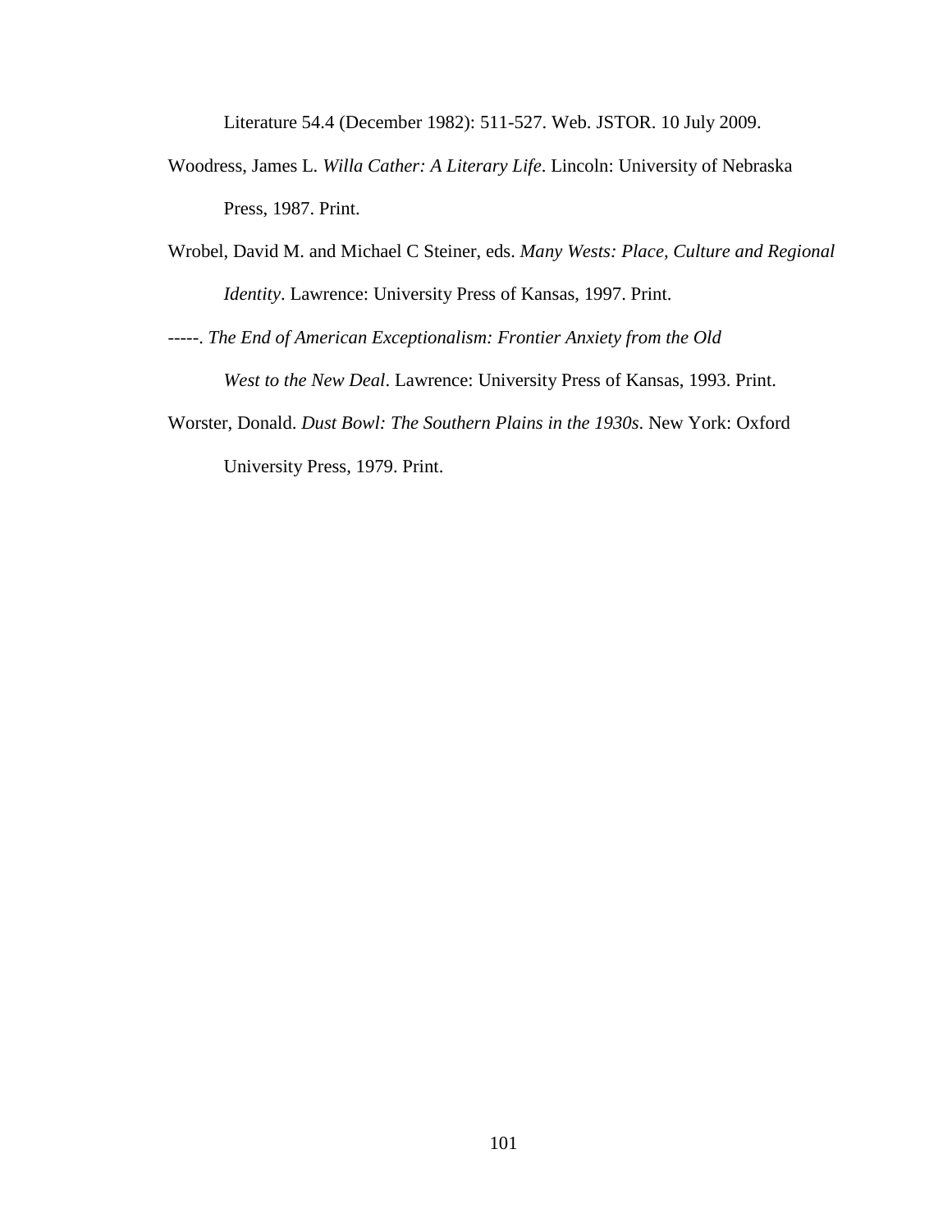Literature 54.4 (December 1982): 511-527. Web. JSTOR. 10 July 2009.

Woodress, James L. *Willa Cather: A Literary Life*. Lincoln: University of Nebraska Press, 1987. Print.

Wrobel, David M. and Michael C Steiner, eds. *Many Wests: Place, Culture and Regional Identity*. Lawrence: University Press of Kansas, 1997. Print.

-----. *The End of American Exceptionalism: Frontier Anxiety from the Old West to the New Deal*. Lawrence: University Press of Kansas, 1993. Print.

Worster, Donald. *Dust Bowl: The Southern Plains in the 1930s*. New York: Oxford University Press, 1979. Print.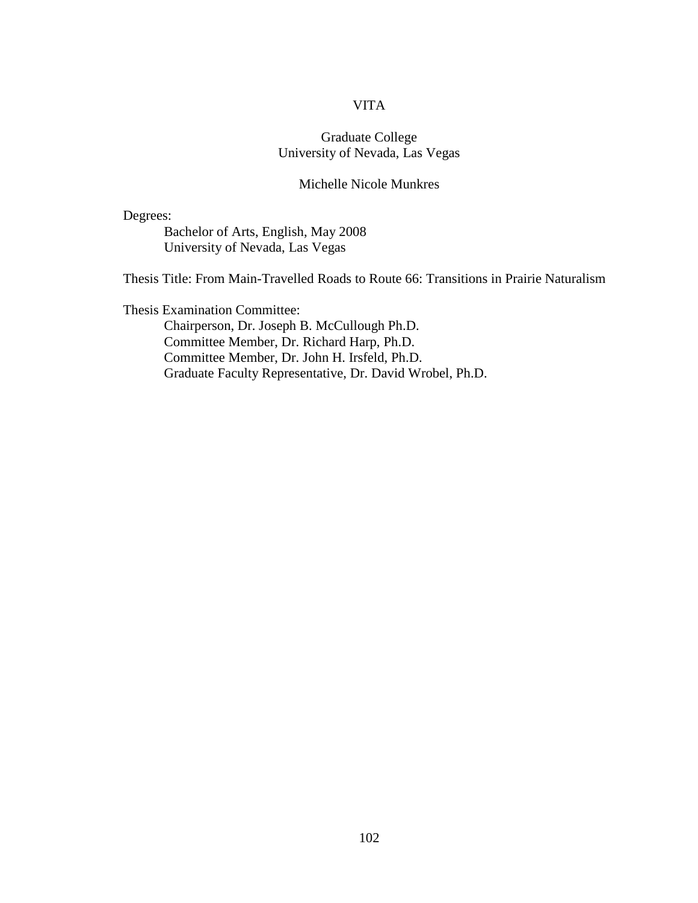# VITA

Graduate College
University of Nevada, Las Vegas

Michelle Nicole Munkres

Degrees:

Bachelor of Arts, English, May 2008
University of Nevada, Las Vegas

Thesis Title: From Main-Travelled Roads to Route 66: Transitions in Prairie Naturalism

Thesis Examination Committee:

Chairperson, Dr. Joseph B. McCullough Ph.D.
Committee Member, Dr. Richard Harp, Ph.D.
Committee Member, Dr. John H. Irsfeld, Ph.D.
Graduate Faculty Representative, Dr. David Wrobel, Ph.D.